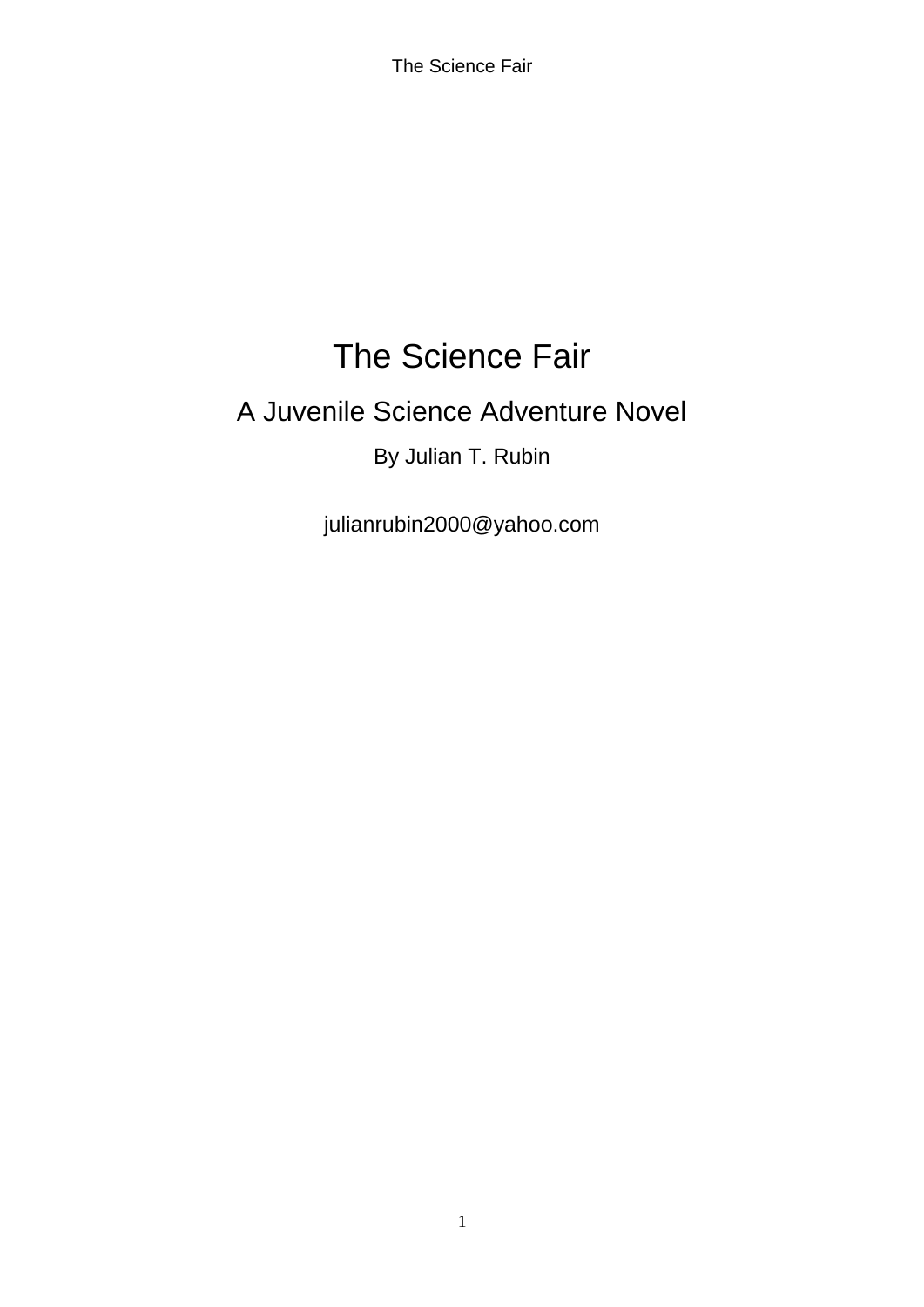# The Science Fair

## A Juvenile Science Adventure Novel

By Julian T. Rubin

julianrubin2000@yahoo.com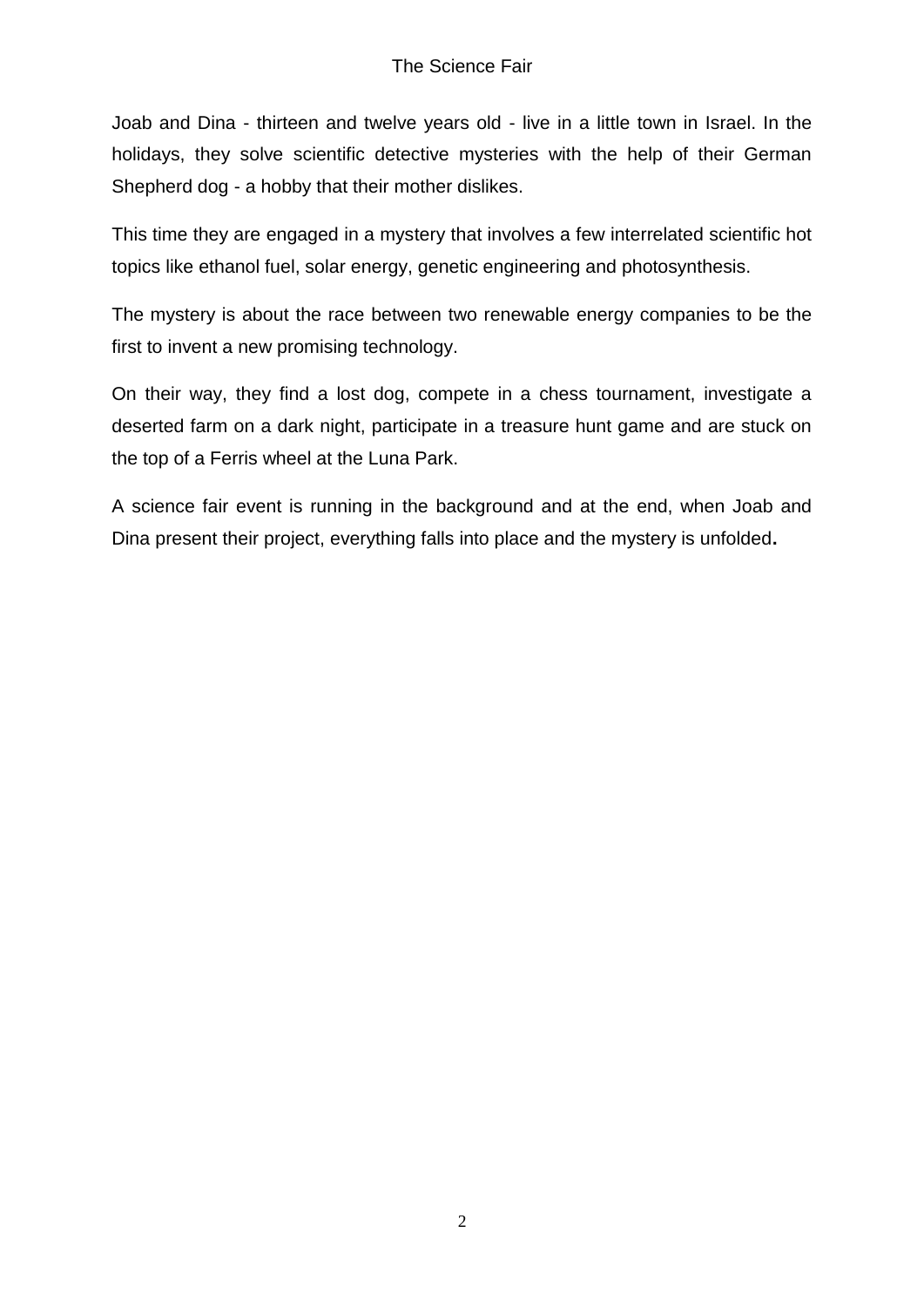# The Science Fair

Joab and Dina - thirteen and twelve years old - live in a little town in Israel. In the holidays, they solve scientific detective mysteries with the help of their German Shepherd dog - a hobby that their mother dislikes.

This time they are engaged in a mystery that involves a few interrelated scientific hot topics like ethanol fuel, solar energy, genetic engineering and photosynthesis.

The mystery is about the race between two renewable energy companies to be the first to invent a new promising technology.

On their way, they find a lost dog, compete in a chess tournament, investigate a deserted farm on a dark night, participate in a treasure hunt game and are stuck on the top of a Ferris wheel at the Luna Park.

A science fair event is running in the background and at the end, when Joab and Dina present their project, everything falls into place and the mystery is unfolded.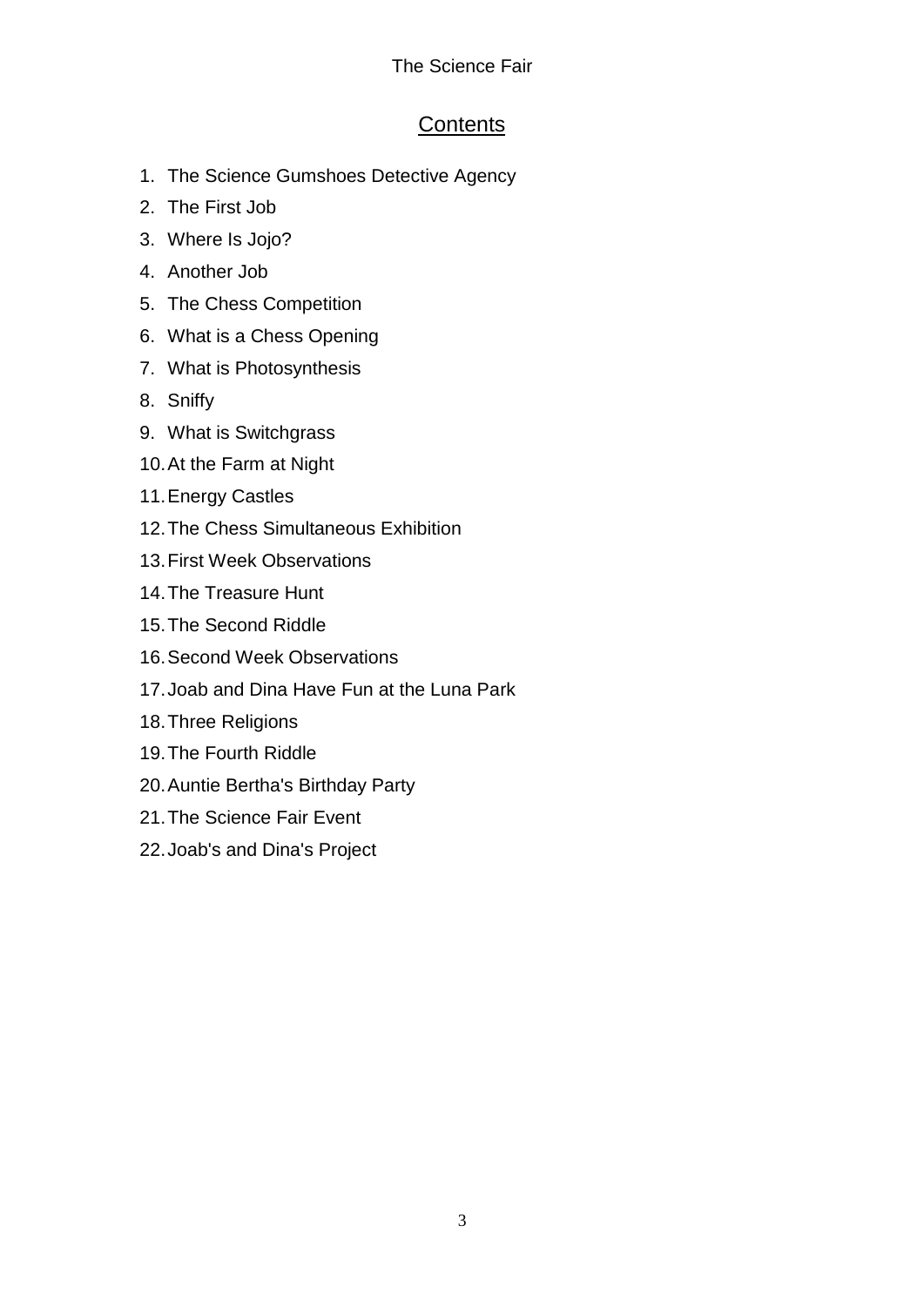# Contents

1. The Science Gumshoes Detective Agency
2. The First Job
3. Where Is Jojo?
4. Another Job
5. The Chess Competition
6. What is a Chess Opening
7. What is Photosynthesis
8. Sniffy
9. What is Switchgrass
10. At the Farm at Night
11. Energy Castles
12. The Chess Simultaneous Exhibition
13. First Week Observations
14. The Treasure Hunt
15. The Second Riddle
16. Second Week Observations
17. Joab and Dina Have Fun at the Luna Park
18. Three Religions
19. The Fourth Riddle
20. Auntie Bertha's Birthday Party
21. The Science Fair Event
22. Joab's and Dina's Project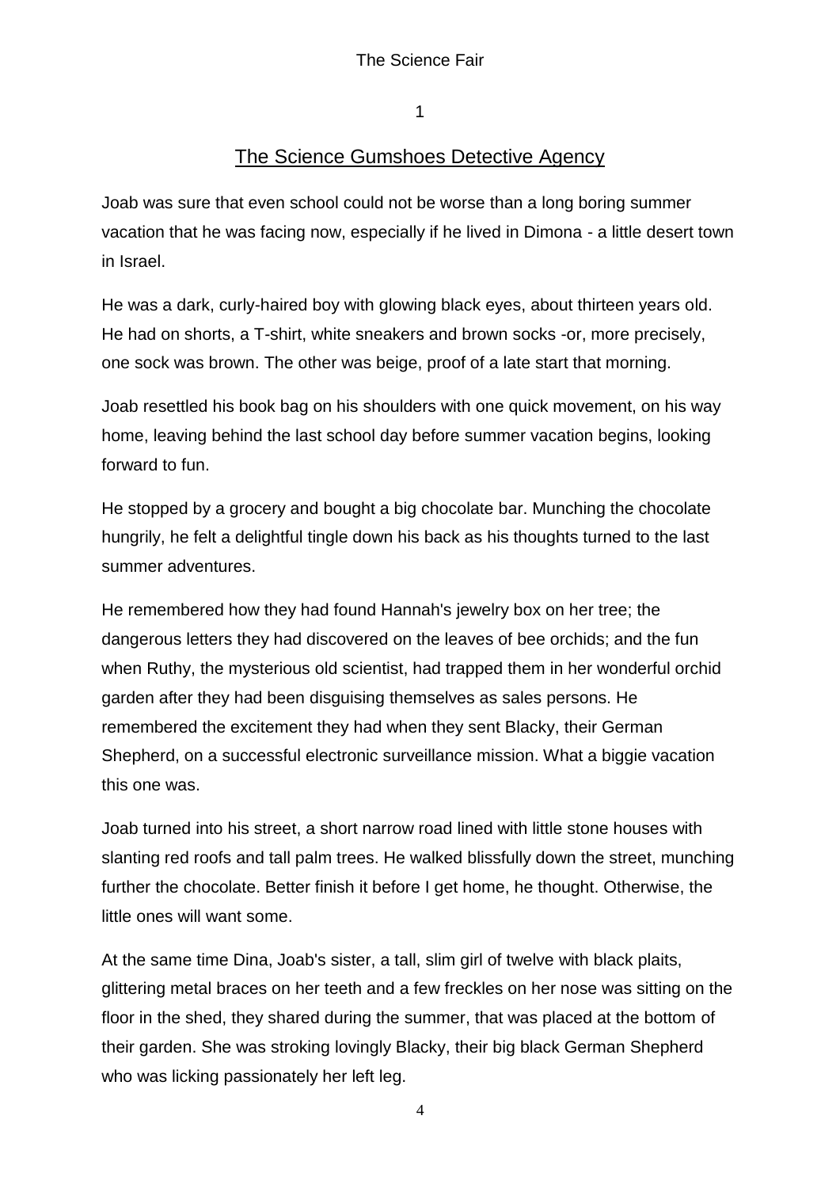## 1

## The Science Gumshoes Detective Agency

Joab was sure that even school could not be worse than a long boring summer vacation that he was facing now, especially if he lived in Dimona - a little desert town in Israel.

He was a dark, curly-haired boy with glowing black eyes, about thirteen years old. He had on shorts, a T-shirt, white sneakers and brown socks -or, more precisely, one sock was brown. The other was beige, proof of a late start that morning.

Joab resettled his book bag on his shoulders with one quick movement, on his way home, leaving behind the last school day before summer vacation begins, looking forward to fun.

He stopped by a grocery and bought a big chocolate bar. Munching the chocolate hungrily, he felt a delightful tingle down his back as his thoughts turned to the last summer adventures.

He remembered how they had found Hannah's jewelry box on her tree; the dangerous letters they had discovered on the leaves of bee orchids; and the fun when Ruthy, the mysterious old scientist, had trapped them in her wonderful orchid garden after they had been disguising themselves as sales persons. He remembered the excitement they had when they sent Blacky, their German Shepherd, on a successful electronic surveillance mission. What a biggie vacation this one was.

Joab turned into his street, a short narrow road lined with little stone houses with slanting red roofs and tall palm trees. He walked blissfully down the street, munching further the chocolate. Better finish it before I get home, he thought. Otherwise, the little ones will want some.

At the same time Dina, Joab's sister, a tall, slim girl of twelve with black plaits, glittering metal braces on her teeth and a few freckles on her nose was sitting on the floor in the shed, they shared during the summer, that was placed at the bottom of their garden. She was stroking lovingly Blacky, their big black German Shepherd who was licking passionately her left leg.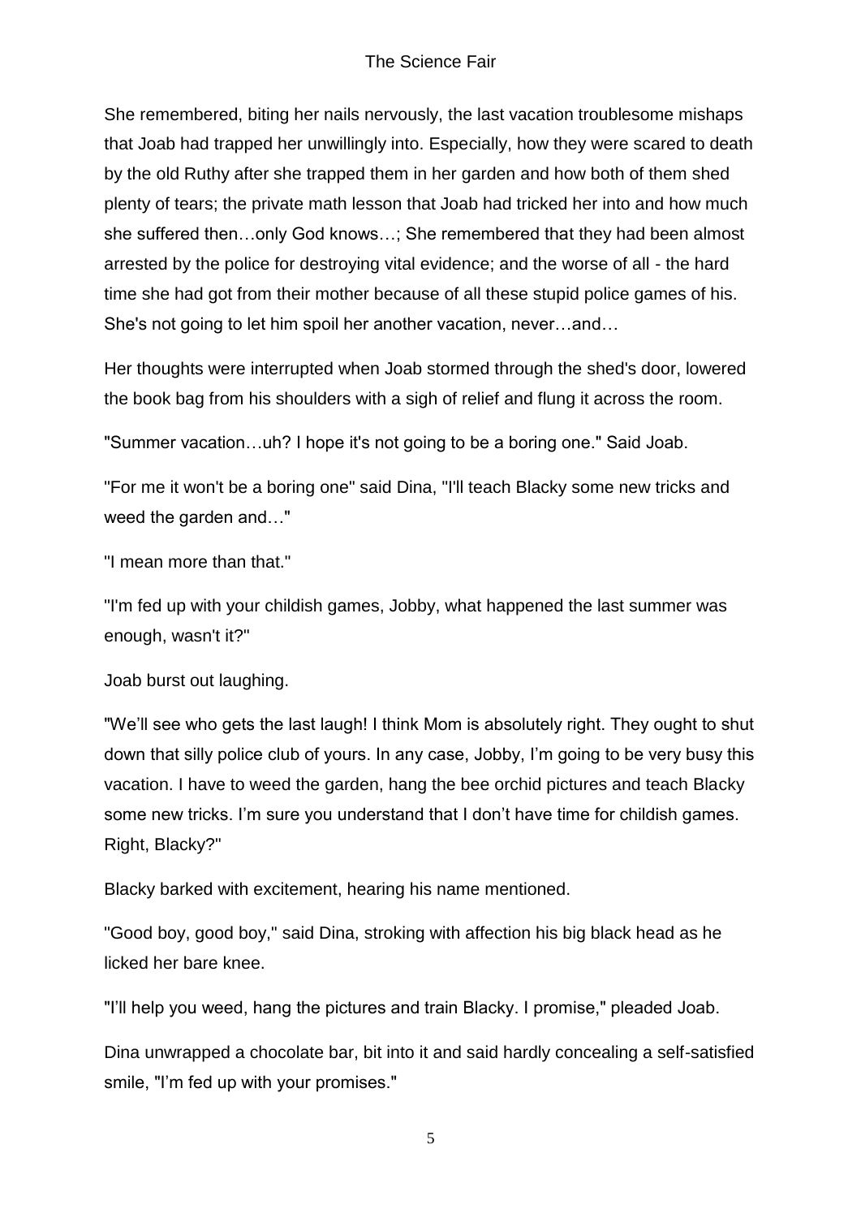She remembered, biting her nails nervously, the last vacation troublesome mishaps that Joab had trapped her unwillingly into. Especially, how they were scared to death by the old Ruthy after she trapped them in her garden and how both of them shed plenty of tears; the private math lesson that Joab had tricked her into and how much she suffered then…only God knows…; She remembered that they had been almost arrested by the police for destroying vital evidence; and the worse of all - the hard time she had got from their mother because of all these stupid police games of his. She's not going to let him spoil her another vacation, never…and…

Her thoughts were interrupted when Joab stormed through the shed's door, lowered the book bag from his shoulders with a sigh of relief and flung it across the room.

"Summer vacation…uh? I hope it's not going to be a boring one." Said Joab.

"For me it won't be a boring one" said Dina, "I'll teach Blacky some new tricks and weed the garden and…"

"I mean more than that."

"I'm fed up with your childish games, Jobby, what happened the last summer was enough, wasn't it?"

Joab burst out laughing.

"We'll see who gets the last laugh! I think Mom is absolutely right. They ought to shut down that silly police club of yours. In any case, Jobby, I'm going to be very busy this vacation. I have to weed the garden, hang the bee orchid pictures and teach Blacky some new tricks. I'm sure you understand that I don't have time for childish games. Right, Blacky?"

Blacky barked with excitement, hearing his name mentioned.

"Good boy, good boy," said Dina, stroking with affection his big black head as he licked her bare knee.

"I'll help you weed, hang the pictures and train Blacky. I promise," pleaded Joab.

Dina unwrapped a chocolate bar, bit into it and said hardly concealing a self-satisfied smile, "I'm fed up with your promises."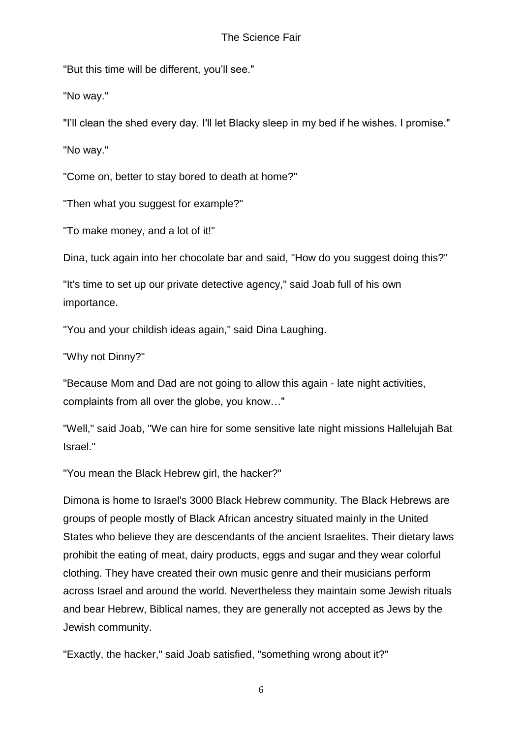"But this time will be different, you'll see."

"No way."

"I'll clean the shed every day. I'll let Blacky sleep in my bed if he wishes. I promise."

"No way."

"Come on, better to stay bored to death at home?"

"Then what you suggest for example?"

"To make money, and a lot of it!"

Dina, tuck again into her chocolate bar and said, "How do you suggest doing this?"

"It's time to set up our private detective agency," said Joab full of his own importance.

"You and your childish ideas again," said Dina Laughing.

"Why not Dinny?"

"Because Mom and Dad are not going to allow this again - late night activities, complaints from all over the globe, you know…"

"Well," said Joab, "We can hire for some sensitive late night missions Hallelujah Bat Israel."

"You mean the Black Hebrew girl, the hacker?"

Dimona is home to Israel's 3000 Black Hebrew community. The Black Hebrews are groups of people mostly of Black African ancestry situated mainly in the United States who believe they are descendants of the ancient Israelites. Their dietary laws prohibit the eating of meat, dairy products, eggs and sugar and they wear colorful clothing. They have created their own music genre and their musicians perform across Israel and around the world. Nevertheless they maintain some Jewish rituals and bear Hebrew, Biblical names, they are generally not accepted as Jews by the Jewish community.

"Exactly, the hacker," said Joab satisfied, "something wrong about it?"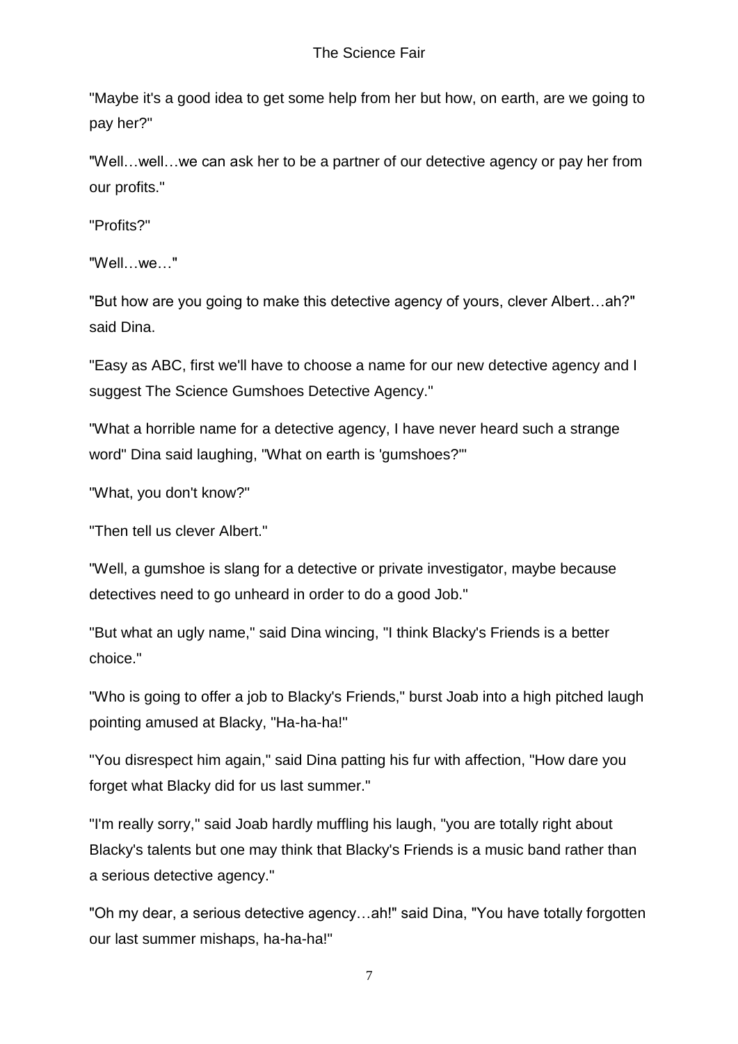"Maybe it's a good idea to get some help from her but how, on earth, are we going to pay her?"

"Well…well…we can ask her to be a partner of our detective agency or pay her from our profits."

"Profits?"

"Well…we…"

"But how are you going to make this detective agency of yours, clever Albert…ah?" said Dina.

"Easy as ABC, first we'll have to choose a name for our new detective agency and I suggest The Science Gumshoes Detective Agency."

"What a horrible name for a detective agency, I have never heard such a strange word" Dina said laughing, "What on earth is 'gumshoes?'"

"What, you don't know?"

"Then tell us clever Albert."

"Well, a gumshoe is slang for a detective or private investigator, maybe because detectives need to go unheard in order to do a good Job."

"But what an ugly name," said Dina wincing, "I think Blacky's Friends is a better choice."

"Who is going to offer a job to Blacky's Friends," burst Joab into a high pitched laugh pointing amused at Blacky, "Ha-ha-ha!"

"You disrespect him again," said Dina patting his fur with affection, "How dare you forget what Blacky did for us last summer."

"I'm really sorry," said Joab hardly muffling his laugh, "you are totally right about Blacky's talents but one may think that Blacky's Friends is a music band rather than a serious detective agency."

"Oh my dear, a serious detective agency…ah!" said Dina, "You have totally forgotten our last summer mishaps, ha-ha-ha!"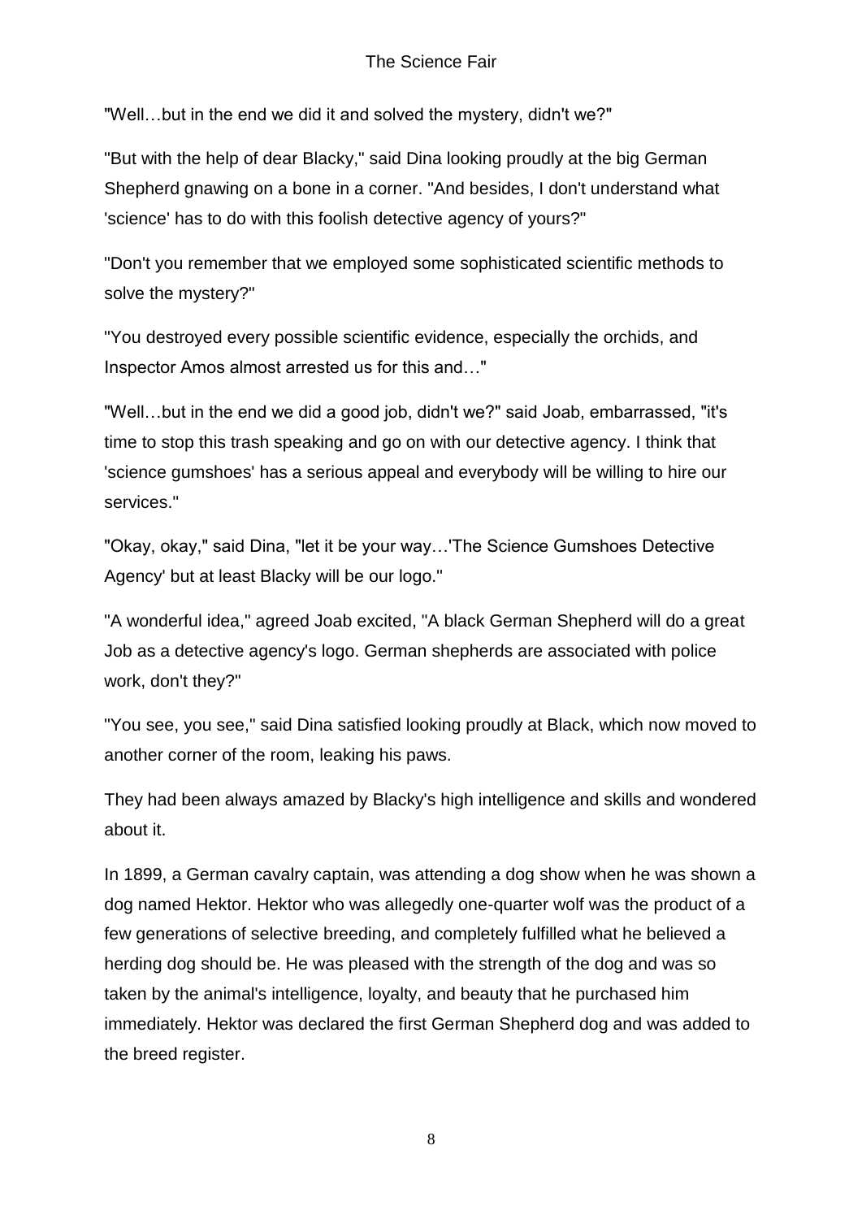"Well…but in the end we did it and solved the mystery, didn't we?"

"But with the help of dear Blacky," said Dina looking proudly at the big German Shepherd gnawing on a bone in a corner. "And besides, I don't understand what 'science' has to do with this foolish detective agency of yours?"

"Don't you remember that we employed some sophisticated scientific methods to solve the mystery?"

"You destroyed every possible scientific evidence, especially the orchids, and Inspector Amos almost arrested us for this and…"

"Well…but in the end we did a good job, didn't we?" said Joab, embarrassed, "it's time to stop this trash speaking and go on with our detective agency. I think that 'science gumshoes' has a serious appeal and everybody will be willing to hire our services."

"Okay, okay," said Dina, "let it be your way…'The Science Gumshoes Detective Agency' but at least Blacky will be our logo."

"A wonderful idea," agreed Joab excited, "A black German Shepherd will do a great Job as a detective agency's logo. German shepherds are associated with police work, don't they?"

"You see, you see," said Dina satisfied looking proudly at Black, which now moved to another corner of the room, leaking his paws.

They had been always amazed by Blacky's high intelligence and skills and wondered about it.

In 1899, a German cavalry captain, was attending a dog show when he was shown a dog named Hektor. Hektor who was allegedly one-quarter wolf was the product of a few generations of selective breeding, and completely fulfilled what he believed a herding dog should be. He was pleased with the strength of the dog and was so taken by the animal's intelligence, loyalty, and beauty that he purchased him immediately. Hektor was declared the first German Shepherd dog and was added to the breed register.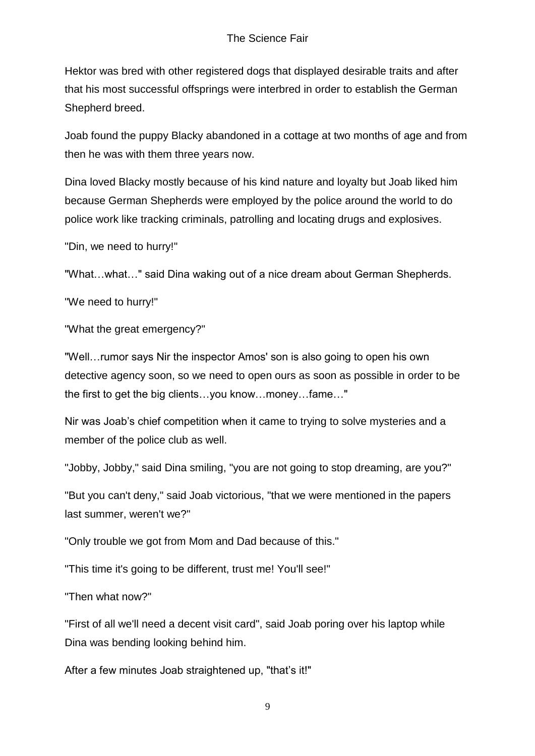Hektor was bred with other registered dogs that displayed desirable traits and after that his most successful offsprings were interbred in order to establish the German Shepherd breed.

Joab found the puppy Blacky abandoned in a cottage at two months of age and from then he was with them three years now.

Dina loved Blacky mostly because of his kind nature and loyalty but Joab liked him because German Shepherds were employed by the police around the world to do police work like tracking criminals, patrolling and locating drugs and explosives.

"Din, we need to hurry!"

"What…what…" said Dina waking out of a nice dream about German Shepherds.

"We need to hurry!"

"What the great emergency?"

"Well…rumor says Nir the inspector Amos' son is also going to open his own detective agency soon, so we need to open ours as soon as possible in order to be the first to get the big clients…you know…money…fame…"

Nir was Joab's chief competition when it came to trying to solve mysteries and a member of the police club as well.

"Jobby, Jobby," said Dina smiling, "you are not going to stop dreaming, are you?"

"But you can't deny," said Joab victorious, "that we were mentioned in the papers last summer, weren't we?"

"Only trouble we got from Mom and Dad because of this."

"This time it's going to be different, trust me! You'll see!"

"Then what now?"

"First of all we'll need a decent visit card", said Joab poring over his laptop while Dina was bending looking behind him.

After a few minutes Joab straightened up, "that's it!"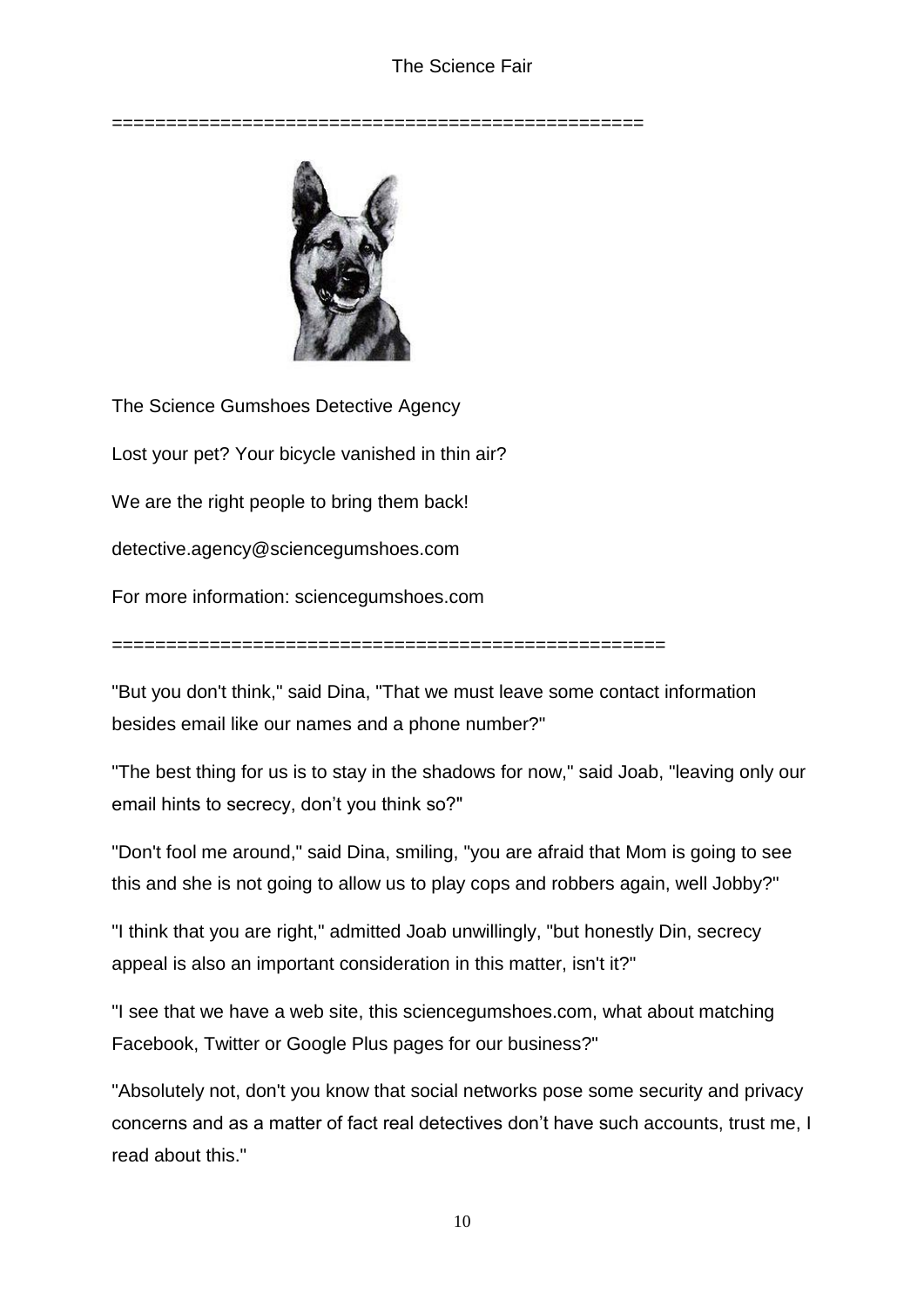=================================================

The Science Gumshoes Detective Agency

Lost your pet? Your bicycle vanished in thin air?

We are the right people to bring them back!

detective.agency@sciencegumshoes.com

For more information: sciencegumshoes.com

===================================================

"But you don't think," said Dina, "That we must leave some contact information besides email like our names and a phone number?"

"The best thing for us is to stay in the shadows for now," said Joab, "leaving only our email hints to secrecy, don't you think so?"

"Don't fool me around," said Dina, smiling, "you are afraid that Mom is going to see this and she is not going to allow us to play cops and robbers again, well Jobby?"

"I think that you are right," admitted Joab unwillingly, "but honestly Din, secrecy appeal is also an important consideration in this matter, isn't it?"

"I see that we have a web site, this sciencegumshoes.com, what about matching Facebook, Twitter or Google Plus pages for our business?"

"Absolutely not, don't you know that social networks pose some security and privacy concerns and as a matter of fact real detectives don't have such accounts, trust me, I read about this."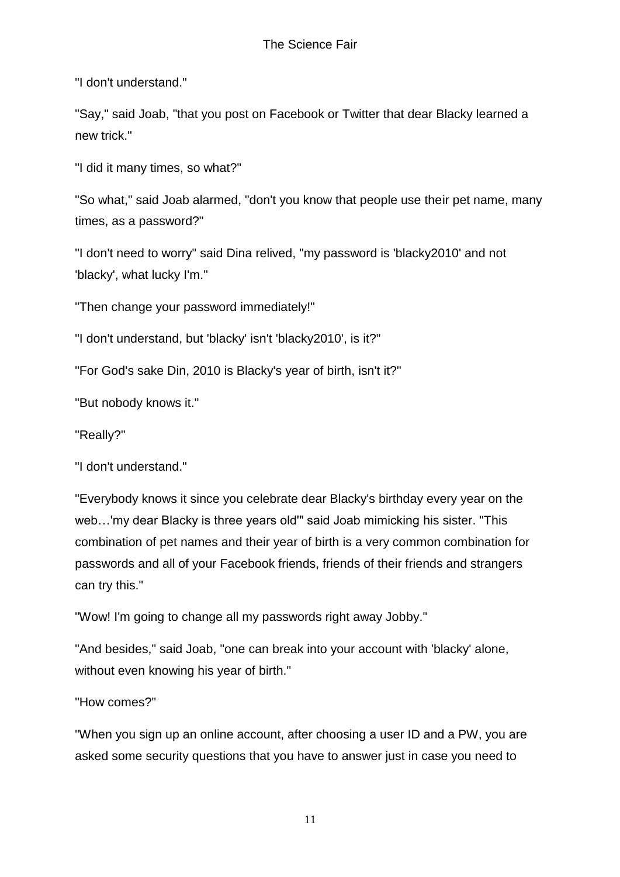"I don't understand."

"Say," said Joab, "that you post on Facebook or Twitter that dear Blacky learned a new trick."

"I did it many times, so what?"

"So what," said Joab alarmed, "don't you know that people use their pet name, many times, as a password?"

"I don't need to worry" said Dina relived, "my password is 'blacky2010' and not 'blacky', what lucky I'm."

"Then change your password immediately!"

"I don't understand, but 'blacky' isn't 'blacky2010', is it?"

"For God's sake Din, 2010 is Blacky's year of birth, isn't it?"

"But nobody knows it."

"Really?"

"I don't understand."

"Everybody knows it since you celebrate dear Blacky's birthday every year on the web…'my dear Blacky is three years old'" said Joab mimicking his sister. "This combination of pet names and their year of birth is a very common combination for passwords and all of your Facebook friends, friends of their friends and strangers can try this."

"Wow! I'm going to change all my passwords right away Jobby."

"And besides," said Joab, "one can break into your account with 'blacky' alone, without even knowing his year of birth."

"How comes?"

"When you sign up an online account, after choosing a user ID and a PW, you are asked some security questions that you have to answer just in case you need to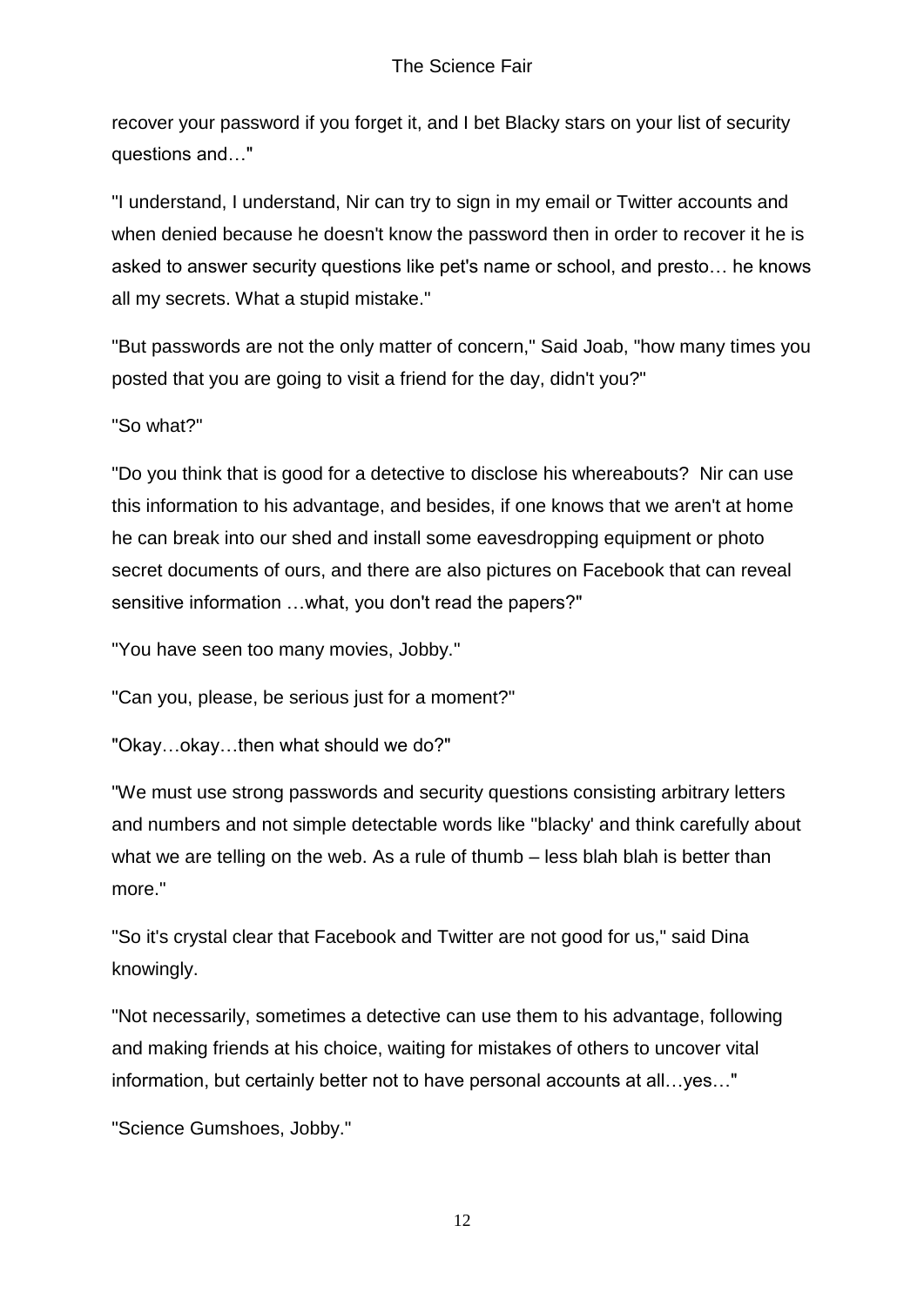recover your password if you forget it, and I bet Blacky stars on your list of security questions and…"

"I understand, I understand, Nir can try to sign in my email or Twitter accounts and when denied because he doesn't know the password then in order to recover it he is asked to answer security questions like pet's name or school, and presto… he knows all my secrets. What a stupid mistake."

"But passwords are not the only matter of concern," Said Joab, "how many times you posted that you are going to visit a friend for the day, didn't you?"

"So what?"

"Do you think that is good for a detective to disclose his whereabouts? Nir can use this information to his advantage, and besides, if one knows that we aren't at home he can break into our shed and install some eavesdropping equipment or photo secret documents of ours, and there are also pictures on Facebook that can reveal sensitive information …what, you don't read the papers?"

"You have seen too many movies, Jobby."

"Can you, please, be serious just for a moment?"

"Okay…okay…then what should we do?"

"We must use strong passwords and security questions consisting arbitrary letters and numbers and not simple detectable words like "blacky' and think carefully about what we are telling on the web. As a rule of thumb – less blah blah is better than more."

"So it's crystal clear that Facebook and Twitter are not good for us," said Dina knowingly.

"Not necessarily, sometimes a detective can use them to his advantage, following and making friends at his choice, waiting for mistakes of others to uncover vital information, but certainly better not to have personal accounts at all…yes…"

"Science Gumshoes, Jobby."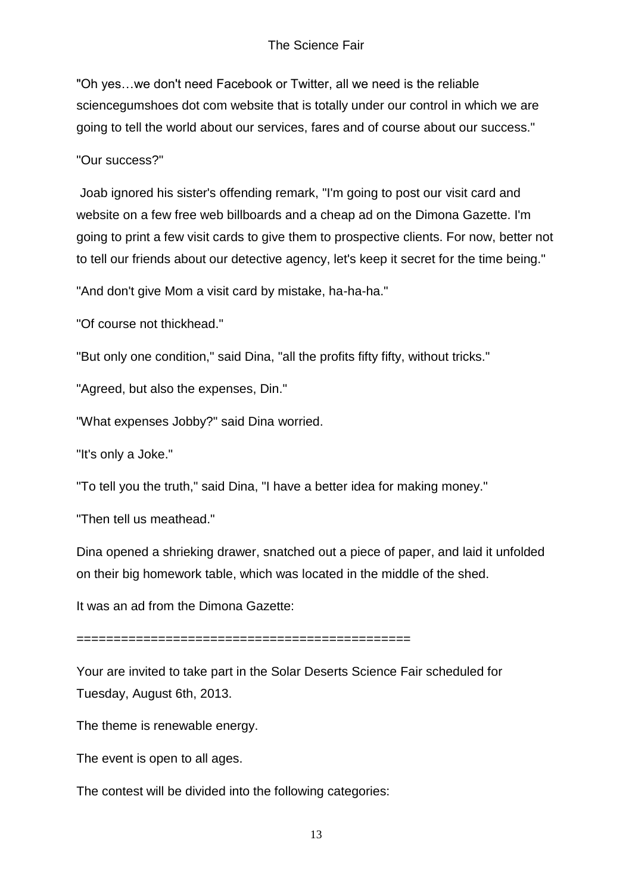"Oh yes…we don't need Facebook or Twitter, all we need is the reliable sciencegumshoes dot com website that is totally under our control in which we are going to tell the world about our services, fares and of course about our success."

"Our success?"

Joab ignored his sister's offending remark, "I'm going to post our visit card and website on a few free web billboards and a cheap ad on the Dimona Gazette. I'm going to print a few visit cards to give them to prospective clients. For now, better not to tell our friends about our detective agency, let's keep it secret for the time being."

"And don't give Mom a visit card by mistake, ha-ha-ha."

"Of course not thickhead."

"But only one condition," said Dina, "all the profits fifty fifty, without tricks."

"Agreed, but also the expenses, Din."

"What expenses Jobby?" said Dina worried.

"It's only a Joke."

"To tell you the truth," said Dina, "I have a better idea for making money."

"Then tell us meathead."

Dina opened a shrieking drawer, snatched out a piece of paper, and laid it unfolded on their big homework table, which was located in the middle of the shed.

It was an ad from the Dimona Gazette:

============================================

Your are invited to take part in the Solar Deserts Science Fair scheduled for Tuesday, August 6th, 2013.

The theme is renewable energy.

The event is open to all ages.

The contest will be divided into the following categories: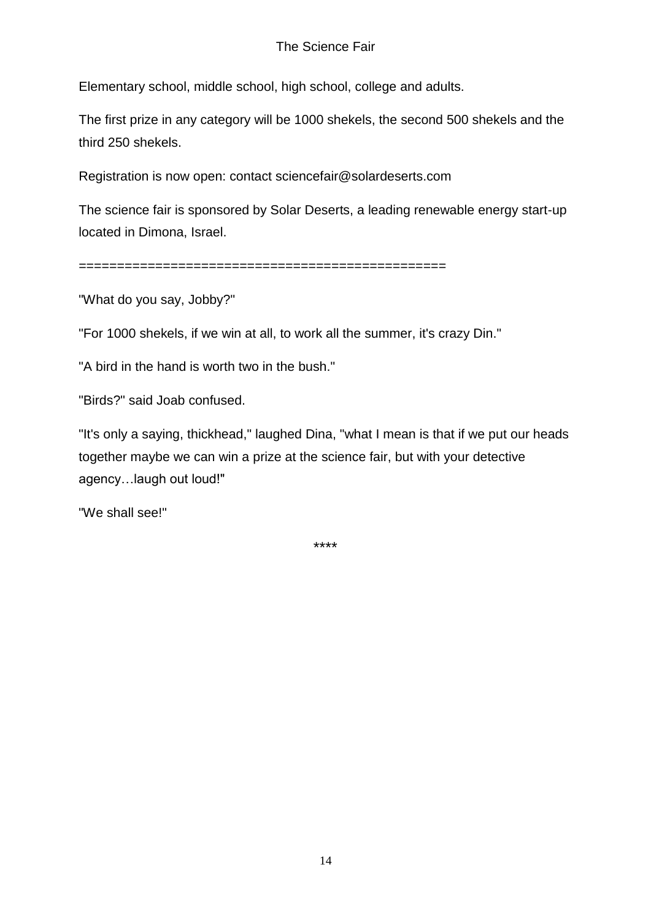Elementary school, middle school, high school, college and adults.

The first prize in any category will be 1000 shekels, the second 500 shekels and the third 250 shekels.

Registration is now open: contact sciencefair@solardeserts.com

The science fair is sponsored by Solar Deserts, a leading renewable energy start-up located in Dimona, Israel.

===============================================

"What do you say, Jobby?"

"For 1000 shekels, if we win at all, to work all the summer, it's crazy Din."

"A bird in the hand is worth two in the bush."

"Birds?" said Joab confused.

"It's only a saying, thickhead," laughed Dina, "what I mean is that if we put our heads together maybe we can win a prize at the science fair, but with your detective agency…laugh out loud!"

"We shall see!"

****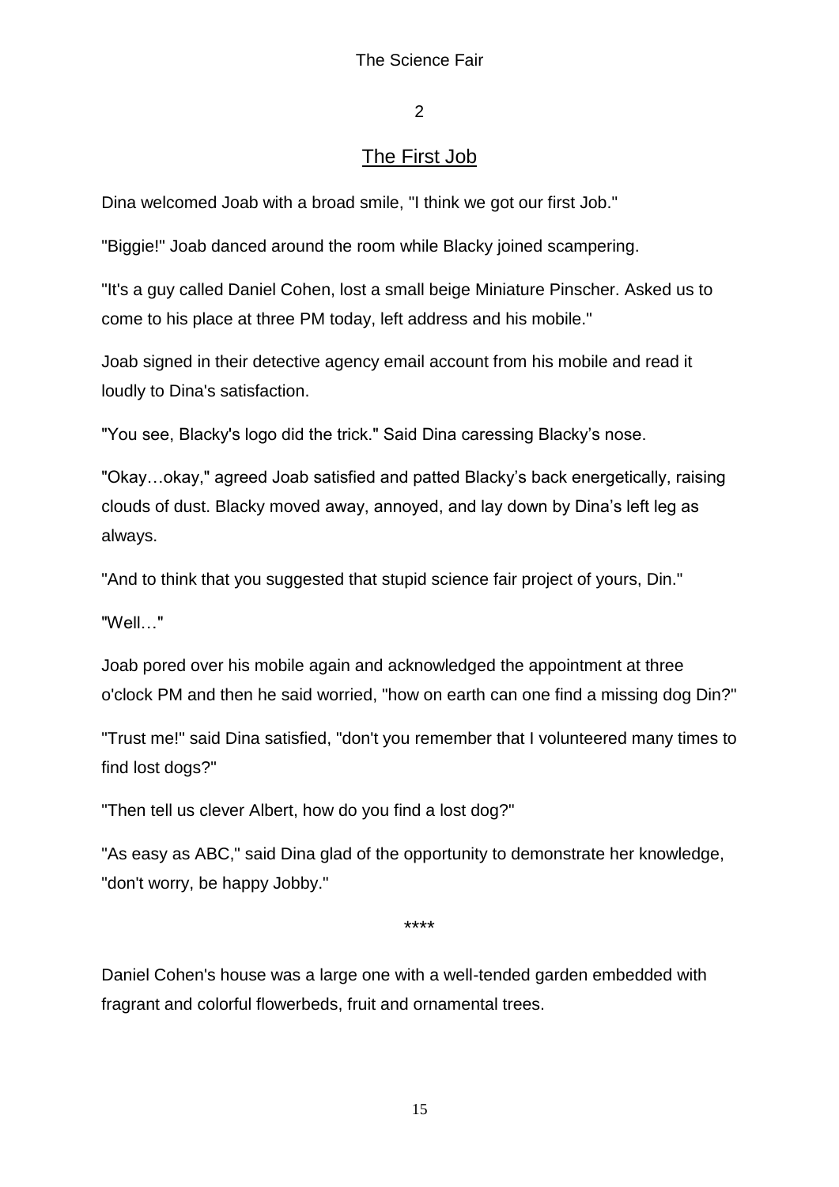## 2

## The First Job

Dina welcomed Joab with a broad smile, "I think we got our first Job."

"Biggie!" Joab danced around the room while Blacky joined scampering.

"It's a guy called Daniel Cohen, lost a small beige Miniature Pinscher. Asked us to come to his place at three PM today, left address and his mobile."

Joab signed in their detective agency email account from his mobile and read it loudly to Dina's satisfaction.

"You see, Blacky's logo did the trick." Said Dina caressing Blacky's nose.

"Okay…okay," agreed Joab satisfied and patted Blacky's back energetically, raising clouds of dust. Blacky moved away, annoyed, and lay down by Dina's left leg as always.

"And to think that you suggested that stupid science fair project of yours, Din."

"Well…"

Joab pored over his mobile again and acknowledged the appointment at three o'clock PM and then he said worried, "how on earth can one find a missing dog Din?"

"Trust me!" said Dina satisfied, "don't you remember that I volunteered many times to find lost dogs?"

"Then tell us clever Albert, how do you find a lost dog?"

"As easy as ABC," said Dina glad of the opportunity to demonstrate her knowledge, "don't worry, be happy Jobby."

****

Daniel Cohen's house was a large one with a well-tended garden embedded with fragrant and colorful flowerbeds, fruit and ornamental trees.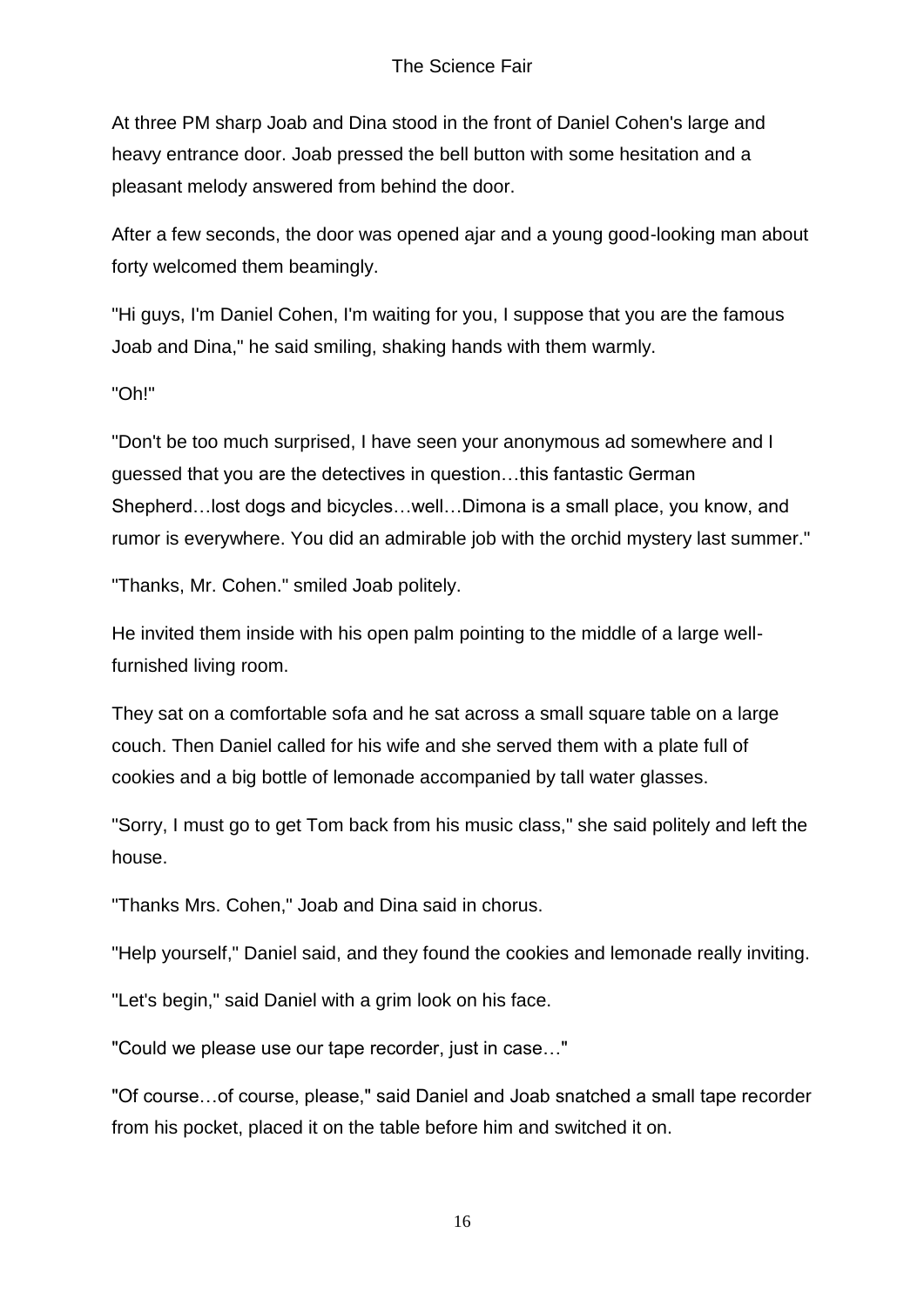At three PM sharp Joab and Dina stood in the front of Daniel Cohen's large and heavy entrance door. Joab pressed the bell button with some hesitation and a pleasant melody answered from behind the door.

After a few seconds, the door was opened ajar and a young good-looking man about forty welcomed them beamingly.

"Hi guys, I'm Daniel Cohen, I'm waiting for you, I suppose that you are the famous Joab and Dina," he said smiling, shaking hands with them warmly.

"Oh!"

"Don't be too much surprised, I have seen your anonymous ad somewhere and I guessed that you are the detectives in question…this fantastic German Shepherd…lost dogs and bicycles…well…Dimona is a small place, you know, and rumor is everywhere. You did an admirable job with the orchid mystery last summer."

"Thanks, Mr. Cohen." smiled Joab politely.

He invited them inside with his open palm pointing to the middle of a large well-furnished living room.

They sat on a comfortable sofa and he sat across a small square table on a large couch. Then Daniel called for his wife and she served them with a plate full of cookies and a big bottle of lemonade accompanied by tall water glasses.

"Sorry, I must go to get Tom back from his music class," she said politely and left the house.

"Thanks Mrs. Cohen," Joab and Dina said in chorus.

"Help yourself," Daniel said, and they found the cookies and lemonade really inviting.

"Let's begin," said Daniel with a grim look on his face.

"Could we please use our tape recorder, just in case…"

"Of course…of course, please," said Daniel and Joab snatched a small tape recorder from his pocket, placed it on the table before him and switched it on.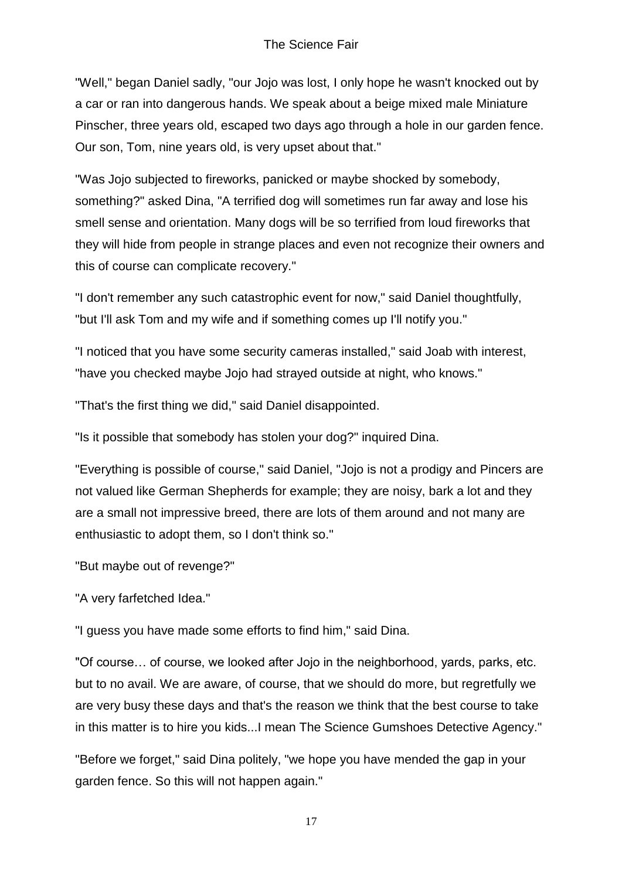"Well," began Daniel sadly, "our Jojo was lost, I only hope he wasn't knocked out by a car or ran into dangerous hands. We speak about a beige mixed male Miniature Pinscher, three years old, escaped two days ago through a hole in our garden fence. Our son, Tom, nine years old, is very upset about that."

"Was Jojo subjected to fireworks, panicked or maybe shocked by somebody, something?" asked Dina, "A terrified dog will sometimes run far away and lose his smell sense and orientation. Many dogs will be so terrified from loud fireworks that they will hide from people in strange places and even not recognize their owners and this of course can complicate recovery."

"I don't remember any such catastrophic event for now," said Daniel thoughtfully, "but I'll ask Tom and my wife and if something comes up I'll notify you."

"I noticed that you have some security cameras installed," said Joab with interest, "have you checked maybe Jojo had strayed outside at night, who knows."

"That's the first thing we did," said Daniel disappointed.

"Is it possible that somebody has stolen your dog?" inquired Dina.

"Everything is possible of course," said Daniel, "Jojo is not a prodigy and Pincers are not valued like German Shepherds for example; they are noisy, bark a lot and they are a small not impressive breed, there are lots of them around and not many are enthusiastic to adopt them, so I don't think so."

"But maybe out of revenge?"

"A very farfetched Idea."

"I guess you have made some efforts to find him," said Dina.

"Of course… of course, we looked after Jojo in the neighborhood, yards, parks, etc. but to no avail. We are aware, of course, that we should do more, but regretfully we are very busy these days and that's the reason we think that the best course to take in this matter is to hire you kids...I mean The Science Gumshoes Detective Agency."

"Before we forget," said Dina politely, "we hope you have mended the gap in your garden fence. So this will not happen again."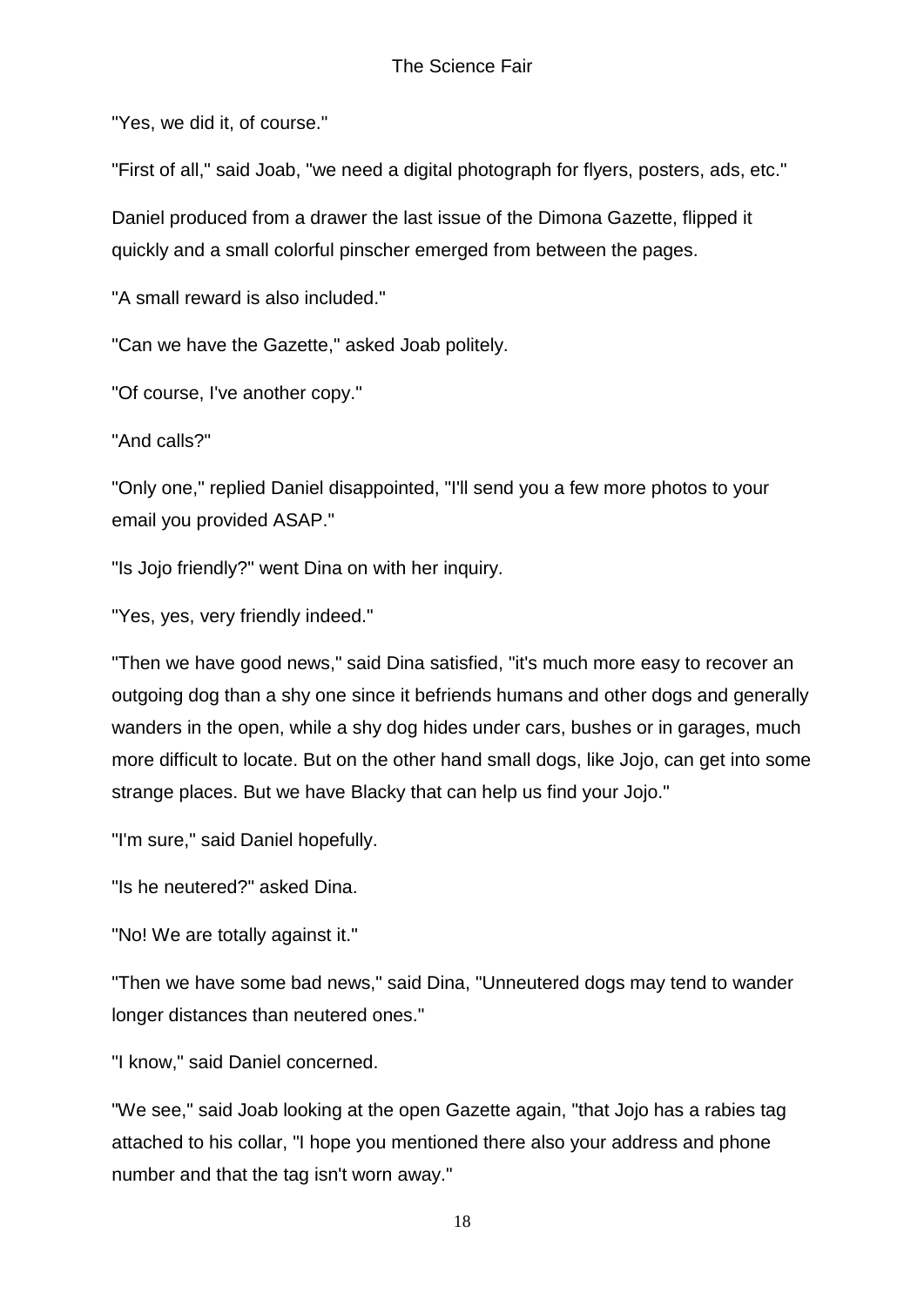"Yes, we did it, of course."

"First of all," said Joab, "we need a digital photograph for flyers, posters, ads, etc."

Daniel produced from a drawer the last issue of the Dimona Gazette, flipped it quickly and a small colorful pinscher emerged from between the pages.

"A small reward is also included."

"Can we have the Gazette," asked Joab politely.

"Of course, I've another copy."

"And calls?"

"Only one," replied Daniel disappointed, "I'll send you a few more photos to your email you provided ASAP."

"Is Jojo friendly?" went Dina on with her inquiry.

"Yes, yes, very friendly indeed."

"Then we have good news," said Dina satisfied, "it's much more easy to recover an outgoing dog than a shy one since it befriends humans and other dogs and generally wanders in the open, while a shy dog hides under cars, bushes or in garages, much more difficult to locate. But on the other hand small dogs, like Jojo, can get into some strange places. But we have Blacky that can help us find your Jojo."

"I'm sure," said Daniel hopefully.

"Is he neutered?" asked Dina.

"No! We are totally against it."

"Then we have some bad news," said Dina, "Unneutered dogs may tend to wander longer distances than neutered ones."

"I know," said Daniel concerned.

"We see," said Joab looking at the open Gazette again, "that Jojo has a rabies tag attached to his collar, "I hope you mentioned there also your address and phone number and that the tag isn't worn away."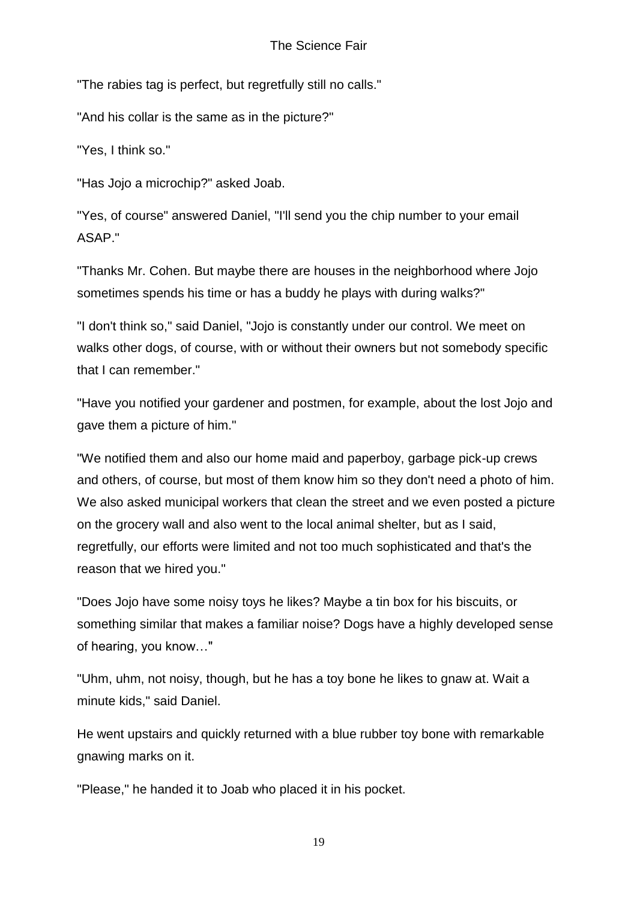"The rabies tag is perfect, but regretfully still no calls."

"And his collar is the same as in the picture?"

"Yes, I think so."

"Has Jojo a microchip?" asked Joab.

"Yes, of course" answered Daniel, "I'll send you the chip number to your email ASAP."

"Thanks Mr. Cohen. But maybe there are houses in the neighborhood where Jojo sometimes spends his time or has a buddy he plays with during walks?"

"I don't think so," said Daniel, "Jojo is constantly under our control. We meet on walks other dogs, of course, with or without their owners but not somebody specific that I can remember."

"Have you notified your gardener and postmen, for example, about the lost Jojo and gave them a picture of him."

"We notified them and also our home maid and paperboy, garbage pick-up crews and others, of course, but most of them know him so they don't need a photo of him. We also asked municipal workers that clean the street and we even posted a picture on the grocery wall and also went to the local animal shelter, but as I said, regretfully, our efforts were limited and not too much sophisticated and that's the reason that we hired you."

"Does Jojo have some noisy toys he likes? Maybe a tin box for his biscuits, or something similar that makes a familiar noise? Dogs have a highly developed sense of hearing, you know…"

"Uhm, uhm, not noisy, though, but he has a toy bone he likes to gnaw at. Wait a minute kids," said Daniel.

He went upstairs and quickly returned with a blue rubber toy bone with remarkable gnawing marks on it.

"Please," he handed it to Joab who placed it in his pocket.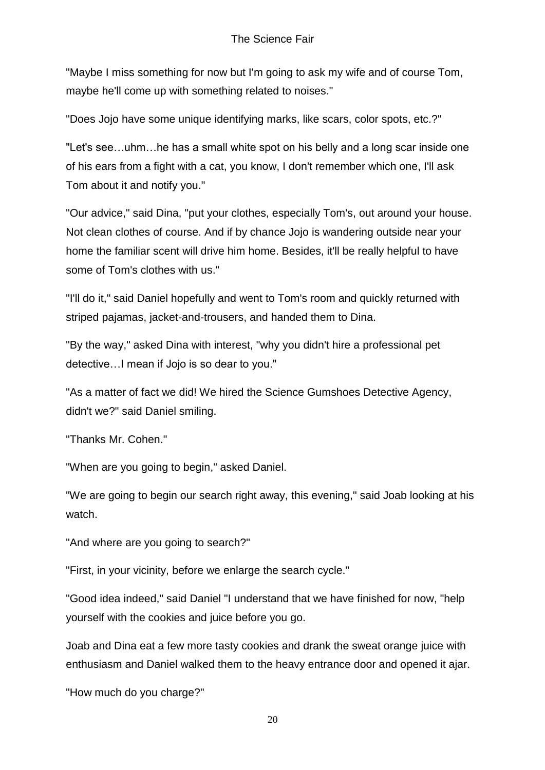"Maybe I miss something for now but I'm going to ask my wife and of course Tom, maybe he'll come up with something related to noises."

"Does Jojo have some unique identifying marks, like scars, color spots, etc.?"

"Let's see…uhm…he has a small white spot on his belly and a long scar inside one of his ears from a fight with a cat, you know, I don't remember which one, I'll ask Tom about it and notify you."

"Our advice," said Dina, "put your clothes, especially Tom's, out around your house. Not clean clothes of course. And if by chance Jojo is wandering outside near your home the familiar scent will drive him home. Besides, it'll be really helpful to have some of Tom's clothes with us."

"I'll do it," said Daniel hopefully and went to Tom's room and quickly returned with striped pajamas, jacket-and-trousers, and handed them to Dina.

"By the way," asked Dina with interest, "why you didn't hire a professional pet detective…I mean if Jojo is so dear to you."

"As a matter of fact we did! We hired the Science Gumshoes Detective Agency, didn't we?" said Daniel smiling.

"Thanks Mr. Cohen."

"When are you going to begin," asked Daniel.

"We are going to begin our search right away, this evening," said Joab looking at his watch.

"And where are you going to search?"

"First, in your vicinity, before we enlarge the search cycle."

"Good idea indeed," said Daniel "I understand that we have finished for now, "help yourself with the cookies and juice before you go.

Joab and Dina eat a few more tasty cookies and drank the sweat orange juice with enthusiasm and Daniel walked them to the heavy entrance door and opened it ajar.

"How much do you charge?"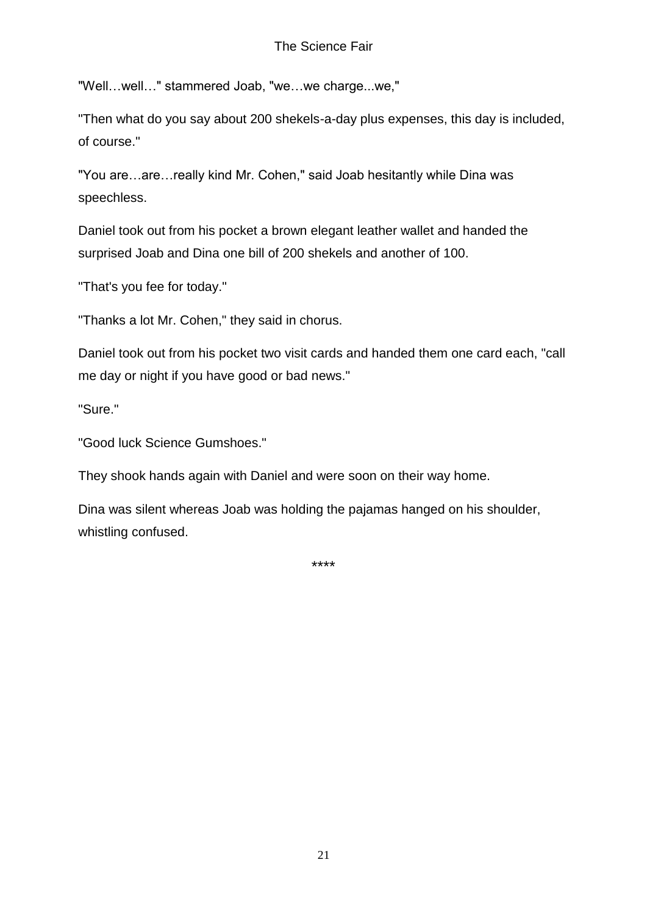"Well…well…" stammered Joab, "we…we charge...we,"

"Then what do you say about 200 shekels-a-day plus expenses, this day is included, of course."

"You are…are…really kind Mr. Cohen," said Joab hesitantly while Dina was speechless.

Daniel took out from his pocket a brown elegant leather wallet and handed the surprised Joab and Dina one bill of 200 shekels and another of 100.

"That's you fee for today."

"Thanks a lot Mr. Cohen," they said in chorus.

Daniel took out from his pocket two visit cards and handed them one card each, "call me day or night if you have good or bad news."

"Sure."

"Good luck Science Gumshoes."

They shook hands again with Daniel and were soon on their way home.

Dina was silent whereas Joab was holding the pajamas hanged on his shoulder, whistling confused.

****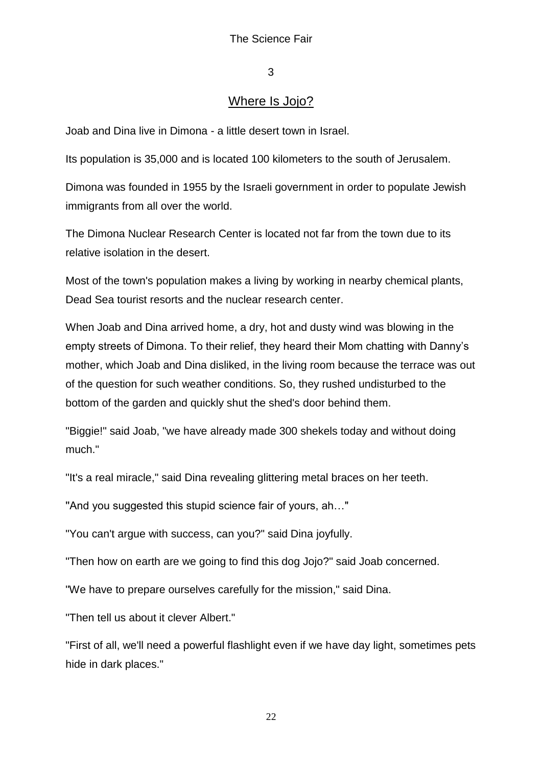## 3

## Where Is Jojo?

Joab and Dina live in Dimona - a little desert town in Israel.

Its population is 35,000 and is located 100 kilometers to the south of Jerusalem.

Dimona was founded in 1955 by the Israeli government in order to populate Jewish immigrants from all over the world.

The Dimona Nuclear Research Center is located not far from the town due to its relative isolation in the desert.

Most of the town's population makes a living by working in nearby chemical plants, Dead Sea tourist resorts and the nuclear research center.

When Joab and Dina arrived home, a dry, hot and dusty wind was blowing in the empty streets of Dimona. To their relief, they heard their Mom chatting with Danny's mother, which Joab and Dina disliked, in the living room because the terrace was out of the question for such weather conditions. So, they rushed undisturbed to the bottom of the garden and quickly shut the shed's door behind them.

"Biggie!" said Joab, "we have already made 300 shekels today and without doing much."

"It's a real miracle," said Dina revealing glittering metal braces on her teeth.

"And you suggested this stupid science fair of yours, ah…"

"You can't argue with success, can you?" said Dina joyfully.

"Then how on earth are we going to find this dog Jojo?" said Joab concerned.

"We have to prepare ourselves carefully for the mission," said Dina.

"Then tell us about it clever Albert."

"First of all, we'll need a powerful flashlight even if we have day light, sometimes pets hide in dark places."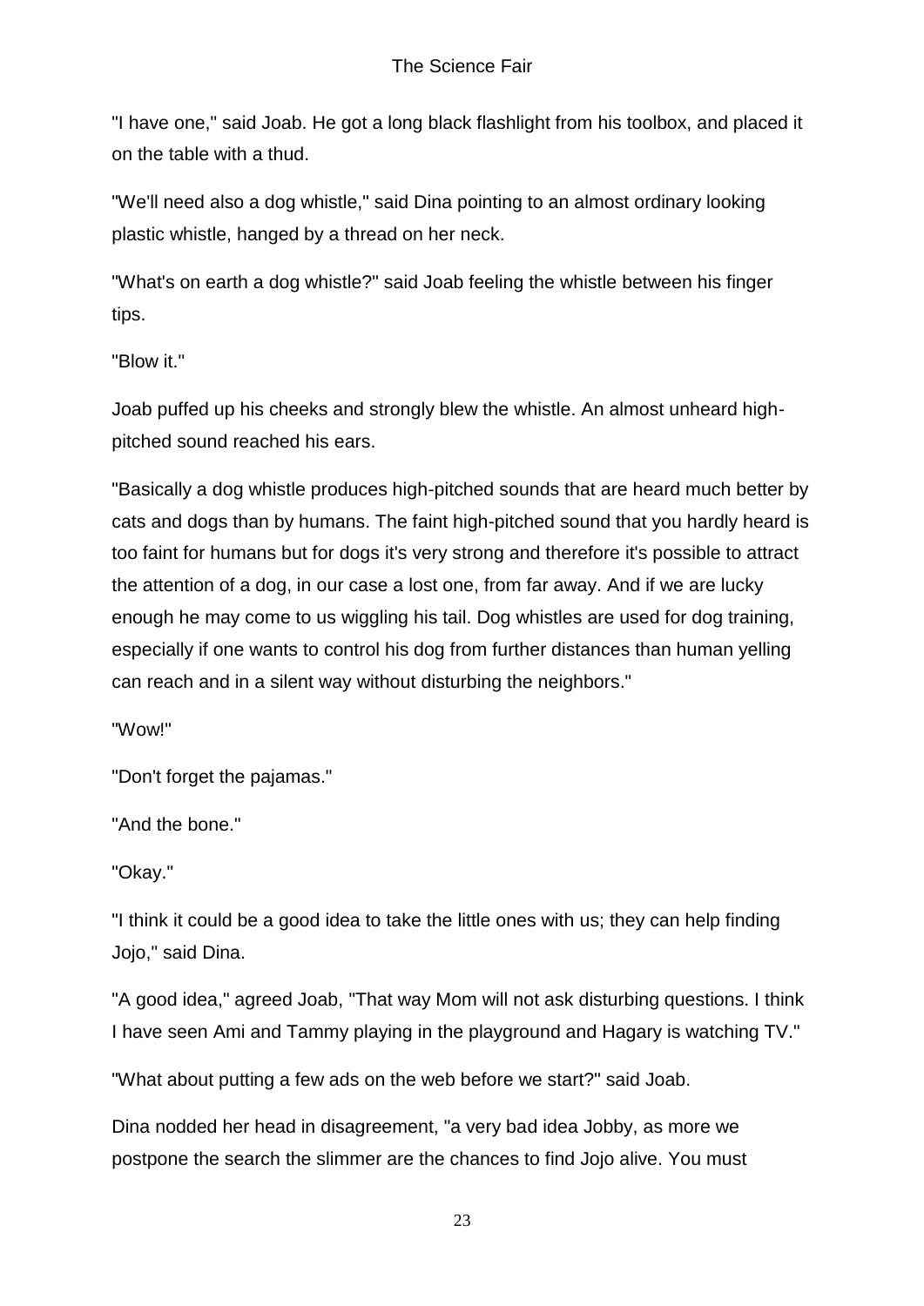"I have one," said Joab. He got a long black flashlight from his toolbox, and placed it on the table with a thud.

"We'll need also a dog whistle," said Dina pointing to an almost ordinary looking plastic whistle, hanged by a thread on her neck.

"What's on earth a dog whistle?" said Joab feeling the whistle between his finger tips.

"Blow it."

Joab puffed up his cheeks and strongly blew the whistle. An almost unheard high-pitched sound reached his ears.

"Basically a dog whistle produces high-pitched sounds that are heard much better by cats and dogs than by humans. The faint high-pitched sound that you hardly heard is too faint for humans but for dogs it's very strong and therefore it's possible to attract the attention of a dog, in our case a lost one, from far away. And if we are lucky enough he may come to us wiggling his tail. Dog whistles are used for dog training, especially if one wants to control his dog from further distances than human yelling can reach and in a silent way without disturbing the neighbors."

"Wow!"

"Don't forget the pajamas."

"And the bone."

"Okay."

"I think it could be a good idea to take the little ones with us; they can help finding Jojo," said Dina.

"A good idea," agreed Joab, "That way Mom will not ask disturbing questions. I think I have seen Ami and Tammy playing in the playground and Hagary is watching TV."

"What about putting a few ads on the web before we start?" said Joab.

Dina nodded her head in disagreement, "a very bad idea Jobby, as more we postpone the search the slimmer are the chances to find Jojo alive. You must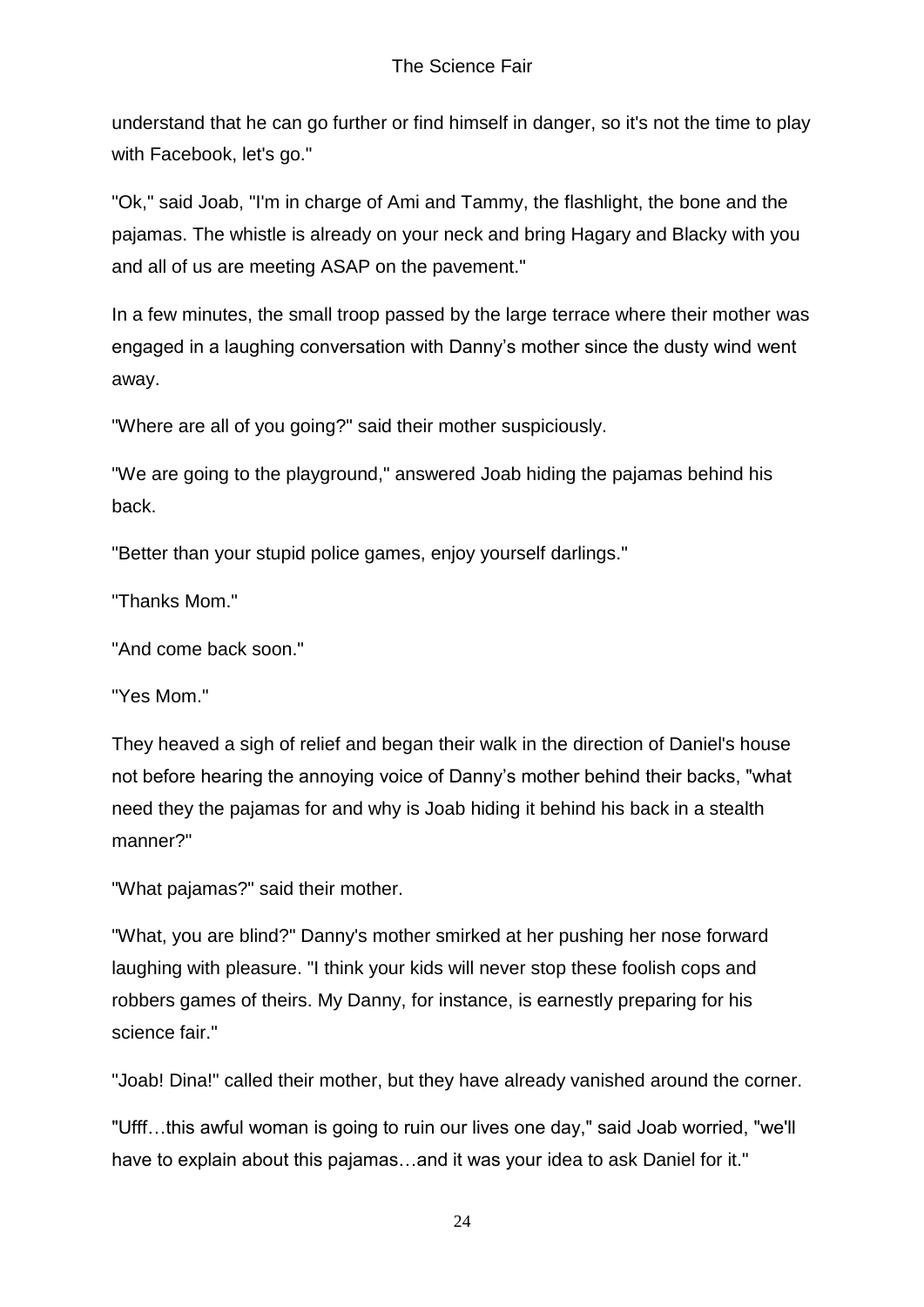understand that he can go further or find himself in danger, so it's not the time to play with Facebook, let's go."

"Ok," said Joab, "I'm in charge of Ami and Tammy, the flashlight, the bone and the pajamas. The whistle is already on your neck and bring Hagary and Blacky with you and all of us are meeting ASAP on the pavement."

In a few minutes, the small troop passed by the large terrace where their mother was engaged in a laughing conversation with Danny's mother since the dusty wind went away.

"Where are all of you going?" said their mother suspiciously.

"We are going to the playground," answered Joab hiding the pajamas behind his back.

"Better than your stupid police games, enjoy yourself darlings."

"Thanks Mom."

"And come back soon."

"Yes Mom."

They heaved a sigh of relief and began their walk in the direction of Daniel's house not before hearing the annoying voice of Danny's mother behind their backs, "what need they the pajamas for and why is Joab hiding it behind his back in a stealth manner?"

"What pajamas?" said their mother.

"What, you are blind?" Danny's mother smirked at her pushing her nose forward laughing with pleasure. "I think your kids will never stop these foolish cops and robbers games of theirs. My Danny, for instance, is earnestly preparing for his science fair."

"Joab! Dina!" called their mother, but they have already vanished around the corner.

"Ufff…this awful woman is going to ruin our lives one day," said Joab worried, "we'll have to explain about this pajamas…and it was your idea to ask Daniel for it."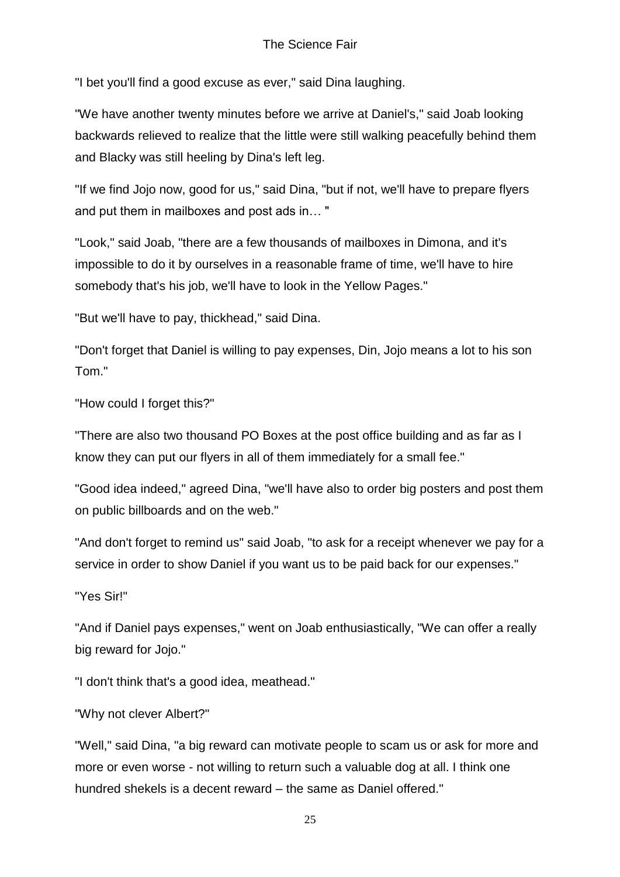"I bet you'll find a good excuse as ever," said Dina laughing.

"We have another twenty minutes before we arrive at Daniel's," said Joab looking backwards relieved to realize that the little were still walking peacefully behind them and Blacky was still heeling by Dina's left leg.

"If we find Jojo now, good for us," said Dina, "but if not, we'll have to prepare flyers and put them in mailboxes and post ads in… "

"Look," said Joab, "there are a few thousands of mailboxes in Dimona, and it's impossible to do it by ourselves in a reasonable frame of time, we'll have to hire somebody that's his job, we'll have to look in the Yellow Pages."

"But we'll have to pay, thickhead," said Dina.

"Don't forget that Daniel is willing to pay expenses, Din, Jojo means a lot to his son Tom."

"How could I forget this?"

"There are also two thousand PO Boxes at the post office building and as far as I know they can put our flyers in all of them immediately for a small fee."

"Good idea indeed," agreed Dina, "we'll have also to order big posters and post them on public billboards and on the web."

"And don't forget to remind us" said Joab, "to ask for a receipt whenever we pay for a service in order to show Daniel if you want us to be paid back for our expenses."

"Yes Sir!"

"And if Daniel pays expenses," went on Joab enthusiastically, "We can offer a really big reward for Jojo."

"I don't think that's a good idea, meathead."

"Why not clever Albert?"

"Well," said Dina, "a big reward can motivate people to scam us or ask for more and more or even worse - not willing to return such a valuable dog at all. I think one hundred shekels is a decent reward – the same as Daniel offered."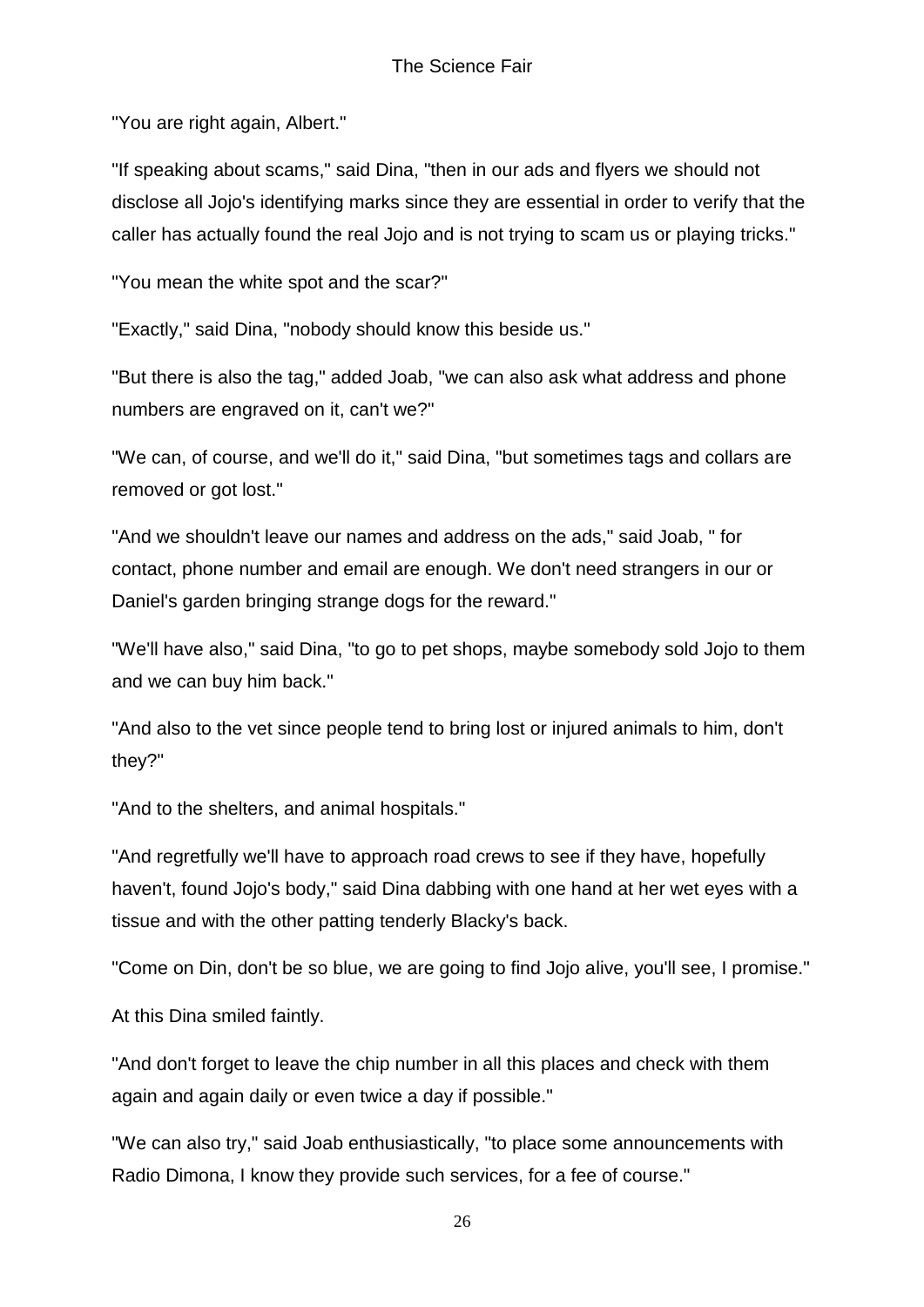"You are right again, Albert."

"If speaking about scams," said Dina, "then in our ads and flyers we should not disclose all Jojo's identifying marks since they are essential in order to verify that the caller has actually found the real Jojo and is not trying to scam us or playing tricks."

"You mean the white spot and the scar?"

"Exactly," said Dina, "nobody should know this beside us."

"But there is also the tag," added Joab, "we can also ask what address and phone numbers are engraved on it, can't we?"

"We can, of course, and we'll do it," said Dina, "but sometimes tags and collars are removed or got lost."

"And we shouldn't leave our names and address on the ads," said Joab, " for contact, phone number and email are enough. We don't need strangers in our or Daniel's garden bringing strange dogs for the reward."

"We'll have also," said Dina, "to go to pet shops, maybe somebody sold Jojo to them and we can buy him back."

"And also to the vet since people tend to bring lost or injured animals to him, don't they?"

"And to the shelters, and animal hospitals."

"And regretfully we'll have to approach road crews to see if they have, hopefully haven't, found Jojo's body," said Dina dabbing with one hand at her wet eyes with a tissue and with the other patting tenderly Blacky's back.

"Come on Din, don't be so blue, we are going to find Jojo alive, you'll see, I promise."

At this Dina smiled faintly.

"And don't forget to leave the chip number in all this places and check with them again and again daily or even twice a day if possible."

"We can also try," said Joab enthusiastically, "to place some announcements with Radio Dimona, I know they provide such services, for a fee of course."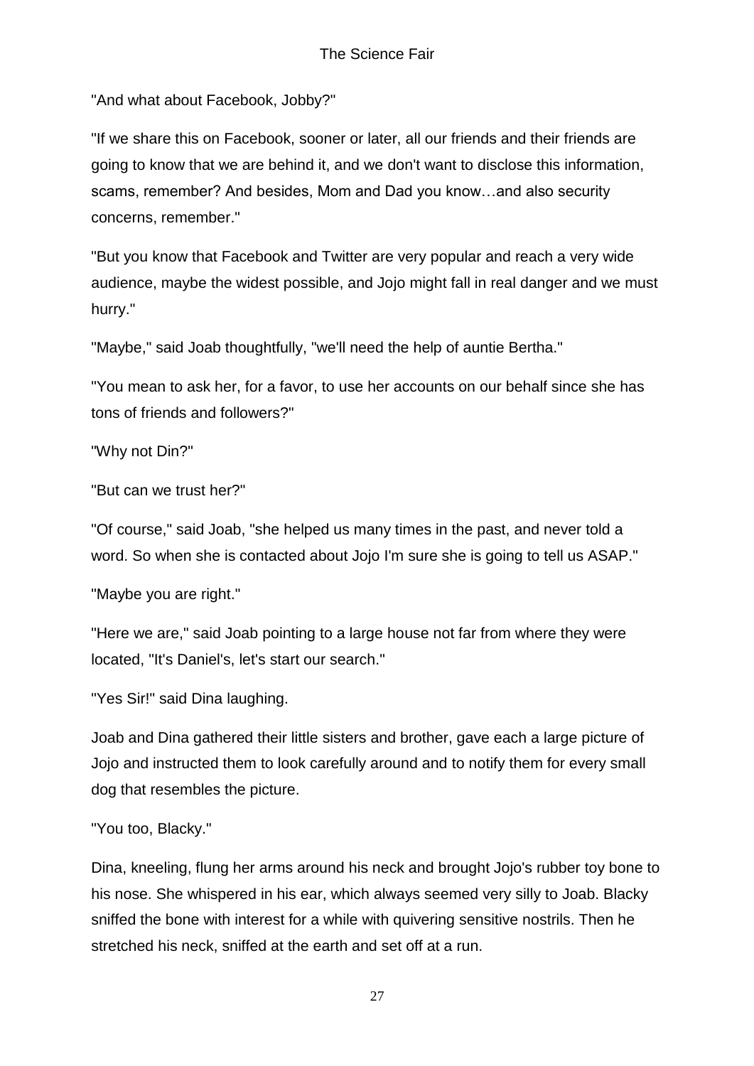"And what about Facebook, Jobby?"

"If we share this on Facebook, sooner or later, all our friends and their friends are going to know that we are behind it, and we don't want to disclose this information, scams, remember? And besides, Mom and Dad you know…and also security concerns, remember."

"But you know that Facebook and Twitter are very popular and reach a very wide audience, maybe the widest possible, and Jojo might fall in real danger and we must hurry."

"Maybe," said Joab thoughtfully, "we'll need the help of auntie Bertha."

"You mean to ask her, for a favor, to use her accounts on our behalf since she has tons of friends and followers?"

"Why not Din?"

"But can we trust her?"

"Of course," said Joab, "she helped us many times in the past, and never told a word. So when she is contacted about Jojo I'm sure she is going to tell us ASAP."

"Maybe you are right."

"Here we are," said Joab pointing to a large house not far from where they were located, "It's Daniel's, let's start our search."

"Yes Sir!" said Dina laughing.

Joab and Dina gathered their little sisters and brother, gave each a large picture of Jojo and instructed them to look carefully around and to notify them for every small dog that resembles the picture.

"You too, Blacky."

Dina, kneeling, flung her arms around his neck and brought Jojo's rubber toy bone to his nose. She whispered in his ear, which always seemed very silly to Joab. Blacky sniffed the bone with interest for a while with quivering sensitive nostrils. Then he stretched his neck, sniffed at the earth and set off at a run.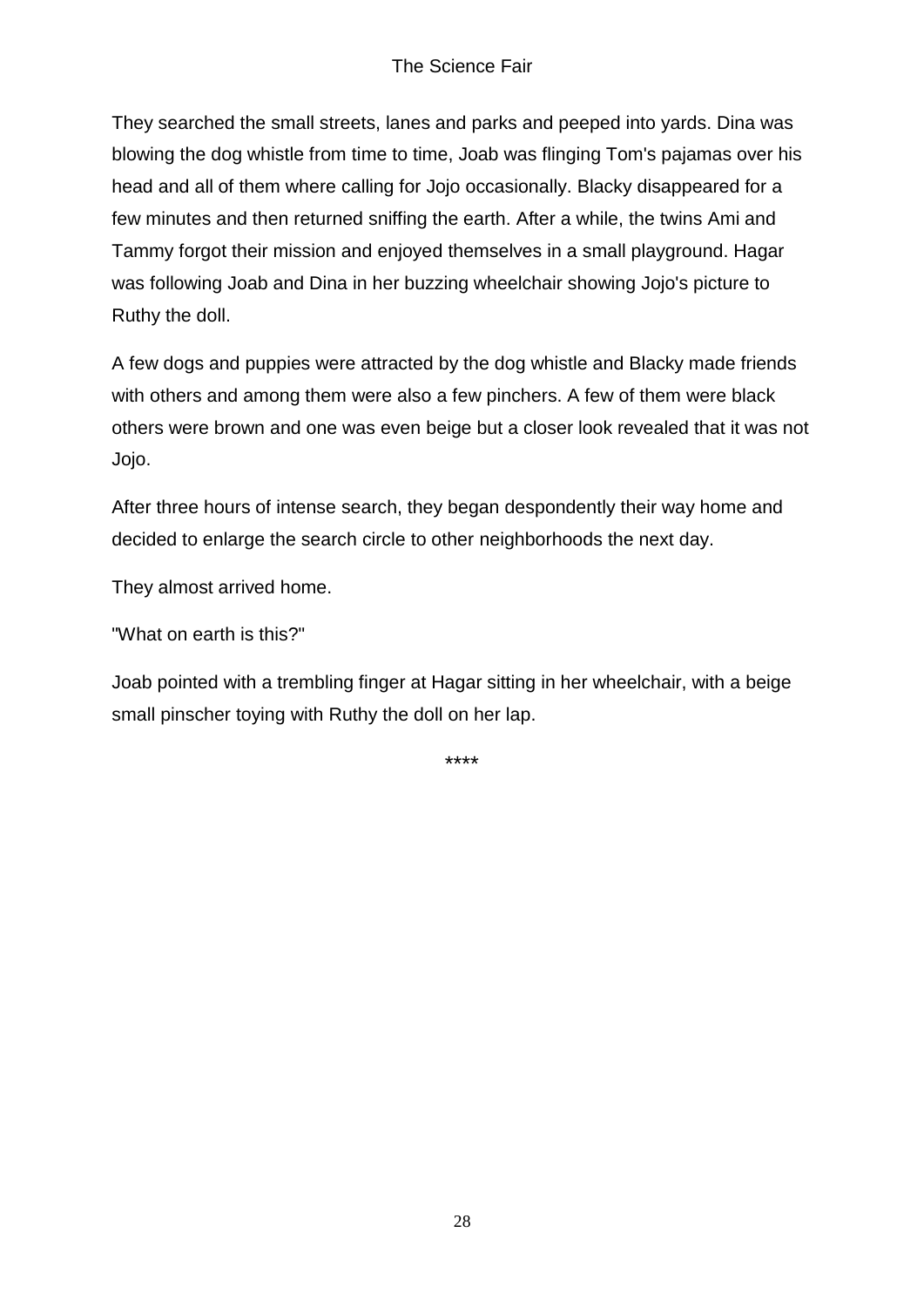They searched the small streets, lanes and parks and peeped into yards. Dina was blowing the dog whistle from time to time, Joab was flinging Tom's pajamas over his head and all of them where calling for Jojo occasionally. Blacky disappeared for a few minutes and then returned sniffing the earth. After a while, the twins Ami and Tammy forgot their mission and enjoyed themselves in a small playground. Hagar was following Joab and Dina in her buzzing wheelchair showing Jojo's picture to Ruthy the doll.

A few dogs and puppies were attracted by the dog whistle and Blacky made friends with others and among them were also a few pinchers. A few of them were black others were brown and one was even beige but a closer look revealed that it was not Jojo.

After three hours of intense search, they began despondently their way home and decided to enlarge the search circle to other neighborhoods the next day.

They almost arrived home.

"What on earth is this?"

Joab pointed with a trembling finger at Hagar sitting in her wheelchair, with a beige small pinscher toying with Ruthy the doll on her lap.

****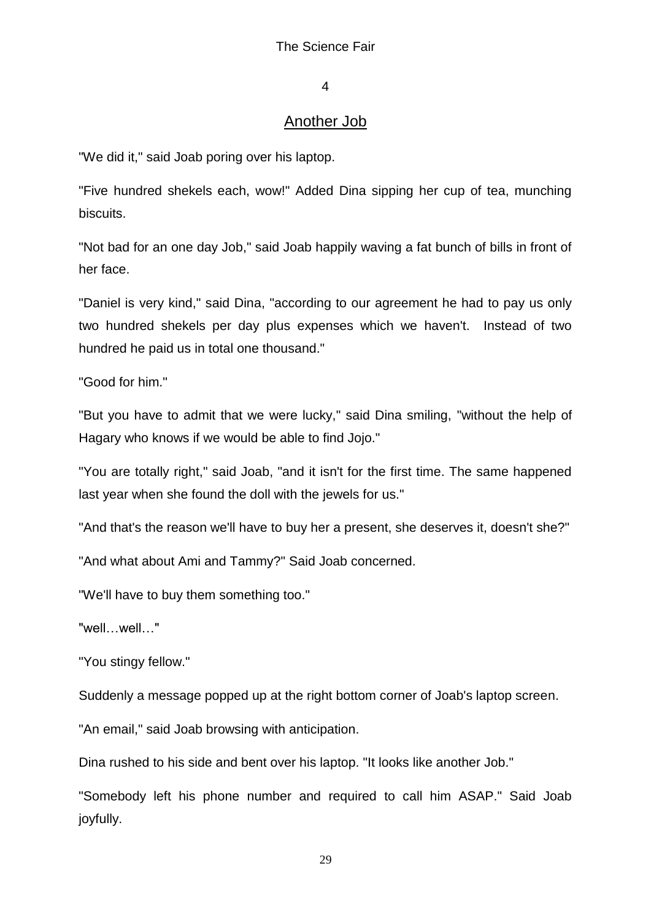## 4

## Another Job

"We did it," said Joab poring over his laptop.

"Five hundred shekels each, wow!" Added Dina sipping her cup of tea, munching biscuits.

"Not bad for an one day Job," said Joab happily waving a fat bunch of bills in front of her face.

"Daniel is very kind," said Dina, "according to our agreement he had to pay us only two hundred shekels per day plus expenses which we haven't.  Instead of two hundred he paid us in total one thousand."

"Good for him."

"But you have to admit that we were lucky," said Dina smiling, "without the help of Hagary who knows if we would be able to find Jojo."

"You are totally right," said Joab, "and it isn't for the first time. The same happened last year when she found the doll with the jewels for us."

"And that's the reason we'll have to buy her a present, she deserves it, doesn't she?"

"And what about Ami and Tammy?" Said Joab concerned.

"We'll have to buy them something too."

"well…well…"

"You stingy fellow."

Suddenly a message popped up at the right bottom corner of Joab's laptop screen.

"An email," said Joab browsing with anticipation.

Dina rushed to his side and bent over his laptop. "It looks like another Job."

"Somebody left his phone number and required to call him ASAP." Said Joab joyfully.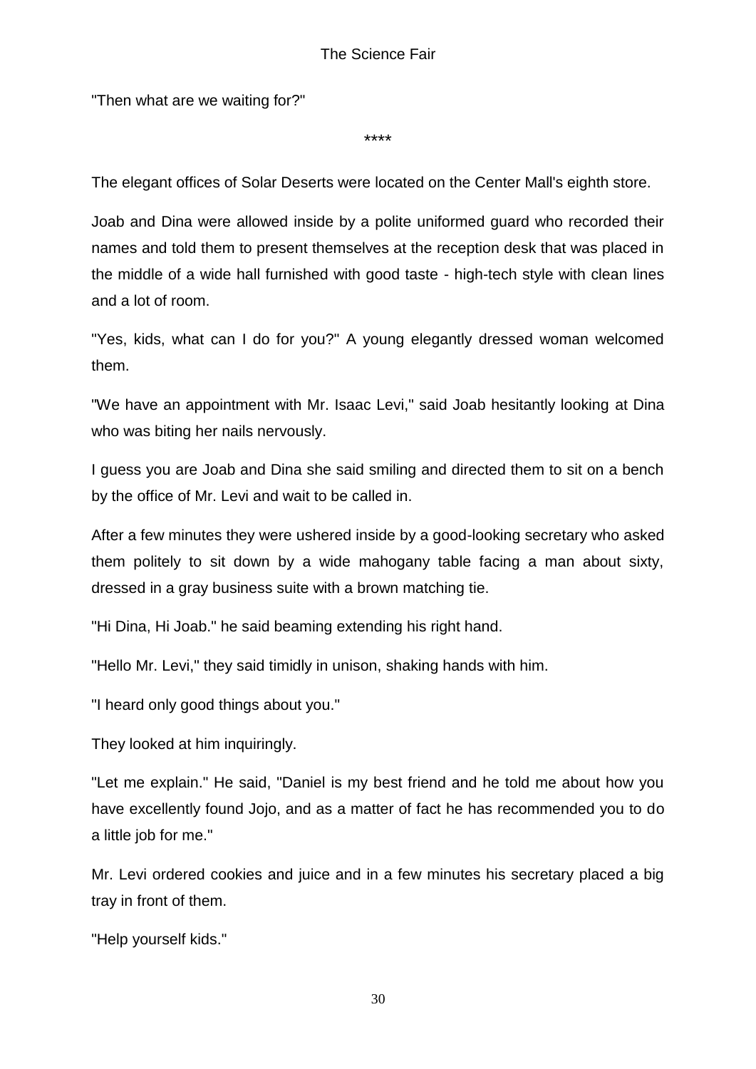"Then what are we waiting for?"

****

The elegant offices of Solar Deserts were located on the Center Mall's eighth store.

Joab and Dina were allowed inside by a polite uniformed guard who recorded their names and told them to present themselves at the reception desk that was placed in the middle of a wide hall furnished with good taste - high-tech style with clean lines and a lot of room.

"Yes, kids, what can I do for you?" A young elegantly dressed woman welcomed them.

"We have an appointment with Mr. Isaac Levi," said Joab hesitantly looking at Dina who was biting her nails nervously.

I guess you are Joab and Dina she said smiling and directed them to sit on a bench by the office of Mr. Levi and wait to be called in.

After a few minutes they were ushered inside by a good-looking secretary who asked them politely to sit down by a wide mahogany table facing a man about sixty, dressed in a gray business suite with a brown matching tie.

"Hi Dina, Hi Joab." he said beaming extending his right hand.

"Hello Mr. Levi," they said timidly in unison, shaking hands with him.

"I heard only good things about you."

They looked at him inquiringly.

"Let me explain." He said, "Daniel is my best friend and he told me about how you have excellently found Jojo, and as a matter of fact he has recommended you to do a little job for me."

Mr. Levi ordered cookies and juice and in a few minutes his secretary placed a big tray in front of them.

"Help yourself kids."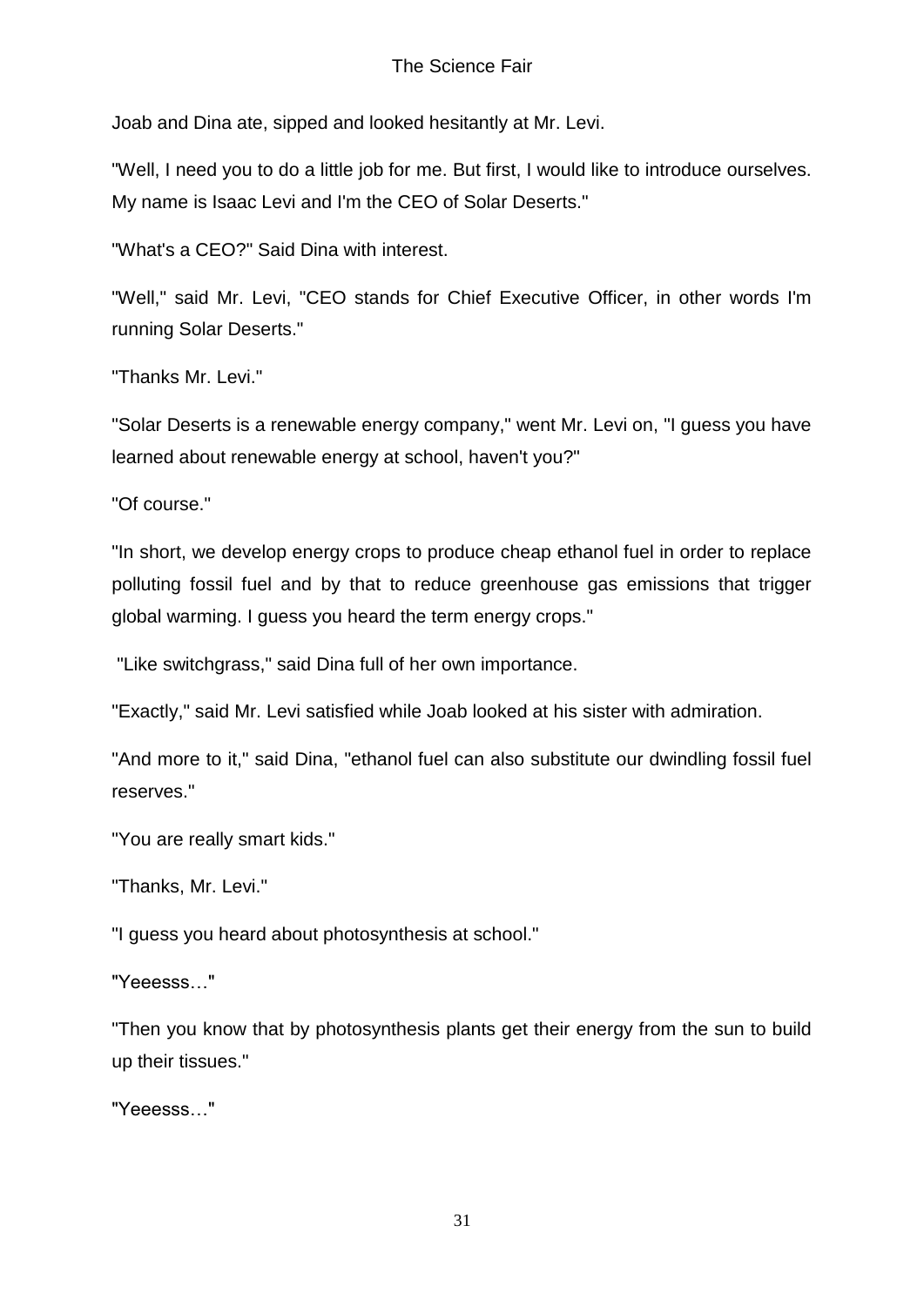Joab and Dina ate, sipped and looked hesitantly at Mr. Levi.

"Well, I need you to do a little job for me. But first, I would like to introduce ourselves. My name is Isaac Levi and I'm the CEO of Solar Deserts."

"What's a CEO?" Said Dina with interest.

"Well," said Mr. Levi, "CEO stands for Chief Executive Officer, in other words I'm running Solar Deserts."

"Thanks Mr. Levi."

"Solar Deserts is a renewable energy company," went Mr. Levi on, "I guess you have learned about renewable energy at school, haven't you?"

"Of course."

"In short, we develop energy crops to produce cheap ethanol fuel in order to replace polluting fossil fuel and by that to reduce greenhouse gas emissions that trigger global warming. I guess you heard the term energy crops."

"Like switchgrass," said Dina full of her own importance.

"Exactly," said Mr. Levi satisfied while Joab looked at his sister with admiration.

"And more to it," said Dina, "ethanol fuel can also substitute our dwindling fossil fuel reserves."

"You are really smart kids."

"Thanks, Mr. Levi."

"I guess you heard about photosynthesis at school."

"Yeeesss…"

"Then you know that by photosynthesis plants get their energy from the sun to build up their tissues."

"Yeeesss…"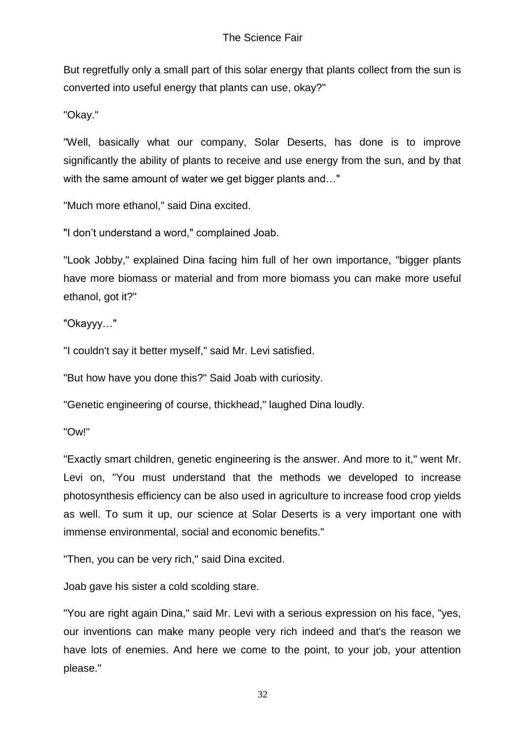But regretfully only a small part of this solar energy that plants collect from the sun is converted into useful energy that plants can use, okay?"

"Okay."

"Well, basically what our company, Solar Deserts, has done is to improve significantly the ability of plants to receive and use energy from the sun, and by that with the same amount of water we get bigger plants and…"

"Much more ethanol," said Dina excited.

"I don't understand a word," complained Joab.

"Look Jobby," explained Dina facing him full of her own importance, "bigger plants have more biomass or material and from more biomass you can make more useful ethanol, got it?"

"Okayyy…"

"I couldn't say it better myself," said Mr. Levi satisfied.

"But how have you done this?" Said Joab with curiosity.

"Genetic engineering of course, thickhead," laughed Dina loudly.

"Ow!"

"Exactly smart children, genetic engineering is the answer. And more to it," went Mr. Levi on, "You must understand that the methods we developed to increase photosynthesis efficiency can be also used in agriculture to increase food crop yields as well. To sum it up, our science at Solar Deserts is a very important one with immense environmental, social and economic benefits."

"Then, you can be very rich," said Dina excited.

Joab gave his sister a cold scolding stare.

"You are right again Dina," said Mr. Levi with a serious expression on his face, "yes, our inventions can make many people very rich indeed and that's the reason we have lots of enemies. And here we come to the point, to your job, your attention please."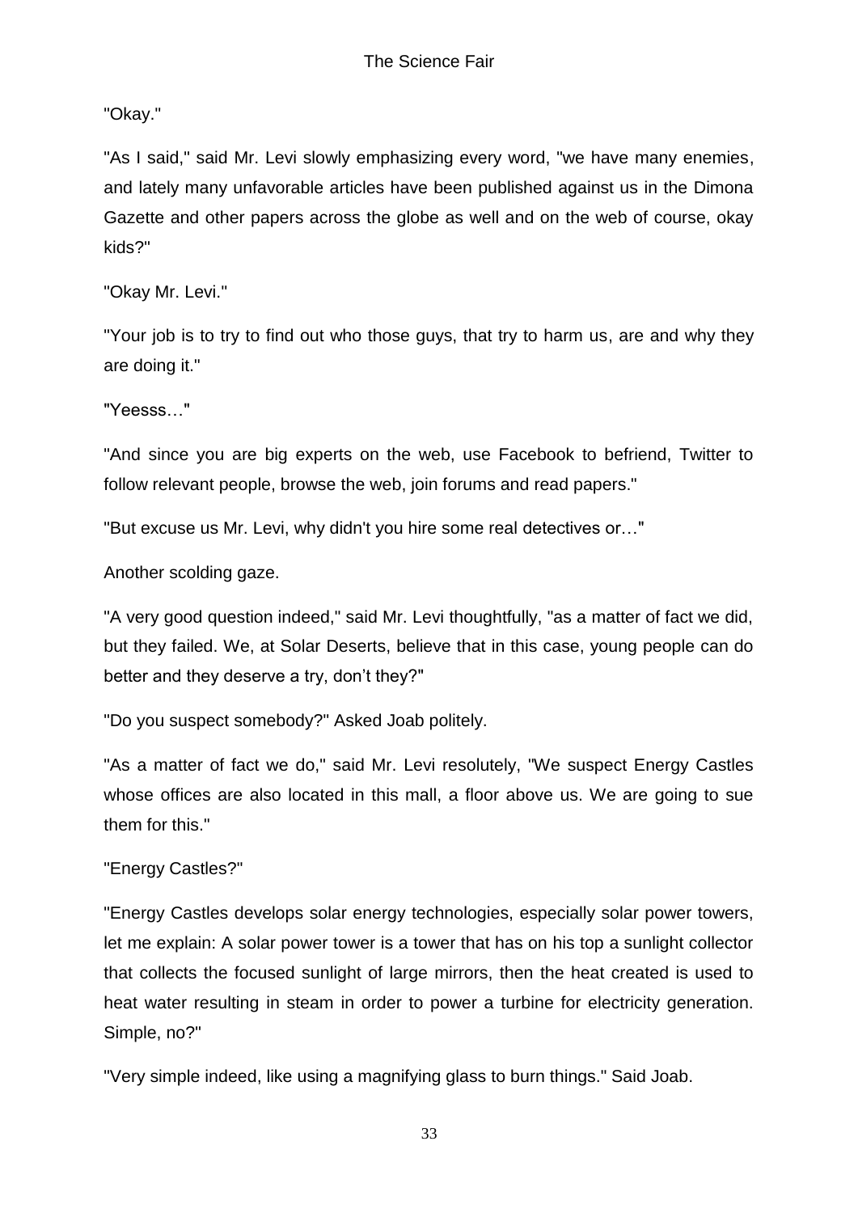"Okay."

"As I said," said Mr. Levi slowly emphasizing every word, "we have many enemies, and lately many unfavorable articles have been published against us in the Dimona Gazette and other papers across the globe as well and on the web of course, okay kids?"

"Okay Mr. Levi."

"Your job is to try to find out who those guys, that try to harm us, are and why they are doing it."

"Yeesss…"

"And since you are big experts on the web, use Facebook to befriend, Twitter to follow relevant people, browse the web, join forums and read papers."

"But excuse us Mr. Levi, why didn't you hire some real detectives or…"

Another scolding gaze.

"A very good question indeed," said Mr. Levi thoughtfully, "as a matter of fact we did, but they failed. We, at Solar Deserts, believe that in this case, young people can do better and they deserve a try, don't they?"

"Do you suspect somebody?" Asked Joab politely.

"As a matter of fact we do," said Mr. Levi resolutely, "We suspect Energy Castles whose offices are also located in this mall, a floor above us. We are going to sue them for this."

"Energy Castles?"

"Energy Castles develops solar energy technologies, especially solar power towers, let me explain: A solar power tower is a tower that has on his top a sunlight collector that collects the focused sunlight of large mirrors, then the heat created is used to heat water resulting in steam in order to power a turbine for electricity generation. Simple, no?"

"Very simple indeed, like using a magnifying glass to burn things." Said Joab.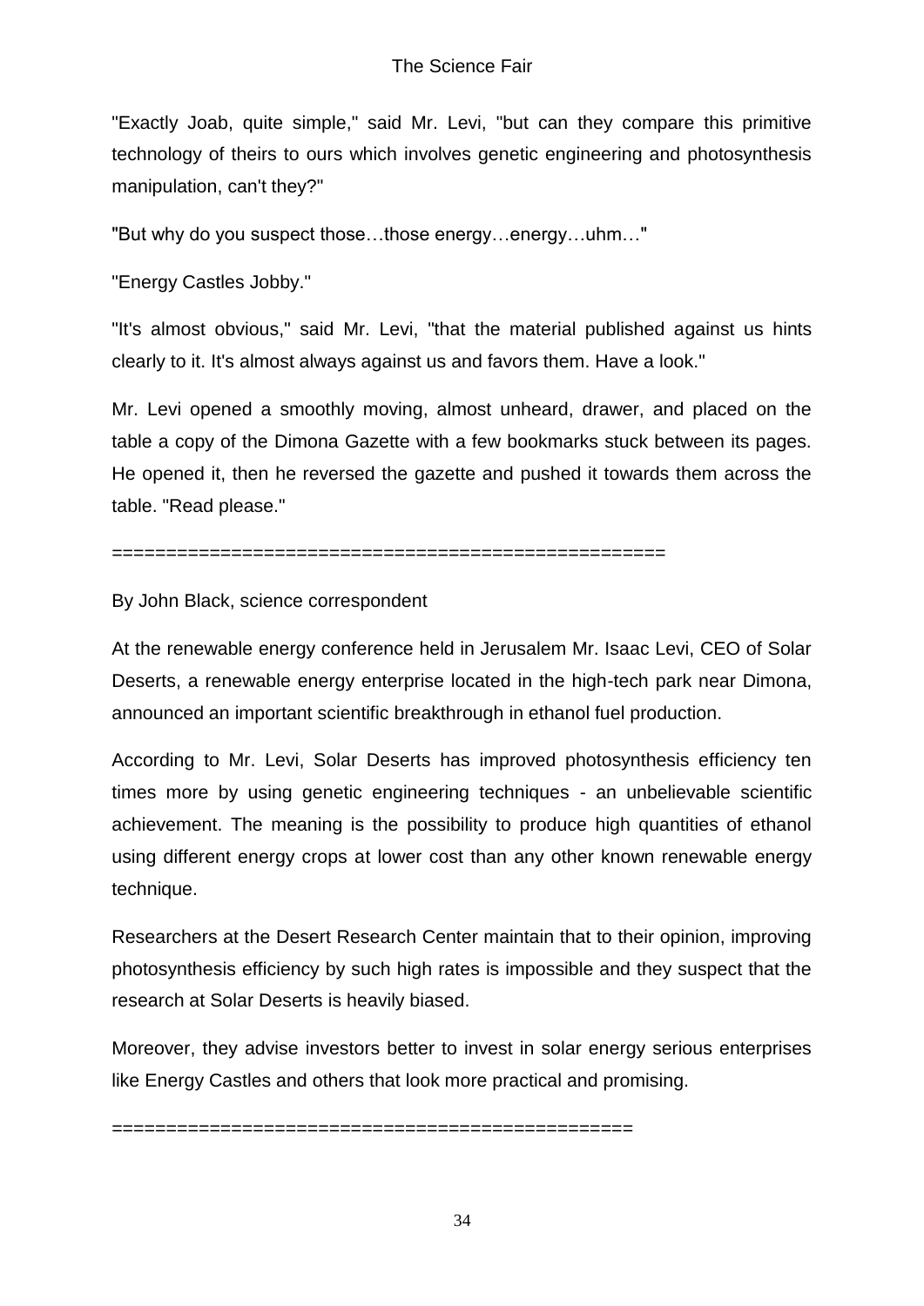"Exactly Joab, quite simple," said Mr. Levi, "but can they compare this primitive technology of theirs to ours which involves genetic engineering and photosynthesis manipulation, can't they?"

"But why do you suspect those…those energy…energy…uhm…"

"Energy Castles Jobby."

"It's almost obvious," said Mr. Levi, "that the material published against us hints clearly to it. It's almost always against us and favors them. Have a look."

Mr. Levi opened a smoothly moving, almost unheard, drawer, and placed on the table a copy of the Dimona Gazette with a few bookmarks stuck between its pages. He opened it, then he reversed the gazette and pushed it towards them across the table. "Read please."

==================================================

By John Black, science correspondent

At the renewable energy conference held in Jerusalem Mr. Isaac Levi, CEO of Solar Deserts, a renewable energy enterprise located in the high-tech park near Dimona, announced an important scientific breakthrough in ethanol fuel production.

According to Mr. Levi, Solar Deserts has improved photosynthesis efficiency ten times more by using genetic engineering techniques - an unbelievable scientific achievement. The meaning is the possibility to produce high quantities of ethanol using different energy crops at lower cost than any other known renewable energy technique.

Researchers at the Desert Research Center maintain that to their opinion, improving photosynthesis efficiency by such high rates is impossible and they suspect that the research at Solar Deserts is heavily biased.

Moreover, they advise investors better to invest in solar energy serious enterprises like Energy Castles and others that look more practical and promising.

===============================================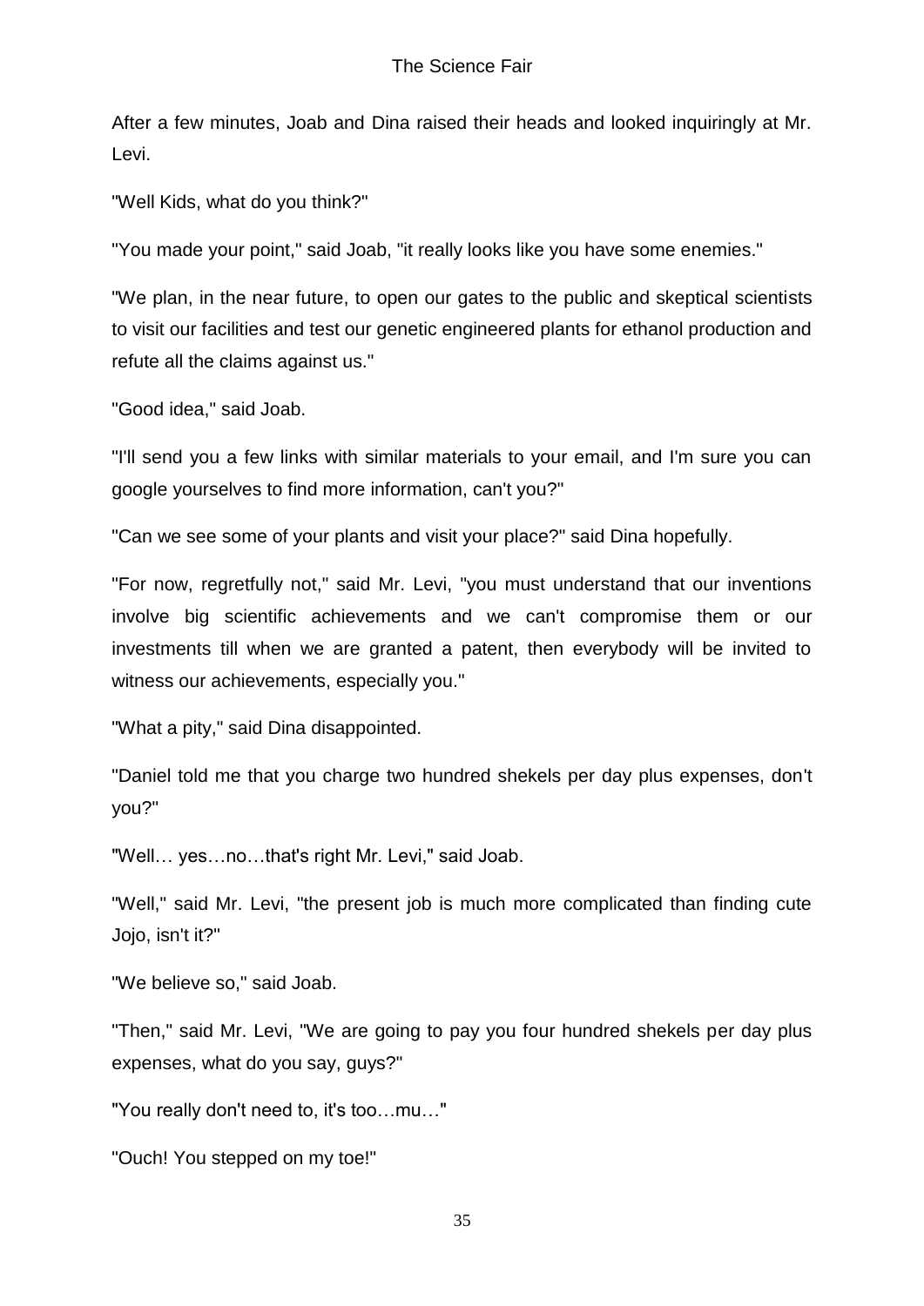After a few minutes, Joab and Dina raised their heads and looked inquiringly at Mr. Levi.

"Well Kids, what do you think?"

"You made your point," said Joab, "it really looks like you have some enemies."

"We plan, in the near future, to open our gates to the public and skeptical scientists to visit our facilities and test our genetic engineered plants for ethanol production and refute all the claims against us."

"Good idea," said Joab.

"I'll send you a few links with similar materials to your email, and I'm sure you can google yourselves to find more information, can't you?"

"Can we see some of your plants and visit your place?" said Dina hopefully.

"For now, regretfully not," said Mr. Levi, "you must understand that our inventions involve big scientific achievements and we can't compromise them or our investments till when we are granted a patent, then everybody will be invited to witness our achievements, especially you."

"What a pity," said Dina disappointed.

"Daniel told me that you charge two hundred shekels per day plus expenses, don't you?"

"Well… yes…no…that's right Mr. Levi," said Joab.

"Well," said Mr. Levi, "the present job is much more complicated than finding cute Jojo, isn't it?"

"We believe so," said Joab.

"Then," said Mr. Levi, "We are going to pay you four hundred shekels per day plus expenses, what do you say, guys?"

"You really don't need to, it's too…mu…"

"Ouch! You stepped on my toe!"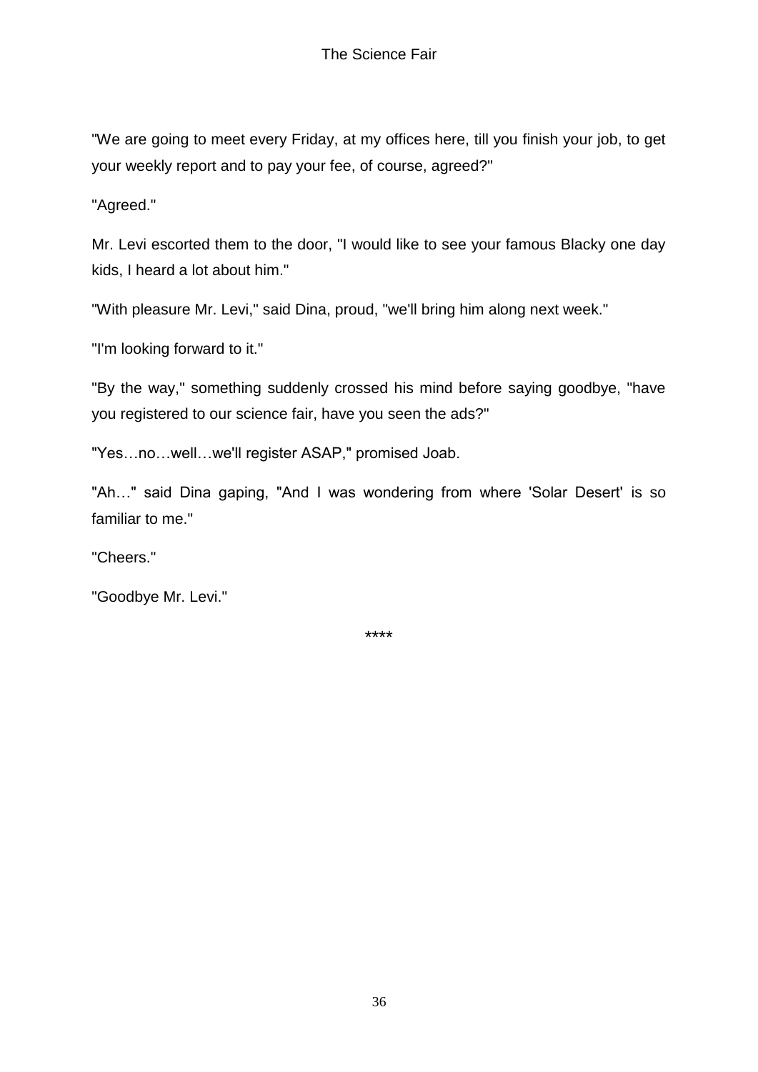"We are going to meet every Friday, at my offices here, till you finish your job, to get your weekly report and to pay your fee, of course, agreed?"

"Agreed."

Mr. Levi escorted them to the door, "I would like to see your famous Blacky one day kids, I heard a lot about him."

"With pleasure Mr. Levi," said Dina, proud, "we'll bring him along next week."

"I'm looking forward to it."

"By the way," something suddenly crossed his mind before saying goodbye, "have you registered to our science fair, have you seen the ads?"

"Yes…no…well…we'll register ASAP," promised Joab.

"Ah…" said Dina gaping, "And I was wondering from where 'Solar Desert' is so familiar to me."

"Cheers."

"Goodbye Mr. Levi."

****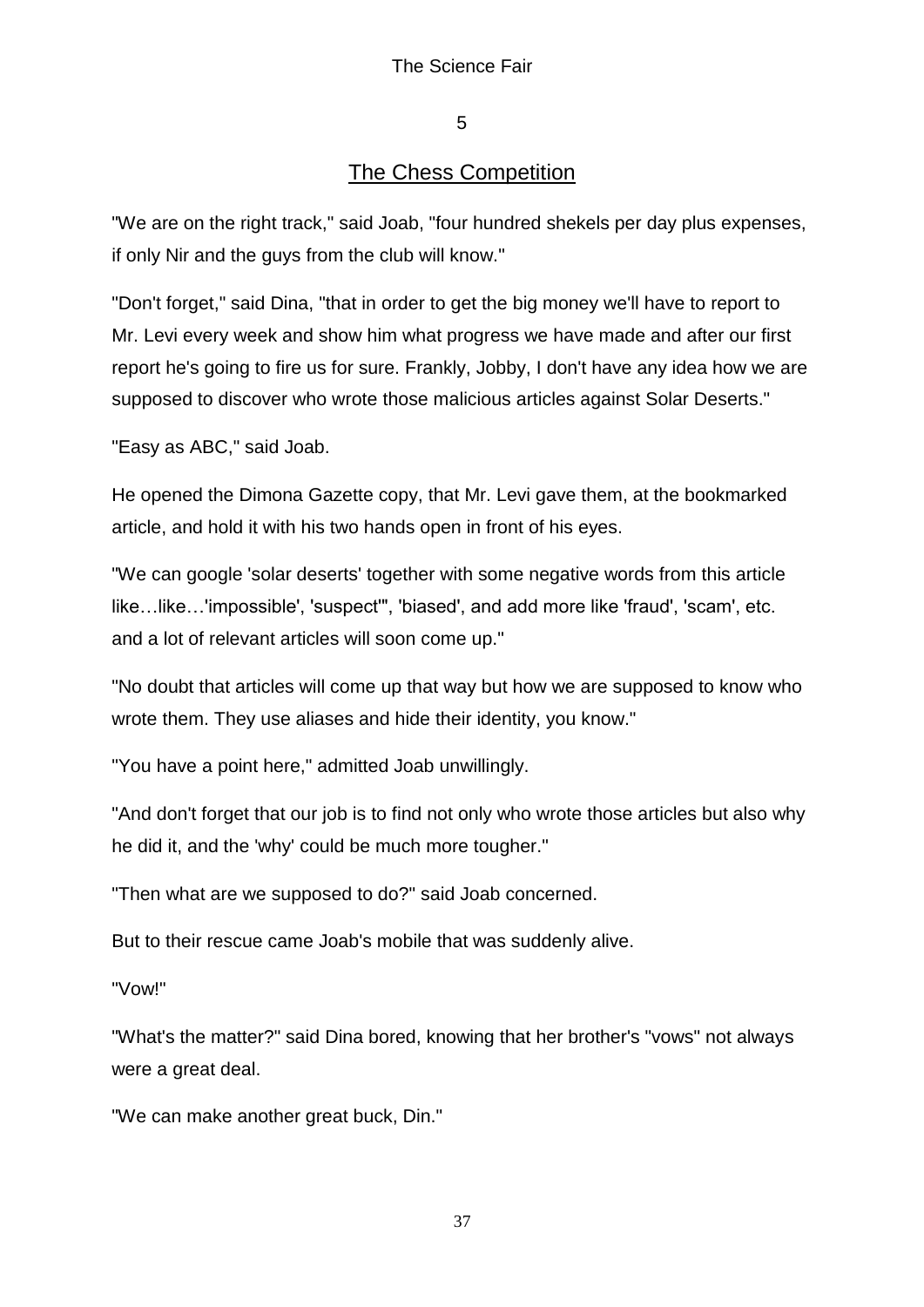## 5

## The Chess Competition

"We are on the right track," said Joab, "four hundred shekels per day plus expenses, if only Nir and the guys from the club will know."

"Don't forget," said Dina, "that in order to get the big money we'll have to report to Mr. Levi every week and show him what progress we have made and after our first report he's going to fire us for sure. Frankly, Jobby, I don't have any idea how we are supposed to discover who wrote those malicious articles against Solar Deserts."

"Easy as ABC," said Joab.

He opened the Dimona Gazette copy, that Mr. Levi gave them, at the bookmarked article, and hold it with his two hands open in front of his eyes.

"We can google 'solar deserts' together with some negative words from this article like…like…'impossible', 'suspect'", 'biased', and add more like 'fraud', 'scam', etc. and a lot of relevant articles will soon come up."

"No doubt that articles will come up that way but how we are supposed to know who wrote them. They use aliases and hide their identity, you know."

"You have a point here," admitted Joab unwillingly.

"And don't forget that our job is to find not only who wrote those articles but also why he did it, and the 'why' could be much more tougher."

"Then what are we supposed to do?" said Joab concerned.

But to their rescue came Joab's mobile that was suddenly alive.

"Vow!"

"What's the matter?" said Dina bored, knowing that her brother's "vows" not always were a great deal.

"We can make another great buck, Din."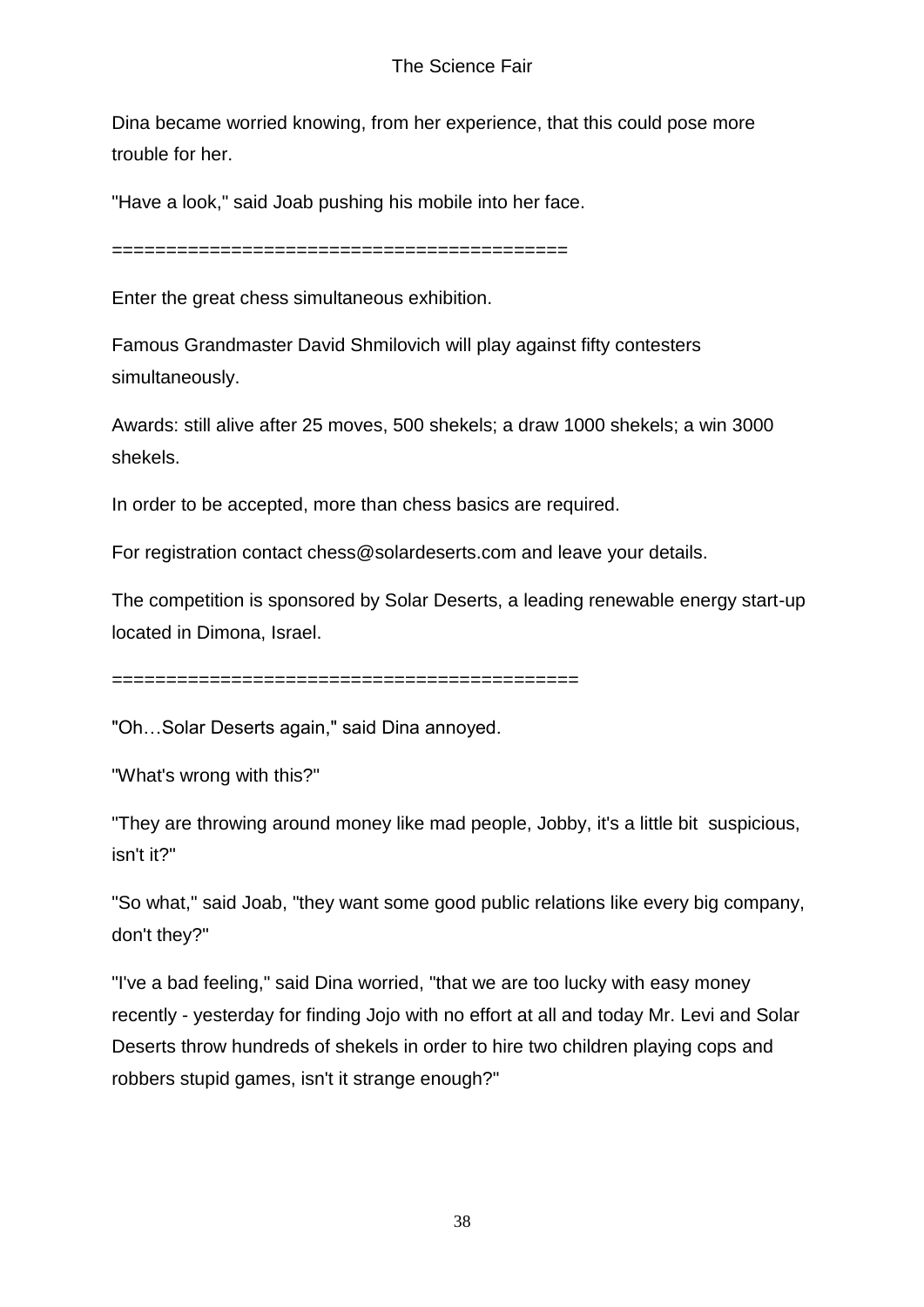Dina became worried knowing, from her experience, that this could pose more trouble for her.

"Have a look," said Joab pushing his mobile into her face.

==========================================

Enter the great chess simultaneous exhibition.

Famous Grandmaster David Shmilovich will play against fifty contesters simultaneously.

Awards: still alive after 25 moves, 500 shekels; a draw 1000 shekels; a win 3000 shekels.

In order to be accepted, more than chess basics are required.

For registration contact chess@solardeserts.com and leave your details.

The competition is sponsored by Solar Deserts, a leading renewable energy start-up located in Dimona, Israel.

==========================================

"Oh…Solar Deserts again," said Dina annoyed.

"What's wrong with this?"

"They are throwing around money like mad people, Jobby, it's a little bit suspicious, isn't it?"

"So what," said Joab, "they want some good public relations like every big company, don't they?"

"I've a bad feeling," said Dina worried, "that we are too lucky with easy money recently - yesterday for finding Jojo with no effort at all and today Mr. Levi and Solar Deserts throw hundreds of shekels in order to hire two children playing cops and robbers stupid games, isn't it strange enough?"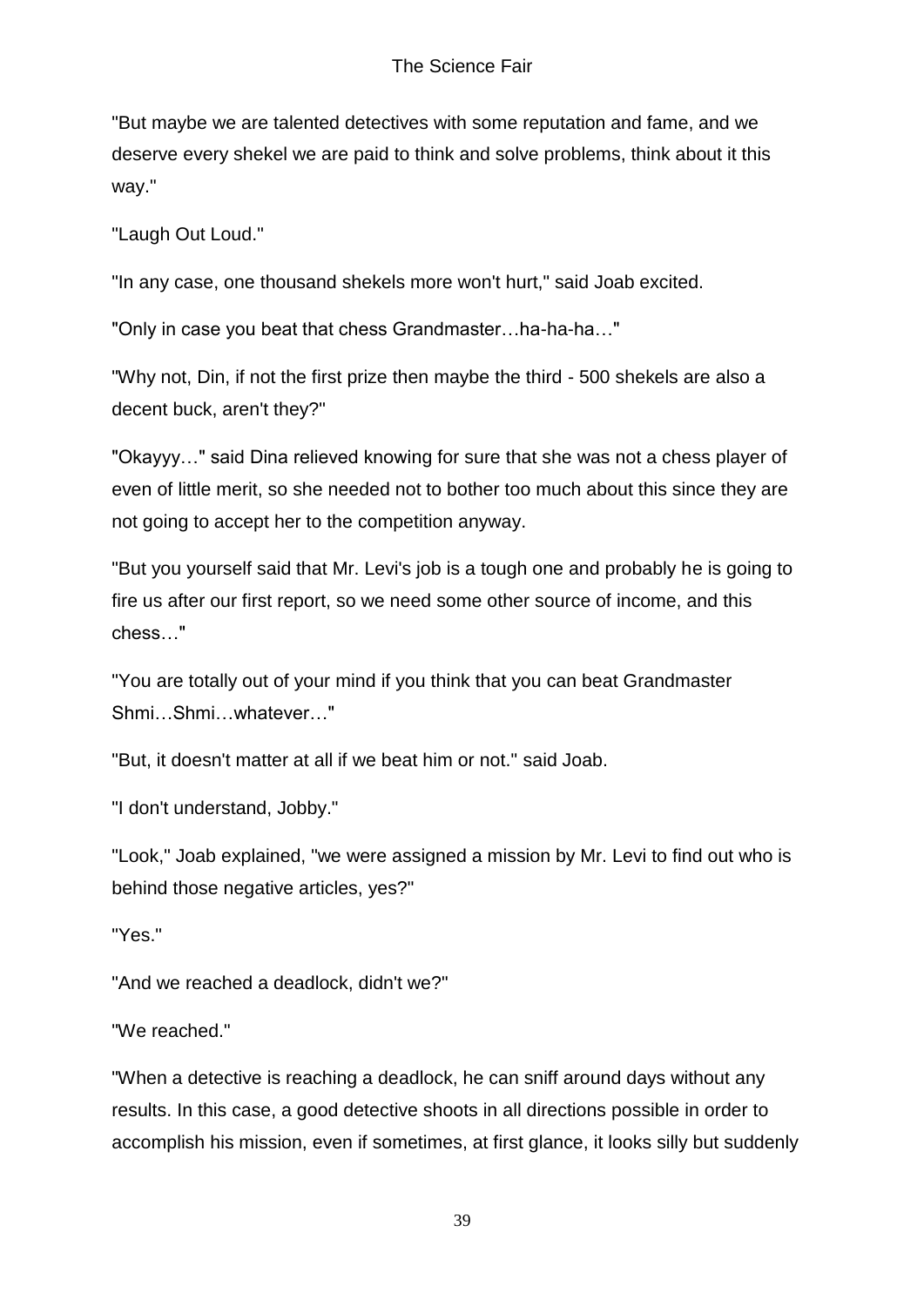"But maybe we are talented detectives with some reputation and fame, and we deserve every shekel we are paid to think and solve problems, think about it this way."

"Laugh Out Loud."

"In any case, one thousand shekels more won't hurt," said Joab excited.

"Only in case you beat that chess Grandmaster…ha-ha-ha…"

"Why not, Din, if not the first prize then maybe the third - 500 shekels are also a decent buck, aren't they?"

"Okayyy…" said Dina relieved knowing for sure that she was not a chess player of even of little merit, so she needed not to bother too much about this since they are not going to accept her to the competition anyway.

"But you yourself said that Mr. Levi's job is a tough one and probably he is going to fire us after our first report, so we need some other source of income, and this chess…"

"You are totally out of your mind if you think that you can beat Grandmaster Shmi…Shmi…whatever…"

"But, it doesn't matter at all if we beat him or not." said Joab.

"I don't understand, Jobby."

"Look," Joab explained, "we were assigned a mission by Mr. Levi to find out who is behind those negative articles, yes?"

"Yes."

"And we reached a deadlock, didn't we?"

"We reached."

"When a detective is reaching a deadlock, he can sniff around days without any results. In this case, a good detective shoots in all directions possible in order to accomplish his mission, even if sometimes, at first glance, it looks silly but suddenly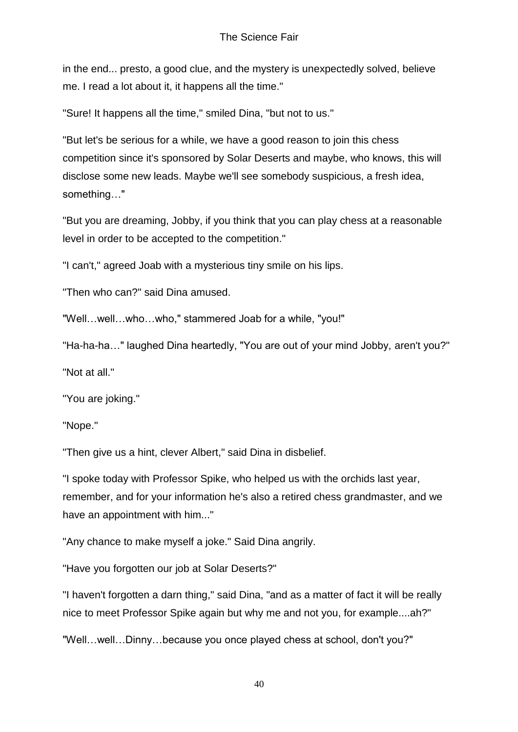in the end... presto, a good clue, and the mystery is unexpectedly solved, believe me. I read a lot about it, it happens all the time."

"Sure! It happens all the time," smiled Dina, "but not to us."

"But let's be serious for a while, we have a good reason to join this chess competition since it's sponsored by Solar Deserts and maybe, who knows, this will disclose some new leads. Maybe we'll see somebody suspicious, a fresh idea, something…"

"But you are dreaming, Jobby, if you think that you can play chess at a reasonable level in order to be accepted to the competition."

"I can't," agreed Joab with a mysterious tiny smile on his lips.

"Then who can?" said Dina amused.

"Well…well…who…who," stammered Joab for a while, "you!"

"Ha-ha-ha…" laughed Dina heartedly, "You are out of your mind Jobby, aren't you?"

"Not at all."

"You are joking."

"Nope."

"Then give us a hint, clever Albert," said Dina in disbelief.

"I spoke today with Professor Spike, who helped us with the orchids last year, remember, and for your information he's also a retired chess grandmaster, and we have an appointment with him..."

"Any chance to make myself a joke." Said Dina angrily.

"Have you forgotten our job at Solar Deserts?"

"I haven't forgotten a darn thing," said Dina, "and as a matter of fact it will be really nice to meet Professor Spike again but why me and not you, for example....ah?"

"Well…well…Dinny…because you once played chess at school, don't you?"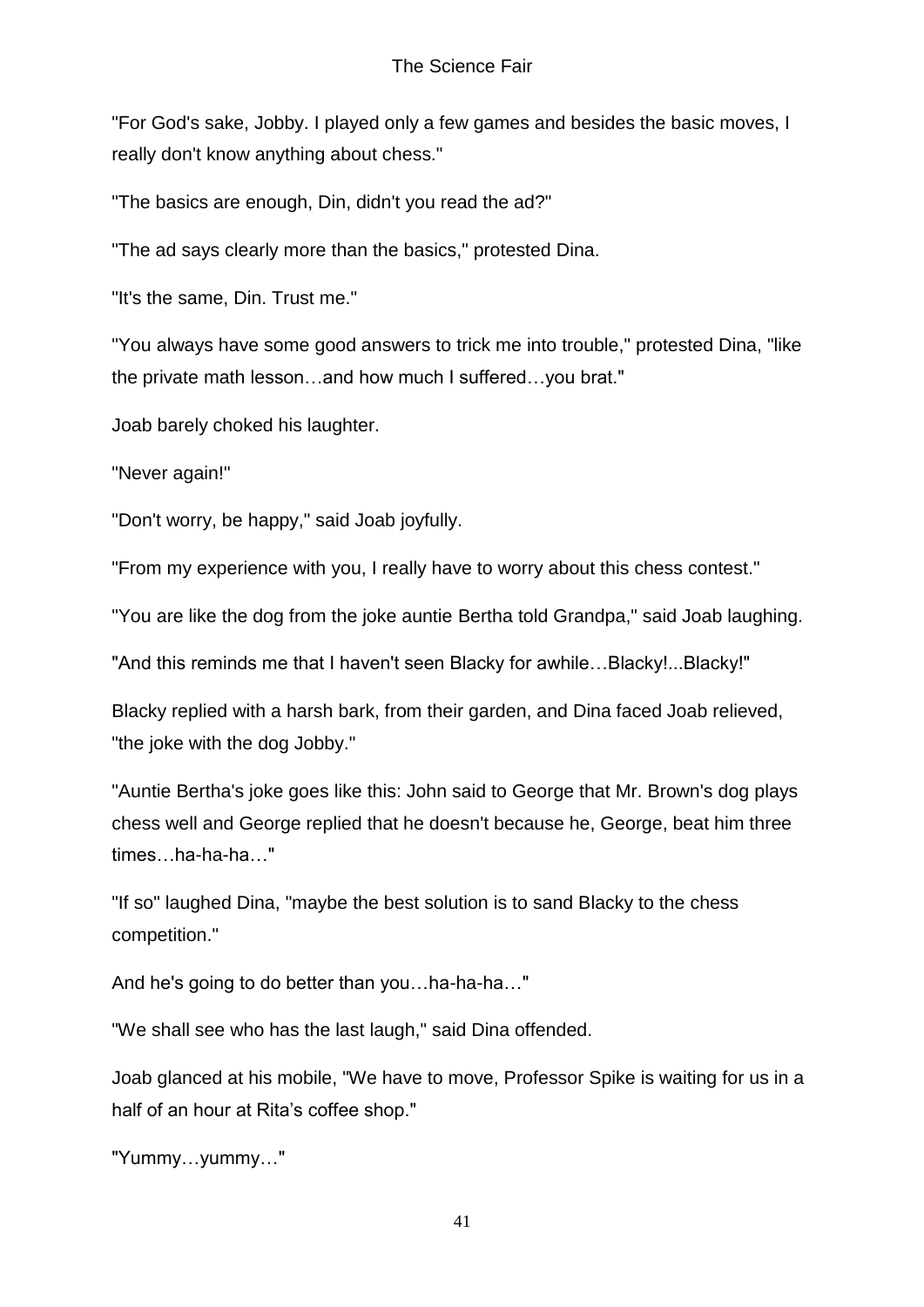"For God's sake, Jobby. I played only a few games and besides the basic moves, I really don't know anything about chess."

"The basics are enough, Din, didn't you read the ad?"

"The ad says clearly more than the basics," protested Dina.

"It's the same, Din. Trust me."

"You always have some good answers to trick me into trouble," protested Dina, "like the private math lesson…and how much I suffered…you brat."

Joab barely choked his laughter.

"Never again!"

"Don't worry, be happy," said Joab joyfully.

"From my experience with you, I really have to worry about this chess contest."

"You are like the dog from the joke auntie Bertha told Grandpa," said Joab laughing.

"And this reminds me that I haven't seen Blacky for awhile…Blacky!...Blacky!"

Blacky replied with a harsh bark, from their garden, and Dina faced Joab relieved, "the joke with the dog Jobby."

"Auntie Bertha's joke goes like this: John said to George that Mr. Brown's dog plays chess well and George replied that he doesn't because he, George, beat him three times…ha-ha-ha…"

"If so" laughed Dina, "maybe the best solution is to sand Blacky to the chess competition."

And he's going to do better than you…ha-ha-ha…"

"We shall see who has the last laugh," said Dina offended.

Joab glanced at his mobile, "We have to move, Professor Spike is waiting for us in a half of an hour at Rita's coffee shop."

"Yummy…yummy…"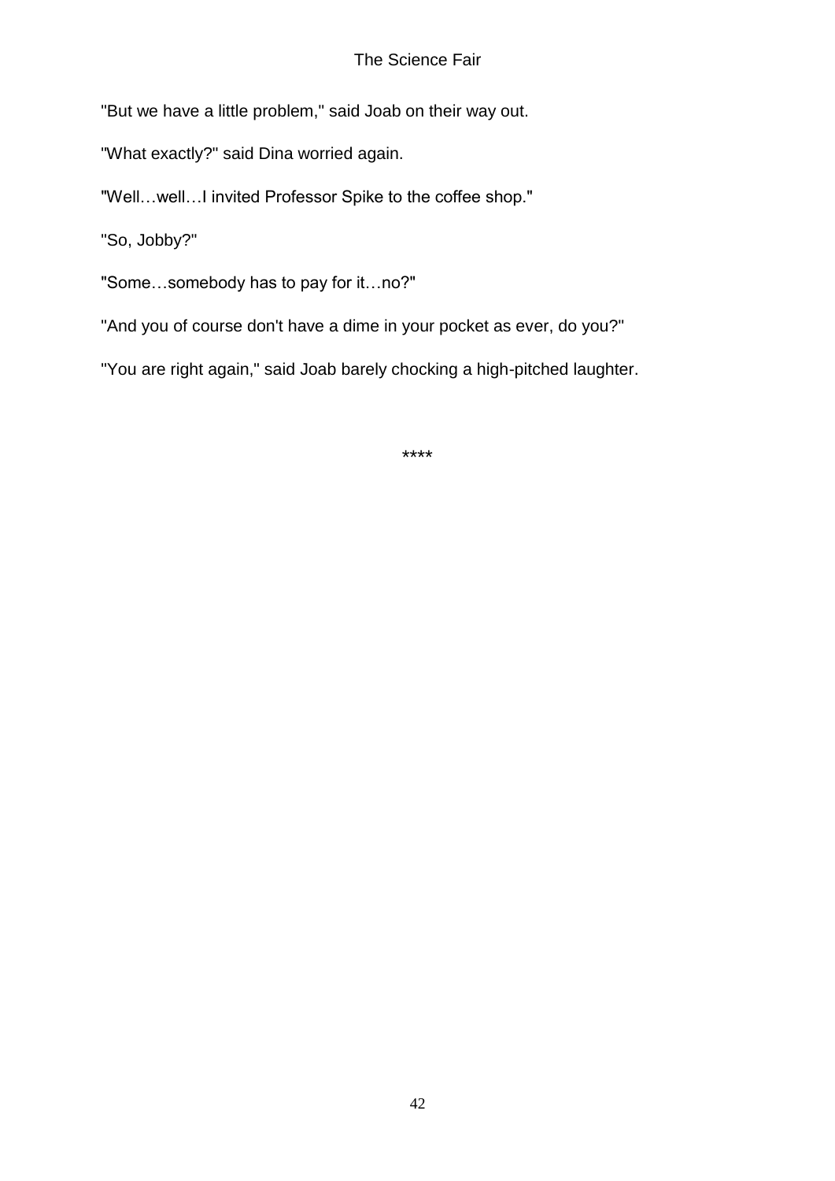"But we have a little problem," said Joab on their way out.

"What exactly?" said Dina worried again.

"Well…well…I invited Professor Spike to the coffee shop."

"So, Jobby?"

"Some…somebody has to pay for it…no?"

"And you of course don't have a dime in your pocket as ever, do you?"

"You are right again," said Joab barely chocking a high-pitched laughter.

\*\*\*\*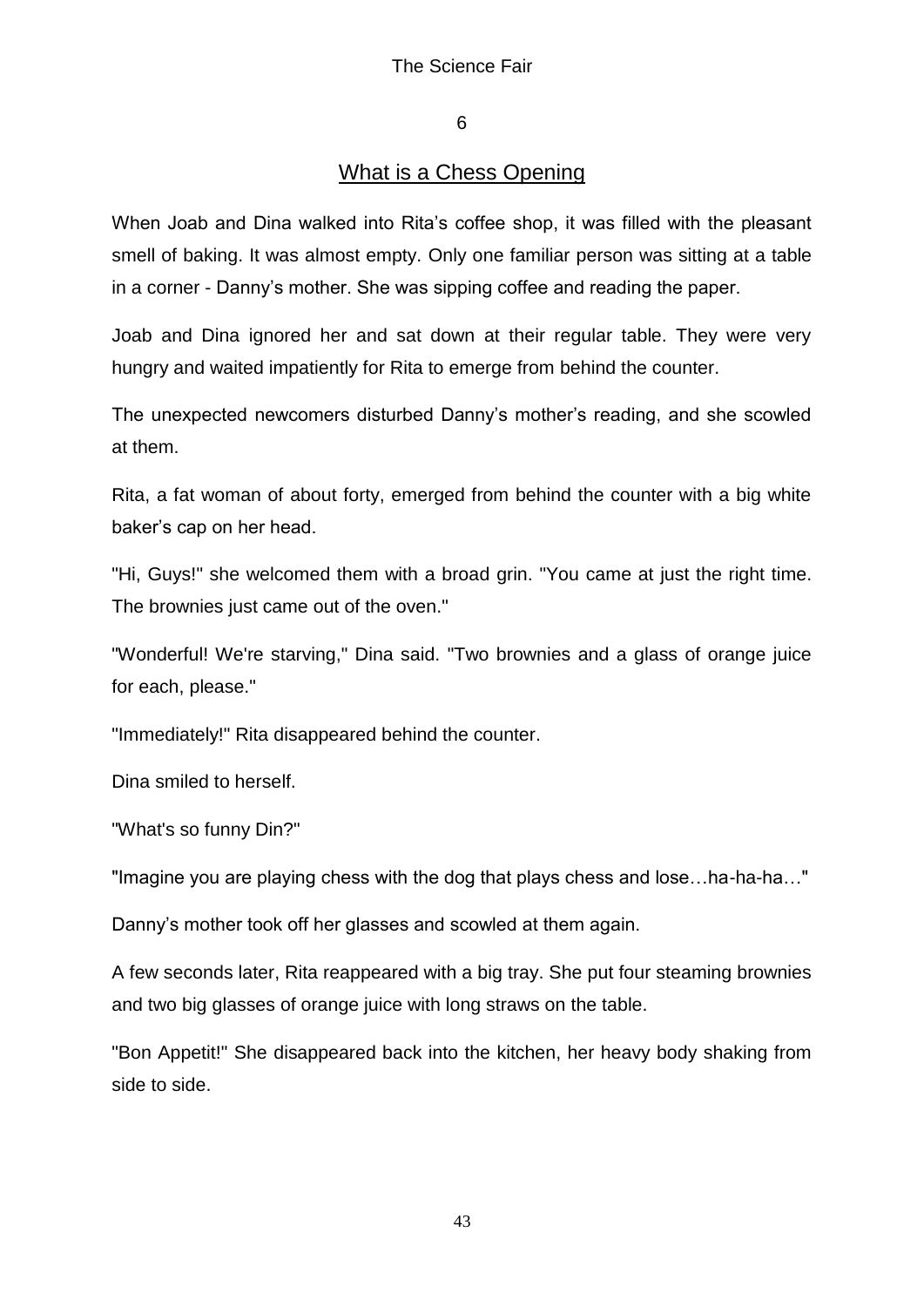## 6

## What is a Chess Opening

When Joab and Dina walked into Rita's coffee shop, it was filled with the pleasant smell of baking. It was almost empty. Only one familiar person was sitting at a table in a corner - Danny's mother. She was sipping coffee and reading the paper.

Joab and Dina ignored her and sat down at their regular table. They were very hungry and waited impatiently for Rita to emerge from behind the counter.

The unexpected newcomers disturbed Danny's mother's reading, and she scowled at them.

Rita, a fat woman of about forty, emerged from behind the counter with a big white baker's cap on her head.

"Hi, Guys!" she welcomed them with a broad grin. "You came at just the right time. The brownies just came out of the oven."

"Wonderful! We're starving," Dina said. "Two brownies and a glass of orange juice for each, please."

"Immediately!" Rita disappeared behind the counter.

Dina smiled to herself.

"What's so funny Din?"

"Imagine you are playing chess with the dog that plays chess and lose…ha-ha-ha…"

Danny's mother took off her glasses and scowled at them again.

A few seconds later, Rita reappeared with a big tray. She put four steaming brownies and two big glasses of orange juice with long straws on the table.

"Bon Appetit!" She disappeared back into the kitchen, her heavy body shaking from side to side.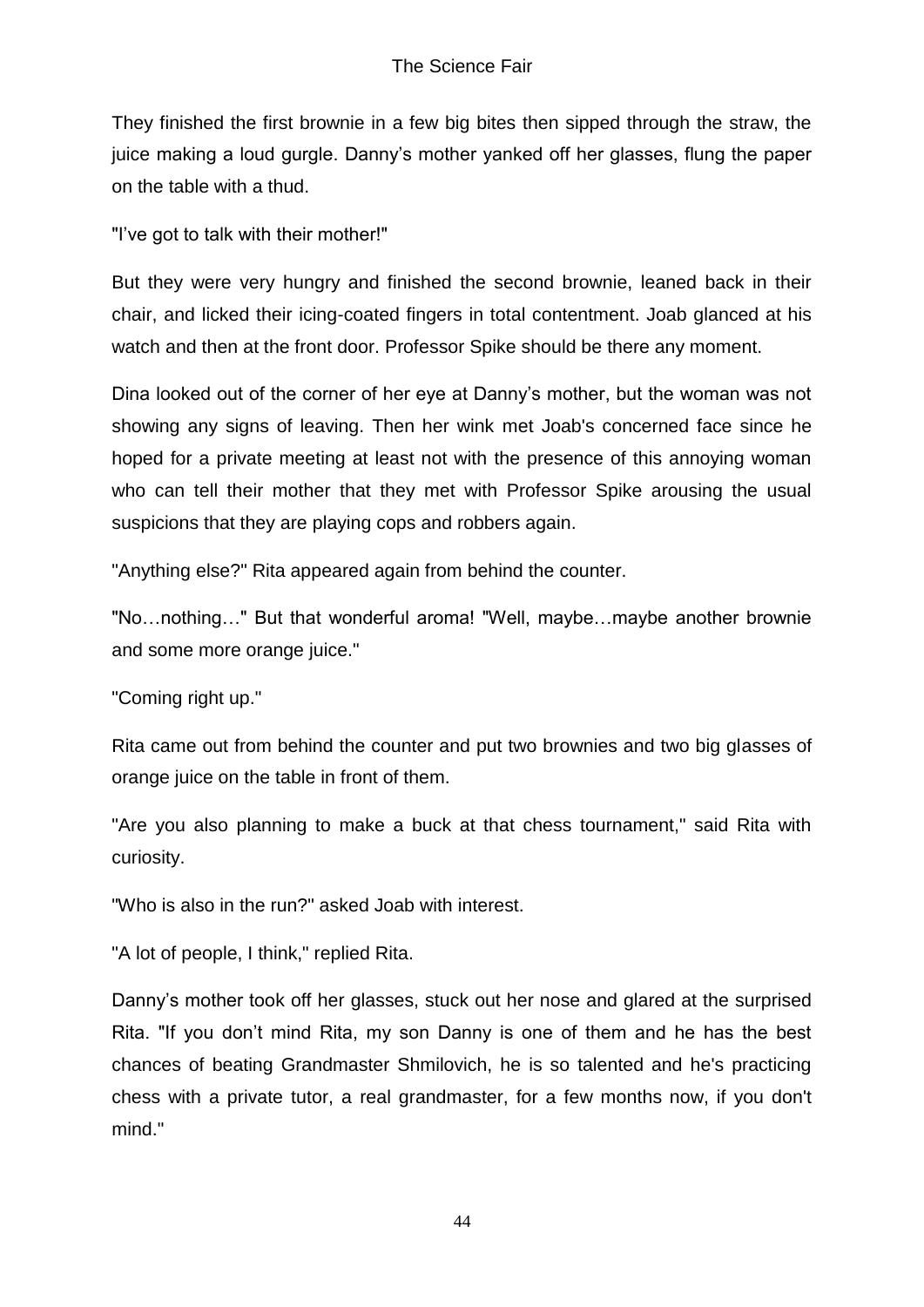They finished the first brownie in a few big bites then sipped through the straw, the juice making a loud gurgle. Danny's mother yanked off her glasses, flung the paper on the table with a thud.

"I've got to talk with their mother!"

But they were very hungry and finished the second brownie, leaned back in their chair, and licked their icing-coated fingers in total contentment. Joab glanced at his watch and then at the front door. Professor Spike should be there any moment.

Dina looked out of the corner of her eye at Danny's mother, but the woman was not showing any signs of leaving. Then her wink met Joab's concerned face since he hoped for a private meeting at least not with the presence of this annoying woman who can tell their mother that they met with Professor Spike arousing the usual suspicions that they are playing cops and robbers again.

"Anything else?" Rita appeared again from behind the counter.

"No…nothing…" But that wonderful aroma! "Well, maybe…maybe another brownie and some more orange juice."

"Coming right up."

Rita came out from behind the counter and put two brownies and two big glasses of orange juice on the table in front of them.

"Are you also planning to make a buck at that chess tournament," said Rita with curiosity.

"Who is also in the run?" asked Joab with interest.

"A lot of people, I think," replied Rita.

Danny's mother took off her glasses, stuck out her nose and glared at the surprised Rita. "If you don't mind Rita, my son Danny is one of them and he has the best chances of beating Grandmaster Shmilovich, he is so talented and he's practicing chess with a private tutor, a real grandmaster, for a few months now, if you don't mind."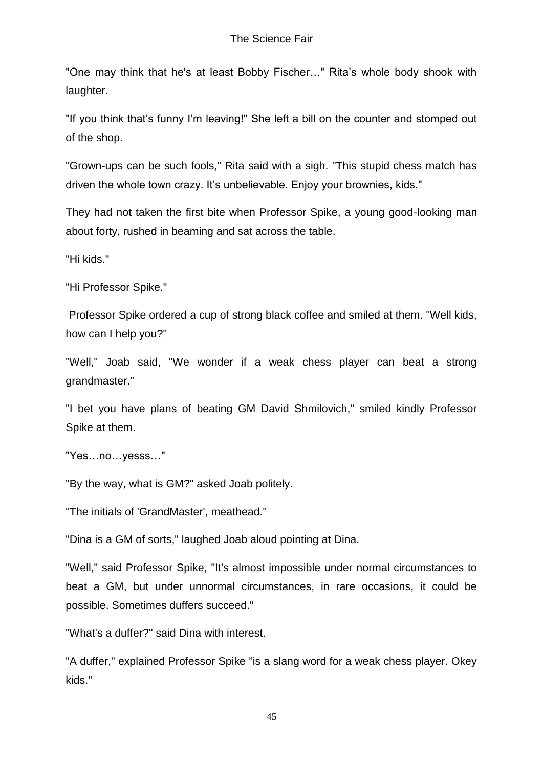"One may think that he's at least Bobby Fischer…" Rita's whole body shook with laughter.

"If you think that's funny I'm leaving!" She left a bill on the counter and stomped out of the shop.

"Grown-ups can be such fools," Rita said with a sigh. "This stupid chess match has driven the whole town crazy. It's unbelievable. Enjoy your brownies, kids."

They had not taken the first bite when Professor Spike, a young good-looking man about forty, rushed in beaming and sat across the table.

"Hi kids."

"Hi Professor Spike."

Professor Spike ordered a cup of strong black coffee and smiled at them. "Well kids, how can I help you?"

"Well," Joab said, "We wonder if a weak chess player can beat a strong grandmaster."

"I bet you have plans of beating GM David Shmilovich," smiled kindly Professor Spike at them.

"Yes…no…yesss…"

"By the way, what is GM?" asked Joab politely.

"The initials of 'GrandMaster', meathead."

"Dina is a GM of sorts," laughed Joab aloud pointing at Dina.

"Well," said Professor Spike, "It's almost impossible under normal circumstances to beat a GM, but under unnormal circumstances, in rare occasions, it could be possible. Sometimes duffers succeed."

"What's a duffer?" said Dina with interest.

"A duffer," explained Professor Spike "is a slang word for a weak chess player. Okey kids."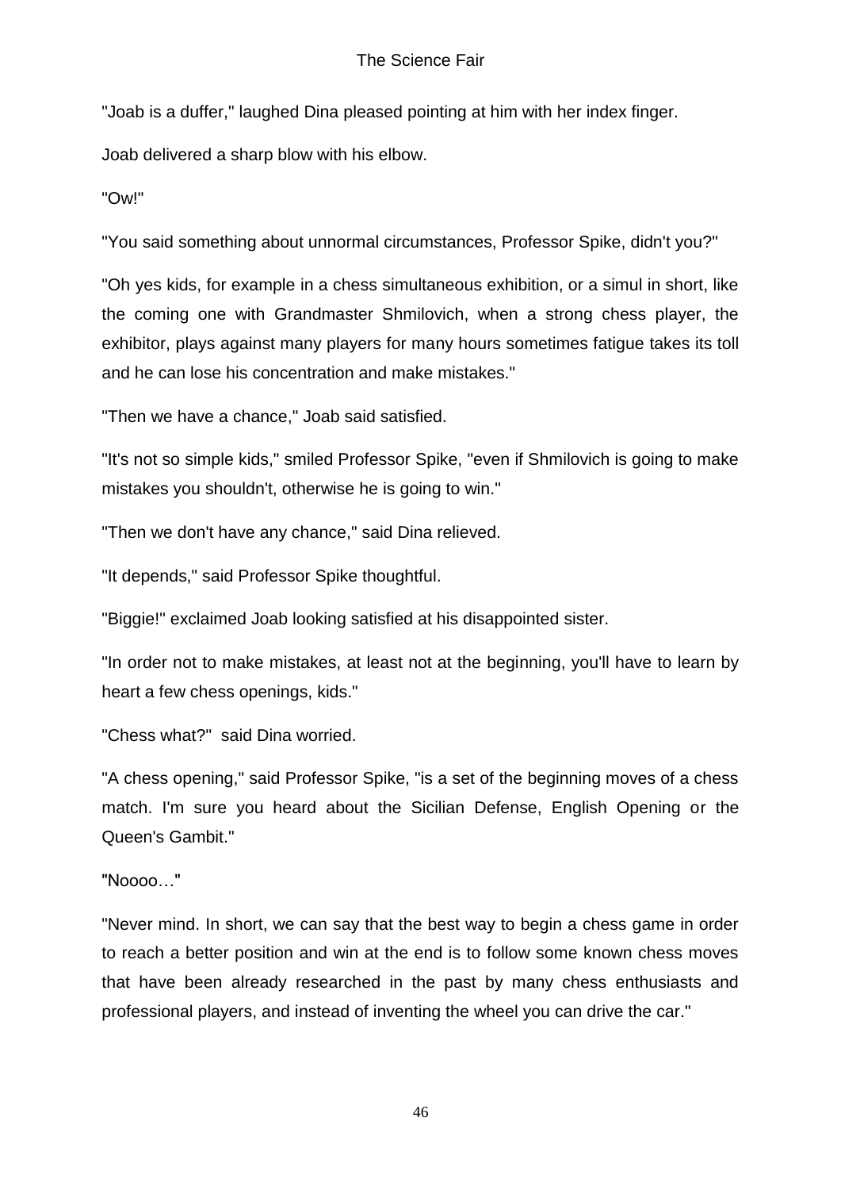"Joab is a duffer," laughed Dina pleased pointing at him with her index finger.

Joab delivered a sharp blow with his elbow.

"Ow!"

"You said something about unnormal circumstances, Professor Spike, didn't you?"

"Oh yes kids, for example in a chess simultaneous exhibition, or a simul in short, like the coming one with Grandmaster Shmilovich, when a strong chess player, the exhibitor, plays against many players for many hours sometimes fatigue takes its toll and he can lose his concentration and make mistakes."

"Then we have a chance," Joab said satisfied.

"It's not so simple kids," smiled Professor Spike, "even if Shmilovich is going to make mistakes you shouldn't, otherwise he is going to win."

"Then we don't have any chance," said Dina relieved.

"It depends," said Professor Spike thoughtful.

"Biggie!" exclaimed Joab looking satisfied at his disappointed sister.

"In order not to make mistakes, at least not at the beginning, you'll have to learn by heart a few chess openings, kids."

"Chess what?" said Dina worried.

"A chess opening," said Professor Spike, "is a set of the beginning moves of a chess match. I'm sure you heard about the Sicilian Defense, English Opening or the Queen's Gambit."

"Noooo…"

"Never mind. In short, we can say that the best way to begin a chess game in order to reach a better position and win at the end is to follow some known chess moves that have been already researched in the past by many chess enthusiasts and professional players, and instead of inventing the wheel you can drive the car."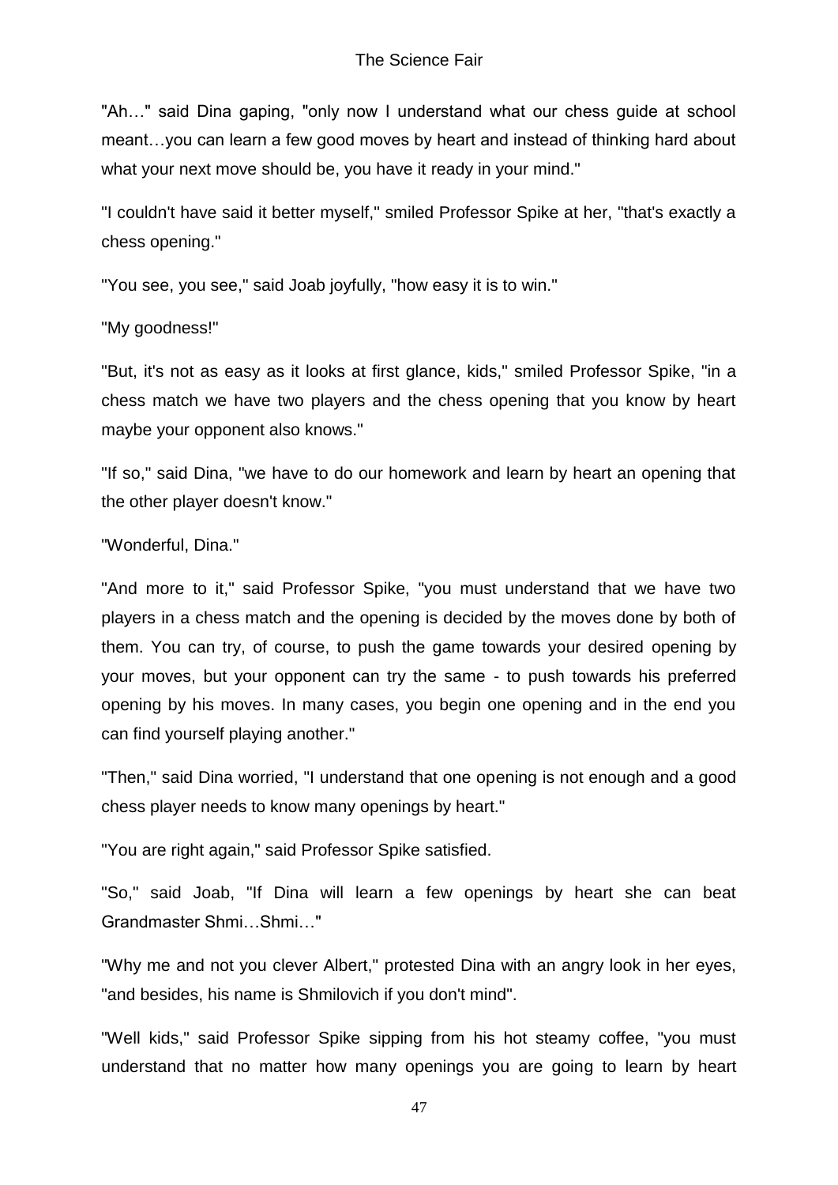"Ah…" said Dina gaping, "only now I understand what our chess guide at school meant…you can learn a few good moves by heart and instead of thinking hard about what your next move should be, you have it ready in your mind."

"I couldn't have said it better myself," smiled Professor Spike at her, "that's exactly a chess opening."

"You see, you see," said Joab joyfully, "how easy it is to win."

"My goodness!"

"But, it's not as easy as it looks at first glance, kids," smiled Professor Spike, "in a chess match we have two players and the chess opening that you know by heart maybe your opponent also knows."

"If so," said Dina, "we have to do our homework and learn by heart an opening that the other player doesn't know."

"Wonderful, Dina."

"And more to it," said Professor Spike, "you must understand that we have two players in a chess match and the opening is decided by the moves done by both of them. You can try, of course, to push the game towards your desired opening by your moves, but your opponent can try the same - to push towards his preferred opening by his moves. In many cases, you begin one opening and in the end you can find yourself playing another."

"Then," said Dina worried, "I understand that one opening is not enough and a good chess player needs to know many openings by heart."

"You are right again," said Professor Spike satisfied.

"So," said Joab, "If Dina will learn a few openings by heart she can beat Grandmaster Shmi…Shmi…"

"Why me and not you clever Albert," protested Dina with an angry look in her eyes, "and besides, his name is Shmilovich if you don't mind".

"Well kids," said Professor Spike sipping from his hot steamy coffee, "you must understand that no matter how many openings you are going to learn by heart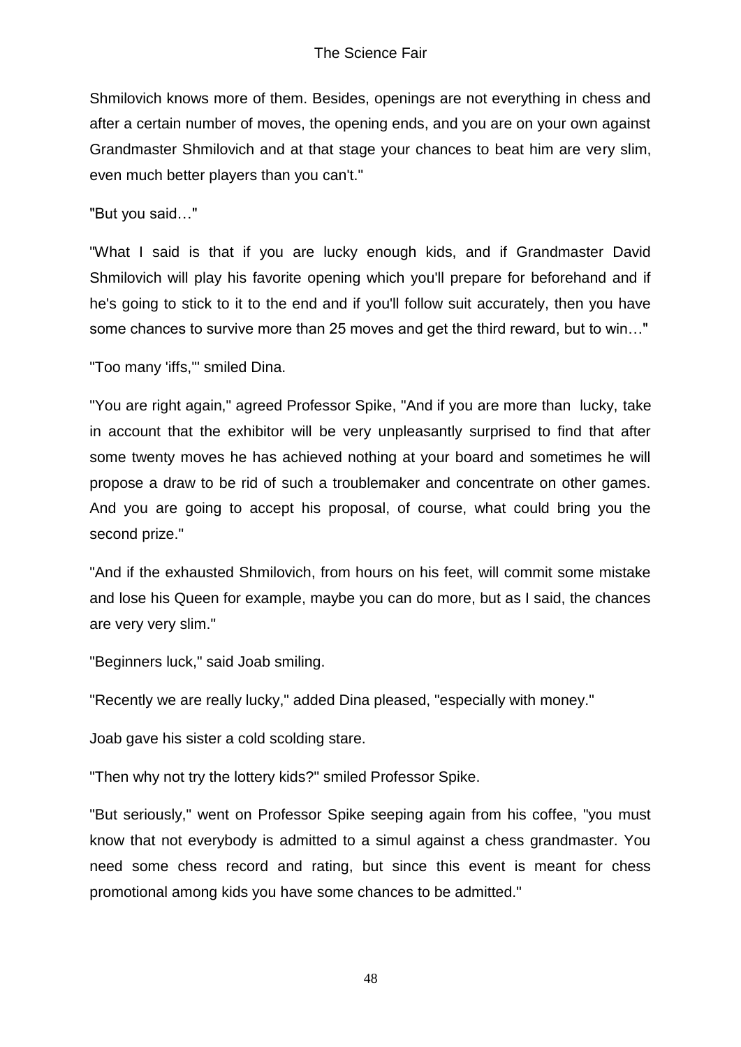Shmilovich knows more of them. Besides, openings are not everything in chess and after a certain number of moves, the opening ends, and you are on your own against Grandmaster Shmilovich and at that stage your chances to beat him are very slim, even much better players than you can't."

"But you said…"

"What I said is that if you are lucky enough kids, and if Grandmaster David Shmilovich will play his favorite opening which you'll prepare for beforehand and if he's going to stick to it to the end and if you'll follow suit accurately, then you have some chances to survive more than 25 moves and get the third reward, but to win…"

"Too many 'iffs,'" smiled Dina.

"You are right again," agreed Professor Spike, "And if you are more than lucky, take in account that the exhibitor will be very unpleasantly surprised to find that after some twenty moves he has achieved nothing at your board and sometimes he will propose a draw to be rid of such a troublemaker and concentrate on other games. And you are going to accept his proposal, of course, what could bring you the second prize."

"And if the exhausted Shmilovich, from hours on his feet, will commit some mistake and lose his Queen for example, maybe you can do more, but as I said, the chances are very very slim."

"Beginners luck," said Joab smiling.

"Recently we are really lucky," added Dina pleased, "especially with money."

Joab gave his sister a cold scolding stare.

"Then why not try the lottery kids?" smiled Professor Spike.

"But seriously," went on Professor Spike seeping again from his coffee, "you must know that not everybody is admitted to a simul against a chess grandmaster. You need some chess record and rating, but since this event is meant for chess promotional among kids you have some chances to be admitted."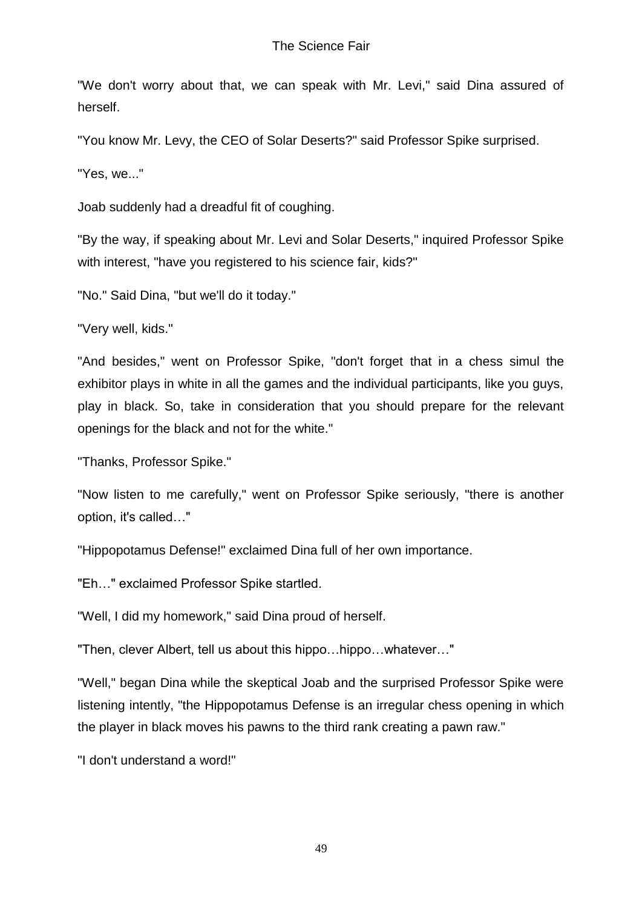"We don't worry about that, we can speak with Mr. Levi," said Dina assured of herself.

"You know Mr. Levy, the CEO of Solar Deserts?" said Professor Spike surprised.

"Yes, we..."

Joab suddenly had a dreadful fit of coughing.

"By the way, if speaking about Mr. Levi and Solar Deserts," inquired Professor Spike with interest, "have you registered to his science fair, kids?"

"No." Said Dina, "but we'll do it today."

"Very well, kids."

"And besides," went on Professor Spike, "don't forget that in a chess simul the exhibitor plays in white in all the games and the individual participants, like you guys, play in black. So, take in consideration that you should prepare for the relevant openings for the black and not for the white."

"Thanks, Professor Spike."

"Now listen to me carefully," went on Professor Spike seriously, "there is another option, it's called…"

"Hippopotamus Defense!" exclaimed Dina full of her own importance.

"Eh…" exclaimed Professor Spike startled.

"Well, I did my homework," said Dina proud of herself.

"Then, clever Albert, tell us about this hippo…hippo…whatever…"

"Well," began Dina while the skeptical Joab and the surprised Professor Spike were listening intently, "the Hippopotamus Defense is an irregular chess opening in which the player in black moves his pawns to the third rank creating a pawn raw."

"I don't understand a word!"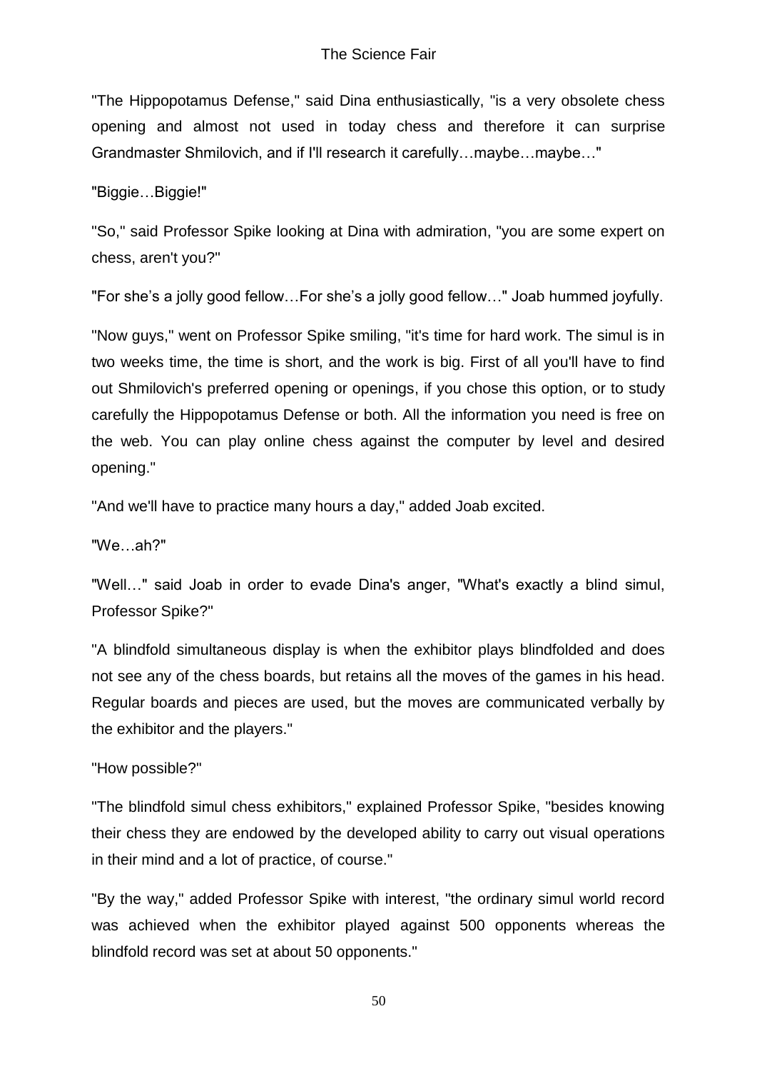"The Hippopotamus Defense," said Dina enthusiastically, "is a very obsolete chess opening and almost not used in today chess and therefore it can surprise Grandmaster Shmilovich, and if I'll research it carefully…maybe…maybe…"

"Biggie…Biggie!"

"So," said Professor Spike looking at Dina with admiration, "you are some expert on chess, aren't you?"

"For she's a jolly good fellow…For she's a jolly good fellow…" Joab hummed joyfully.

"Now guys," went on Professor Spike smiling, "it's time for hard work. The simul is in two weeks time, the time is short, and the work is big. First of all you'll have to find out Shmilovich's preferred opening or openings, if you chose this option, or to study carefully the Hippopotamus Defense or both. All the information you need is free on the web. You can play online chess against the computer by level and desired opening."

"And we'll have to practice many hours a day," added Joab excited.

"We…ah?"

"Well…" said Joab in order to evade Dina's anger, "What's exactly a blind simul, Professor Spike?"

"A blindfold simultaneous display is when the exhibitor plays blindfolded and does not see any of the chess boards, but retains all the moves of the games in his head. Regular boards and pieces are used, but the moves are communicated verbally by the exhibitor and the players."

"How possible?"

"The blindfold simul chess exhibitors," explained Professor Spike, "besides knowing their chess they are endowed by the developed ability to carry out visual operations in their mind and a lot of practice, of course."

"By the way," added Professor Spike with interest, "the ordinary simul world record was achieved when the exhibitor played against 500 opponents whereas the blindfold record was set at about 50 opponents."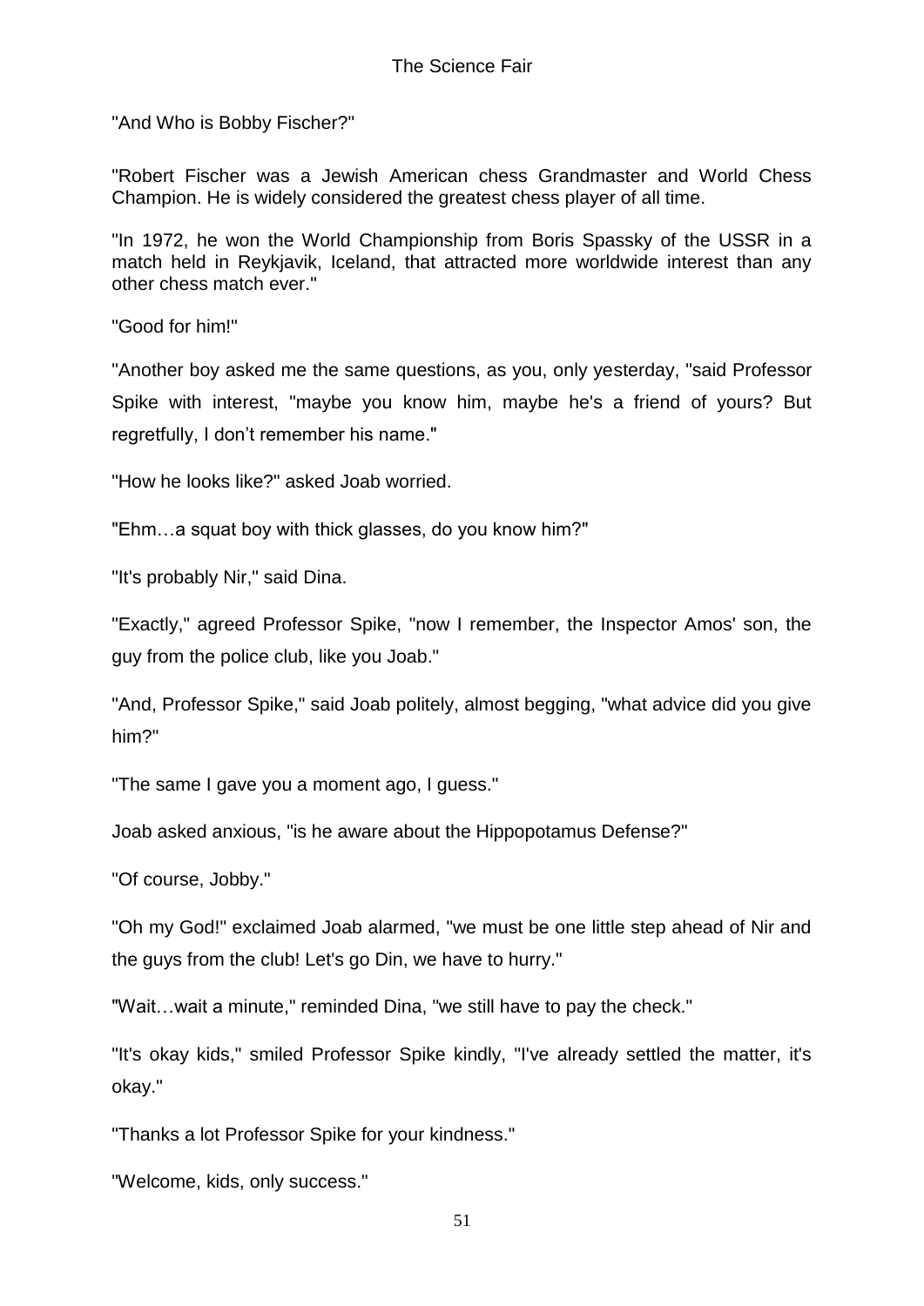"And Who is Bobby Fischer?"

"Robert Fischer was a Jewish American chess Grandmaster and World Chess Champion. He is widely considered the greatest chess player of all time.

"In 1972, he won the World Championship from Boris Spassky of the USSR in a match held in Reykjavik, Iceland, that attracted more worldwide interest than any other chess match ever."

"Good for him!"

"Another boy asked me the same questions, as you, only yesterday, "said Professor Spike with interest, "maybe you know him, maybe he's a friend of yours? But regretfully, I don't remember his name."

"How he looks like?" asked Joab worried.

"Ehm…a squat boy with thick glasses, do you know him?"

"It's probably Nir," said Dina.

"Exactly," agreed Professor Spike, "now I remember, the Inspector Amos' son, the guy from the police club, like you Joab."

"And, Professor Spike," said Joab politely, almost begging, "what advice did you give him?"

"The same I gave you a moment ago, I guess."

Joab asked anxious, "is he aware about the Hippopotamus Defense?"

"Of course, Jobby."

"Oh my God!" exclaimed Joab alarmed, "we must be one little step ahead of Nir and the guys from the club! Let's go Din, we have to hurry."

"Wait…wait a minute," reminded Dina, "we still have to pay the check."

"It's okay kids," smiled Professor Spike kindly, "I've already settled the matter, it's okay."

"Thanks a lot Professor Spike for your kindness."

"Welcome, kids, only success."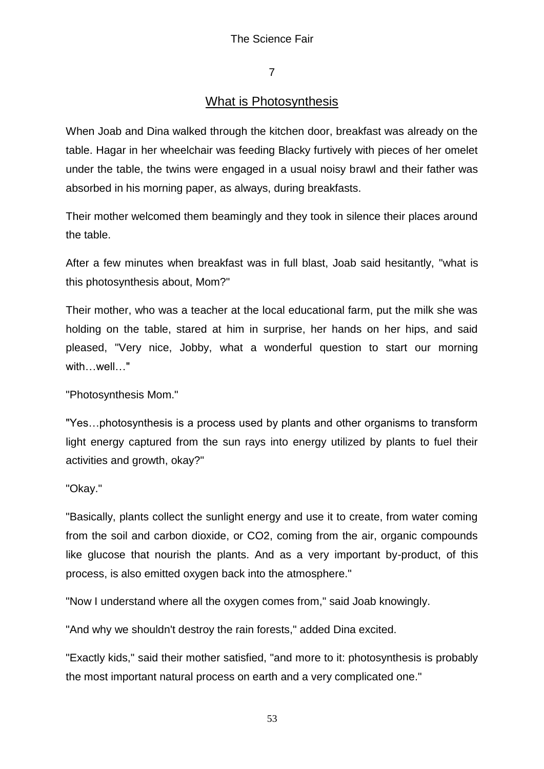## 7

## What is Photosynthesis

When Joab and Dina walked through the kitchen door, breakfast was already on the table. Hagar in her wheelchair was feeding Blacky furtively with pieces of her omelet under the table, the twins were engaged in a usual noisy brawl and their father was absorbed in his morning paper, as always, during breakfasts.

Their mother welcomed them beamingly and they took in silence their places around the table.

After a few minutes when breakfast was in full blast, Joab said hesitantly, "what is this photosynthesis about, Mom?"

Their mother, who was a teacher at the local educational farm, put the milk she was holding on the table, stared at him in surprise, her hands on her hips, and said pleased, "Very nice, Jobby, what a wonderful question to start our morning with…well…"

"Photosynthesis Mom."

"Yes…photosynthesis is a process used by plants and other organisms to transform light energy captured from the sun rays into energy utilized by plants to fuel their activities and growth, okay?"

"Okay."

"Basically, plants collect the sunlight energy and use it to create, from water coming from the soil and carbon dioxide, or CO2, coming from the air, organic compounds like glucose that nourish the plants. And as a very important by-product, of this process, is also emitted oxygen back into the atmosphere."

"Now I understand where all the oxygen comes from," said Joab knowingly.

"And why we shouldn't destroy the rain forests," added Dina excited.

"Exactly kids," said their mother satisfied, "and more to it: photosynthesis is probably the most important natural process on earth and a very complicated one."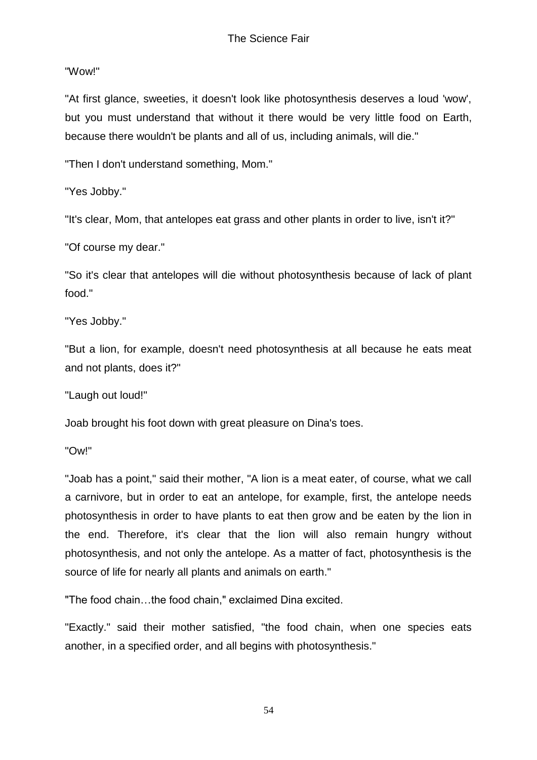"Wow!"

"At first glance, sweeties, it doesn't look like photosynthesis deserves a loud 'wow', but you must understand that without it there would be very little food on Earth, because there wouldn't be plants and all of us, including animals, will die."

"Then I don't understand something, Mom."

"Yes Jobby."

"It's clear, Mom, that antelopes eat grass and other plants in order to live, isn't it?"

"Of course my dear."

"So it's clear that antelopes will die without photosynthesis because of lack of plant food."

"Yes Jobby."

"But a lion, for example, doesn't need photosynthesis at all because he eats meat and not plants, does it?"

"Laugh out loud!"

Joab brought his foot down with great pleasure on Dina's toes.

"Ow!"

"Joab has a point," said their mother, "A lion is a meat eater, of course, what we call a carnivore, but in order to eat an antelope, for example, first, the antelope needs photosynthesis in order to have plants to eat then grow and be eaten by the lion in the end. Therefore, it's clear that the lion will also remain hungry without photosynthesis, and not only the antelope. As a matter of fact, photosynthesis is the source of life for nearly all plants and animals on earth."

"The food chain…the food chain," exclaimed Dina excited.

"Exactly." said their mother satisfied, "the food chain, when one species eats another, in a specified order, and all begins with photosynthesis."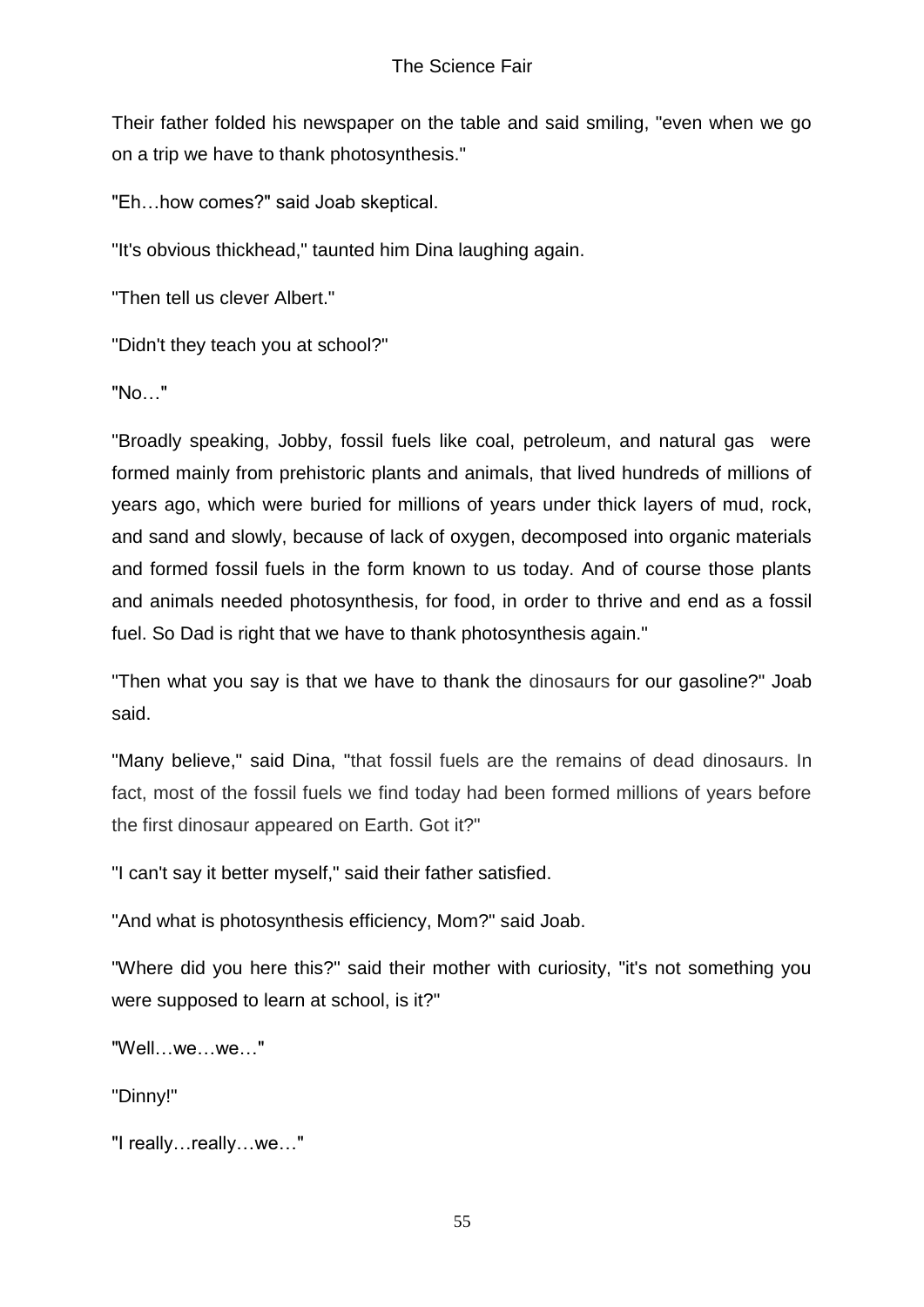Their father folded his newspaper on the table and said smiling, "even when we go on a trip we have to thank photosynthesis."

"Eh…how comes?" said Joab skeptical.

"It's obvious thickhead," taunted him Dina laughing again.

"Then tell us clever Albert."

"Didn't they teach you at school?"

"No…"

"Broadly speaking, Jobby, fossil fuels like coal, petroleum, and natural gas were formed mainly from prehistoric plants and animals, that lived hundreds of millions of years ago, which were buried for millions of years under thick layers of mud, rock, and sand and slowly, because of lack of oxygen, decomposed into organic materials and formed fossil fuels in the form known to us today. And of course those plants and animals needed photosynthesis, for food, in order to thrive and end as a fossil fuel. So Dad is right that we have to thank photosynthesis again."

"Then what you say is that we have to thank the dinosaurs for our gasoline?" Joab said.

"Many believe," said Dina, "that fossil fuels are the remains of dead dinosaurs. In fact, most of the fossil fuels we find today had been formed millions of years before the first dinosaur appeared on Earth. Got it?"

"I can't say it better myself," said their father satisfied.

"And what is photosynthesis efficiency, Mom?" said Joab.

"Where did you here this?" said their mother with curiosity, "it's not something you were supposed to learn at school, is it?"

"Well…we…we…"

"Dinny!"

"I really…really…we…"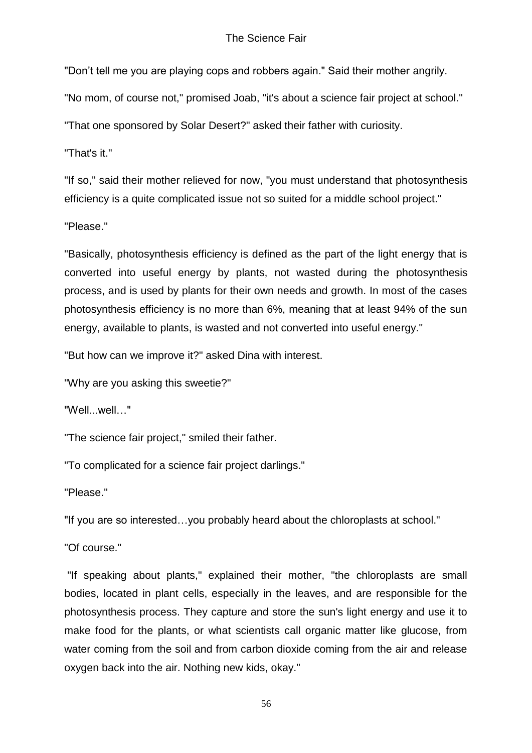"Don't tell me you are playing cops and robbers again." Said their mother angrily.

"No mom, of course not," promised Joab, "it's about a science fair project at school."

"That one sponsored by Solar Desert?" asked their father with curiosity.

"That's it."

"If so," said their mother relieved for now, "you must understand that photosynthesis efficiency is a quite complicated issue not so suited for a middle school project."

"Please."

"Basically, photosynthesis efficiency is defined as the part of the light energy that is converted into useful energy by plants, not wasted during the photosynthesis process, and is used by plants for their own needs and growth. In most of the cases photosynthesis efficiency is no more than 6%, meaning that at least 94% of the sun energy, available to plants, is wasted and not converted into useful energy."

"But how can we improve it?" asked Dina with interest.

"Why are you asking this sweetie?"

"Well...well…"

"The science fair project," smiled their father.

"To complicated for a science fair project darlings."

"Please."

"If you are so interested…you probably heard about the chloroplasts at school."

"Of course."

"If speaking about plants," explained their mother, "the chloroplasts are small bodies, located in plant cells, especially in the leaves, and are responsible for the photosynthesis process. They capture and store the sun's light energy and use it to make food for the plants, or what scientists call organic matter like glucose, from water coming from the soil and from carbon dioxide coming from the air and release oxygen back into the air. Nothing new kids, okay."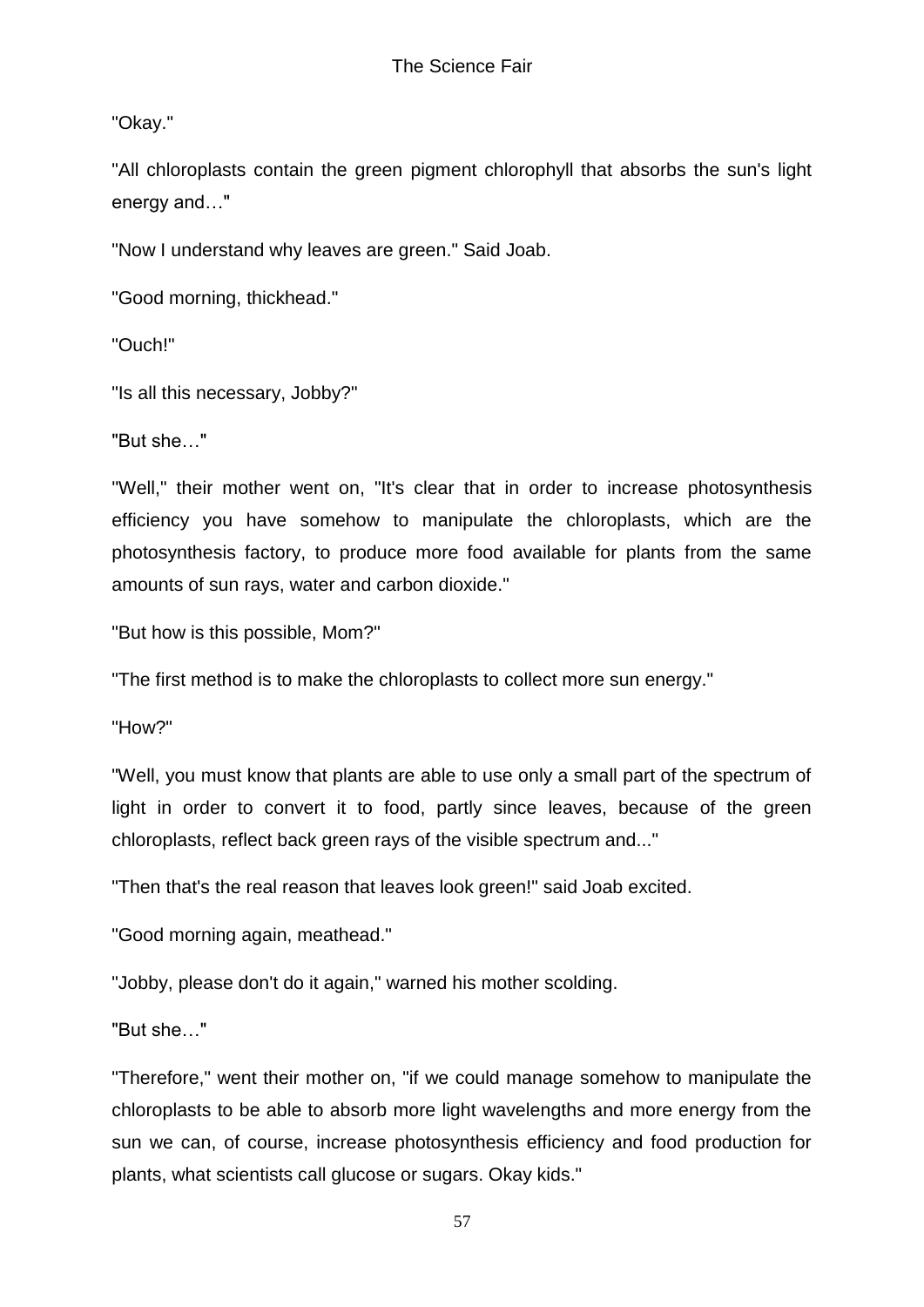"Okay."

"All chloroplasts contain the green pigment chlorophyll that absorbs the sun's light energy and…"

"Now I understand why leaves are green." Said Joab.

"Good morning, thickhead."

"Ouch!"

"Is all this necessary, Jobby?"

"But she…"

"Well," their mother went on, "It's clear that in order to increase photosynthesis efficiency you have somehow to manipulate the chloroplasts, which are the photosynthesis factory, to produce more food available for plants from the same amounts of sun rays, water and carbon dioxide."

"But how is this possible, Mom?"

"The first method is to make the chloroplasts to collect more sun energy."

"How?"

"Well, you must know that plants are able to use only a small part of the spectrum of light in order to convert it to food, partly since leaves, because of the green chloroplasts, reflect back green rays of the visible spectrum and..."

"Then that's the real reason that leaves look green!" said Joab excited.

"Good morning again, meathead."

"Jobby, please don't do it again," warned his mother scolding.

"But she…"

"Therefore," went their mother on, "if we could manage somehow to manipulate the chloroplasts to be able to absorb more light wavelengths and more energy from the sun we can, of course, increase photosynthesis efficiency and food production for plants, what scientists call glucose or sugars. Okay kids."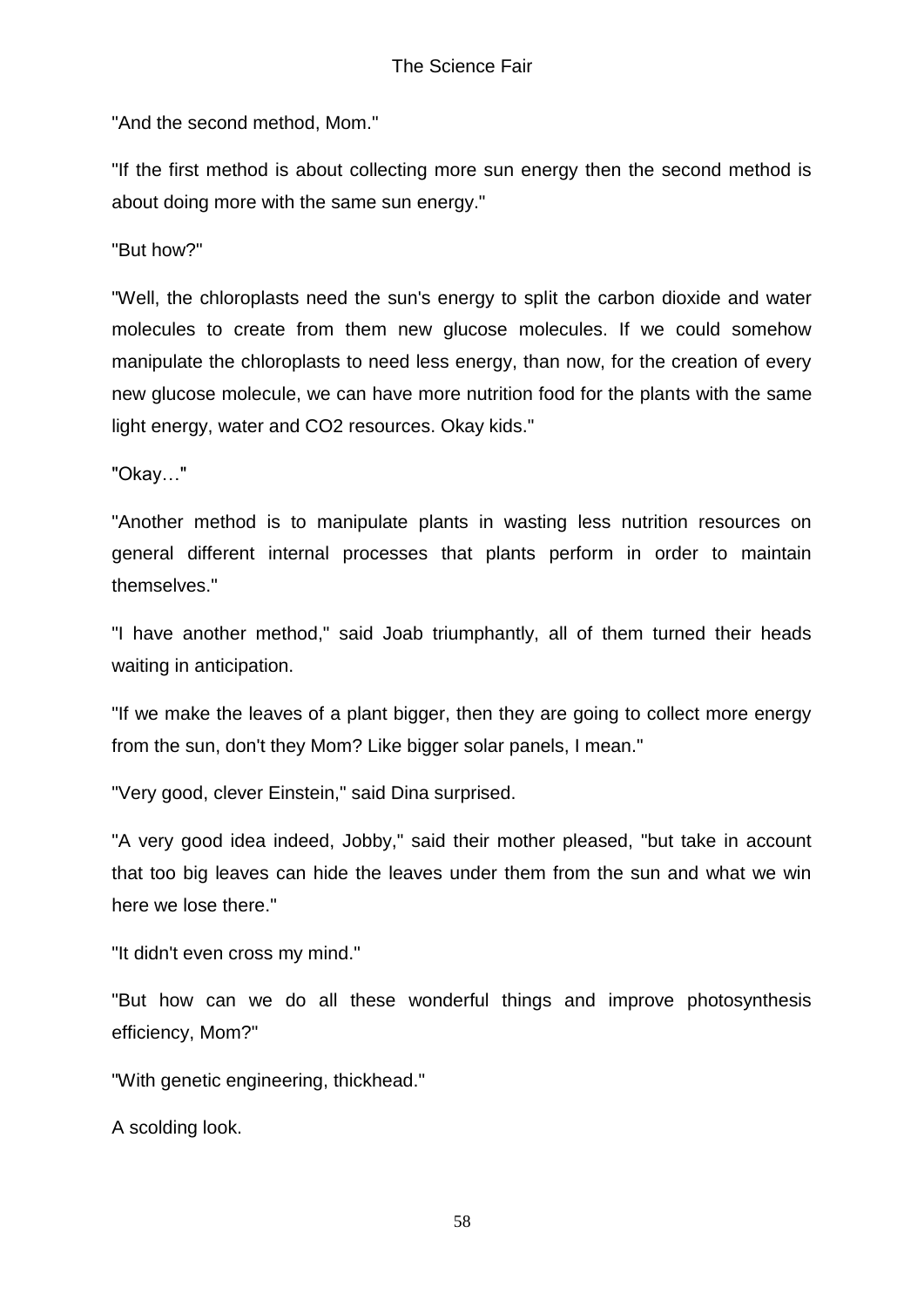"And the second method, Mom."

"If the first method is about collecting more sun energy then the second method is about doing more with the same sun energy."

"But how?"

"Well, the chloroplasts need the sun's energy to split the carbon dioxide and water molecules to create from them new glucose molecules. If we could somehow manipulate the chloroplasts to need less energy, than now, for the creation of every new glucose molecule, we can have more nutrition food for the plants with the same light energy, water and $CO_2$ resources. Okay kids."

"Okay…"

"Another method is to manipulate plants in wasting less nutrition resources on general different internal processes that plants perform in order to maintain themselves."

"I have another method," said Joab triumphantly, all of them turned their heads waiting in anticipation.

"If we make the leaves of a plant bigger, then they are going to collect more energy from the sun, don't they Mom? Like bigger solar panels, I mean."

"Very good, clever Einstein," said Dina surprised.

"A very good idea indeed, Jobby," said their mother pleased, "but take in account that too big leaves can hide the leaves under them from the sun and what we win here we lose there."

"It didn't even cross my mind."

"But how can we do all these wonderful things and improve photosynthesis efficiency, Mom?"

"With genetic engineering, thickhead."

A scolding look.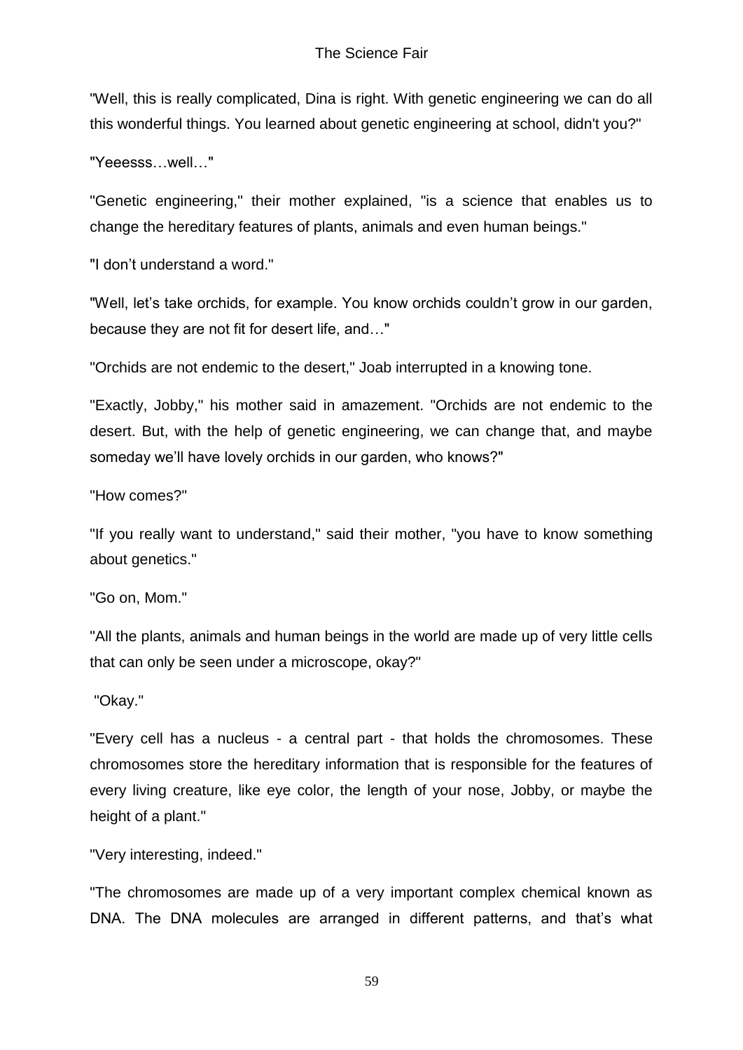"Well, this is really complicated, Dina is right. With genetic engineering we can do all this wonderful things. You learned about genetic engineering at school, didn't you?"

"Yeeesss…well…"

"Genetic engineering," their mother explained, "is a science that enables us to change the hereditary features of plants, animals and even human beings."

"I don't understand a word."

"Well, let's take orchids, for example. You know orchids couldn't grow in our garden, because they are not fit for desert life, and…"

"Orchids are not endemic to the desert," Joab interrupted in a knowing tone.

"Exactly, Jobby," his mother said in amazement. "Orchids are not endemic to the desert. But, with the help of genetic engineering, we can change that, and maybe someday we'll have lovely orchids in our garden, who knows?"

"How comes?"

"If you really want to understand," said their mother, "you have to know something about genetics."

"Go on, Mom."

"All the plants, animals and human beings in the world are made up of very little cells that can only be seen under a microscope, okay?"

"Okay."

"Every cell has a nucleus - a central part - that holds the chromosomes. These chromosomes store the hereditary information that is responsible for the features of every living creature, like eye color, the length of your nose, Jobby, or maybe the height of a plant."

"Very interesting, indeed."

"The chromosomes are made up of a very important complex chemical known as DNA. The DNA molecules are arranged in different patterns, and that's what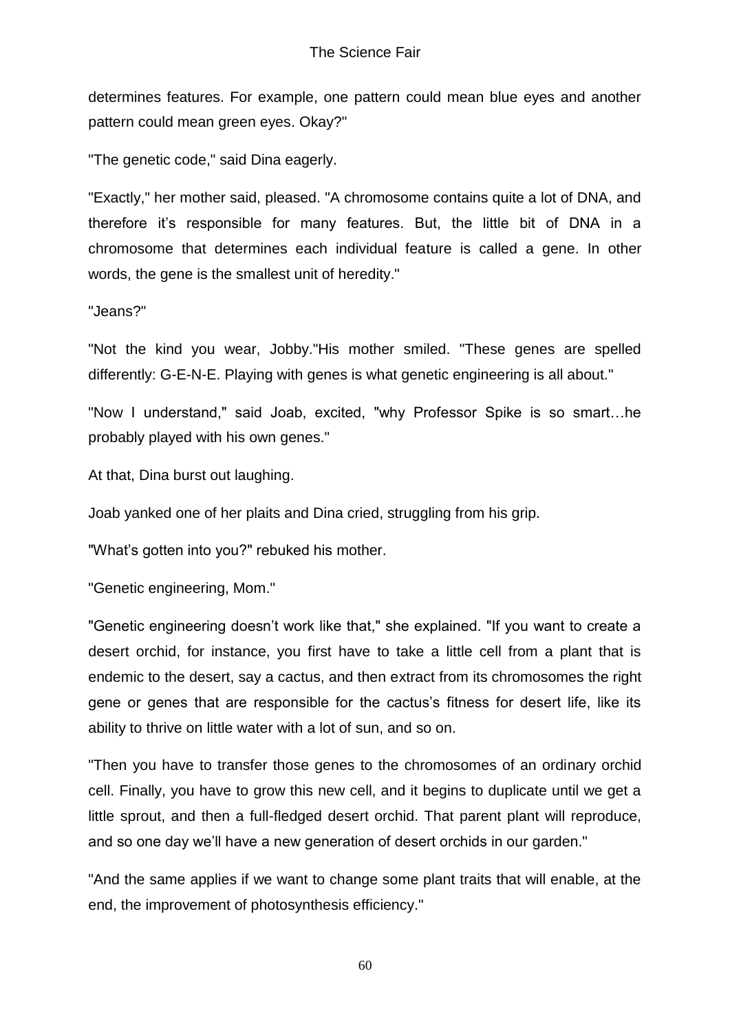determines features. For example, one pattern could mean blue eyes and another pattern could mean green eyes. Okay?"

"The genetic code," said Dina eagerly.

"Exactly," her mother said, pleased. "A chromosome contains quite a lot of DNA, and therefore it's responsible for many features. But, the little bit of DNA in a chromosome that determines each individual feature is called a gene. In other words, the gene is the smallest unit of heredity."

"Jeans?"

"Not the kind you wear, Jobby."His mother smiled. "These genes are spelled differently: G-E-N-E. Playing with genes is what genetic engineering is all about."

"Now I understand," said Joab, excited, "why Professor Spike is so smart…he probably played with his own genes."

At that, Dina burst out laughing.

Joab yanked one of her plaits and Dina cried, struggling from his grip.

"What's gotten into you?" rebuked his mother.

"Genetic engineering, Mom."

"Genetic engineering doesn't work like that," she explained. "If you want to create a desert orchid, for instance, you first have to take a little cell from a plant that is endemic to the desert, say a cactus, and then extract from its chromosomes the right gene or genes that are responsible for the cactus's fitness for desert life, like its ability to thrive on little water with a lot of sun, and so on.

"Then you have to transfer those genes to the chromosomes of an ordinary orchid cell. Finally, you have to grow this new cell, and it begins to duplicate until we get a little sprout, and then a full-fledged desert orchid. That parent plant will reproduce, and so one day we'll have a new generation of desert orchids in our garden."

"And the same applies if we want to change some plant traits that will enable, at the end, the improvement of photosynthesis efficiency."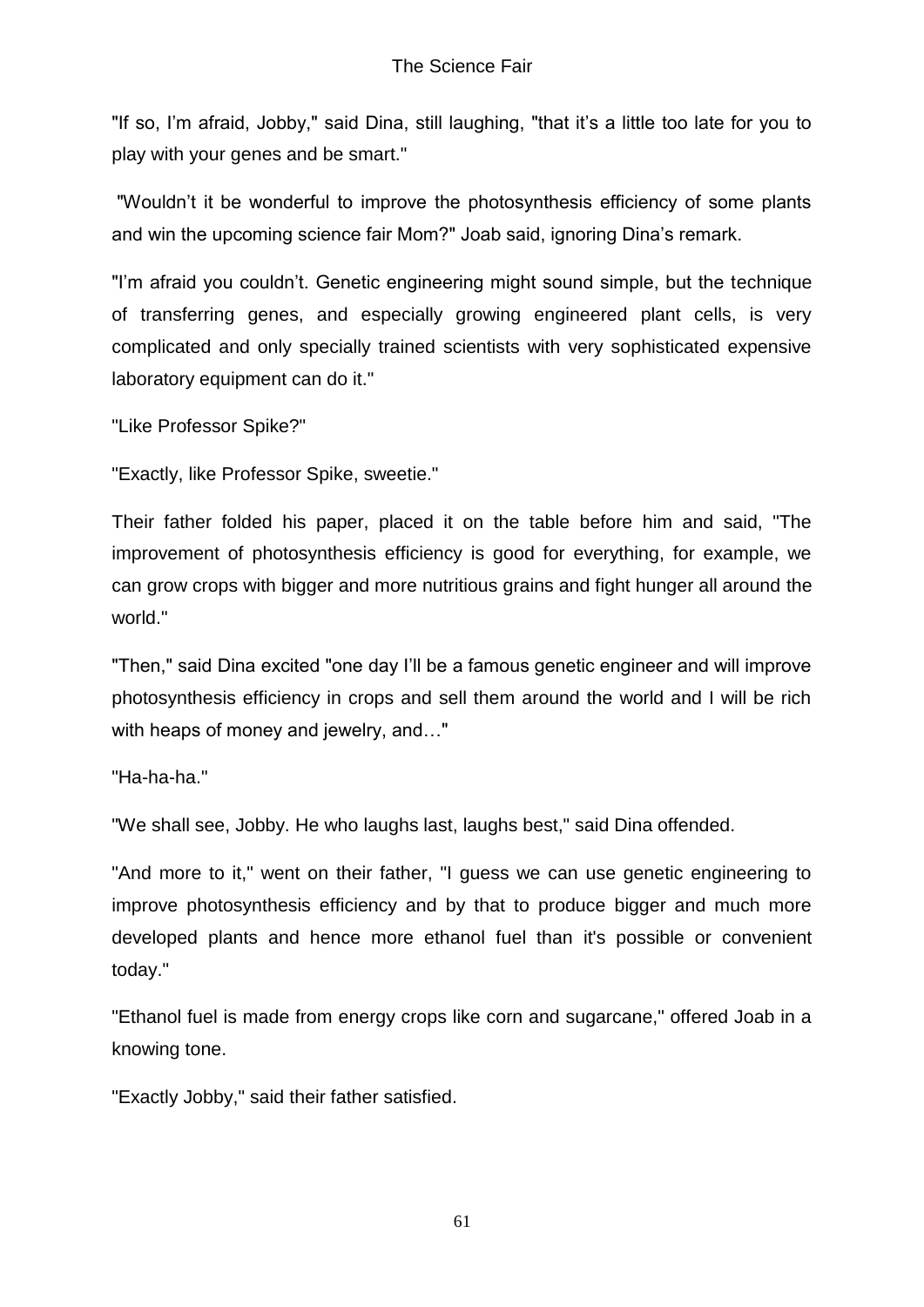"If so, I'm afraid, Jobby," said Dina, still laughing, "that it's a little too late for you to play with your genes and be smart."

"Wouldn't it be wonderful to improve the photosynthesis efficiency of some plants and win the upcoming science fair Mom?" Joab said, ignoring Dina's remark.

"I'm afraid you couldn't. Genetic engineering might sound simple, but the technique of transferring genes, and especially growing engineered plant cells, is very complicated and only specially trained scientists with very sophisticated expensive laboratory equipment can do it."

"Like Professor Spike?"

"Exactly, like Professor Spike, sweetie."

Their father folded his paper, placed it on the table before him and said, "The improvement of photosynthesis efficiency is good for everything, for example, we can grow crops with bigger and more nutritious grains and fight hunger all around the world."

"Then," said Dina excited "one day I'll be a famous genetic engineer and will improve photosynthesis efficiency in crops and sell them around the world and I will be rich with heaps of money and jewelry, and…"

"Ha-ha-ha."

"We shall see, Jobby. He who laughs last, laughs best," said Dina offended.

"And more to it," went on their father, "I guess we can use genetic engineering to improve photosynthesis efficiency and by that to produce bigger and much more developed plants and hence more ethanol fuel than it's possible or convenient today."

"Ethanol fuel is made from energy crops like corn and sugarcane," offered Joab in a knowing tone.

"Exactly Jobby," said their father satisfied.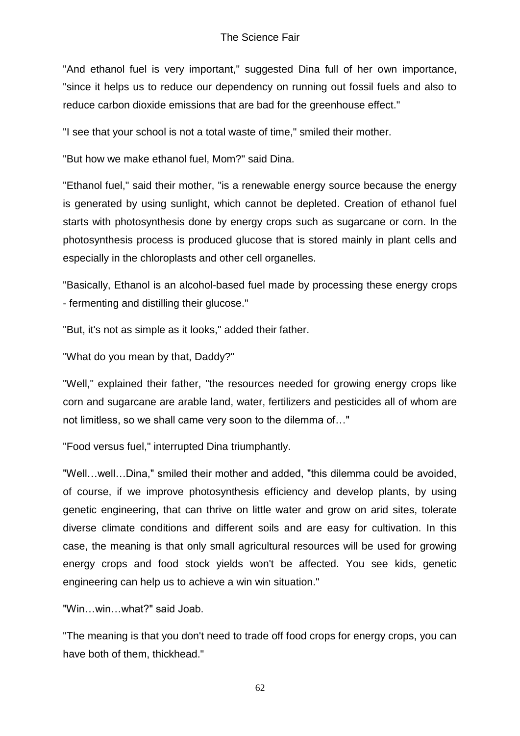"And ethanol fuel is very important," suggested Dina full of her own importance, "since it helps us to reduce our dependency on running out fossil fuels and also to reduce carbon dioxide emissions that are bad for the greenhouse effect."

"I see that your school is not a total waste of time," smiled their mother.

"But how we make ethanol fuel, Mom?" said Dina.

"Ethanol fuel," said their mother, "is a renewable energy source because the energy is generated by using sunlight, which cannot be depleted. Creation of ethanol fuel starts with photosynthesis done by energy crops such as sugarcane or corn. In the photosynthesis process is produced glucose that is stored mainly in plant cells and especially in the chloroplasts and other cell organelles.

"Basically, Ethanol is an alcohol-based fuel made by processing these energy crops - fermenting and distilling their glucose."

"But, it's not as simple as it looks," added their father.

"What do you mean by that, Daddy?"

"Well," explained their father, "the resources needed for growing energy crops like corn and sugarcane are arable land, water, fertilizers and pesticides all of whom are not limitless, so we shall came very soon to the dilemma of…"

"Food versus fuel," interrupted Dina triumphantly.

"Well…well…Dina," smiled their mother and added, "this dilemma could be avoided, of course, if we improve photosynthesis efficiency and develop plants, by using genetic engineering, that can thrive on little water and grow on arid sites, tolerate diverse climate conditions and different soils and are easy for cultivation. In this case, the meaning is that only small agricultural resources will be used for growing energy crops and food stock yields won't be affected. You see kids, genetic engineering can help us to achieve a win win situation."

"Win…win…what?" said Joab.

"The meaning is that you don't need to trade off food crops for energy crops, you can have both of them, thickhead."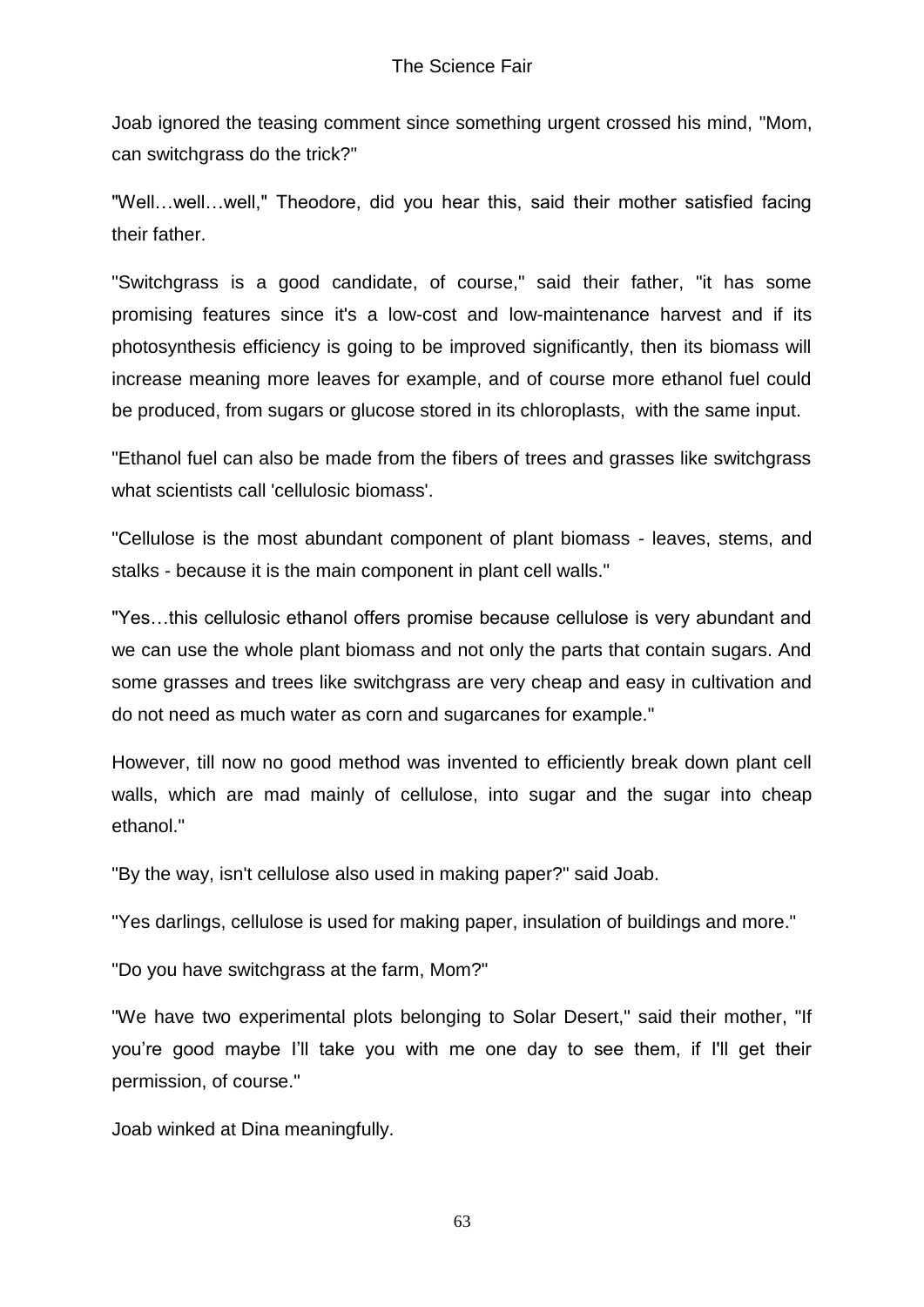Joab ignored the teasing comment since something urgent crossed his mind, "Mom, can switchgrass do the trick?"

"Well…well…well," Theodore, did you hear this, said their mother satisfied facing their father.

"Switchgrass is a good candidate, of course," said their father, "it has some promising features since it's a low-cost and low-maintenance harvest and if its photosynthesis efficiency is going to be improved significantly, then its biomass will increase meaning more leaves for example, and of course more ethanol fuel could be produced, from sugars or glucose stored in its chloroplasts, with the same input.

"Ethanol fuel can also be made from the fibers of trees and grasses like switchgrass what scientists call 'cellulosic biomass'.

"Cellulose is the most abundant component of plant biomass - leaves, stems, and stalks - because it is the main component in plant cell walls."

"Yes…this cellulosic ethanol offers promise because cellulose is very abundant and we can use the whole plant biomass and not only the parts that contain sugars. And some grasses and trees like switchgrass are very cheap and easy in cultivation and do not need as much water as corn and sugarcanes for example."

However, till now no good method was invented to efficiently break down plant cell walls, which are mad mainly of cellulose, into sugar and the sugar into cheap ethanol."

"By the way, isn't cellulose also used in making paper?" said Joab.

"Yes darlings, cellulose is used for making paper, insulation of buildings and more."

"Do you have switchgrass at the farm, Mom?"

"We have two experimental plots belonging to Solar Desert," said their mother, "If you're good maybe I'll take you with me one day to see them, if I'll get their permission, of course."

Joab winked at Dina meaningfully.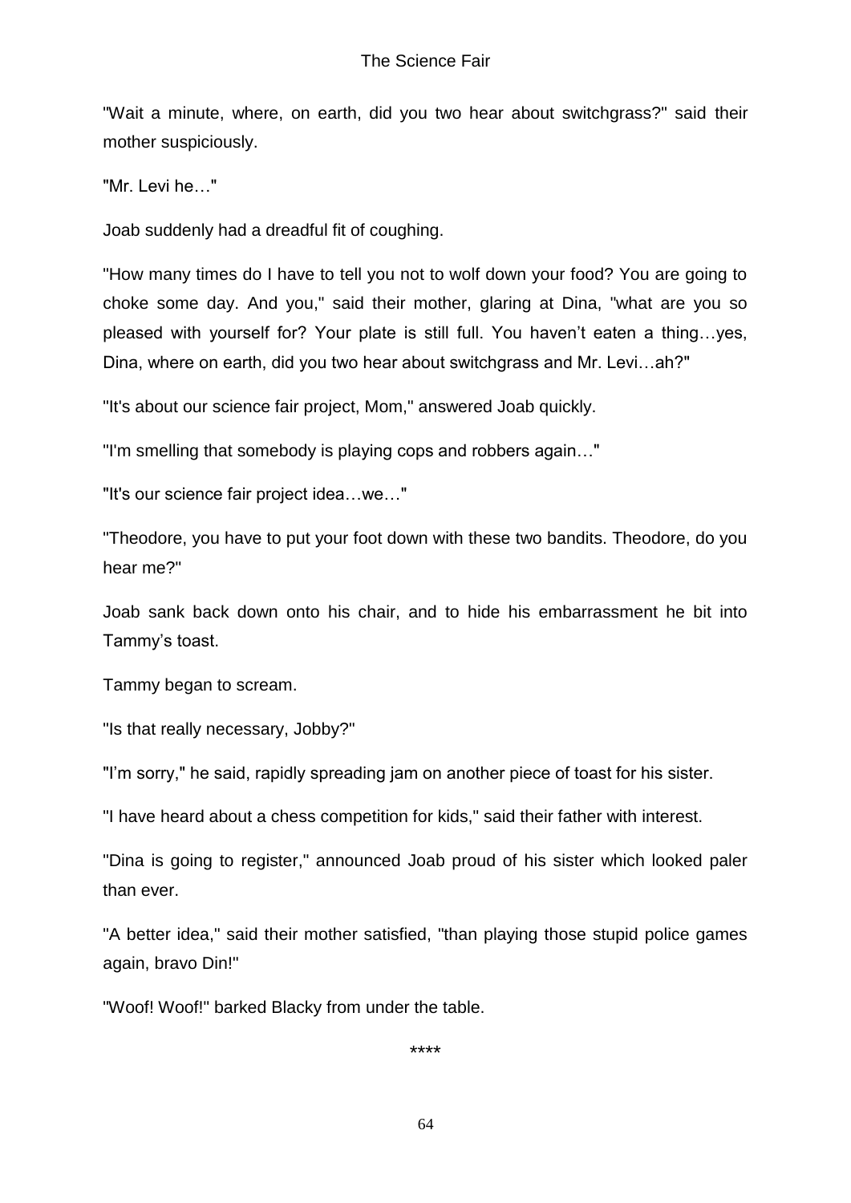"Wait a minute, where, on earth, did you two hear about switchgrass?" said their mother suspiciously.

"Mr. Levi he…"

Joab suddenly had a dreadful fit of coughing.

"How many times do I have to tell you not to wolf down your food? You are going to choke some day. And you," said their mother, glaring at Dina, "what are you so pleased with yourself for? Your plate is still full. You haven't eaten a thing…yes, Dina, where on earth, did you two hear about switchgrass and Mr. Levi…ah?"

"It's about our science fair project, Mom," answered Joab quickly.

"I'm smelling that somebody is playing cops and robbers again…"

"It's our science fair project idea…we…"

"Theodore, you have to put your foot down with these two bandits. Theodore, do you hear me?"

Joab sank back down onto his chair, and to hide his embarrassment he bit into Tammy's toast.

Tammy began to scream.

"Is that really necessary, Jobby?"

"I'm sorry," he said, rapidly spreading jam on another piece of toast for his sister.

"I have heard about a chess competition for kids," said their father with interest.

"Dina is going to register," announced Joab proud of his sister which looked paler than ever.

"A better idea," said their mother satisfied, "than playing those stupid police games again, bravo Din!"

"Woof! Woof!" barked Blacky from under the table.

****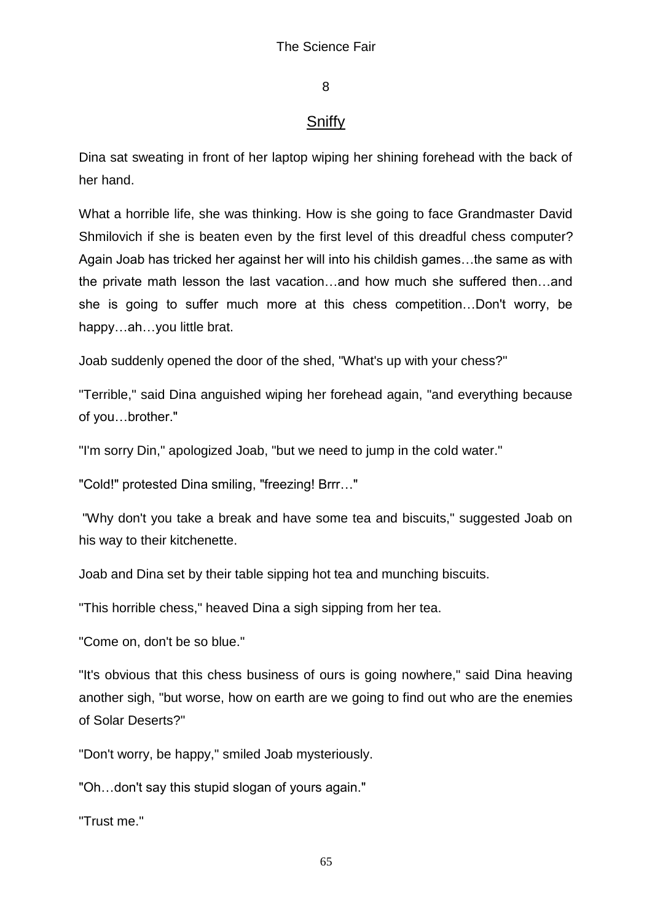## 8

## Sniffy

Dina sat sweating in front of her laptop wiping her shining forehead with the back of her hand.

What a horrible life, she was thinking. How is she going to face Grandmaster David Shmilovich if she is beaten even by the first level of this dreadful chess computer? Again Joab has tricked her against her will into his childish games…the same as with the private math lesson the last vacation…and how much she suffered then…and she is going to suffer much more at this chess competition…Don't worry, be happy…ah…you little brat.

Joab suddenly opened the door of the shed, "What's up with your chess?"

"Terrible," said Dina anguished wiping her forehead again, "and everything because of you…brother."

"I'm sorry Din," apologized Joab, "but we need to jump in the cold water."

"Cold!" protested Dina smiling, "freezing! Brrr…"

"Why don't you take a break and have some tea and biscuits," suggested Joab on his way to their kitchenette.

Joab and Dina set by their table sipping hot tea and munching biscuits.

"This horrible chess," heaved Dina a sigh sipping from her tea.

"Come on, don't be so blue."

"It's obvious that this chess business of ours is going nowhere," said Dina heaving another sigh, "but worse, how on earth are we going to find out who are the enemies of Solar Deserts?"

"Don't worry, be happy," smiled Joab mysteriously.

"Oh…don't say this stupid slogan of yours again."

"Trust me."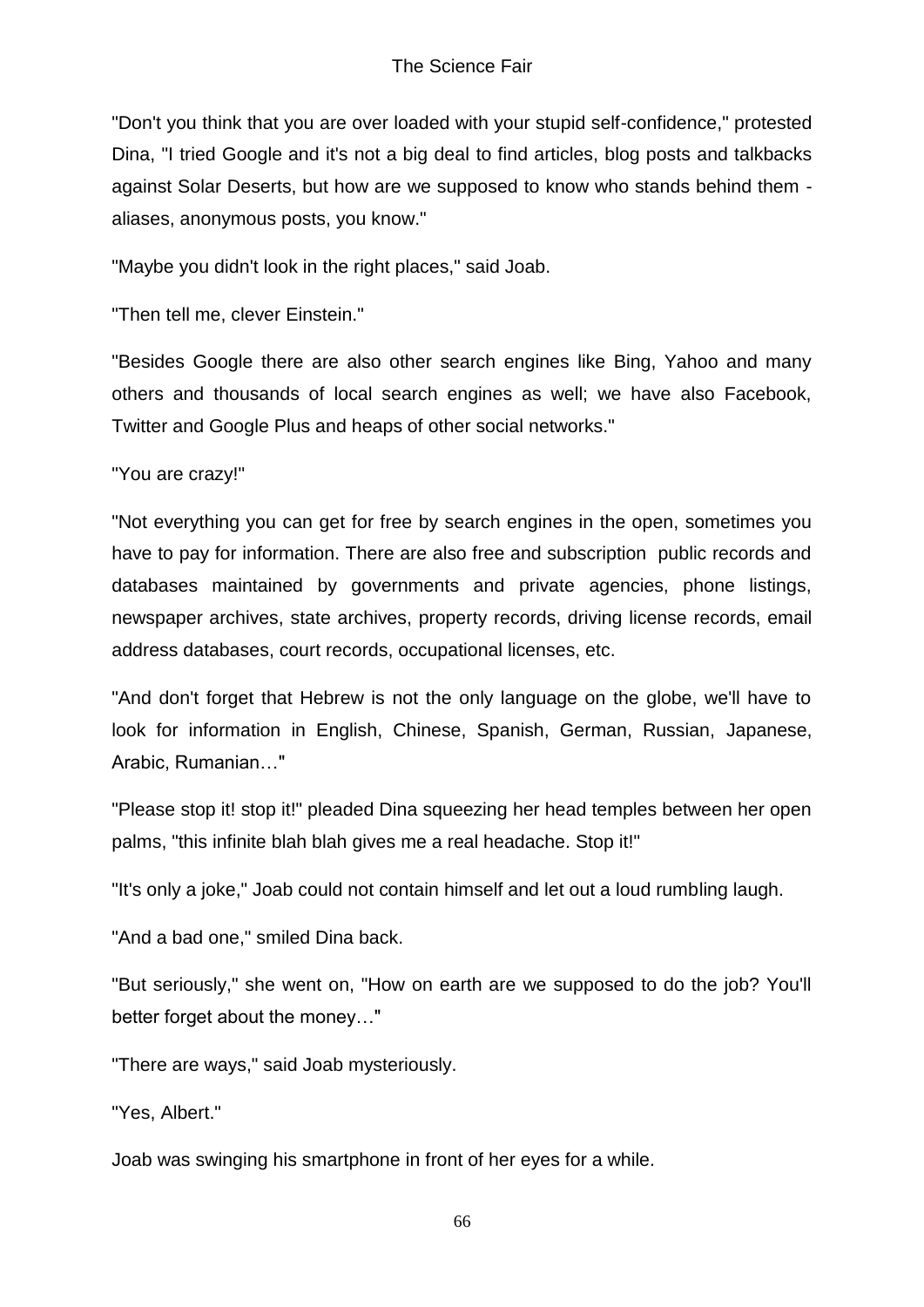"Don't you think that you are over loaded with your stupid self-confidence," protested Dina, "I tried Google and it's not a big deal to find articles, blog posts and talkbacks against Solar Deserts, but how are we supposed to know who stands behind them - aliases, anonymous posts, you know."

"Maybe you didn't look in the right places," said Joab.

"Then tell me, clever Einstein."

"Besides Google there are also other search engines like Bing, Yahoo and many others and thousands of local search engines as well; we have also Facebook, Twitter and Google Plus and heaps of other social networks."

"You are crazy!"

"Not everything you can get for free by search engines in the open, sometimes you have to pay for information. There are also free and subscription  public records and databases maintained by governments and private agencies, phone listings, newspaper archives, state archives, property records, driving license records, email address databases, court records, occupational licenses, etc.

"And don't forget that Hebrew is not the only language on the globe, we'll have to look for information in English, Chinese, Spanish, German, Russian, Japanese, Arabic, Rumanian…"

"Please stop it! stop it!" pleaded Dina squeezing her head temples between her open palms, "this infinite blah blah gives me a real headache. Stop it!"

"It's only a joke," Joab could not contain himself and let out a loud rumbling laugh.

"And a bad one," smiled Dina back.

"But seriously," she went on, "How on earth are we supposed to do the job? You'll better forget about the money…"

"There are ways," said Joab mysteriously.

"Yes, Albert."

Joab was swinging his smartphone in front of her eyes for a while.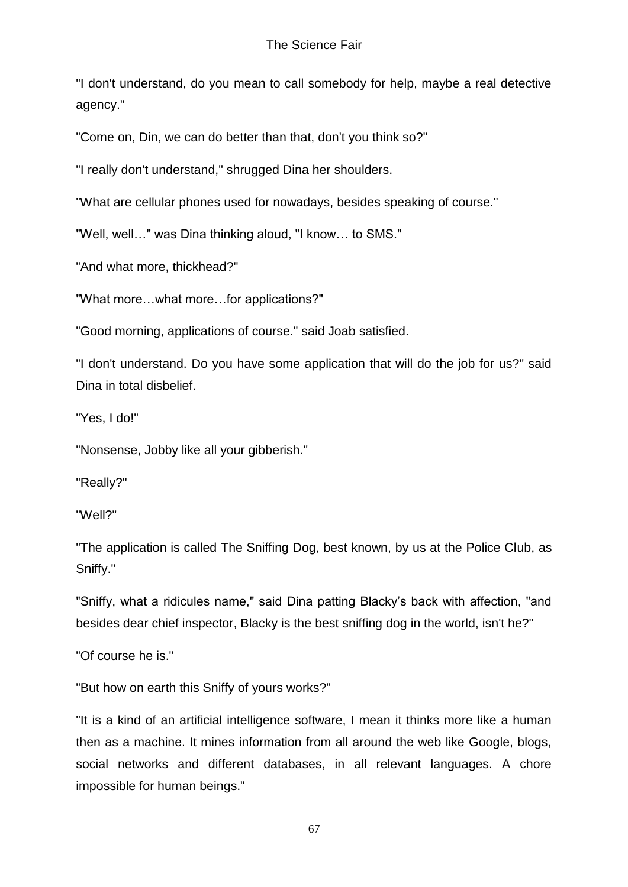"I don't understand, do you mean to call somebody for help, maybe a real detective agency."

"Come on, Din, we can do better than that, don't you think so?"

"I really don't understand," shrugged Dina her shoulders.

"What are cellular phones used for nowadays, besides speaking of course."

"Well, well…" was Dina thinking aloud, "I know… to SMS."

"And what more, thickhead?"

"What more…what more…for applications?"

"Good morning, applications of course." said Joab satisfied.

"I don't understand. Do you have some application that will do the job for us?" said Dina in total disbelief.

"Yes, I do!"

"Nonsense, Jobby like all your gibberish."

"Really?"

"Well?"

"The application is called The Sniffing Dog, best known, by us at the Police Club, as Sniffy."

"Sniffy, what a ridicules name," said Dina patting Blacky's back with affection, "and besides dear chief inspector, Blacky is the best sniffing dog in the world, isn't he?"

"Of course he is."

"But how on earth this Sniffy of yours works?"

"It is a kind of an artificial intelligence software, I mean it thinks more like a human then as a machine. It mines information from all around the web like Google, blogs, social networks and different databases, in all relevant languages. A chore impossible for human beings."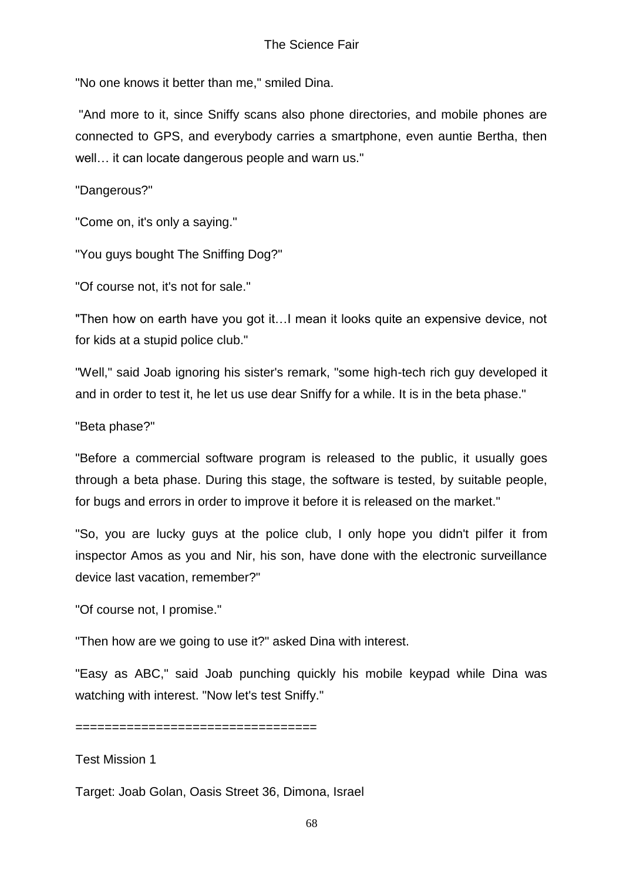"No one knows it better than me," smiled Dina.

"And more to it, since Sniffy scans also phone directories, and mobile phones are connected to GPS, and everybody carries a smartphone, even auntie Bertha, then well… it can locate dangerous people and warn us."

"Dangerous?"

"Come on, it's only a saying."

"You guys bought The Sniffing Dog?"

"Of course not, it's not for sale."

"Then how on earth have you got it…I mean it looks quite an expensive device, not for kids at a stupid police club."

"Well," said Joab ignoring his sister's remark, "some high-tech rich guy developed it and in order to test it, he let us use dear Sniffy for a while. It is in the beta phase."

"Beta phase?"

"Before a commercial software program is released to the public, it usually goes through a beta phase. During this stage, the software is tested, by suitable people, for bugs and errors in order to improve it before it is released on the market."

"So, you are lucky guys at the police club, I only hope you didn't pilfer it from inspector Amos as you and Nir, his son, have done with the electronic surveillance device last vacation, remember?"

"Of course not, I promise."

"Then how are we going to use it?" asked Dina with interest.

"Easy as ABC," said Joab punching quickly his mobile keypad while Dina was watching with interest. "Now let's test Sniffy."

================================

Test Mission 1

Target: Joab Golan, Oasis Street 36, Dimona, Israel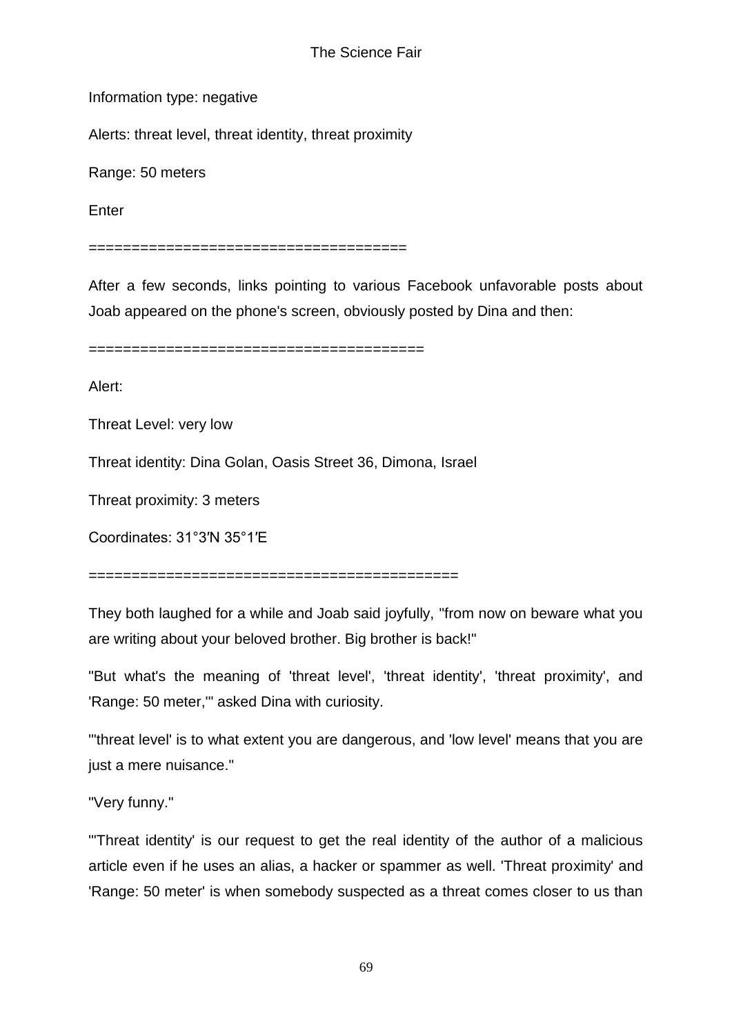Information type: negative

Alerts: threat level, threat identity, threat proximity

Range: 50 meters

Enter

====================================

After a few seconds, links pointing to various Facebook unfavorable posts about Joab appeared on the phone's screen, obviously posted by Dina and then:

======================================

Alert:

Threat Level: very low

Threat identity: Dina Golan, Oasis Street 36, Dimona, Israel

Threat proximity: 3 meters

Coordinates: 31°3′N 35°1′E

==========================================

They both laughed for a while and Joab said joyfully, "from now on beware what you are writing about your beloved brother. Big brother is back!"

"But what's the meaning of 'threat level', 'threat identity', 'threat proximity', and 'Range: 50 meter,'" asked Dina with curiosity.

"'threat level' is to what extent you are dangerous, and 'low level' means that you are just a mere nuisance."

"Very funny."

"'Threat identity' is our request to get the real identity of the author of a malicious article even if he uses an alias, a hacker or spammer as well. 'Threat proximity' and 'Range: 50 meter' is when somebody suspected as a threat comes closer to us than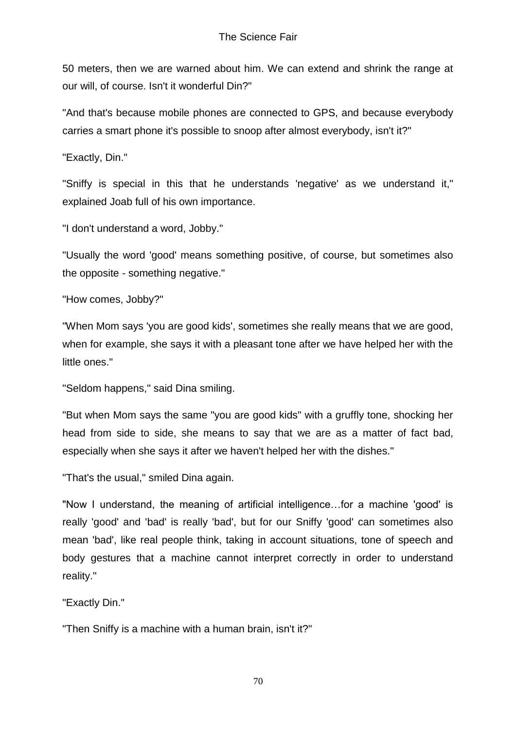50 meters, then we are warned about him. We can extend and shrink the range at our will, of course. Isn't it wonderful Din?"

"And that's because mobile phones are connected to GPS, and because everybody carries a smart phone it's possible to snoop after almost everybody, isn't it?"

"Exactly, Din."

"Sniffy is special in this that he understands 'negative' as we understand it," explained Joab full of his own importance.

"I don't understand a word, Jobby."

"Usually the word 'good' means something positive, of course, but sometimes also the opposite - something negative."

"How comes, Jobby?"

"When Mom says 'you are good kids', sometimes she really means that we are good, when for example, she says it with a pleasant tone after we have helped her with the little ones."

"Seldom happens," said Dina smiling.

"But when Mom says the same "you are good kids" with a gruffly tone, shocking her head from side to side, she means to say that we are as a matter of fact bad, especially when she says it after we haven't helped her with the dishes."

"That's the usual," smiled Dina again.

"Now I understand, the meaning of artificial intelligence…for a machine 'good' is really 'good' and 'bad' is really 'bad', but for our Sniffy 'good' can sometimes also mean 'bad', like real people think, taking in account situations, tone of speech and body gestures that a machine cannot interpret correctly in order to understand reality."

"Exactly Din."

"Then Sniffy is a machine with a human brain, isn't it?"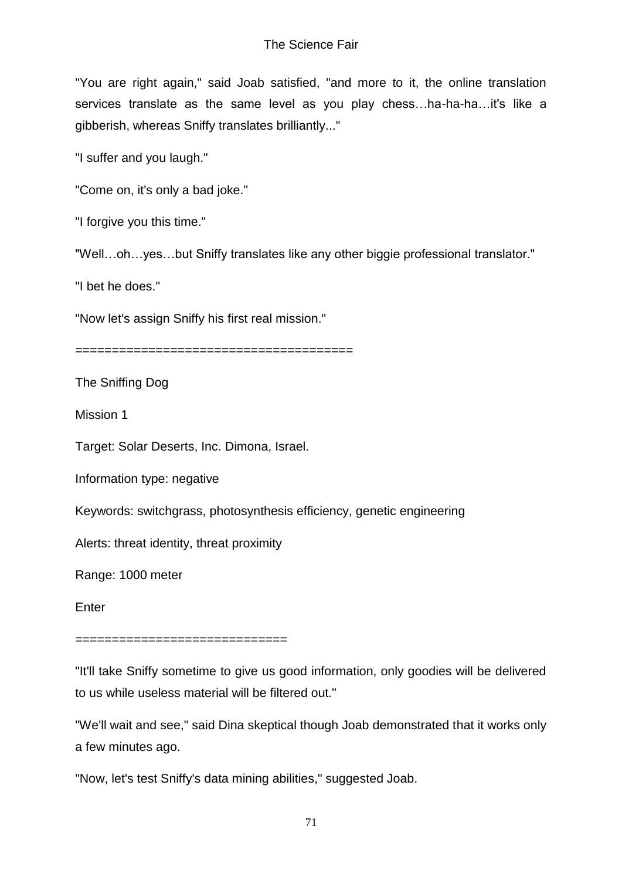"You are right again," said Joab satisfied, "and more to it, the online translation services translate as the same level as you play chess…ha-ha-ha…it's like a gibberish, whereas Sniffy translates brilliantly..."

"I suffer and you laugh."

"Come on, it's only a bad joke."

"I forgive you this time."

"Well…oh…yes…but Sniffy translates like any other biggie professional translator."

"I bet he does."

"Now let's assign Sniffy his first real mission."

=====================================

The Sniffing Dog

Mission 1

Target: Solar Deserts, Inc. Dimona, Israel.

Information type: negative

Keywords: switchgrass, photosynthesis efficiency, genetic engineering

Alerts: threat identity, threat proximity

Range: 1000 meter

Enter

=============================

"It'll take Sniffy sometime to give us good information, only goodies will be delivered to us while useless material will be filtered out."

"We'll wait and see," said Dina skeptical though Joab demonstrated that it works only a few minutes ago.

"Now, let's test Sniffy's data mining abilities," suggested Joab.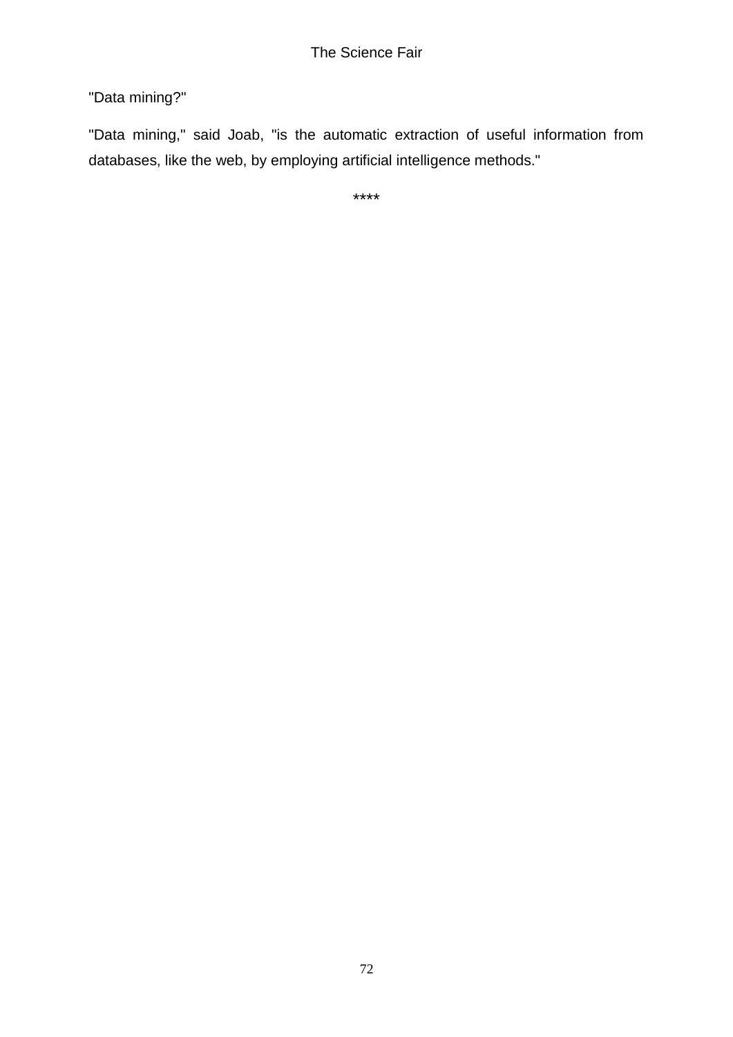"Data mining?"

"Data mining," said Joab, "is the automatic extraction of useful information from databases, like the web, by employing artificial intelligence methods."

****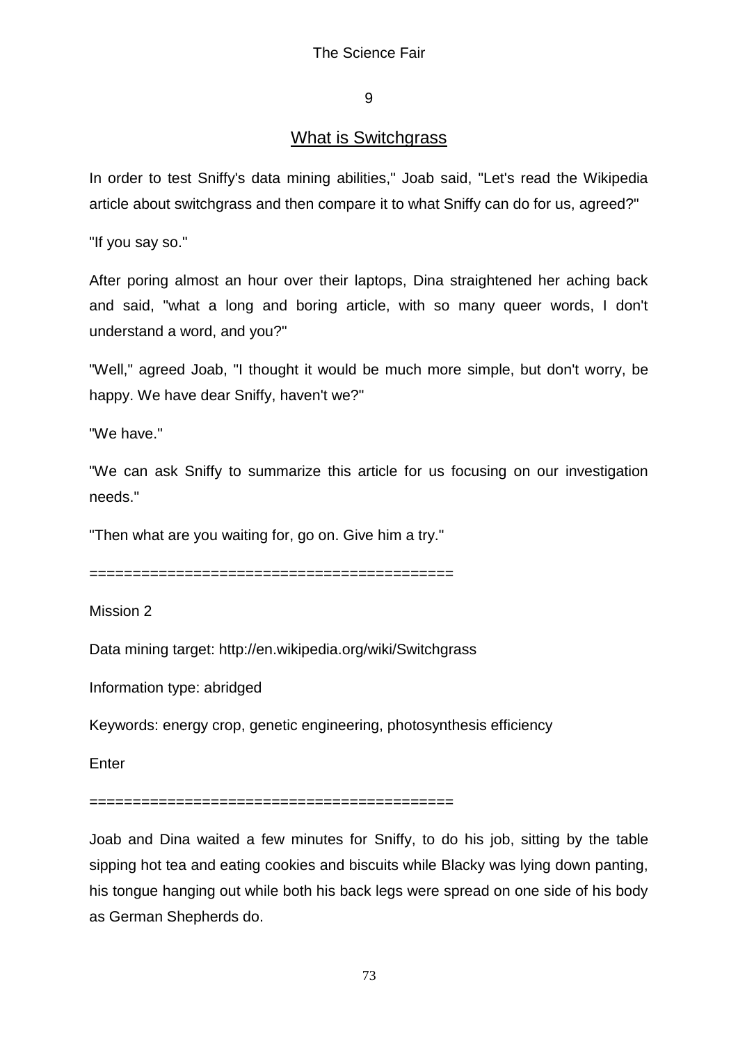## 9

## What is Switchgrass

In order to test Sniffy's data mining abilities," Joab said, "Let's read the Wikipedia article about switchgrass and then compare it to what Sniffy can do for us, agreed?"

"If you say so."

After poring almost an hour over their laptops, Dina straightened her aching back and said, "what a long and boring article, with so many queer words, I don't understand a word, and you?"

"Well," agreed Joab, "I thought it would be much more simple, but don't worry, be happy. We have dear Sniffy, haven't we?"

"We have."

"We can ask Sniffy to summarize this article for us focusing on our investigation needs."

"Then what are you waiting for, go on. Give him a try."

==========================================

Mission 2

Data mining target: http://en.wikipedia.org/wiki/Switchgrass

Information type: abridged

Keywords: energy crop, genetic engineering, photosynthesis efficiency

Enter

==========================================

Joab and Dina waited a few minutes for Sniffy, to do his job, sitting by the table sipping hot tea and eating cookies and biscuits while Blacky was lying down panting, his tongue hanging out while both his back legs were spread on one side of his body as German Shepherds do.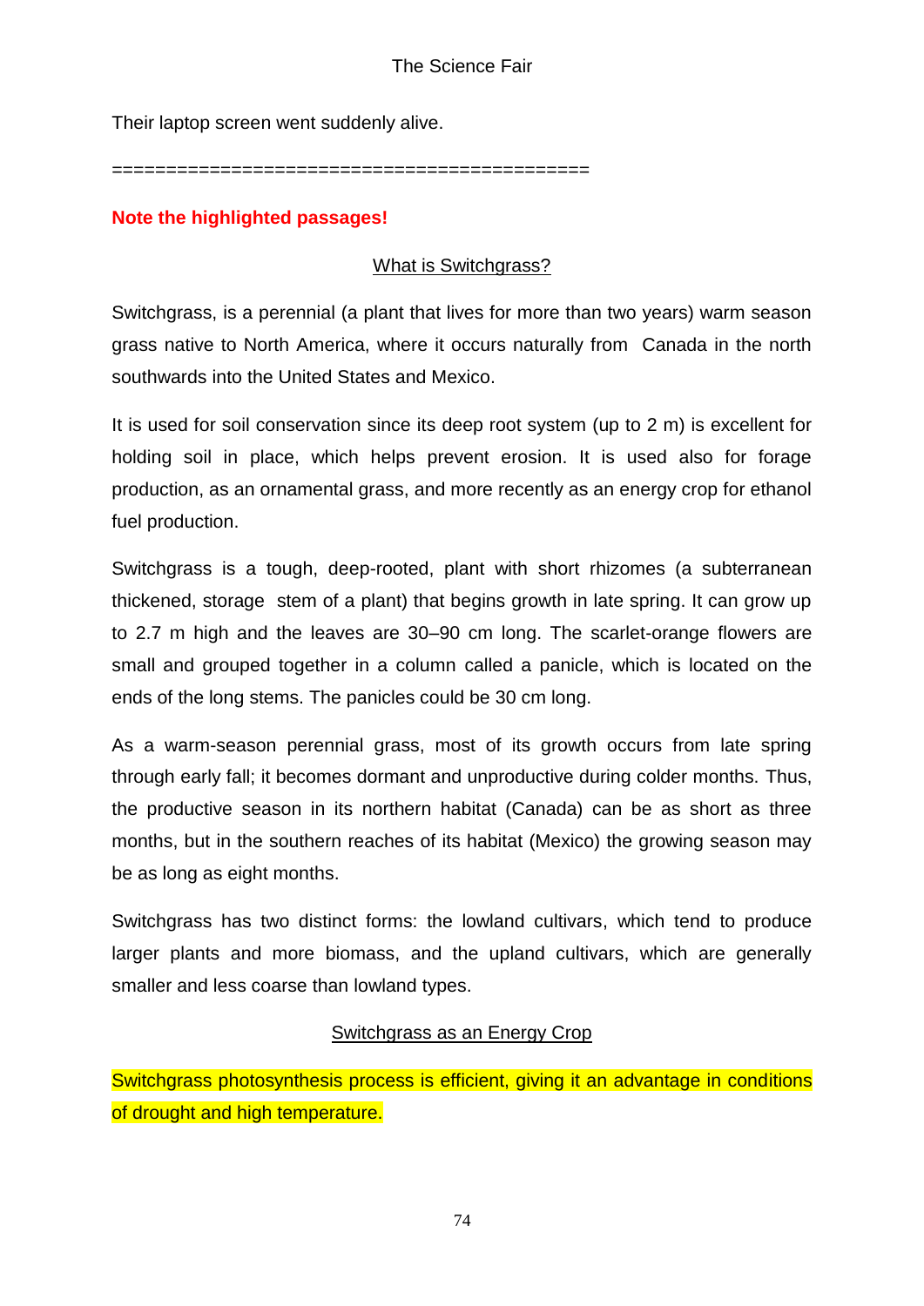Their laptop screen went suddenly alive.

============================================

**Note the highlighted passages!**

What is Switchgrass?

Switchgrass, is a perennial (a plant that lives for more than two years) warm season grass native to North America, where it occurs naturally from Canada in the north southwards into the United States and Mexico.

It is used for soil conservation since its deep root system (up to 2 m) is excellent for holding soil in place, which helps prevent erosion. It is used also for forage production, as an ornamental grass, and more recently as an energy crop for ethanol fuel production.

Switchgrass is a tough, deep-rooted, plant with short rhizomes (a subterranean thickened, storage stem of a plant) that begins growth in late spring. It can grow up to 2.7 m high and the leaves are 30–90 cm long. The scarlet-orange flowers are small and grouped together in a column called a panicle, which is located on the ends of the long stems. The panicles could be 30 cm long.

As a warm-season perennial grass, most of its growth occurs from late spring through early fall; it becomes dormant and unproductive during colder months. Thus, the productive season in its northern habitat (Canada) can be as short as three months, but in the southern reaches of its habitat (Mexico) the growing season may be as long as eight months.

Switchgrass has two distinct forms: the lowland cultivars, which tend to produce larger plants and more biomass, and the upland cultivars, which are generally smaller and less coarse than lowland types.

Switchgrass as an Energy Crop

Switchgrass photosynthesis process is efficient, giving it an advantage in conditions of drought and high temperature.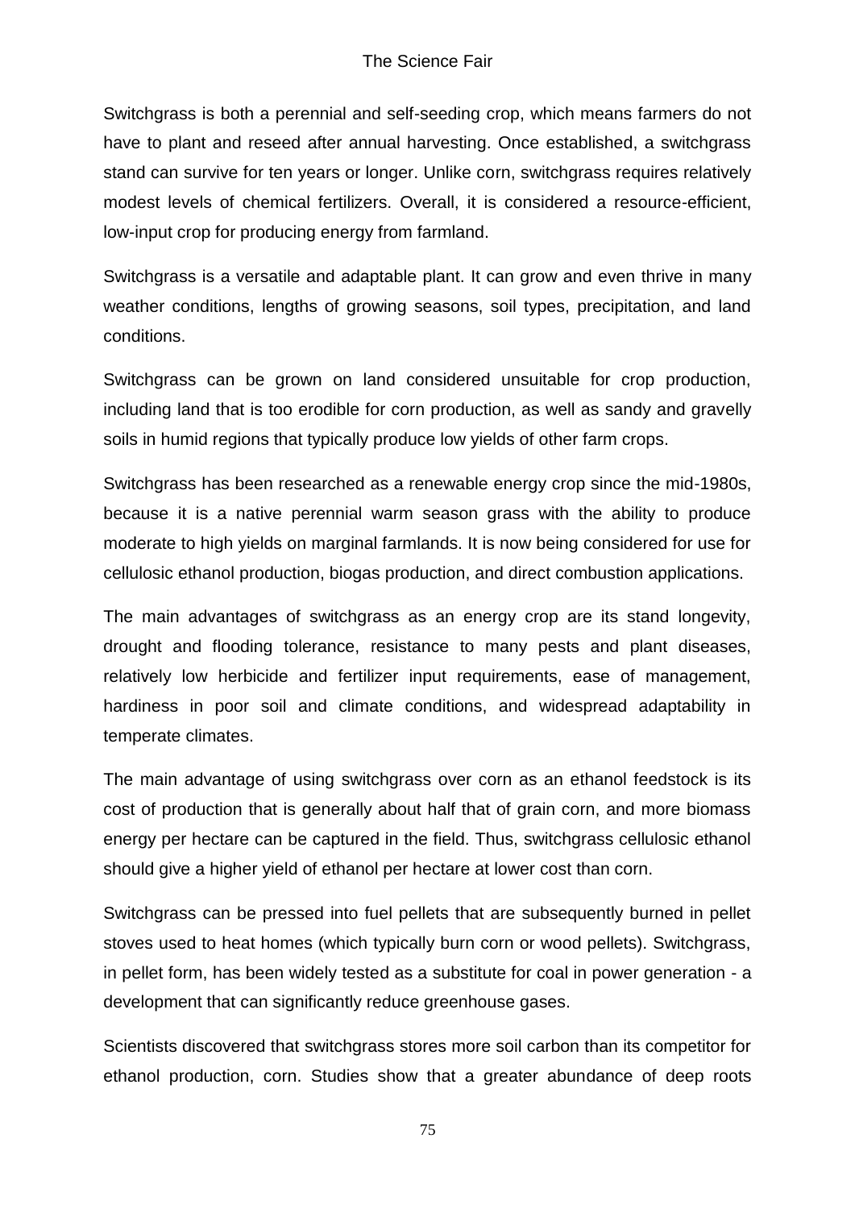Switchgrass is both a perennial and self-seeding crop, which means farmers do not have to plant and reseed after annual harvesting. Once established, a switchgrass stand can survive for ten years or longer. Unlike corn, switchgrass requires relatively modest levels of chemical fertilizers. Overall, it is considered a resource-efficient, low-input crop for producing energy from farmland.

Switchgrass is a versatile and adaptable plant. It can grow and even thrive in many weather conditions, lengths of growing seasons, soil types, precipitation, and land conditions.

Switchgrass can be grown on land considered unsuitable for crop production, including land that is too erodible for corn production, as well as sandy and gravelly soils in humid regions that typically produce low yields of other farm crops.

Switchgrass has been researched as a renewable energy crop since the mid-1980s, because it is a native perennial warm season grass with the ability to produce moderate to high yields on marginal farmlands. It is now being considered for use for cellulosic ethanol production, biogas production, and direct combustion applications.

The main advantages of switchgrass as an energy crop are its stand longevity, drought and flooding tolerance, resistance to many pests and plant diseases, relatively low herbicide and fertilizer input requirements, ease of management, hardiness in poor soil and climate conditions, and widespread adaptability in temperate climates.

The main advantage of using switchgrass over corn as an ethanol feedstock is its cost of production that is generally about half that of grain corn, and more biomass energy per hectare can be captured in the field. Thus, switchgrass cellulosic ethanol should give a higher yield of ethanol per hectare at lower cost than corn.

Switchgrass can be pressed into fuel pellets that are subsequently burned in pellet stoves used to heat homes (which typically burn corn or wood pellets). Switchgrass, in pellet form, has been widely tested as a substitute for coal in power generation - a development that can significantly reduce greenhouse gases.

Scientists discovered that switchgrass stores more soil carbon than its competitor for ethanol production, corn. Studies show that a greater abundance of deep roots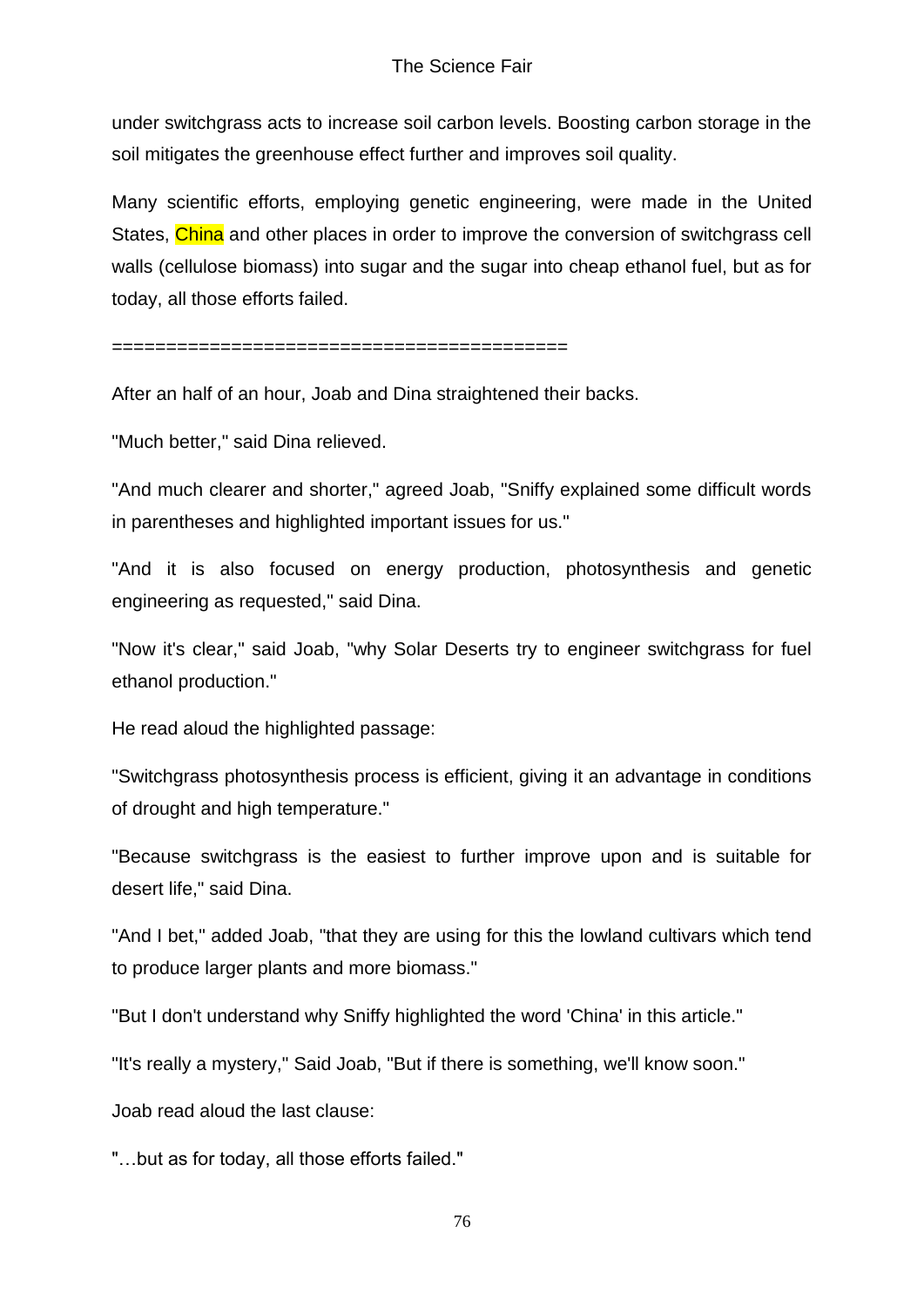under switchgrass acts to increase soil carbon levels. Boosting carbon storage in the soil mitigates the greenhouse effect further and improves soil quality.

Many scientific efforts, employing genetic engineering, were made in the United States, China and other places in order to improve the conversion of switchgrass cell walls (cellulose biomass) into sugar and the sugar into cheap ethanol fuel, but as for today, all those efforts failed.

========================================

After an half of an hour, Joab and Dina straightened their backs.

"Much better," said Dina relieved.

"And much clearer and shorter," agreed Joab, "Sniffy explained some difficult words in parentheses and highlighted important issues for us."

"And it is also focused on energy production, photosynthesis and genetic engineering as requested," said Dina.

"Now it's clear," said Joab, "why Solar Deserts try to engineer switchgrass for fuel ethanol production."

He read aloud the highlighted passage:

"Switchgrass photosynthesis process is efficient, giving it an advantage in conditions of drought and high temperature."

"Because switchgrass is the easiest to further improve upon and is suitable for desert life," said Dina.

"And I bet," added Joab, "that they are using for this the lowland cultivars which tend to produce larger plants and more biomass."

"But I don't understand why Sniffy highlighted the word 'China' in this article."

"It's really a mystery," Said Joab, "But if there is something, we'll know soon."

Joab read aloud the last clause:

"…but as for today, all those efforts failed."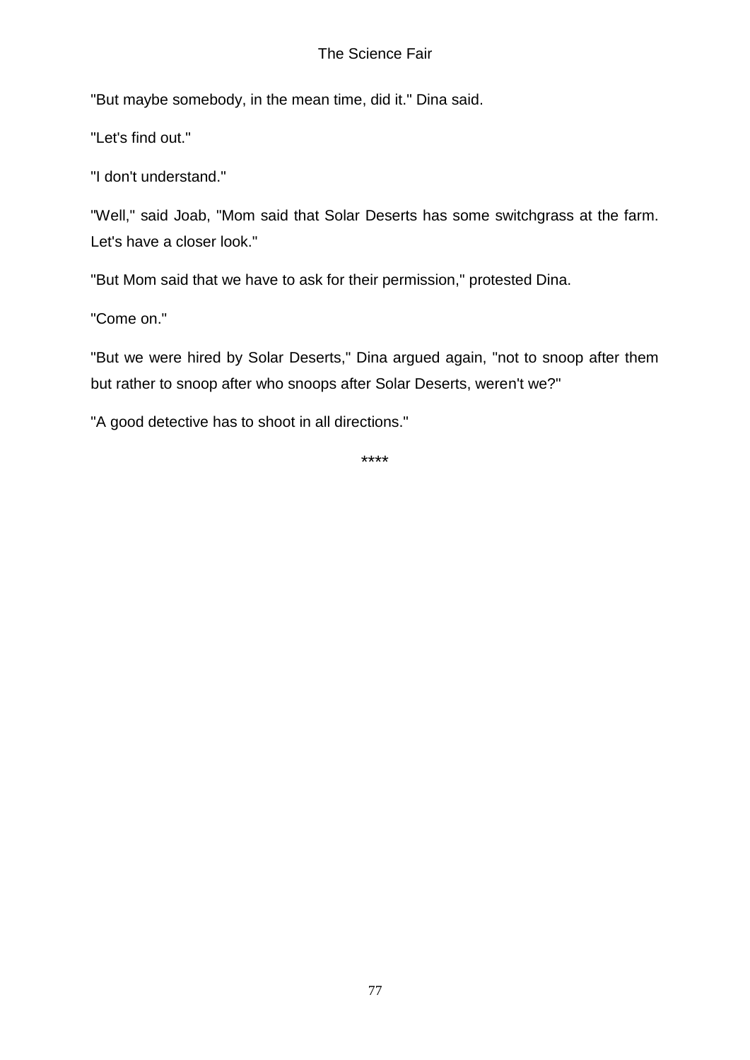"But maybe somebody, in the mean time, did it." Dina said.

"Let's find out."

"I don't understand."

"Well," said Joab, "Mom said that Solar Deserts has some switchgrass at the farm. Let's have a closer look."

"But Mom said that we have to ask for their permission," protested Dina.

"Come on."

"But we were hired by Solar Deserts," Dina argued again, "not to snoop after them but rather to snoop after who snoops after Solar Deserts, weren't we?"

"A good detective has to shoot in all directions."

****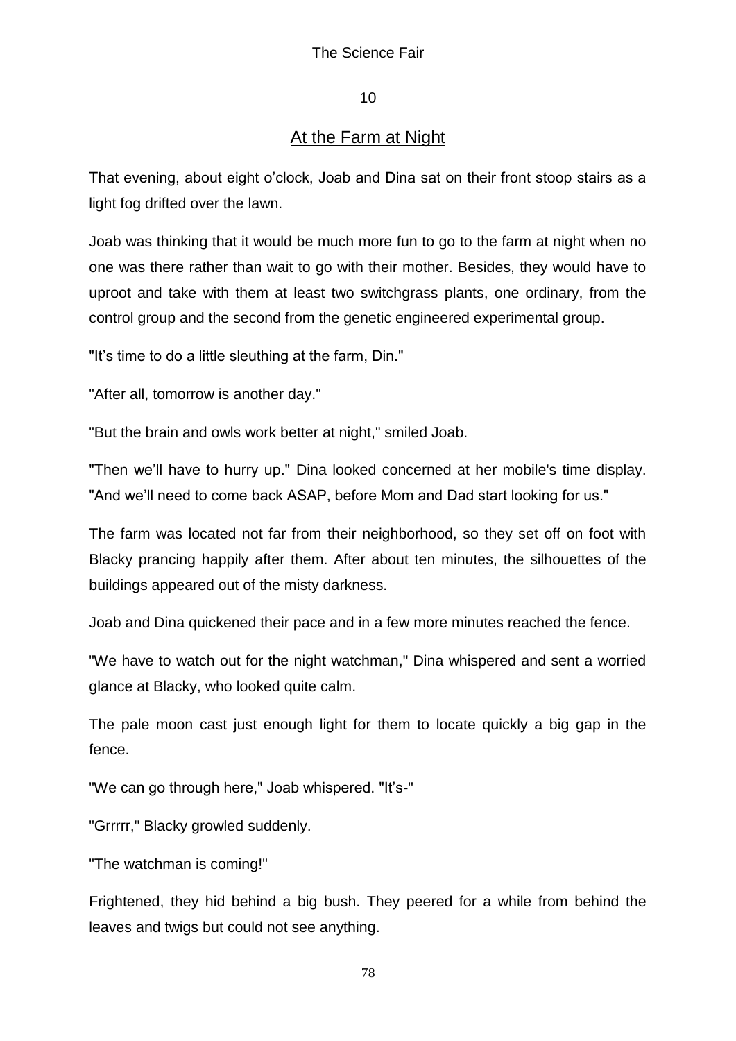## 10

## At the Farm at Night

That evening, about eight o'clock, Joab and Dina sat on their front stoop stairs as a light fog drifted over the lawn.

Joab was thinking that it would be much more fun to go to the farm at night when no one was there rather than wait to go with their mother. Besides, they would have to uproot and take with them at least two switchgrass plants, one ordinary, from the control group and the second from the genetic engineered experimental group.

"It's time to do a little sleuthing at the farm, Din."

"After all, tomorrow is another day."

"But the brain and owls work better at night," smiled Joab.

"Then we'll have to hurry up." Dina looked concerned at her mobile's time display. "And we'll need to come back ASAP, before Mom and Dad start looking for us."

The farm was located not far from their neighborhood, so they set off on foot with Blacky prancing happily after them. After about ten minutes, the silhouettes of the buildings appeared out of the misty darkness.

Joab and Dina quickened their pace and in a few more minutes reached the fence.

"We have to watch out for the night watchman," Dina whispered and sent a worried glance at Blacky, who looked quite calm.

The pale moon cast just enough light for them to locate quickly a big gap in the fence.

"We can go through here," Joab whispered. "It's-"

"Grrrrr," Blacky growled suddenly.

"The watchman is coming!"

Frightened, they hid behind a big bush. They peered for a while from behind the leaves and twigs but could not see anything.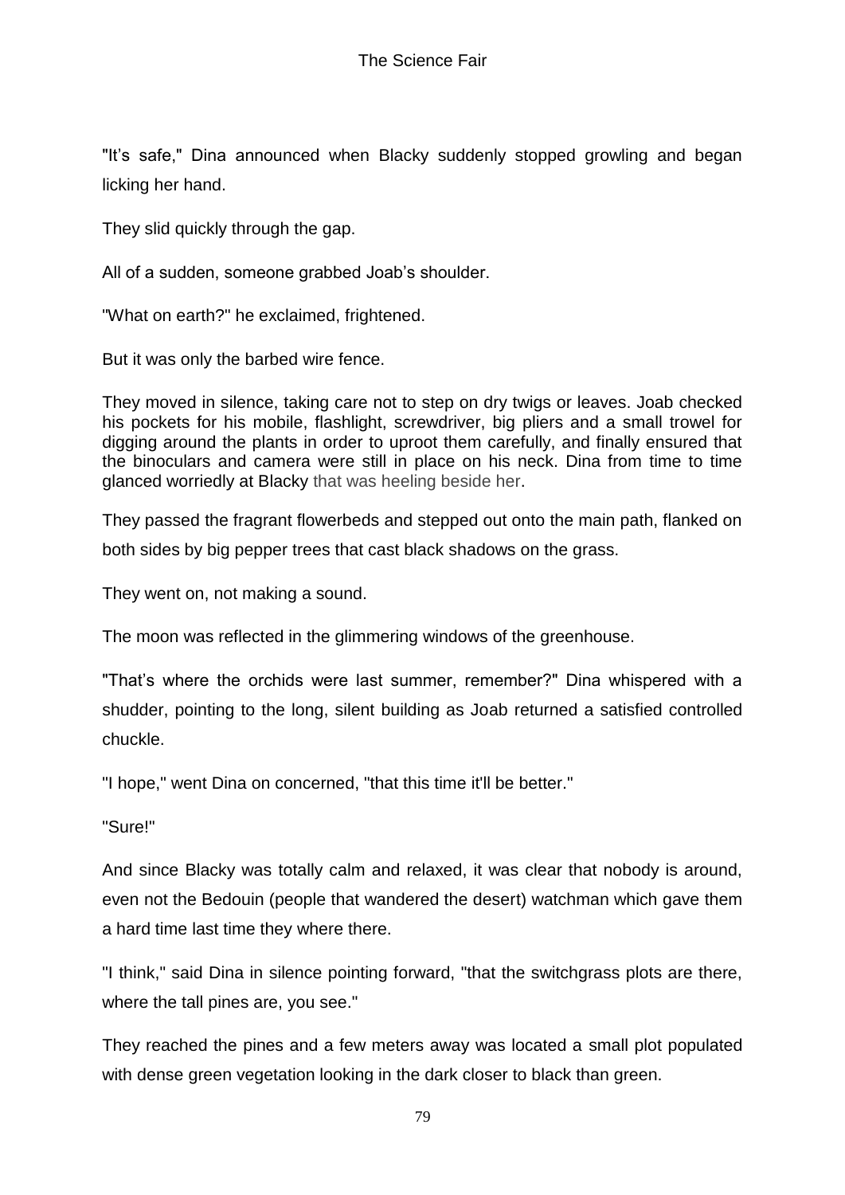"It's safe," Dina announced when Blacky suddenly stopped growling and began licking her hand.

They slid quickly through the gap.

All of a sudden, someone grabbed Joab's shoulder.

"What on earth?" he exclaimed, frightened.

But it was only the barbed wire fence.

They moved in silence, taking care not to step on dry twigs or leaves. Joab checked his pockets for his mobile, flashlight, screwdriver, big pliers and a small trowel for digging around the plants in order to uproot them carefully, and finally ensured that the binoculars and camera were still in place on his neck. Dina from time to time glanced worriedly at Blacky that was heeling beside her.

They passed the fragrant flowerbeds and stepped out onto the main path, flanked on both sides by big pepper trees that cast black shadows on the grass.

They went on, not making a sound.

The moon was reflected in the glimmering windows of the greenhouse.

"That's where the orchids were last summer, remember?" Dina whispered with a shudder, pointing to the long, silent building as Joab returned a satisfied controlled chuckle.

"I hope," went Dina on concerned, "that this time it'll be better."

"Sure!"

And since Blacky was totally calm and relaxed, it was clear that nobody is around, even not the Bedouin (people that wandered the desert) watchman which gave them a hard time last time they where there.

"I think," said Dina in silence pointing forward, "that the switchgrass plots are there, where the tall pines are, you see."

They reached the pines and a few meters away was located a small plot populated with dense green vegetation looking in the dark closer to black than green.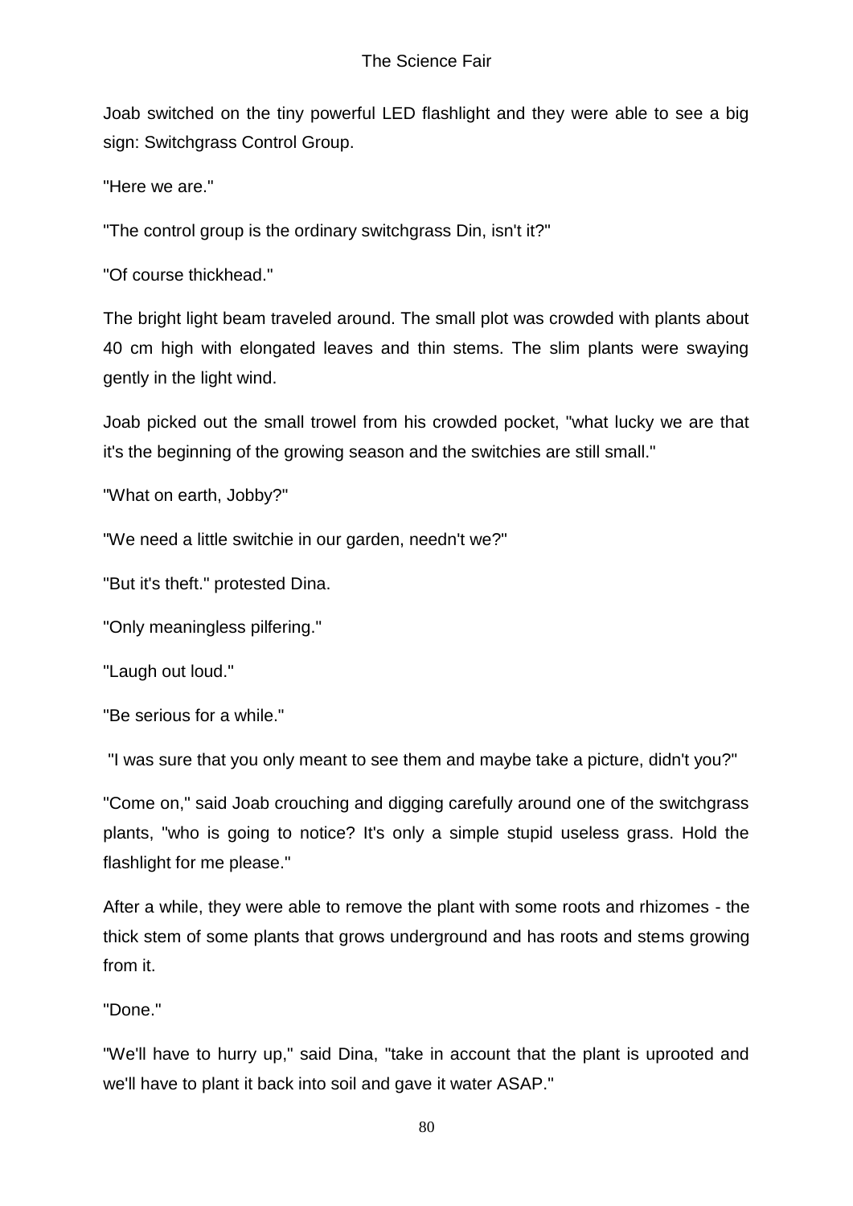Joab switched on the tiny powerful LED flashlight and they were able to see a big sign: Switchgrass Control Group.

"Here we are."

"The control group is the ordinary switchgrass Din, isn't it?"

"Of course thickhead."

The bright light beam traveled around. The small plot was crowded with plants about 40 cm high with elongated leaves and thin stems. The slim plants were swaying gently in the light wind.

Joab picked out the small trowel from his crowded pocket, "what lucky we are that it's the beginning of the growing season and the switchies are still small."

"What on earth, Jobby?"

"We need a little switchie in our garden, needn't we?"

"But it's theft." protested Dina.

"Only meaningless pilfering."

"Laugh out loud."

"Be serious for a while."

"I was sure that you only meant to see them and maybe take a picture, didn't you?"

"Come on," said Joab crouching and digging carefully around one of the switchgrass plants, "who is going to notice? It's only a simple stupid useless grass. Hold the flashlight for me please."

After a while, they were able to remove the plant with some roots and rhizomes - the thick stem of some plants that grows underground and has roots and stems growing from it.

"Done."

"We'll have to hurry up," said Dina, "take in account that the plant is uprooted and we'll have to plant it back into soil and gave it water ASAP."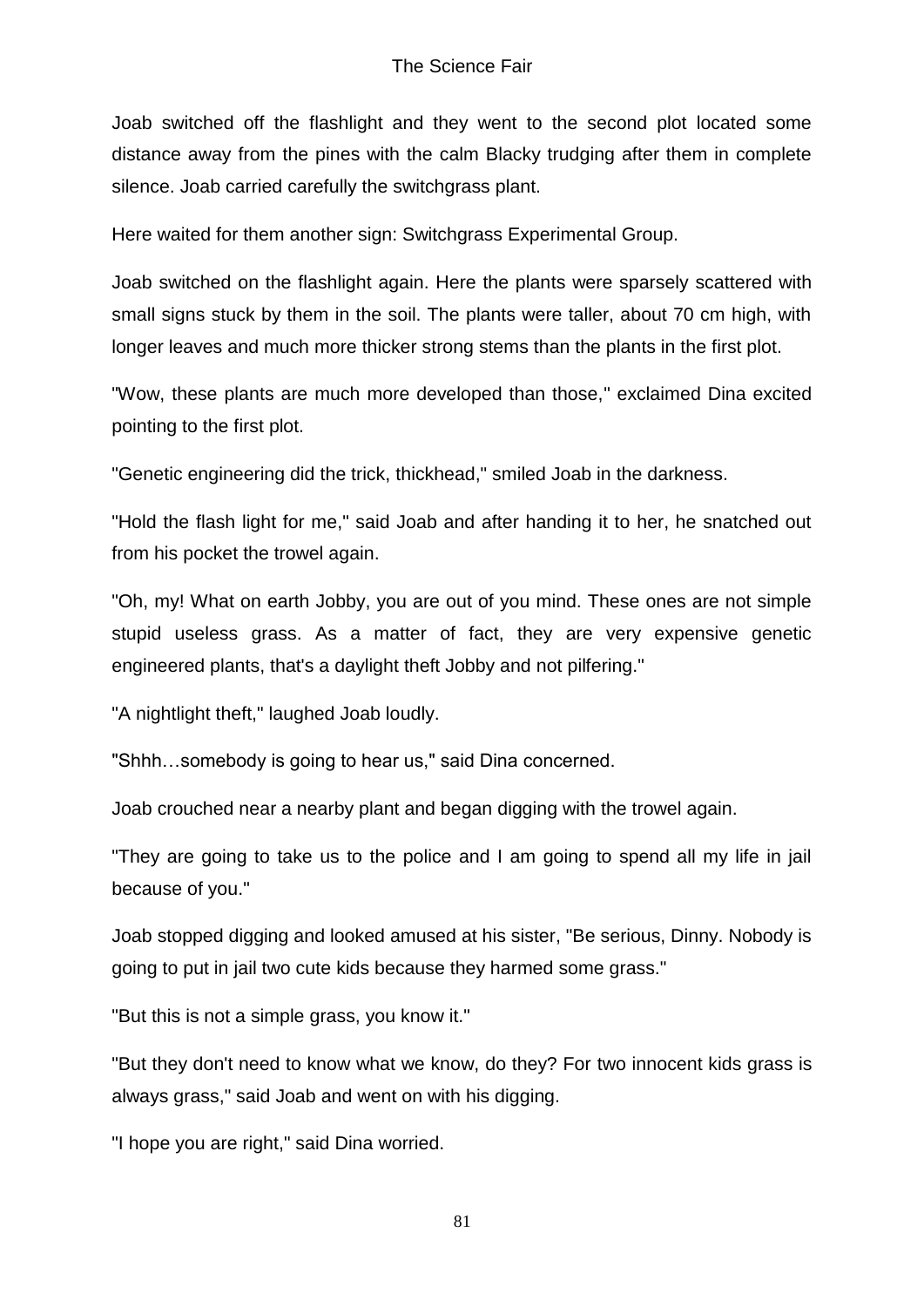Joab switched off the flashlight and they went to the second plot located some distance away from the pines with the calm Blacky trudging after them in complete silence. Joab carried carefully the switchgrass plant.

Here waited for them another sign: Switchgrass Experimental Group.

Joab switched on the flashlight again. Here the plants were sparsely scattered with small signs stuck by them in the soil. The plants were taller, about 70 cm high, with longer leaves and much more thicker strong stems than the plants in the first plot.

"Wow, these plants are much more developed than those," exclaimed Dina excited pointing to the first plot.

"Genetic engineering did the trick, thickhead," smiled Joab in the darkness.

"Hold the flash light for me," said Joab and after handing it to her, he snatched out from his pocket the trowel again.

"Oh, my! What on earth Jobby, you are out of you mind. These ones are not simple stupid useless grass. As a matter of fact, they are very expensive genetic engineered plants, that's a daylight theft Jobby and not pilfering."

"A nightlight theft," laughed Joab loudly.

"Shhh…somebody is going to hear us," said Dina concerned.

Joab crouched near a nearby plant and began digging with the trowel again.

"They are going to take us to the police and I am going to spend all my life in jail because of you."

Joab stopped digging and looked amused at his sister, "Be serious, Dinny. Nobody is going to put in jail two cute kids because they harmed some grass."

"But this is not a simple grass, you know it."

"But they don't need to know what we know, do they? For two innocent kids grass is always grass," said Joab and went on with his digging.

"I hope you are right," said Dina worried.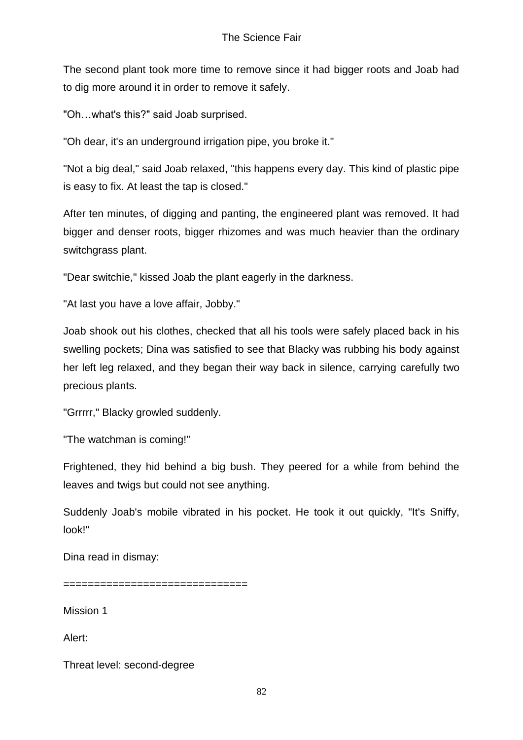The second plant took more time to remove since it had bigger roots and Joab had to dig more around it in order to remove it safely.

"Oh…what's this?" said Joab surprised.

"Oh dear, it's an underground irrigation pipe, you broke it."

"Not a big deal," said Joab relaxed, "this happens every day. This kind of plastic pipe is easy to fix. At least the tap is closed."

After ten minutes, of digging and panting, the engineered plant was removed. It had bigger and denser roots, bigger rhizomes and was much heavier than the ordinary switchgrass plant.

"Dear switchie," kissed Joab the plant eagerly in the darkness.

"At last you have a love affair, Jobby."

Joab shook out his clothes, checked that all his tools were safely placed back in his swelling pockets; Dina was satisfied to see that Blacky was rubbing his body against her left leg relaxed, and they began their way back in silence, carrying carefully two precious plants.

"Grrrrr," Blacky growled suddenly.

"The watchman is coming!"

Frightened, they hid behind a big bush. They peered for a while from behind the leaves and twigs but could not see anything.

Suddenly Joab's mobile vibrated in his pocket. He took it out quickly, "It's Sniffy, look!"

Dina read in dismay:

==============================

Mission 1

Alert:

Threat level: second-degree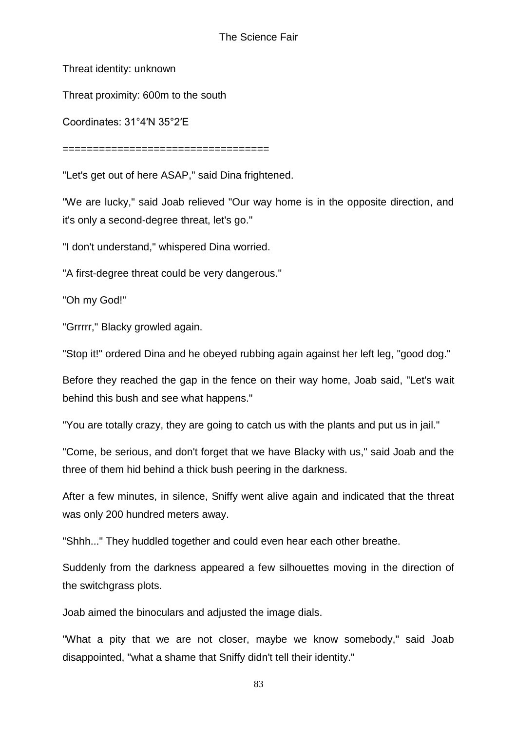Threat identity: unknown

Threat proximity: 600m to the south

Coordinates: 31°4′N 35°2′E

==================================

"Let's get out of here ASAP," said Dina frightened.

"We are lucky," said Joab relieved "Our way home is in the opposite direction, and it's only a second-degree threat, let's go."

"I don't understand," whispered Dina worried.

"A first-degree threat could be very dangerous."

"Oh my God!"

"Grrrrr," Blacky growled again.

"Stop it!" ordered Dina and he obeyed rubbing again against her left leg, "good dog."

Before they reached the gap in the fence on their way home, Joab said, "Let's wait behind this bush and see what happens."

"You are totally crazy, they are going to catch us with the plants and put us in jail."

"Come, be serious, and don't forget that we have Blacky with us," said Joab and the three of them hid behind a thick bush peering in the darkness.

After a few minutes, in silence, Sniffy went alive again and indicated that the threat was only 200 hundred meters away.

"Shhh..." They huddled together and could even hear each other breathe.

Suddenly from the darkness appeared a few silhouettes moving in the direction of the switchgrass plots.

Joab aimed the binoculars and adjusted the image dials.

"What a pity that we are not closer, maybe we know somebody," said Joab disappointed, "what a shame that Sniffy didn't tell their identity."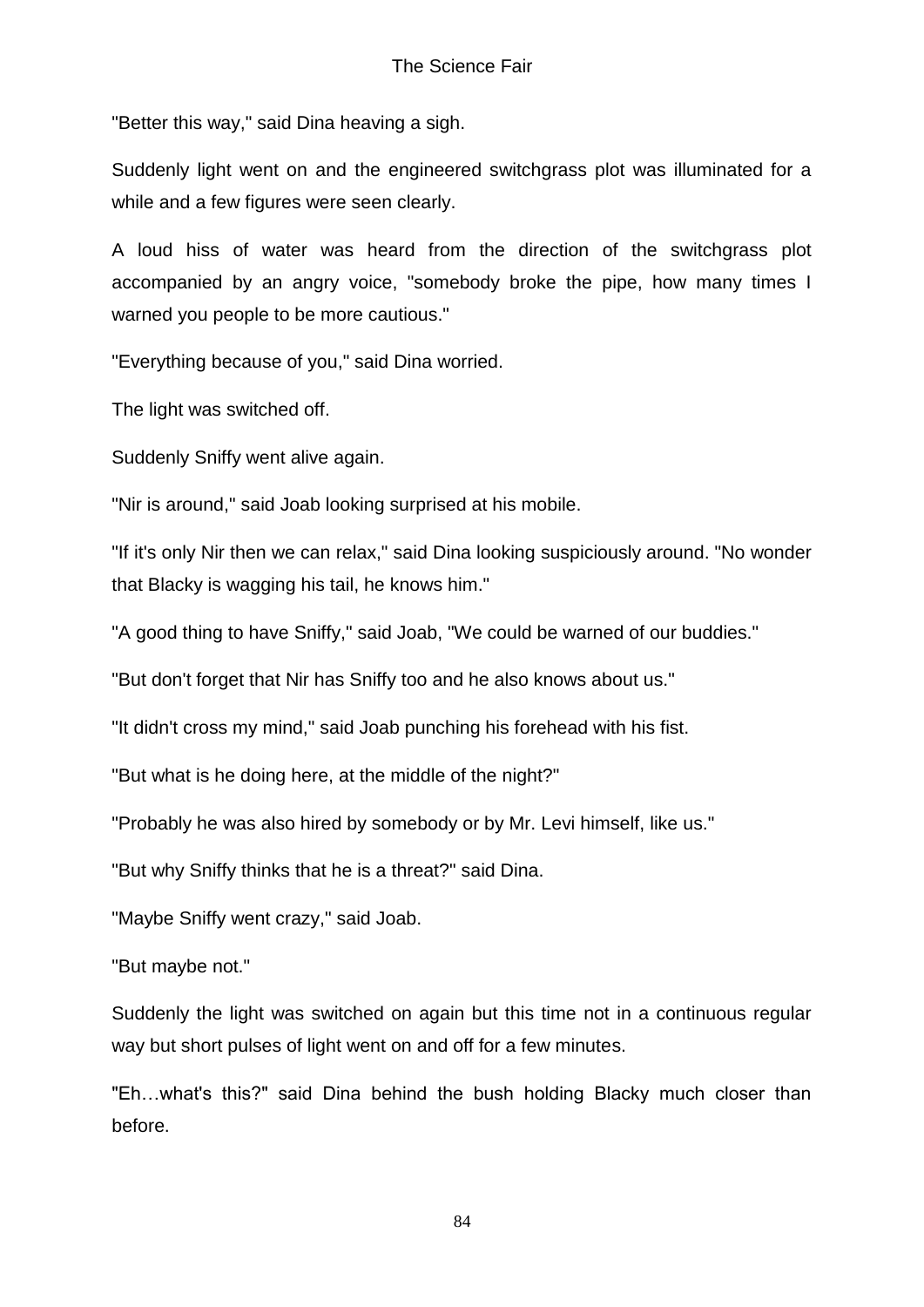"Better this way," said Dina heaving a sigh.

Suddenly light went on and the engineered switchgrass plot was illuminated for a while and a few figures were seen clearly.

A loud hiss of water was heard from the direction of the switchgrass plot accompanied by an angry voice, "somebody broke the pipe, how many times I warned you people to be more cautious."

"Everything because of you," said Dina worried.

The light was switched off.

Suddenly Sniffy went alive again.

"Nir is around," said Joab looking surprised at his mobile.

"If it's only Nir then we can relax," said Dina looking suspiciously around. "No wonder that Blacky is wagging his tail, he knows him."

"A good thing to have Sniffy," said Joab, "We could be warned of our buddies."

"But don't forget that Nir has Sniffy too and he also knows about us."

"It didn't cross my mind," said Joab punching his forehead with his fist.

"But what is he doing here, at the middle of the night?"

"Probably he was also hired by somebody or by Mr. Levi himself, like us."

"But why Sniffy thinks that he is a threat?" said Dina.

"Maybe Sniffy went crazy," said Joab.

"But maybe not."

Suddenly the light was switched on again but this time not in a continuous regular way but short pulses of light went on and off for a few minutes.

"Eh…what's this?" said Dina behind the bush holding Blacky much closer than before.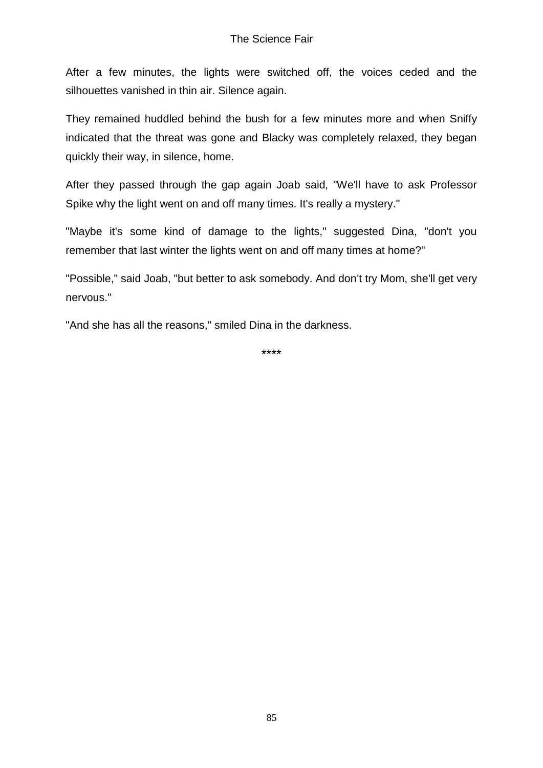After a few minutes, the lights were switched off, the voices ceded and the silhouettes vanished in thin air. Silence again.

They remained huddled behind the bush for a few minutes more and when Sniffy indicated that the threat was gone and Blacky was completely relaxed, they began quickly their way, in silence, home.

After they passed through the gap again Joab said, "We'll have to ask Professor Spike why the light went on and off many times. It's really a mystery."

"Maybe it's some kind of damage to the lights," suggested Dina, "don't you remember that last winter the lights went on and off many times at home?"

"Possible," said Joab, "but better to ask somebody. And don't try Mom, she'll get very nervous."

"And she has all the reasons," smiled Dina in the darkness.

****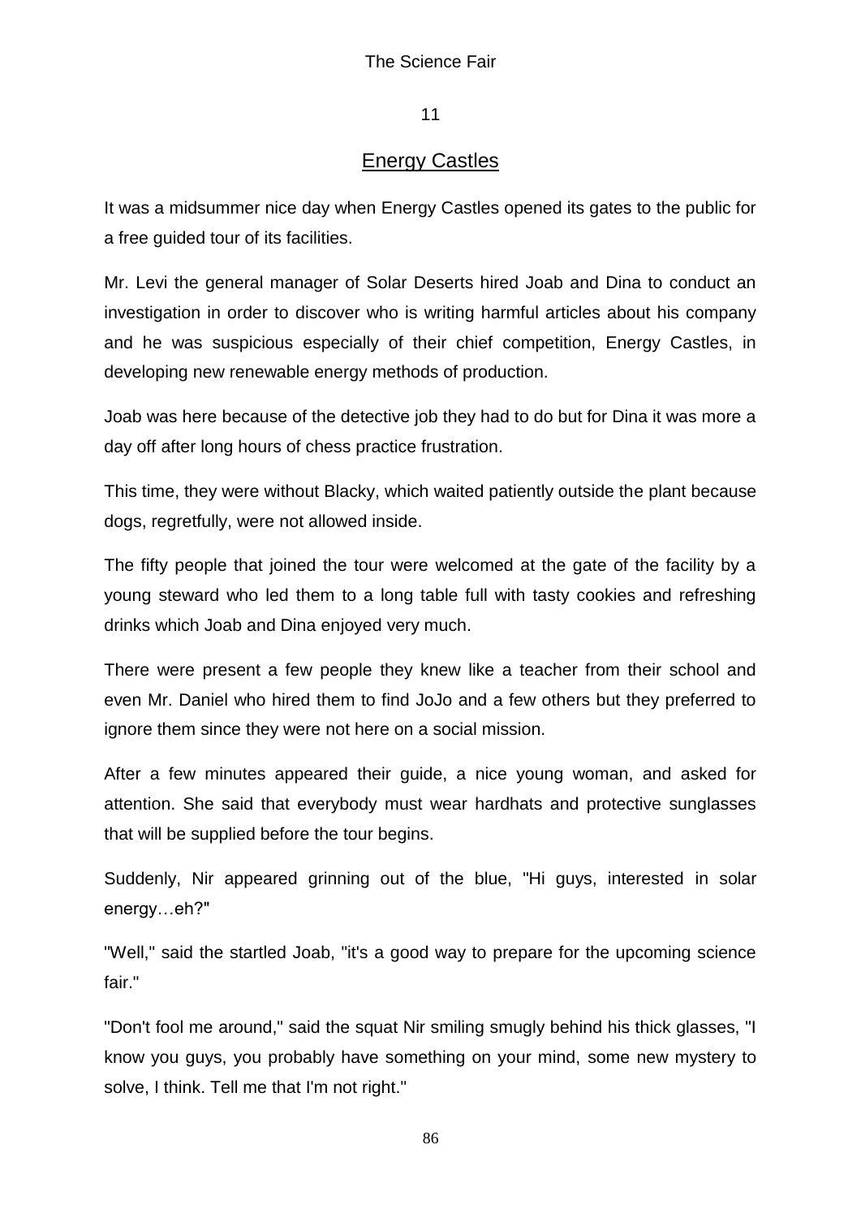## 11

## Energy Castles

It was a midsummer nice day when Energy Castles opened its gates to the public for a free guided tour of its facilities.

Mr. Levi the general manager of Solar Deserts hired Joab and Dina to conduct an investigation in order to discover who is writing harmful articles about his company and he was suspicious especially of their chief competition, Energy Castles, in developing new renewable energy methods of production.

Joab was here because of the detective job they had to do but for Dina it was more a day off after long hours of chess practice frustration.

This time, they were without Blacky, which waited patiently outside the plant because dogs, regretfully, were not allowed inside.

The fifty people that joined the tour were welcomed at the gate of the facility by a young steward who led them to a long table full with tasty cookies and refreshing drinks which Joab and Dina enjoyed very much.

There were present a few people they knew like a teacher from their school and even Mr. Daniel who hired them to find JoJo and a few others but they preferred to ignore them since they were not here on a social mission.

After a few minutes appeared their guide, a nice young woman, and asked for attention. She said that everybody must wear hardhats and protective sunglasses that will be supplied before the tour begins.

Suddenly, Nir appeared grinning out of the blue, "Hi guys, interested in solar energy…eh?"

"Well," said the startled Joab, "it's a good way to prepare for the upcoming science fair."

"Don't fool me around," said the squat Nir smiling smugly behind his thick glasses, "I know you guys, you probably have something on your mind, some new mystery to solve, I think. Tell me that I'm not right."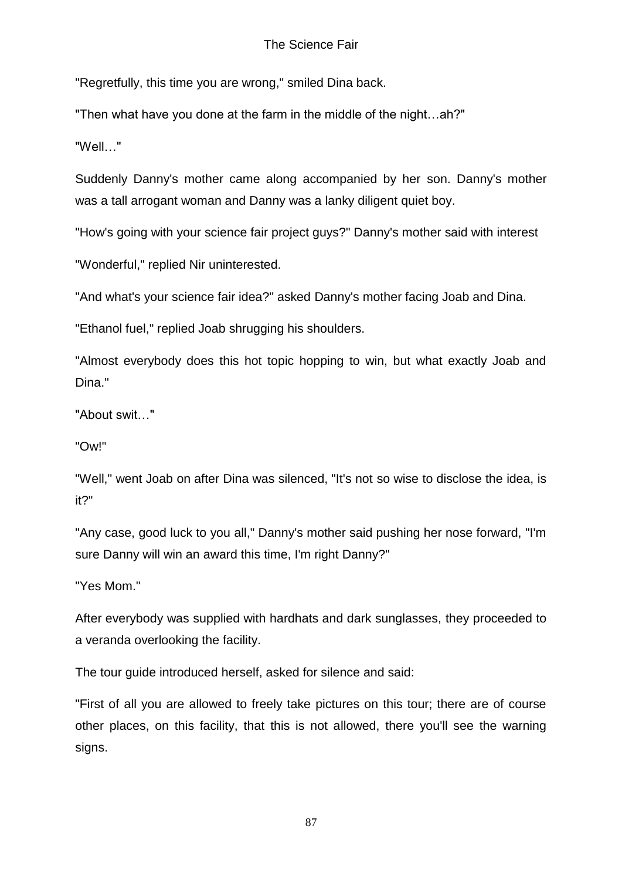"Regretfully, this time you are wrong," smiled Dina back.

"Then what have you done at the farm in the middle of the night…ah?"

"Well…"

Suddenly Danny's mother came along accompanied by her son. Danny's mother was a tall arrogant woman and Danny was a lanky diligent quiet boy.

"How's going with your science fair project guys?" Danny's mother said with interest

"Wonderful," replied Nir uninterested.

"And what's your science fair idea?" asked Danny's mother facing Joab and Dina.

"Ethanol fuel," replied Joab shrugging his shoulders.

"Almost everybody does this hot topic hopping to win, but what exactly Joab and Dina."

"About swit…"

"Ow!"

"Well," went Joab on after Dina was silenced, "It's not so wise to disclose the idea, is it?"

"Any case, good luck to you all," Danny's mother said pushing her nose forward, "I'm sure Danny will win an award this time, I'm right Danny?"

"Yes Mom."

After everybody was supplied with hardhats and dark sunglasses, they proceeded to a veranda overlooking the facility.

The tour guide introduced herself, asked for silence and said:

"First of all you are allowed to freely take pictures on this tour; there are of course other places, on this facility, that this is not allowed, there you'll see the warning signs.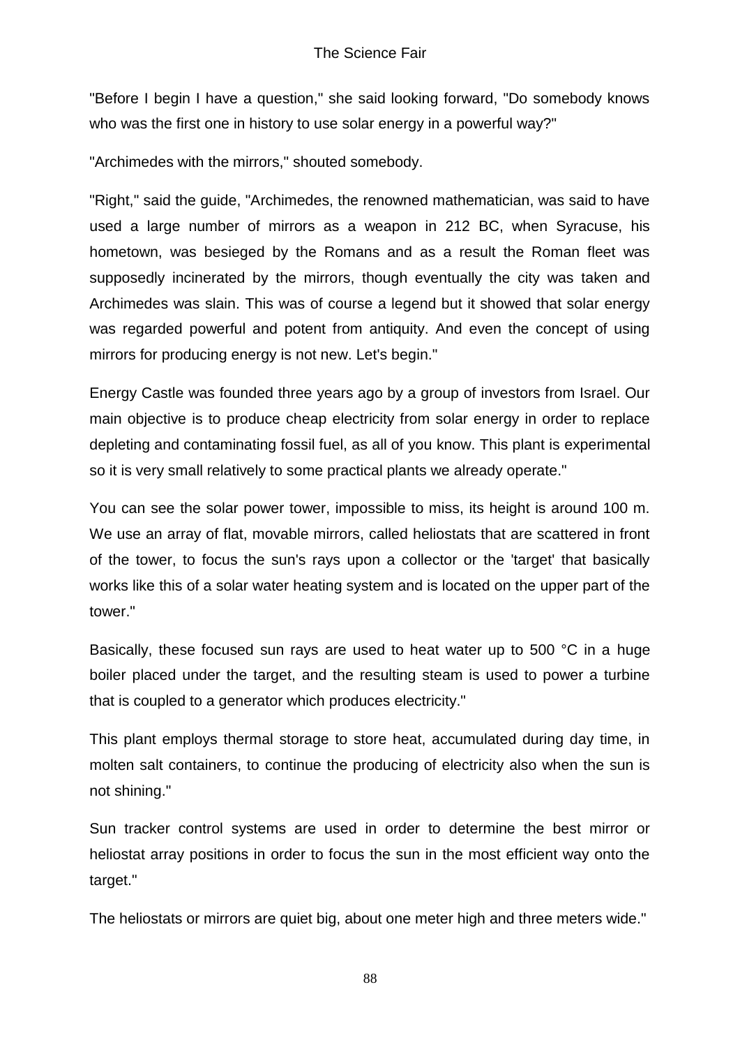"Before I begin I have a question," she said looking forward, "Do somebody knows who was the first one in history to use solar energy in a powerful way?"

"Archimedes with the mirrors," shouted somebody.

"Right," said the guide, "Archimedes, the renowned mathematician, was said to have used a large number of mirrors as a weapon in 212 BC, when Syracuse, his hometown, was besieged by the Romans and as a result the Roman fleet was supposedly incinerated by the mirrors, though eventually the city was taken and Archimedes was slain. This was of course a legend but it showed that solar energy was regarded powerful and potent from antiquity. And even the concept of using mirrors for producing energy is not new. Let's begin."

Energy Castle was founded three years ago by a group of investors from Israel. Our main objective is to produce cheap electricity from solar energy in order to replace depleting and contaminating fossil fuel, as all of you know. This plant is experimental so it is very small relatively to some practical plants we already operate."

You can see the solar power tower, impossible to miss, its height is around 100 m. We use an array of flat, movable mirrors, called heliostats that are scattered in front of the tower, to focus the sun's rays upon a collector or the 'target' that basically works like this of a solar water heating system and is located on the upper part of the tower."

Basically, these focused sun rays are used to heat water up to 500 °C in a huge boiler placed under the target, and the resulting steam is used to power a turbine that is coupled to a generator which produces electricity."

This plant employs thermal storage to store heat, accumulated during day time, in molten salt containers, to continue the producing of electricity also when the sun is not shining."

Sun tracker control systems are used in order to determine the best mirror or heliostat array positions in order to focus the sun in the most efficient way onto the target."

The heliostats or mirrors are quiet big, about one meter high and three meters wide."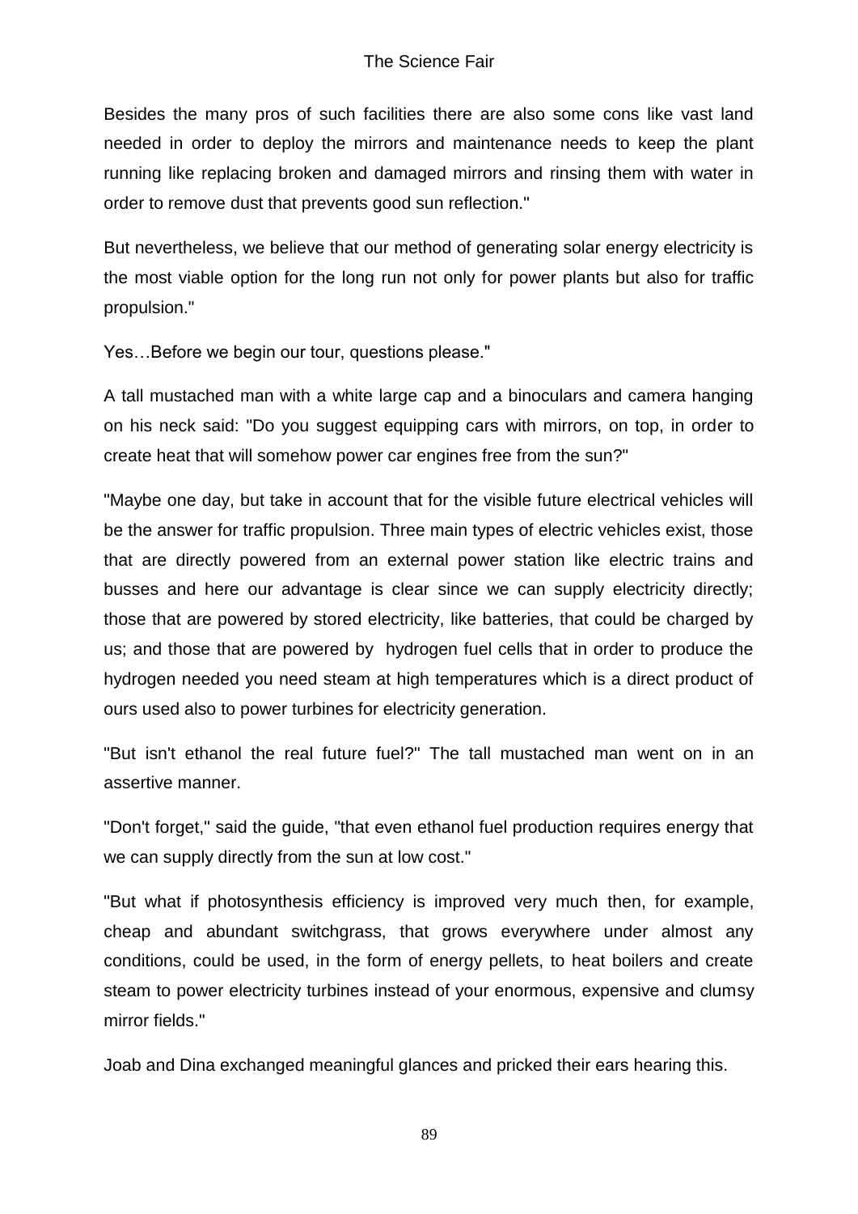Besides the many pros of such facilities there are also some cons like vast land needed in order to deploy the mirrors and maintenance needs to keep the plant running like replacing broken and damaged mirrors and rinsing them with water in order to remove dust that prevents good sun reflection."

But nevertheless, we believe that our method of generating solar energy electricity is the most viable option for the long run not only for power plants but also for traffic propulsion."

Yes…Before we begin our tour, questions please."

A tall mustached man with a white large cap and a binoculars and camera hanging on his neck said: "Do you suggest equipping cars with mirrors, on top, in order to create heat that will somehow power car engines free from the sun?"

"Maybe one day, but take in account that for the visible future electrical vehicles will be the answer for traffic propulsion. Three main types of electric vehicles exist, those that are directly powered from an external power station like electric trains and busses and here our advantage is clear since we can supply electricity directly; those that are powered by stored electricity, like batteries, that could be charged by us; and those that are powered by hydrogen fuel cells that in order to produce the hydrogen needed you need steam at high temperatures which is a direct product of ours used also to power turbines for electricity generation.

"But isn't ethanol the real future fuel?" The tall mustached man went on in an assertive manner.

"Don't forget," said the guide, "that even ethanol fuel production requires energy that we can supply directly from the sun at low cost."

"But what if photosynthesis efficiency is improved very much then, for example, cheap and abundant switchgrass, that grows everywhere under almost any conditions, could be used, in the form of energy pellets, to heat boilers and create steam to power electricity turbines instead of your enormous, expensive and clumsy mirror fields."

Joab and Dina exchanged meaningful glances and pricked their ears hearing this.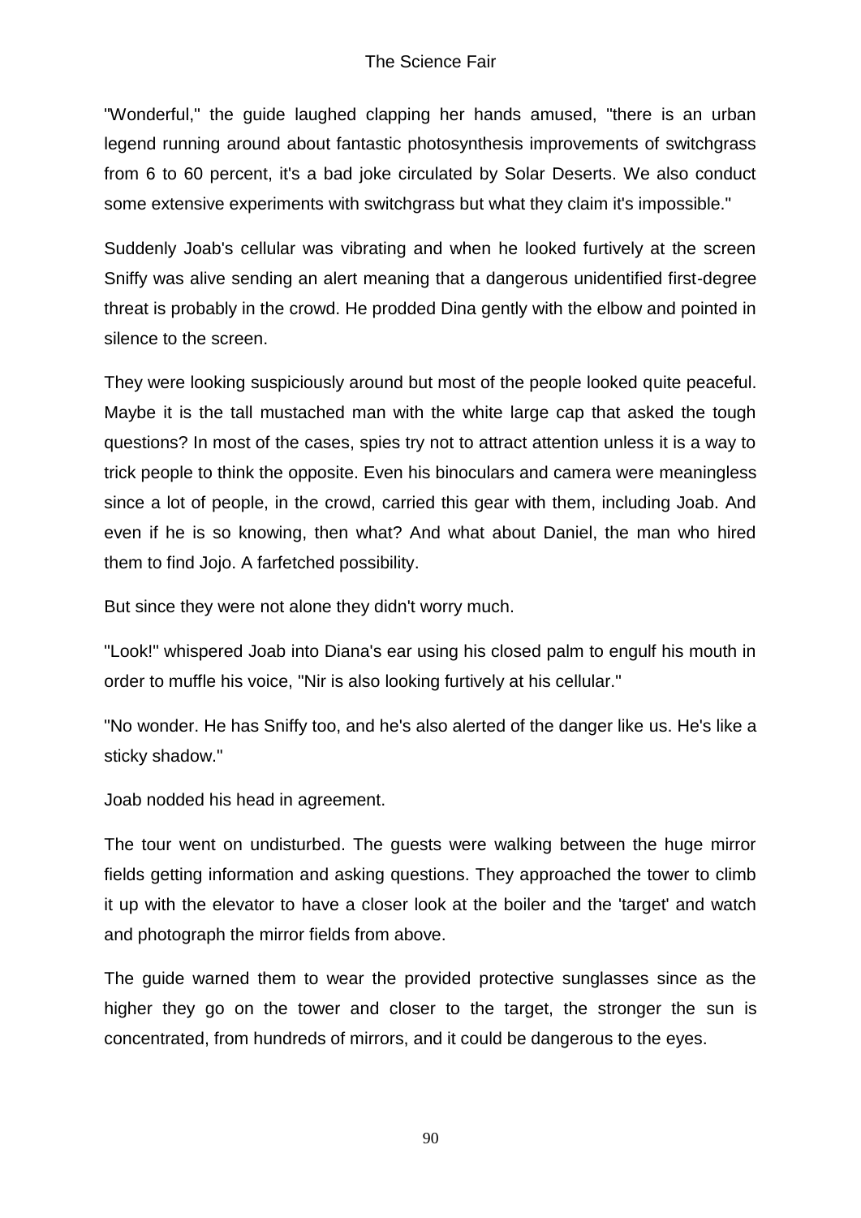"Wonderful," the guide laughed clapping her hands amused, "there is an urban legend running around about fantastic photosynthesis improvements of switchgrass from 6 to 60 percent, it's a bad joke circulated by Solar Deserts. We also conduct some extensive experiments with switchgrass but what they claim it's impossible."

Suddenly Joab's cellular was vibrating and when he looked furtively at the screen Sniffy was alive sending an alert meaning that a dangerous unidentified first-degree threat is probably in the crowd. He prodded Dina gently with the elbow and pointed in silence to the screen.

They were looking suspiciously around but most of the people looked quite peaceful. Maybe it is the tall mustached man with the white large cap that asked the tough questions? In most of the cases, spies try not to attract attention unless it is a way to trick people to think the opposite. Even his binoculars and camera were meaningless since a lot of people, in the crowd, carried this gear with them, including Joab. And even if he is so knowing, then what? And what about Daniel, the man who hired them to find Jojo. A farfetched possibility.

But since they were not alone they didn't worry much.

"Look!" whispered Joab into Diana's ear using his closed palm to engulf his mouth in order to muffle his voice, "Nir is also looking furtively at his cellular."

"No wonder. He has Sniffy too, and he's also alerted of the danger like us. He's like a sticky shadow."

Joab nodded his head in agreement.

The tour went on undisturbed. The guests were walking between the huge mirror fields getting information and asking questions. They approached the tower to climb it up with the elevator to have a closer look at the boiler and the 'target' and watch and photograph the mirror fields from above.

The guide warned them to wear the provided protective sunglasses since as the higher they go on the tower and closer to the target, the stronger the sun is concentrated, from hundreds of mirrors, and it could be dangerous to the eyes.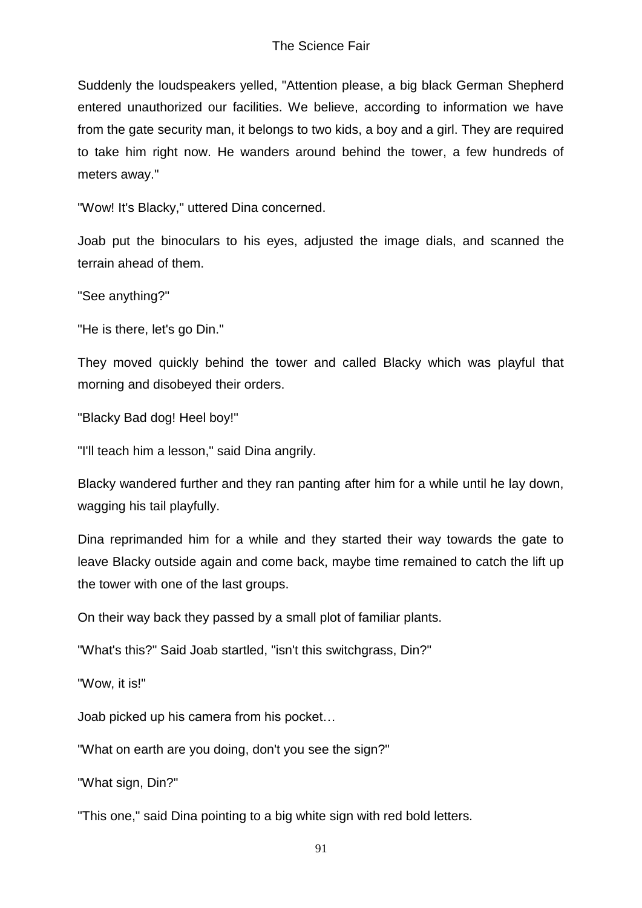Suddenly the loudspeakers yelled, "Attention please, a big black German Shepherd entered unauthorized our facilities. We believe, according to information we have from the gate security man, it belongs to two kids, a boy and a girl. They are required to take him right now. He wanders around behind the tower, a few hundreds of meters away."

"Wow! It's Blacky," uttered Dina concerned.

Joab put the binoculars to his eyes, adjusted the image dials, and scanned the terrain ahead of them.

"See anything?"

"He is there, let's go Din."

They moved quickly behind the tower and called Blacky which was playful that morning and disobeyed their orders.

"Blacky Bad dog! Heel boy!"

"I'll teach him a lesson," said Dina angrily.

Blacky wandered further and they ran panting after him for a while until he lay down, wagging his tail playfully.

Dina reprimanded him for a while and they started their way towards the gate to leave Blacky outside again and come back, maybe time remained to catch the lift up the tower with one of the last groups.

On their way back they passed by a small plot of familiar plants.

"What's this?" Said Joab startled, "isn't this switchgrass, Din?"

"Wow, it is!"

Joab picked up his camera from his pocket…

"What on earth are you doing, don't you see the sign?"

"What sign, Din?"

"This one," said Dina pointing to a big white sign with red bold letters.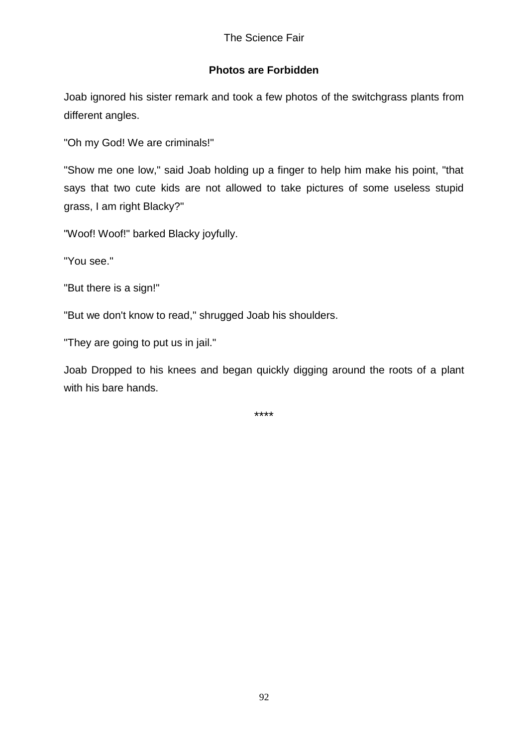## Photos are Forbidden

Joab ignored his sister remark and took a few photos of the switchgrass plants from different angles.

"Oh my God! We are criminals!"

"Show me one low," said Joab holding up a finger to help him make his point, "that says that two cute kids are not allowed to take pictures of some useless stupid grass, I am right Blacky?"

"Woof! Woof!" barked Blacky joyfully.

"You see."

"But there is a sign!"

"But we don't know to read," shrugged Joab his shoulders.

"They are going to put us in jail."

Joab Dropped to his knees and began quickly digging around the roots of a plant with his bare hands.

****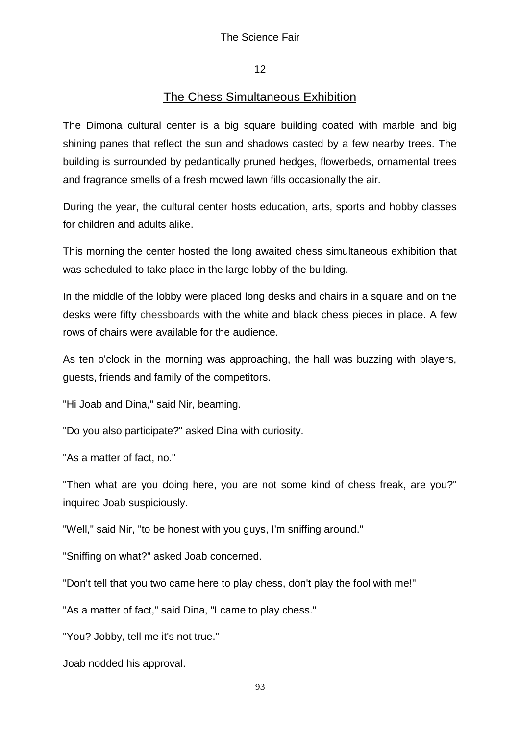## 12

## The Chess Simultaneous Exhibition

The Dimona cultural center is a big square building coated with marble and big shining panes that reflect the sun and shadows casted by a few nearby trees. The building is surrounded by pedantically pruned hedges, flowerbeds, ornamental trees and fragrance smells of a fresh mowed lawn fills occasionally the air.

During the year, the cultural center hosts education, arts, sports and hobby classes for children and adults alike.

This morning the center hosted the long awaited chess simultaneous exhibition that was scheduled to take place in the large lobby of the building.

In the middle of the lobby were placed long desks and chairs in a square and on the desks were fifty chessboards with the white and black chess pieces in place. A few rows of chairs were available for the audience.

As ten o'clock in the morning was approaching, the hall was buzzing with players, guests, friends and family of the competitors.

"Hi Joab and Dina," said Nir, beaming.

"Do you also participate?" asked Dina with curiosity.

"As a matter of fact, no."

"Then what are you doing here, you are not some kind of chess freak, are you?" inquired Joab suspiciously.

"Well," said Nir, "to be honest with you guys, I'm sniffing around."

"Sniffing on what?" asked Joab concerned.

"Don't tell that you two came here to play chess, don't play the fool with me!"

"As a matter of fact," said Dina, "I came to play chess."

"You? Jobby, tell me it's not true."

Joab nodded his approval.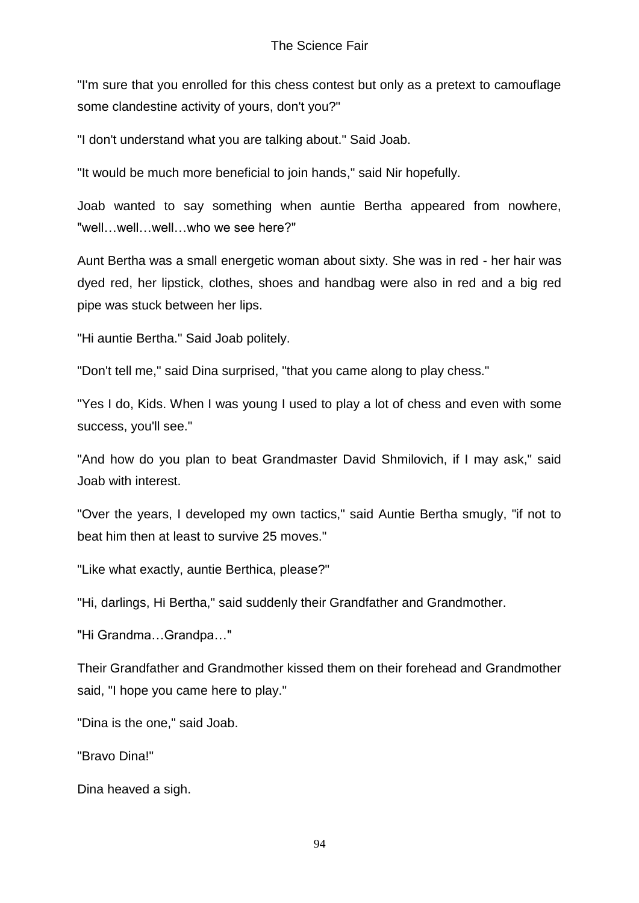"I'm sure that you enrolled for this chess contest but only as a pretext to camouflage some clandestine activity of yours, don't you?"

"I don't understand what you are talking about." Said Joab.

"It would be much more beneficial to join hands," said Nir hopefully.

Joab wanted to say something when auntie Bertha appeared from nowhere, "well…well…well…who we see here?"

Aunt Bertha was a small energetic woman about sixty. She was in red - her hair was dyed red, her lipstick, clothes, shoes and handbag were also in red and a big red pipe was stuck between her lips.

"Hi auntie Bertha." Said Joab politely.

"Don't tell me," said Dina surprised, "that you came along to play chess."

"Yes I do, Kids. When I was young I used to play a lot of chess and even with some success, you'll see."

"And how do you plan to beat Grandmaster David Shmilovich, if I may ask," said Joab with interest.

"Over the years, I developed my own tactics," said Auntie Bertha smugly, "if not to beat him then at least to survive 25 moves."

"Like what exactly, auntie Berthica, please?"

"Hi, darlings, Hi Bertha," said suddenly their Grandfather and Grandmother.

"Hi Grandma…Grandpa…"

Their Grandfather and Grandmother kissed them on their forehead and Grandmother said, "I hope you came here to play."

"Dina is the one," said Joab.

"Bravo Dina!"

Dina heaved a sigh.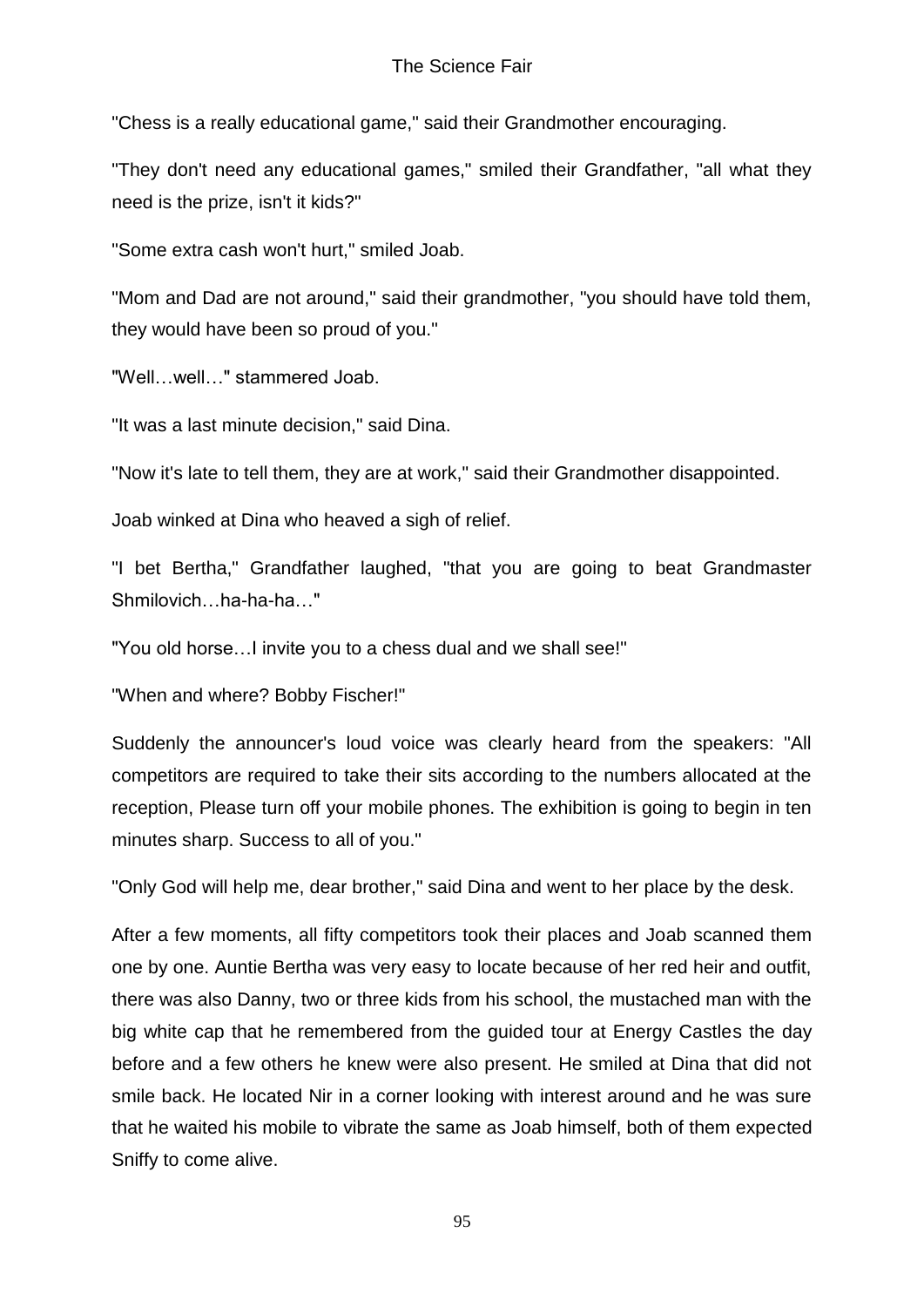"Chess is a really educational game," said their Grandmother encouraging.

"They don't need any educational games," smiled their Grandfather, "all what they need is the prize, isn't it kids?"

"Some extra cash won't hurt," smiled Joab.

"Mom and Dad are not around," said their grandmother, "you should have told them, they would have been so proud of you."

"Well…well…" stammered Joab.

"It was a last minute decision," said Dina.

"Now it's late to tell them, they are at work," said their Grandmother disappointed.

Joab winked at Dina who heaved a sigh of relief.

"I bet Bertha," Grandfather laughed, "that you are going to beat Grandmaster Shmilovich…ha-ha-ha…"

"You old horse…I invite you to a chess dual and we shall see!"

"When and where? Bobby Fischer!"

Suddenly the announcer's loud voice was clearly heard from the speakers: "All competitors are required to take their sits according to the numbers allocated at the reception, Please turn off your mobile phones. The exhibition is going to begin in ten minutes sharp. Success to all of you."

"Only God will help me, dear brother," said Dina and went to her place by the desk.

After a few moments, all fifty competitors took their places and Joab scanned them one by one. Auntie Bertha was very easy to locate because of her red heir and outfit, there was also Danny, two or three kids from his school, the mustached man with the big white cap that he remembered from the guided tour at Energy Castles the day before and a few others he knew were also present. He smiled at Dina that did not smile back. He located Nir in a corner looking with interest around and he was sure that he waited his mobile to vibrate the same as Joab himself, both of them expected Sniffy to come alive.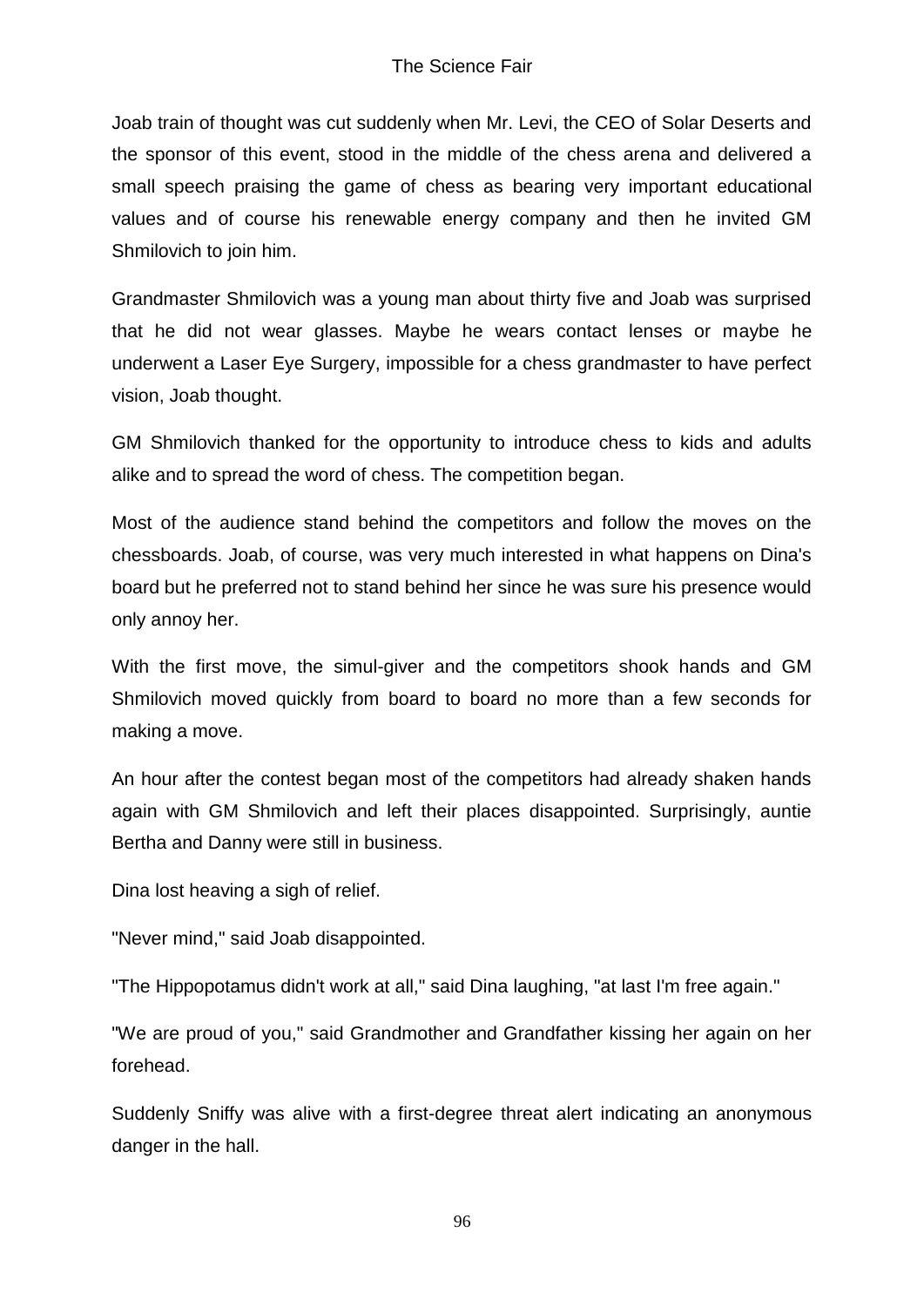Joab train of thought was cut suddenly when Mr. Levi, the CEO of Solar Deserts and the sponsor of this event, stood in the middle of the chess arena and delivered a small speech praising the game of chess as bearing very important educational values and of course his renewable energy company and then he invited GM Shmilovich to join him.

Grandmaster Shmilovich was a young man about thirty five and Joab was surprised that he did not wear glasses. Maybe he wears contact lenses or maybe he underwent a Laser Eye Surgery, impossible for a chess grandmaster to have perfect vision, Joab thought.

GM Shmilovich thanked for the opportunity to introduce chess to kids and adults alike and to spread the word of chess. The competition began.

Most of the audience stand behind the competitors and follow the moves on the chessboards. Joab, of course, was very much interested in what happens on Dina's board but he preferred not to stand behind her since he was sure his presence would only annoy her.

With the first move, the simul-giver and the competitors shook hands and GM Shmilovich moved quickly from board to board no more than a few seconds for making a move.

An hour after the contest began most of the competitors had already shaken hands again with GM Shmilovich and left their places disappointed. Surprisingly, auntie Bertha and Danny were still in business.

Dina lost heaving a sigh of relief.

"Never mind," said Joab disappointed.

"The Hippopotamus didn't work at all," said Dina laughing, "at last I'm free again."

"We are proud of you," said Grandmother and Grandfather kissing her again on her forehead.

Suddenly Sniffy was alive with a first-degree threat alert indicating an anonymous danger in the hall.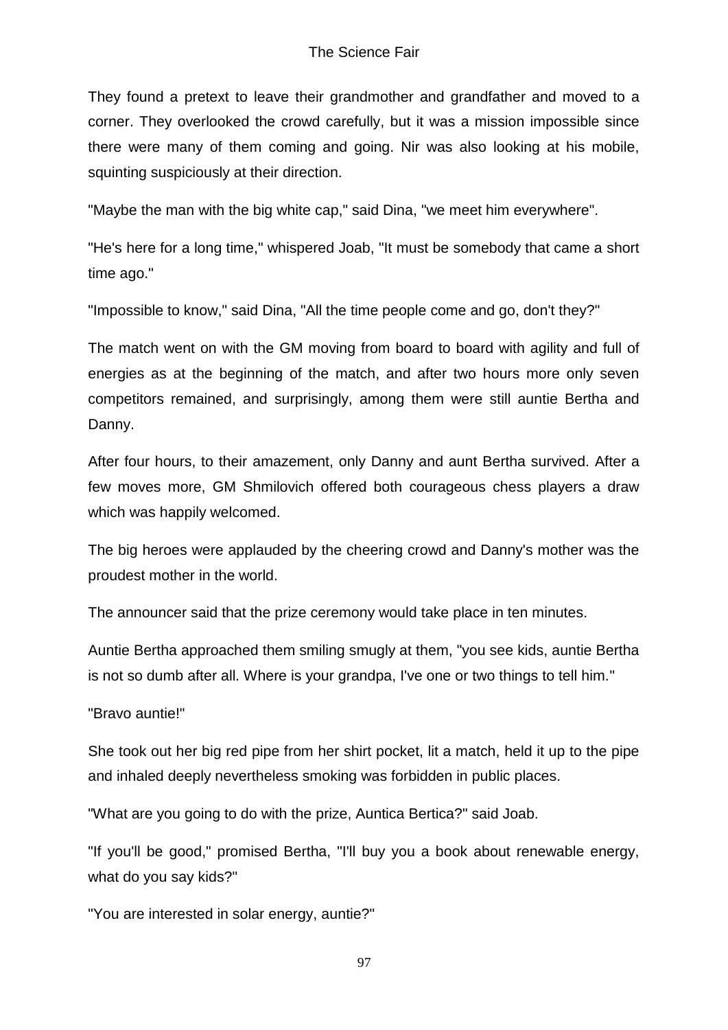They found a pretext to leave their grandmother and grandfather and moved to a corner. They overlooked the crowd carefully, but it was a mission impossible since there were many of them coming and going. Nir was also looking at his mobile, squinting suspiciously at their direction.

"Maybe the man with the big white cap," said Dina, "we meet him everywhere".

"He's here for a long time," whispered Joab, "It must be somebody that came a short time ago."

"Impossible to know," said Dina, "All the time people come and go, don't they?"

The match went on with the GM moving from board to board with agility and full of energies as at the beginning of the match, and after two hours more only seven competitors remained, and surprisingly, among them were still auntie Bertha and Danny.

After four hours, to their amazement, only Danny and aunt Bertha survived. After a few moves more, GM Shmilovich offered both courageous chess players a draw which was happily welcomed.

The big heroes were applauded by the cheering crowd and Danny's mother was the proudest mother in the world.

The announcer said that the prize ceremony would take place in ten minutes.

Auntie Bertha approached them smiling smugly at them, "you see kids, auntie Bertha is not so dumb after all. Where is your grandpa, I've one or two things to tell him."

"Bravo auntie!"

She took out her big red pipe from her shirt pocket, lit a match, held it up to the pipe and inhaled deeply nevertheless smoking was forbidden in public places.

"What are you going to do with the prize, Auntica Bertica?" said Joab.

"If you'll be good," promised Bertha, "I'll buy you a book about renewable energy, what do you say kids?"

"You are interested in solar energy, auntie?"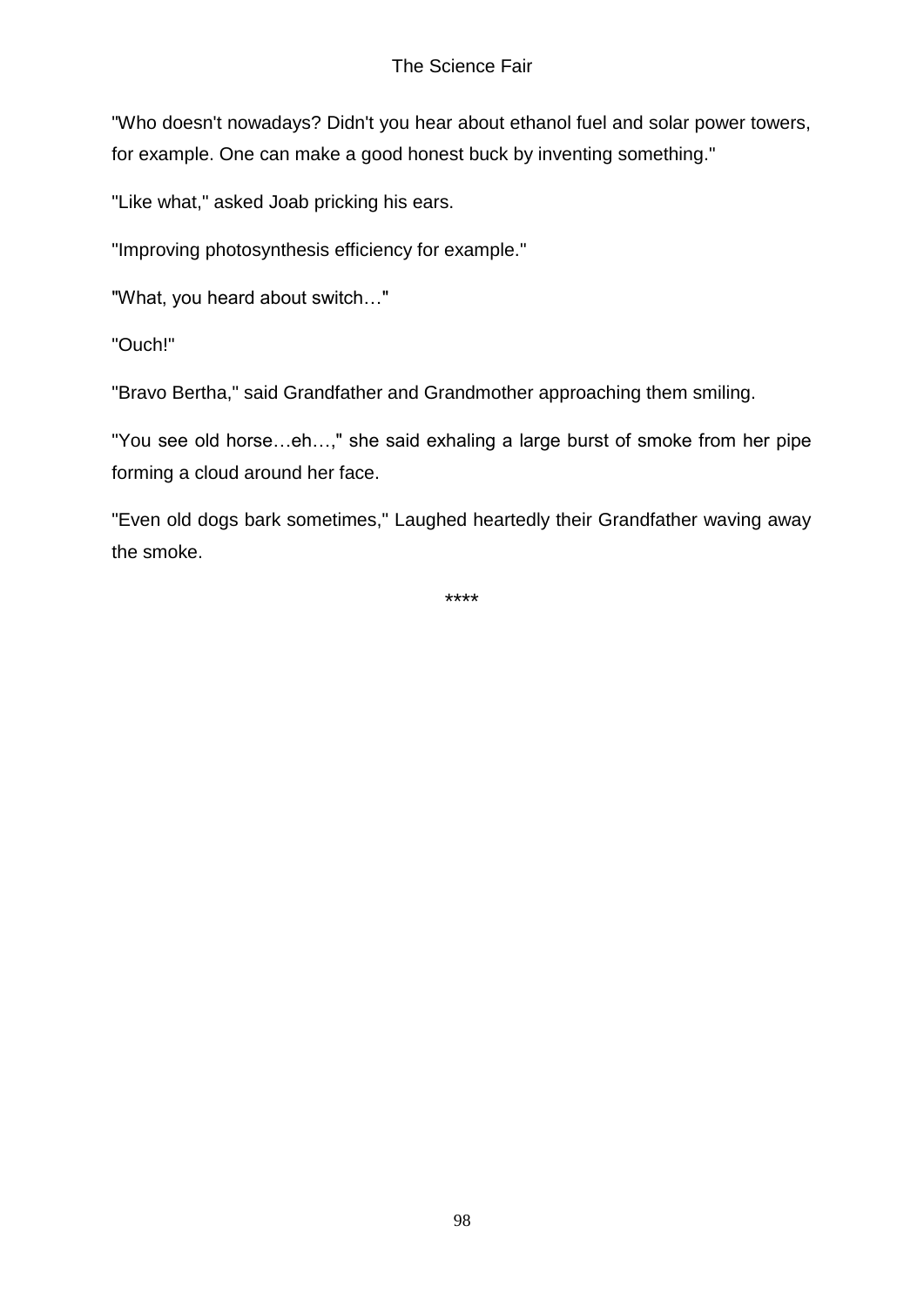"Who doesn't nowadays? Didn't you hear about ethanol fuel and solar power towers, for example. One can make a good honest buck by inventing something."

"Like what," asked Joab pricking his ears.

"Improving photosynthesis efficiency for example."

"What, you heard about switch…"

"Ouch!"

"Bravo Bertha," said Grandfather and Grandmother approaching them smiling.

"You see old horse…eh…," she said exhaling a large burst of smoke from her pipe forming a cloud around her face.

"Even old dogs bark sometimes," Laughed heartedly their Grandfather waving away the smoke.

****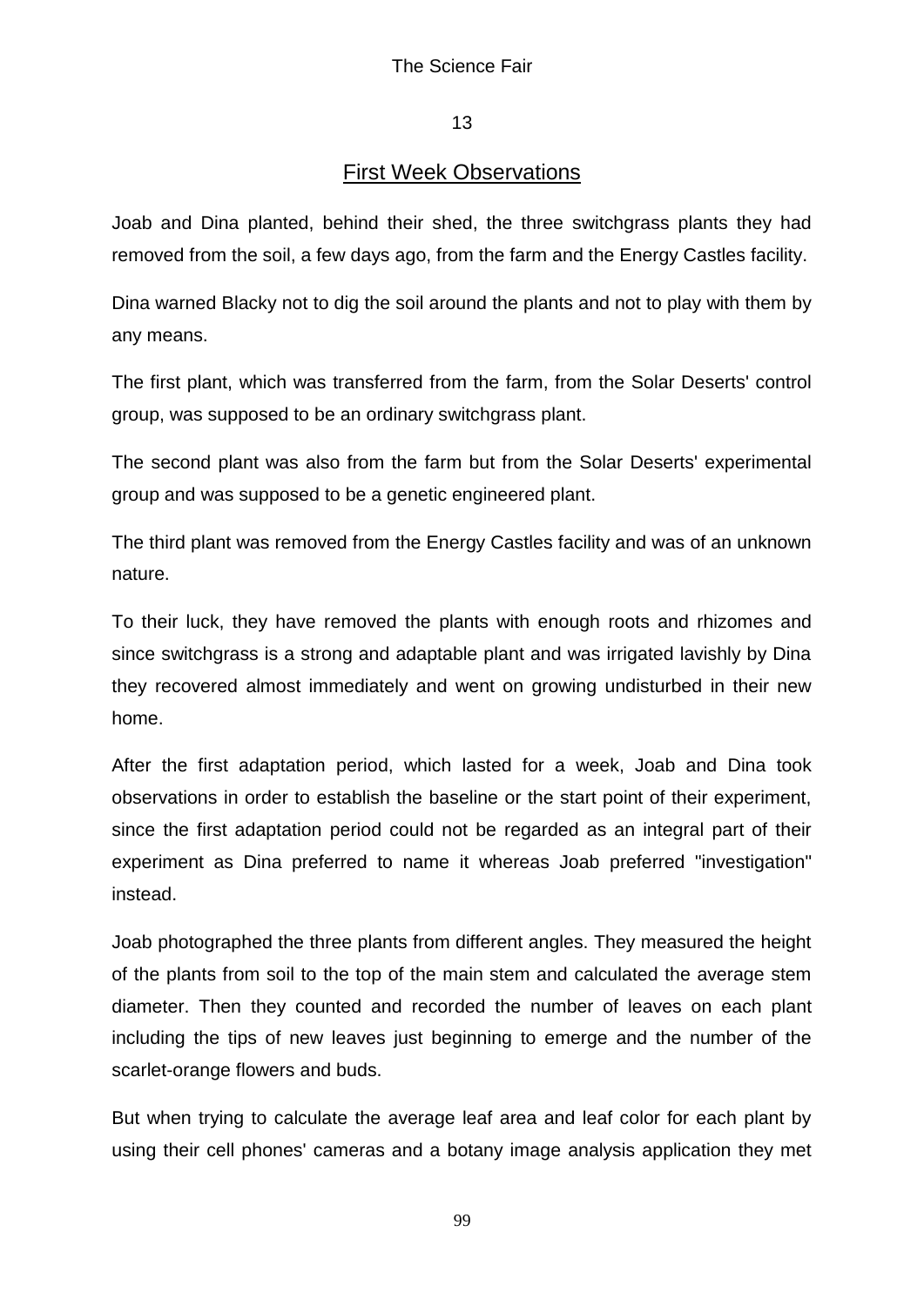## 13

### First Week Observations

Joab and Dina planted, behind their shed, the three switchgrass plants they had removed from the soil, a few days ago, from the farm and the Energy Castles facility.

Dina warned Blacky not to dig the soil around the plants and not to play with them by any means.

The first plant, which was transferred from the farm, from the Solar Deserts' control group, was supposed to be an ordinary switchgrass plant.

The second plant was also from the farm but from the Solar Deserts' experimental group and was supposed to be a genetic engineered plant.

The third plant was removed from the Energy Castles facility and was of an unknown nature.

To their luck, they have removed the plants with enough roots and rhizomes and since switchgrass is a strong and adaptable plant and was irrigated lavishly by Dina they recovered almost immediately and went on growing undisturbed in their new home.

After the first adaptation period, which lasted for a week, Joab and Dina took observations in order to establish the baseline or the start point of their experiment, since the first adaptation period could not be regarded as an integral part of their experiment as Dina preferred to name it whereas Joab preferred "investigation" instead.

Joab photographed the three plants from different angles. They measured the height of the plants from soil to the top of the main stem and calculated the average stem diameter. Then they counted and recorded the number of leaves on each plant including the tips of new leaves just beginning to emerge and the number of the scarlet-orange flowers and buds.

But when trying to calculate the average leaf area and leaf color for each plant by using their cell phones' cameras and a botany image analysis application they met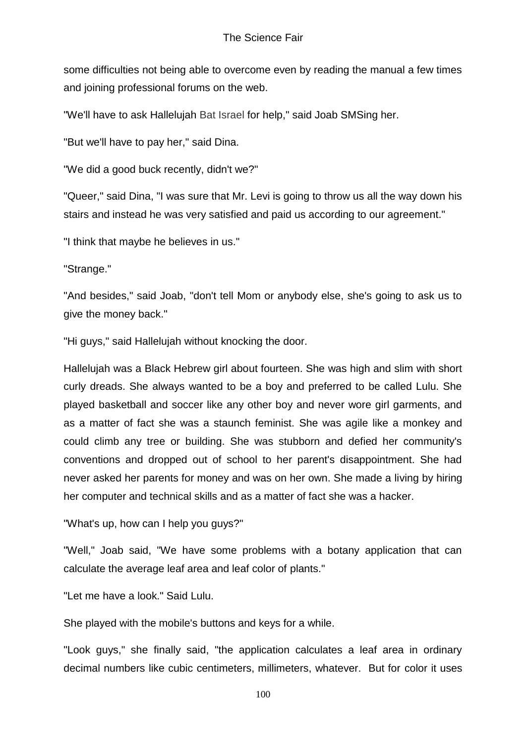some difficulties not being able to overcome even by reading the manual a few times and joining professional forums on the web.

"We'll have to ask Hallelujah Bat Israel for help," said Joab SMSing her.

"But we'll have to pay her," said Dina.

"We did a good buck recently, didn't we?"

"Queer," said Dina, "I was sure that Mr. Levi is going to throw us all the way down his stairs and instead he was very satisfied and paid us according to our agreement."

"I think that maybe he believes in us."

"Strange."

"And besides," said Joab, "don't tell Mom or anybody else, she's going to ask us to give the money back."

"Hi guys," said Hallelujah without knocking the door.

Hallelujah was a Black Hebrew girl about fourteen. She was high and slim with short curly dreads. She always wanted to be a boy and preferred to be called Lulu. She played basketball and soccer like any other boy and never wore girl garments, and as a matter of fact she was a staunch feminist. She was agile like a monkey and could climb any tree or building. She was stubborn and defied her community's conventions and dropped out of school to her parent's disappointment. She had never asked her parents for money and was on her own. She made a living by hiring her computer and technical skills and as a matter of fact she was a hacker.

"What's up, how can I help you guys?"

"Well," Joab said, "We have some problems with a botany application that can calculate the average leaf area and leaf color of plants."

"Let me have a look." Said Lulu.

She played with the mobile's buttons and keys for a while.

"Look guys," she finally said, "the application calculates a leaf area in ordinary decimal numbers like cubic centimeters, millimeters, whatever.  But for color it uses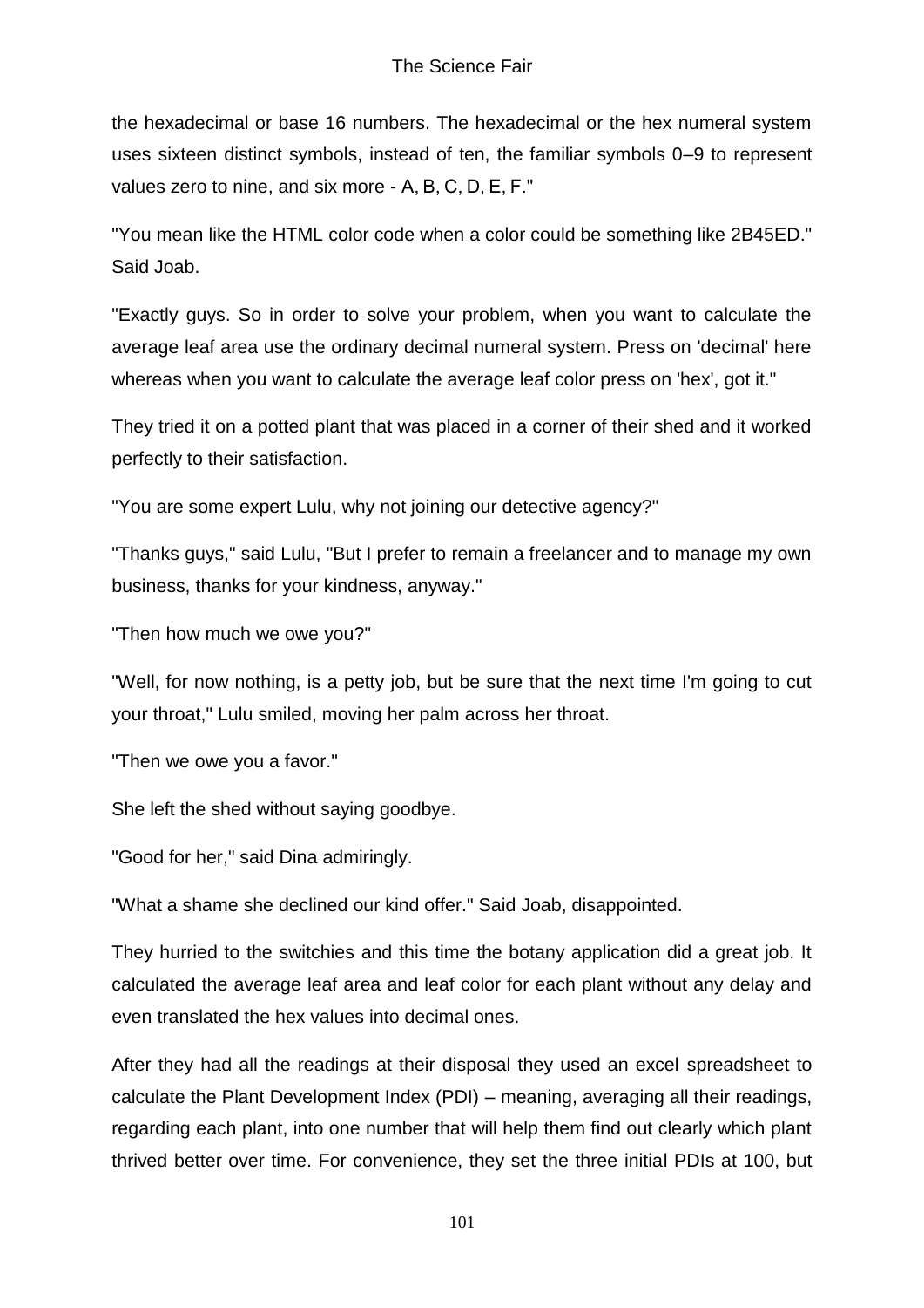the hexadecimal or base 16 numbers. The hexadecimal or the hex numeral system uses sixteen distinct symbols, instead of ten, the familiar symbols 0–9 to represent values zero to nine, and six more - A, B, C, D, E, F."

"You mean like the HTML color code when a color could be something like 2B45ED." Said Joab.

"Exactly guys. So in order to solve your problem, when you want to calculate the average leaf area use the ordinary decimal numeral system. Press on 'decimal' here whereas when you want to calculate the average leaf color press on 'hex', got it."

They tried it on a potted plant that was placed in a corner of their shed and it worked perfectly to their satisfaction.

"You are some expert Lulu, why not joining our detective agency?"

"Thanks guys," said Lulu, "But I prefer to remain a freelancer and to manage my own business, thanks for your kindness, anyway."

"Then how much we owe you?"

"Well, for now nothing, is a petty job, but be sure that the next time I'm going to cut your throat," Lulu smiled, moving her palm across her throat.

"Then we owe you a favor."

She left the shed without saying goodbye.

"Good for her," said Dina admiringly.

"What a shame she declined our kind offer." Said Joab, disappointed.

They hurried to the switchies and this time the botany application did a great job. It calculated the average leaf area and leaf color for each plant without any delay and even translated the hex values into decimal ones.

After they had all the readings at their disposal they used an excel spreadsheet to calculate the Plant Development Index (PDI) – meaning, averaging all their readings, regarding each plant, into one number that will help them find out clearly which plant thrived better over time. For convenience, they set the three initial PDIs at 100, but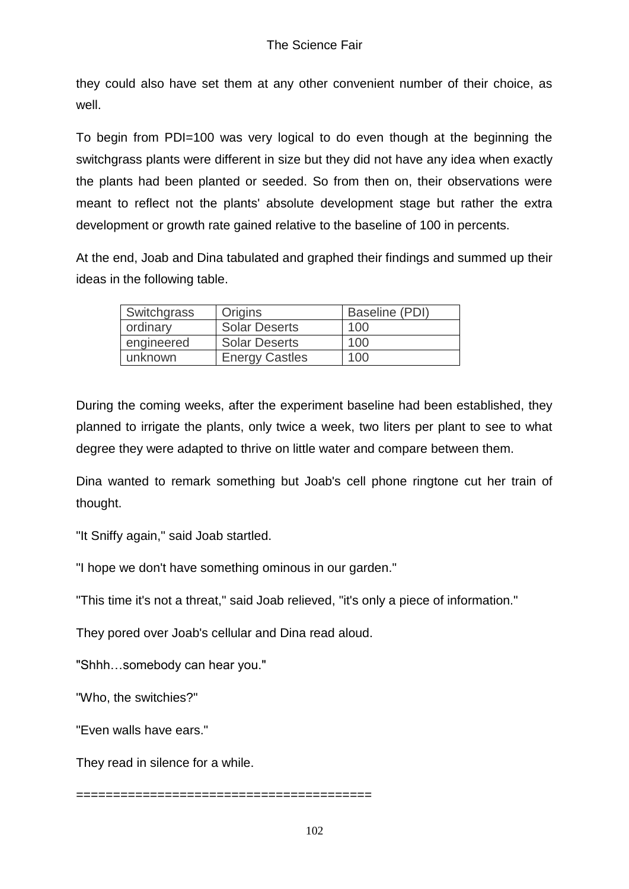they could also have set them at any other convenient number of their choice, as well.

To begin from PDI=100 was very logical to do even though at the beginning the switchgrass plants were different in size but they did not have any idea when exactly the plants had been planted or seeded. So from then on, their observations were meant to reflect not the plants' absolute development stage but rather the extra development or growth rate gained relative to the baseline of 100 in percents.

At the end, Joab and Dina tabulated and graphed their findings and summed up their ideas in the following table.

| Switchgrass | Origins | Baseline (PDI) |
|---|---|---|
| ordinary | Solar Deserts | 100 |
| engineered | Solar Deserts | 100 |
| unknown | Energy Castles | 100 |

During the coming weeks, after the experiment baseline had been established, they planned to irrigate the plants, only twice a week, two liters per plant to see to what degree they were adapted to thrive on little water and compare between them.

Dina wanted to remark something but Joab's cell phone ringtone cut her train of thought.

"It Sniffy again," said Joab startled.

"I hope we don't have something ominous in our garden."

"This time it's not a threat," said Joab relieved, "it's only a piece of information."

They pored over Joab's cellular and Dina read aloud.

"Shhh…somebody can hear you."

"Who, the switchies?"

"Even walls have ears."

They read in silence for a while.

=======================================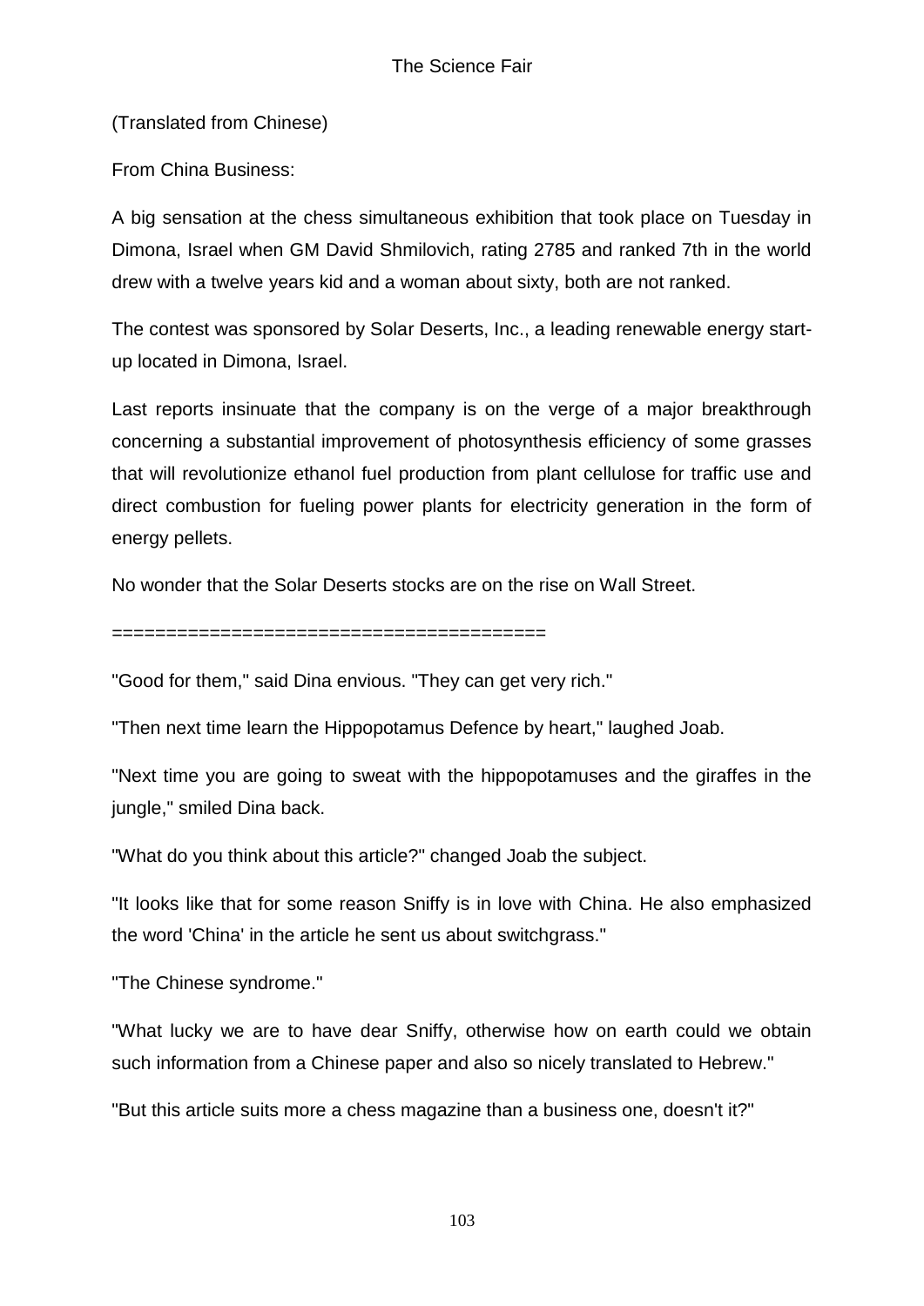(Translated from Chinese)

From China Business:

A big sensation at the chess simultaneous exhibition that took place on Tuesday in Dimona, Israel when GM David Shmilovich, rating 2785 and ranked 7th in the world drew with a twelve years kid and a woman about sixty, both are not ranked.

The contest was sponsored by Solar Deserts, Inc., a leading renewable energy start-up located in Dimona, Israel.

Last reports insinuate that the company is on the verge of a major breakthrough concerning a substantial improvement of photosynthesis efficiency of some grasses that will revolutionize ethanol fuel production from plant cellulose for traffic use and direct combustion for fueling power plants for electricity generation in the form of energy pellets.

No wonder that the Solar Deserts stocks are on the rise on Wall Street.

========================================

"Good for them," said Dina envious. "They can get very rich."

"Then next time learn the Hippopotamus Defence by heart," laughed Joab.

"Next time you are going to sweat with the hippopotamuses and the giraffes in the jungle," smiled Dina back.

"What do you think about this article?" changed Joab the subject.

"It looks like that for some reason Sniffy is in love with China. He also emphasized the word 'China' in the article he sent us about switchgrass."

"The Chinese syndrome."

"What lucky we are to have dear Sniffy, otherwise how on earth could we obtain such information from a Chinese paper and also so nicely translated to Hebrew."

"But this article suits more a chess magazine than a business one, doesn't it?"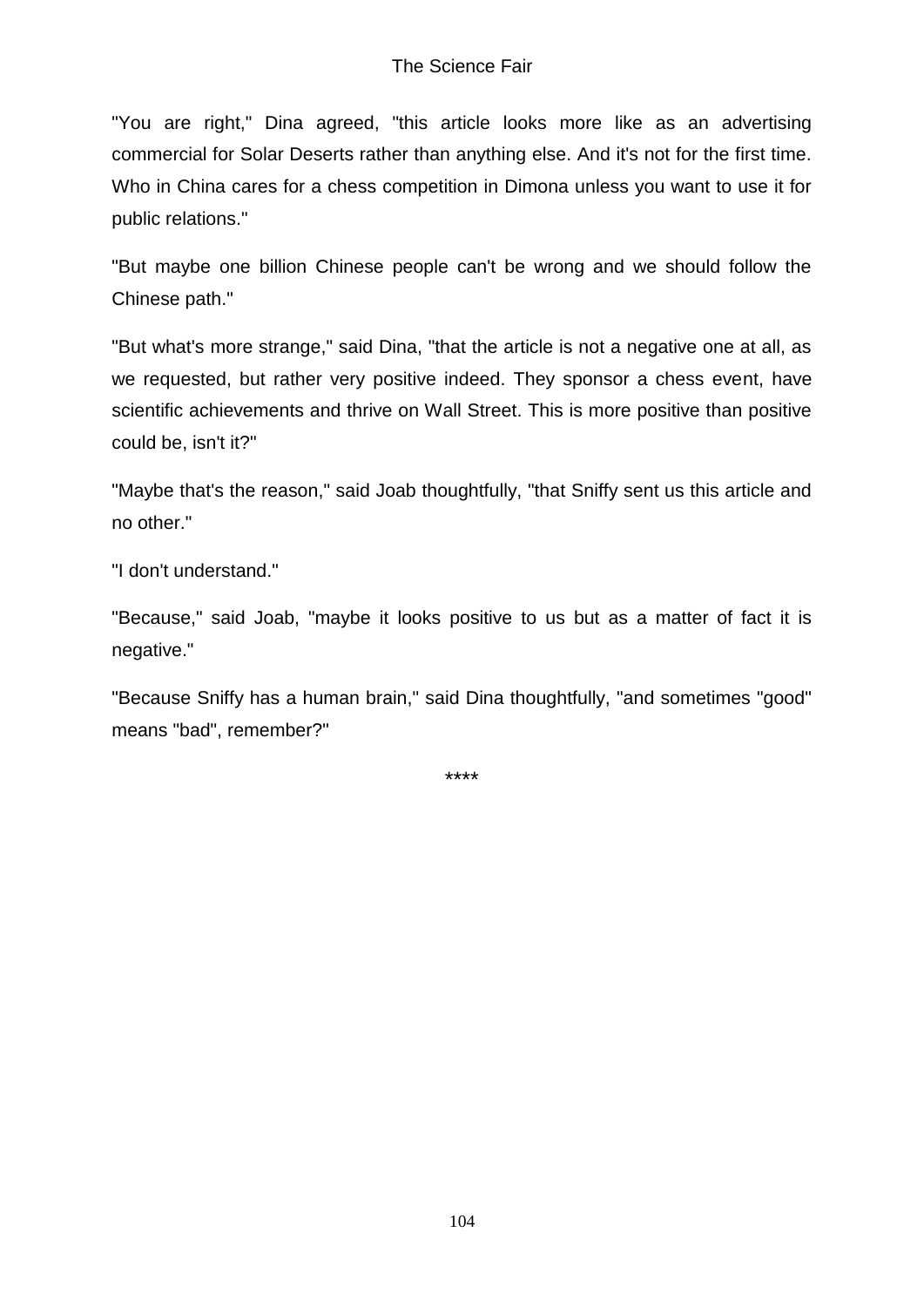"You are right," Dina agreed, "this article looks more like as an advertising commercial for Solar Deserts rather than anything else. And it's not for the first time. Who in China cares for a chess competition in Dimona unless you want to use it for public relations."

"But maybe one billion Chinese people can't be wrong and we should follow the Chinese path."

"But what's more strange," said Dina, "that the article is not a negative one at all, as we requested, but rather very positive indeed. They sponsor a chess event, have scientific achievements and thrive on Wall Street. This is more positive than positive could be, isn't it?"

"Maybe that's the reason," said Joab thoughtfully, "that Sniffy sent us this article and no other."

"I don't understand."

"Because," said Joab, "maybe it looks positive to us but as a matter of fact it is negative."

"Because Sniffy has a human brain," said Dina thoughtfully, "and sometimes "good" means "bad", remember?"

****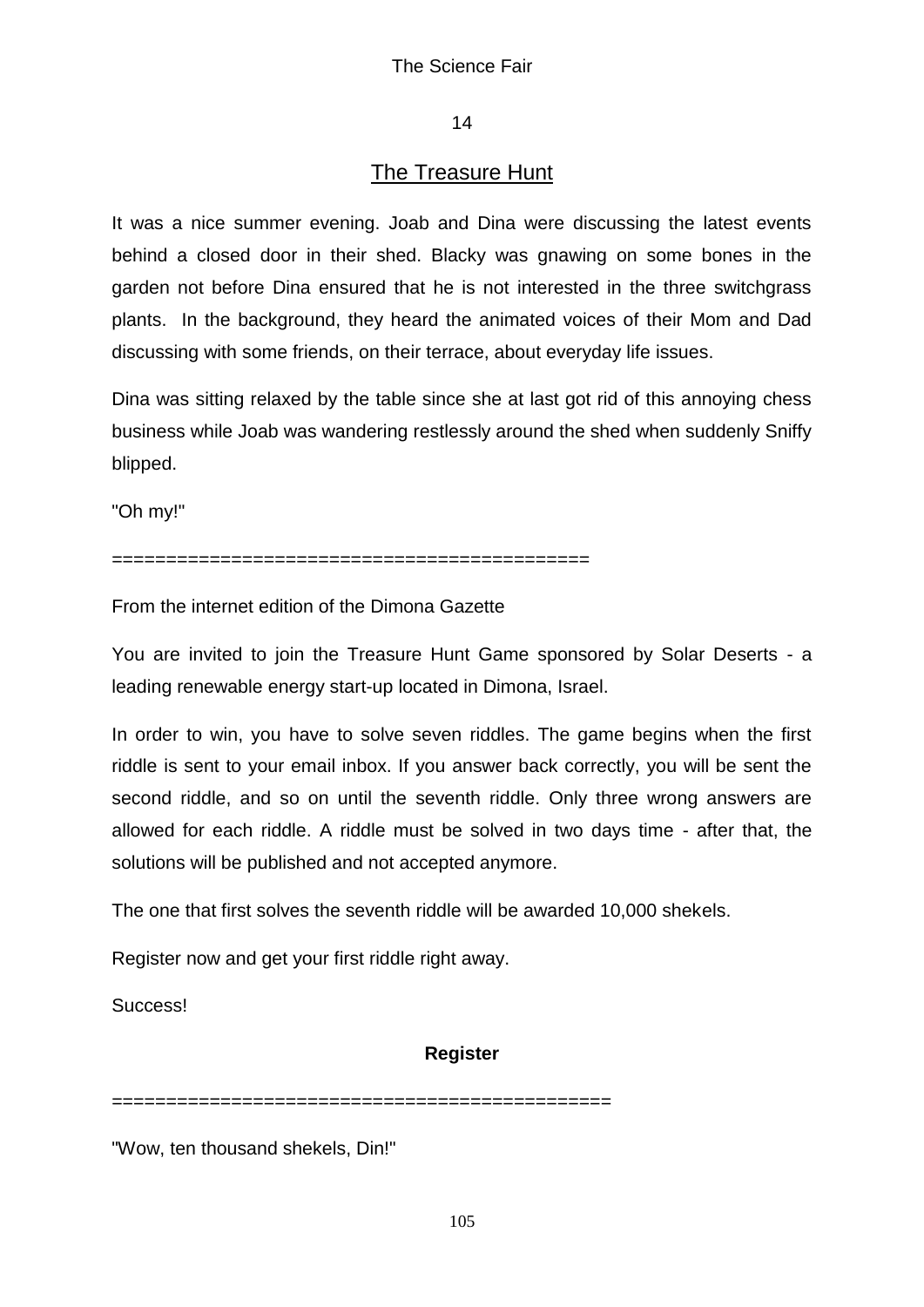14

## The Treasure Hunt

It was a nice summer evening. Joab and Dina were discussing the latest events behind a closed door in their shed. Blacky was gnawing on some bones in the garden not before Dina ensured that he is not interested in the three switchgrass plants. In the background, they heard the animated voices of their Mom and Dad discussing with some friends, on their terrace, about everyday life issues.

Dina was sitting relaxed by the table since she at last got rid of this annoying chess business while Joab was wandering restlessly around the shed when suddenly Sniffy blipped.

"Oh my!"

============================================

From the internet edition of the Dimona Gazette

You are invited to join the Treasure Hunt Game sponsored by Solar Deserts - a leading renewable energy start-up located in Dimona, Israel.

In order to win, you have to solve seven riddles. The game begins when the first riddle is sent to your email inbox. If you answer back correctly, you will be sent the second riddle, and so on until the seventh riddle. Only three wrong answers are allowed for each riddle. A riddle must be solved in two days time - after that, the solutions will be published and not accepted anymore.

The one that first solves the seventh riddle will be awarded 10,000 shekels.

Register now and get your first riddle right away.

Success!

**Register**

==============================================

"Wow, ten thousand shekels, Din!"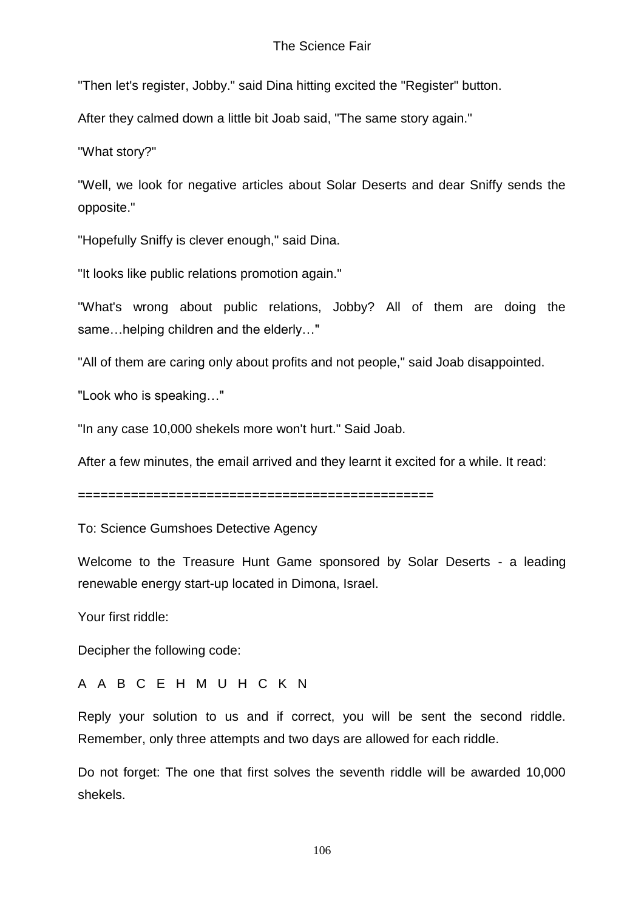"Then let's register, Jobby." said Dina hitting excited the "Register" button.

After they calmed down a little bit Joab said, "The same story again."

"What story?"

"Well, we look for negative articles about Solar Deserts and dear Sniffy sends the opposite."

"Hopefully Sniffy is clever enough," said Dina.

"It looks like public relations promotion again."

"What's wrong about public relations, Jobby? All of them are doing the same…helping children and the elderly…"

"All of them are caring only about profits and not people," said Joab disappointed.

"Look who is speaking…"

"In any case 10,000 shekels more won't hurt." Said Joab.

After a few minutes, the email arrived and they learnt it excited for a while. It read:

==============================================

To: Science Gumshoes Detective Agency

Welcome to the Treasure Hunt Game sponsored by Solar Deserts - a leading renewable energy start-up located in Dimona, Israel.

Your first riddle:

Decipher the following code:

A A B C E H M U H C K N

Reply your solution to us and if correct, you will be sent the second riddle. Remember, only three attempts and two days are allowed for each riddle.

Do not forget: The one that first solves the seventh riddle will be awarded 10,000 shekels.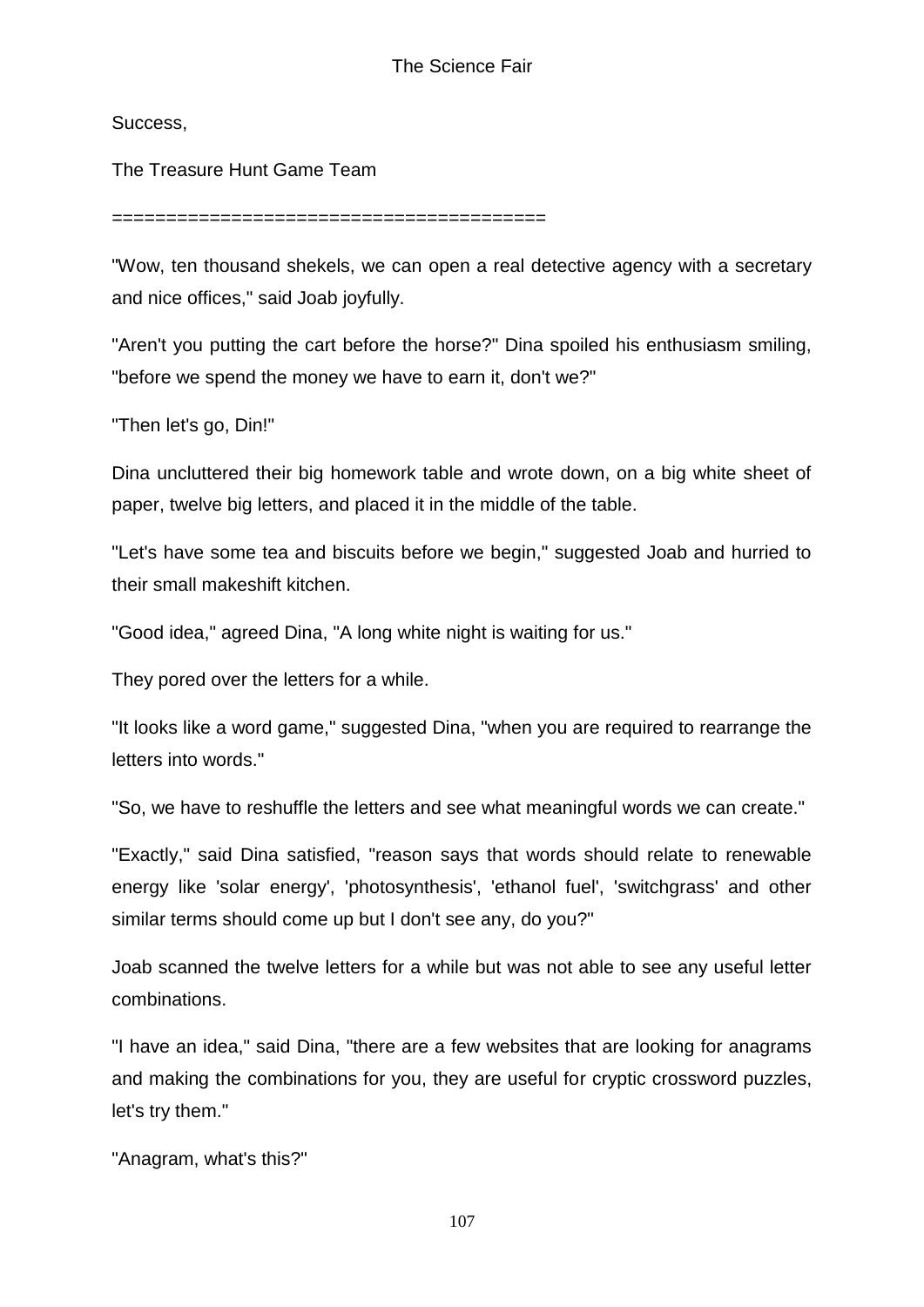Success,

The Treasure Hunt Game Team

========================================

"Wow, ten thousand shekels, we can open a real detective agency with a secretary and nice offices," said Joab joyfully.

"Aren't you putting the cart before the horse?" Dina spoiled his enthusiasm smiling, "before we spend the money we have to earn it, don't we?"

"Then let's go, Din!"

Dina uncluttered their big homework table and wrote down, on a big white sheet of paper, twelve big letters, and placed it in the middle of the table.

"Let's have some tea and biscuits before we begin," suggested Joab and hurried to their small makeshift kitchen.

"Good idea," agreed Dina, "A long white night is waiting for us."

They pored over the letters for a while.

"It looks like a word game," suggested Dina, "when you are required to rearrange the letters into words."

"So, we have to reshuffle the letters and see what meaningful words we can create."

"Exactly," said Dina satisfied, "reason says that words should relate to renewable energy like 'solar energy', 'photosynthesis', 'ethanol fuel', 'switchgrass' and other similar terms should come up but I don't see any, do you?"

Joab scanned the twelve letters for a while but was not able to see any useful letter combinations.

"I have an idea," said Dina, "there are a few websites that are looking for anagrams and making the combinations for you, they are useful for cryptic crossword puzzles, let's try them."

"Anagram, what's this?"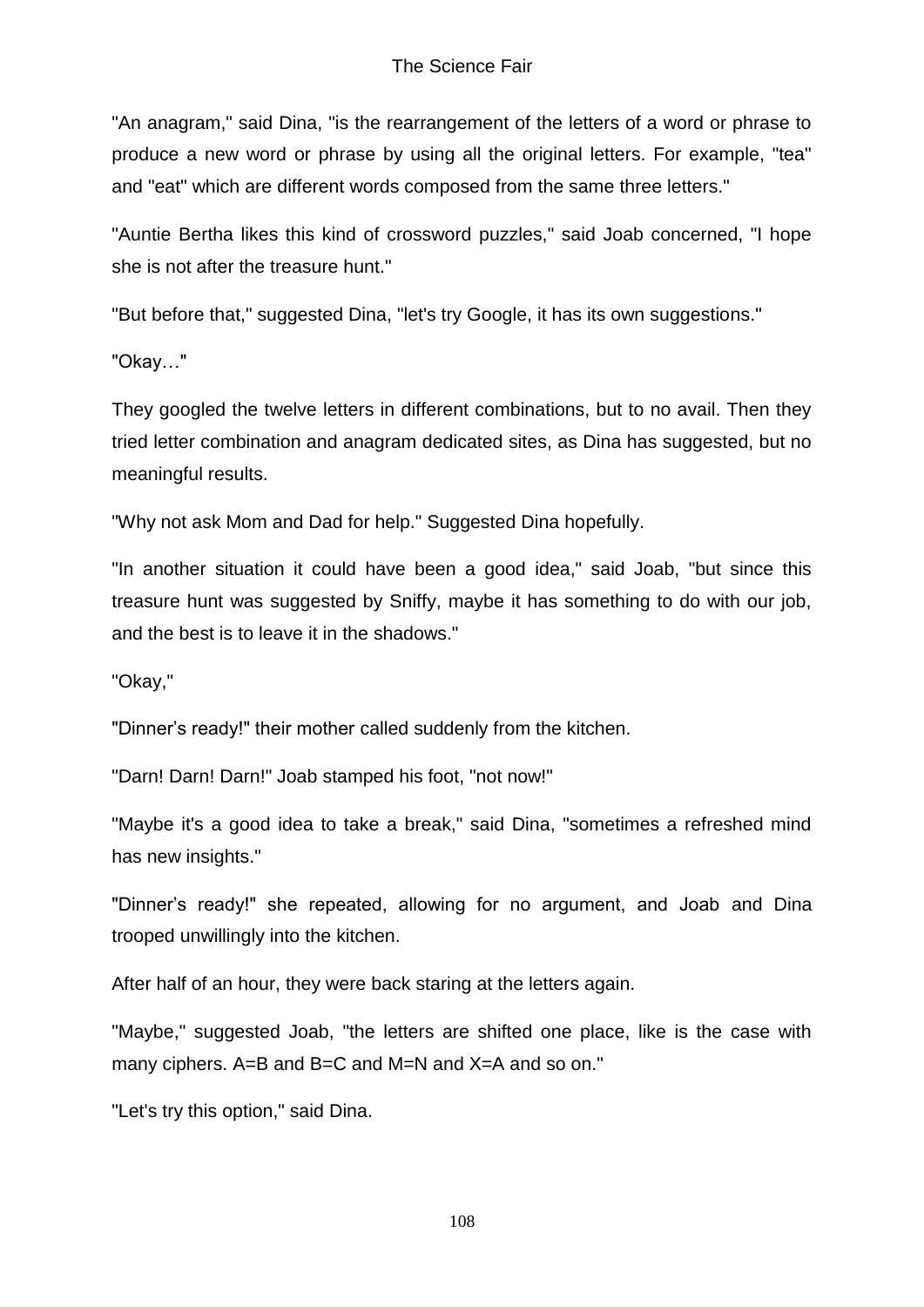"An anagram," said Dina, "is the rearrangement of the letters of a word or phrase to produce a new word or phrase by using all the original letters. For example, "tea" and "eat" which are different words composed from the same three letters."

"Auntie Bertha likes this kind of crossword puzzles," said Joab concerned, "I hope she is not after the treasure hunt."

"But before that," suggested Dina, "let's try Google, it has its own suggestions."

"Okay…"

They googled the twelve letters in different combinations, but to no avail. Then they tried letter combination and anagram dedicated sites, as Dina has suggested, but no meaningful results.

"Why not ask Mom and Dad for help." Suggested Dina hopefully.

"In another situation it could have been a good idea," said Joab, "but since this treasure hunt was suggested by Sniffy, maybe it has something to do with our job, and the best is to leave it in the shadows."

"Okay,"

"Dinner's ready!" their mother called suddenly from the kitchen.

"Darn! Darn! Darn!" Joab stamped his foot, "not now!"

"Maybe it's a good idea to take a break," said Dina, "sometimes a refreshed mind has new insights."

"Dinner's ready!" she repeated, allowing for no argument, and Joab and Dina trooped unwillingly into the kitchen.

After half of an hour, they were back staring at the letters again.

"Maybe," suggested Joab, "the letters are shifted one place, like is the case with many ciphers. A=B and B=C and M=N and X=A and so on."

"Let's try this option," said Dina.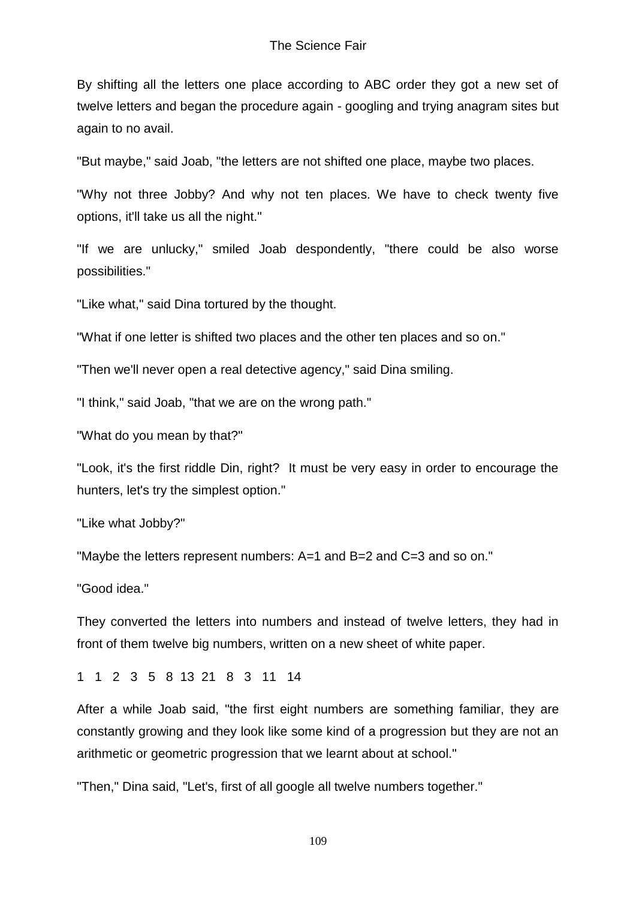By shifting all the letters one place according to ABC order they got a new set of twelve letters and began the procedure again - googling and trying anagram sites but again to no avail.

"But maybe," said Joab, "the letters are not shifted one place, maybe two places.

"Why not three Jobby? And why not ten places. We have to check twenty five options, it'll take us all the night."

"If we are unlucky," smiled Joab despondently, "there could be also worse possibilities."

"Like what," said Dina tortured by the thought.

"What if one letter is shifted two places and the other ten places and so on."

"Then we'll never open a real detective agency," said Dina smiling.

"I think," said Joab, "that we are on the wrong path."

"What do you mean by that?"

"Look, it's the first riddle Din, right? It must be very easy in order to encourage the hunters, let's try the simplest option."

"Like what Jobby?"

"Maybe the letters represent numbers: A=1 and B=2 and C=3 and so on."

"Good idea."

They converted the letters into numbers and instead of twelve letters, they had in front of them twelve big numbers, written on a new sheet of white paper.

1 1 2 3 5 8 13 21 8 3 11 14

After a while Joab said, "the first eight numbers are something familiar, they are constantly growing and they look like some kind of a progression but they are not an arithmetic or geometric progression that we learnt about at school."

"Then," Dina said, "Let's, first of all google all twelve numbers together."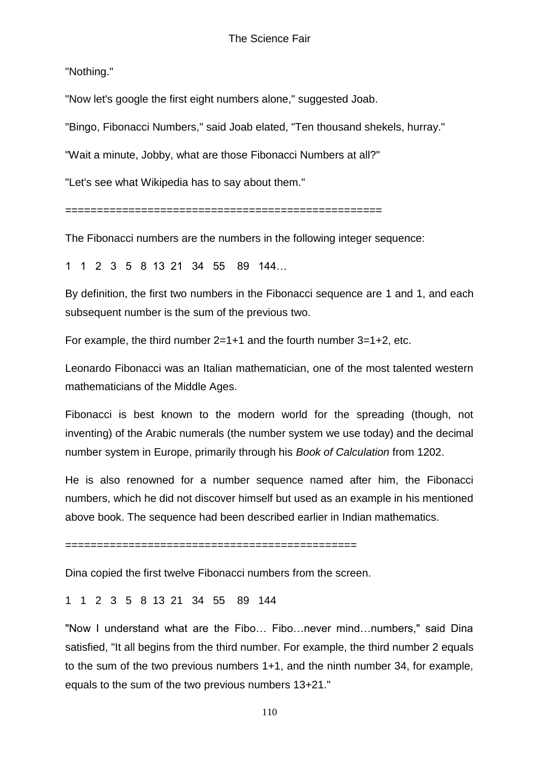"Nothing."

"Now let's google the first eight numbers alone," suggested Joab.

"Bingo, Fibonacci Numbers," said Joab elated, "Ten thousand shekels, hurray."

"Wait a minute, Jobby, what are those Fibonacci Numbers at all?"

"Let's see what Wikipedia has to say about them."

==================================================

The Fibonacci numbers are the numbers in the following integer sequence:

1 1 2 3 5 8 13 21 34 55 89 144…

By definition, the first two numbers in the Fibonacci sequence are 1 and 1, and each subsequent number is the sum of the previous two.

For example, the third number 2=1+1 and the fourth number 3=1+2, etc.

Leonardo Fibonacci was an Italian mathematician, one of the most talented western mathematicians of the Middle Ages.

Fibonacci is best known to the modern world for the spreading (though, not inventing) of the Arabic numerals (the number system we use today) and the decimal number system in Europe, primarily through his *Book of Calculation* from 1202.

He is also renowned for a number sequence named after him, the Fibonacci numbers, which he did not discover himself but used as an example in his mentioned above book. The sequence had been described earlier in Indian mathematics.

==============================================

Dina copied the first twelve Fibonacci numbers from the screen.

1 1 2 3 5 8 13 21 34 55 89 144

"Now I understand what are the Fibo… Fibo…never mind…numbers," said Dina satisfied, "It all begins from the third number. For example, the third number 2 equals to the sum of the two previous numbers 1+1, and the ninth number 34, for example, equals to the sum of the two previous numbers 13+21."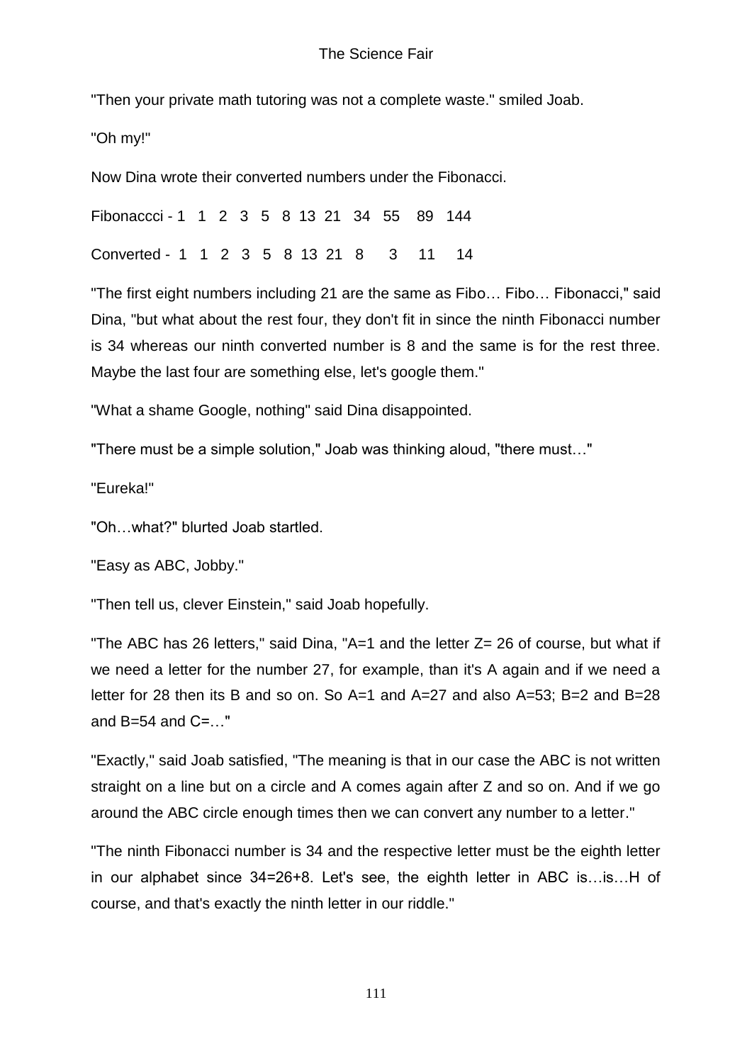"Then your private math tutoring was not a complete waste." smiled Joab.

"Oh my!"

Now Dina wrote their converted numbers under the Fibonacci.

Fibonaccci - 1   1   2   3   5   8  13  21   34   55    89   144

Converted -  1   1   2   3   5   8  13  21   8     3     11     14

"The first eight numbers including 21 are the same as Fibo… Fibo… Fibonacci," said Dina, "but what about the rest four, they don't fit in since the ninth Fibonacci number is 34 whereas our ninth converted number is 8 and the same is for the rest three. Maybe the last four are something else, let's google them."

"What a shame Google, nothing" said Dina disappointed.

"There must be a simple solution," Joab was thinking aloud, "there must…"

"Eureka!"

"Oh…what?" blurted Joab startled.

"Easy as ABC, Jobby."

"Then tell us, clever Einstein," said Joab hopefully.

"The ABC has 26 letters," said Dina, "A=1 and the letter Z= 26 of course, but what if we need a letter for the number 27, for example, than it's A again and if we need a letter for 28 then its B and so on. So A=1 and A=27 and also A=53; B=2 and B=28 and B=54 and C=…"

"Exactly," said Joab satisfied, "The meaning is that in our case the ABC is not written straight on a line but on a circle and A comes again after Z and so on. And if we go around the ABC circle enough times then we can convert any number to a letter."

"The ninth Fibonacci number is 34 and the respective letter must be the eighth letter in our alphabet since 34=26+8. Let's see, the eighth letter in ABC is…is…H of course, and that's exactly the ninth letter in our riddle."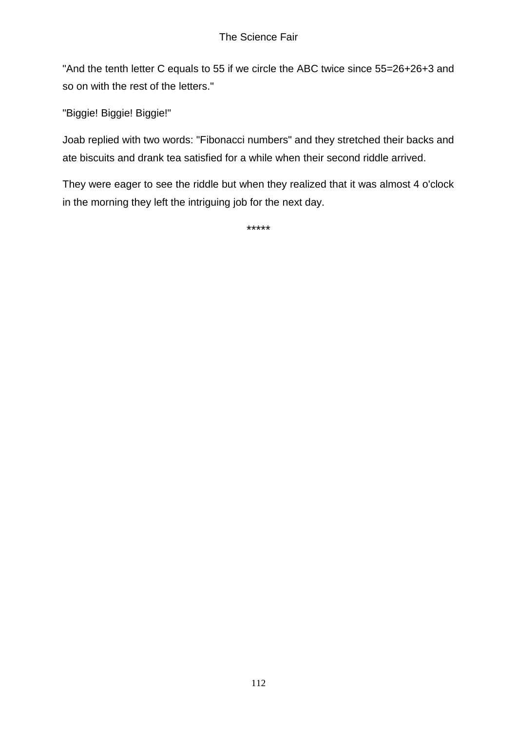"And the tenth letter C equals to 55 if we circle the ABC twice since 55=26+26+3 and so on with the rest of the letters."

"Biggie! Biggie! Biggie!"

Joab replied with two words: "Fibonacci numbers" and they stretched their backs and ate biscuits and drank tea satisfied for a while when their second riddle arrived.

They were eager to see the riddle but when they realized that it was almost 4 o'clock in the morning they left the intriguing job for the next day.

*****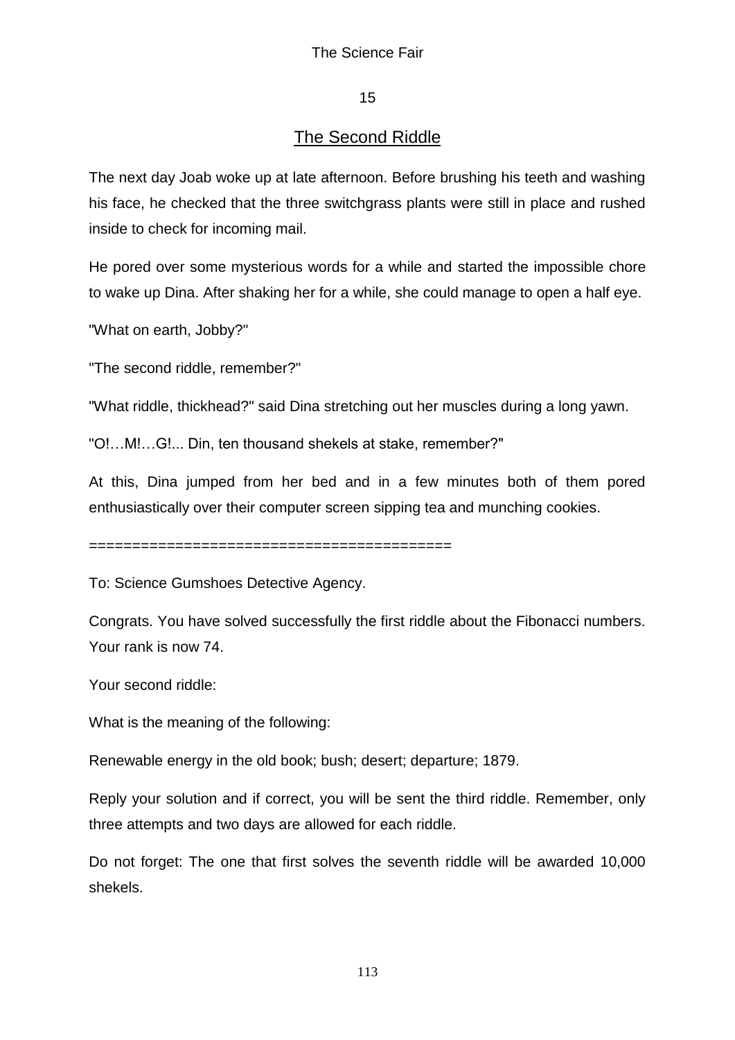# 15

## The Second Riddle

The next day Joab woke up at late afternoon. Before brushing his teeth and washing his face, he checked that the three switchgrass plants were still in place and rushed inside to check for incoming mail.

He pored over some mysterious words for a while and started the impossible chore to wake up Dina. After shaking her for a while, she could manage to open a half eye.

"What on earth, Jobby?"

"The second riddle, remember?"

"What riddle, thickhead?" said Dina stretching out her muscles during a long yawn.

"O!…M!…G!... Din, ten thousand shekels at stake, remember?"

At this, Dina jumped from her bed and in a few minutes both of them pored enthusiastically over their computer screen sipping tea and munching cookies.

==========================================

To: Science Gumshoes Detective Agency.

Congrats. You have solved successfully the first riddle about the Fibonacci numbers. Your rank is now 74.

Your second riddle:

What is the meaning of the following:

Renewable energy in the old book; bush; desert; departure; 1879.

Reply your solution and if correct, you will be sent the third riddle. Remember, only three attempts and two days are allowed for each riddle.

Do not forget: The one that first solves the seventh riddle will be awarded 10,000 shekels.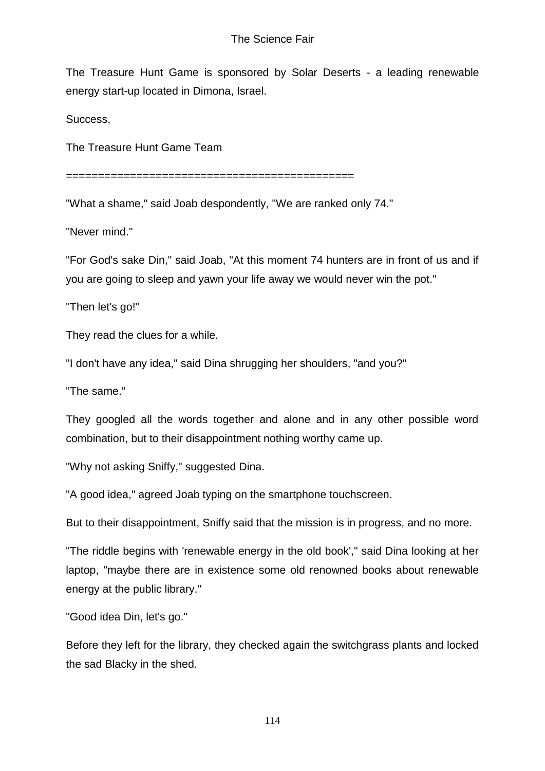The Treasure Hunt Game is sponsored by Solar Deserts - a leading renewable energy start-up located in Dimona, Israel.

Success,

The Treasure Hunt Game Team

============================================

"What a shame," said Joab despondently, "We are ranked only 74."

"Never mind."

"For God's sake Din," said Joab, "At this moment 74 hunters are in front of us and if you are going to sleep and yawn your life away we would never win the pot."

"Then let's go!"

They read the clues for a while.

"I don't have any idea," said Dina shrugging her shoulders, "and you?"

"The same."

They googled all the words together and alone and in any other possible word combination, but to their disappointment nothing worthy came up.

"Why not asking Sniffy," suggested Dina.

"A good idea," agreed Joab typing on the smartphone touchscreen.

But to their disappointment, Sniffy said that the mission is in progress, and no more.

"The riddle begins with 'renewable energy in the old book'," said Dina looking at her laptop, "maybe there are in existence some old renowned books about renewable energy at the public library."

"Good idea Din, let's go."

Before they left for the library, they checked again the switchgrass plants and locked the sad Blacky in the shed.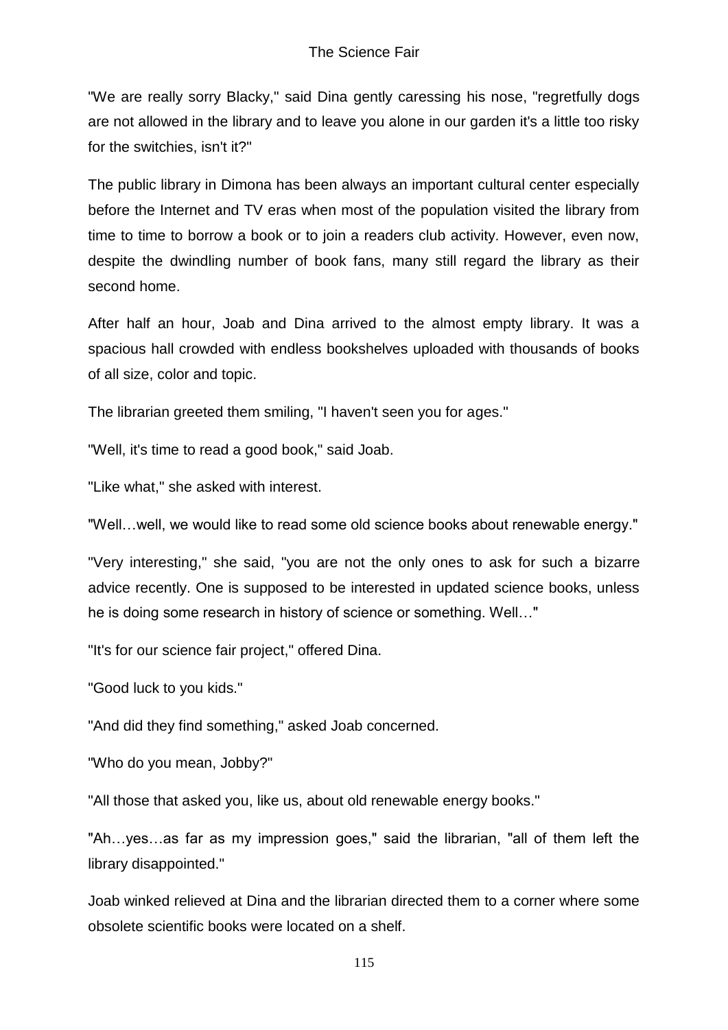"We are really sorry Blacky," said Dina gently caressing his nose, "regretfully dogs are not allowed in the library and to leave you alone in our garden it's a little too risky for the switchies, isn't it?"

The public library in Dimona has been always an important cultural center especially before the Internet and TV eras when most of the population visited the library from time to time to borrow a book or to join a readers club activity. However, even now, despite the dwindling number of book fans, many still regard the library as their second home.

After half an hour, Joab and Dina arrived to the almost empty library. It was a spacious hall crowded with endless bookshelves uploaded with thousands of books of all size, color and topic.

The librarian greeted them smiling, "I haven't seen you for ages."

"Well, it's time to read a good book," said Joab.

"Like what," she asked with interest.

"Well…well, we would like to read some old science books about renewable energy."

"Very interesting," she said, "you are not the only ones to ask for such a bizarre advice recently. One is supposed to be interested in updated science books, unless he is doing some research in history of science or something. Well…"

"It's for our science fair project," offered Dina.

"Good luck to you kids."

"And did they find something," asked Joab concerned.

"Who do you mean, Jobby?"

"All those that asked you, like us, about old renewable energy books."

"Ah…yes…as far as my impression goes," said the librarian, "all of them left the library disappointed."

Joab winked relieved at Dina and the librarian directed them to a corner where some obsolete scientific books were located on a shelf.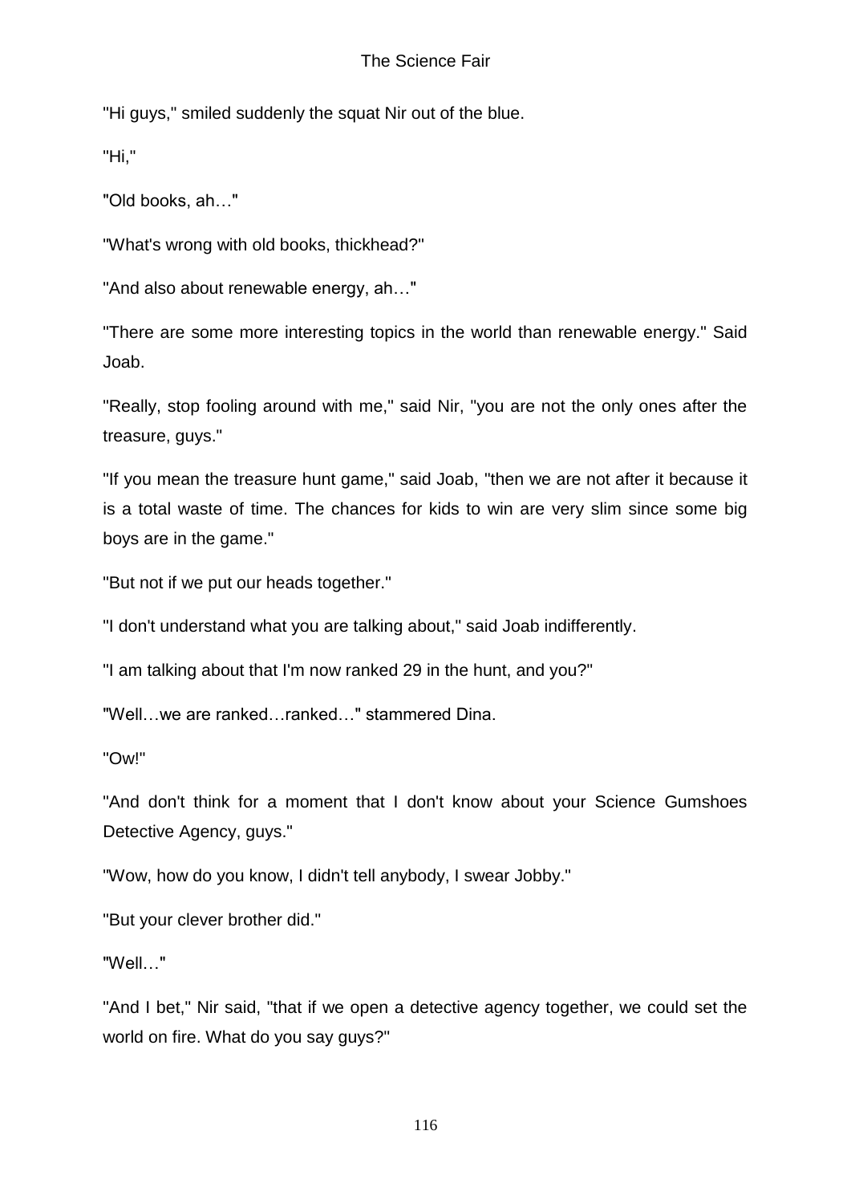"Hi guys," smiled suddenly the squat Nir out of the blue.

"Hi,"

"Old books, ah…"

"What's wrong with old books, thickhead?"

"And also about renewable energy, ah…"

"There are some more interesting topics in the world than renewable energy." Said Joab.

"Really, stop fooling around with me," said Nir, "you are not the only ones after the treasure, guys."

"If you mean the treasure hunt game," said Joab, "then we are not after it because it is a total waste of time. The chances for kids to win are very slim since some big boys are in the game."

"But not if we put our heads together."

"I don't understand what you are talking about," said Joab indifferently.

"I am talking about that I'm now ranked 29 in the hunt, and you?"

"Well…we are ranked…ranked…" stammered Dina.

"Ow!"

"And don't think for a moment that I don't know about your Science Gumshoes Detective Agency, guys."

"Wow, how do you know, I didn't tell anybody, I swear Jobby."

"But your clever brother did."

"Well…"

"And I bet," Nir said, "that if we open a detective agency together, we could set the world on fire. What do you say guys?"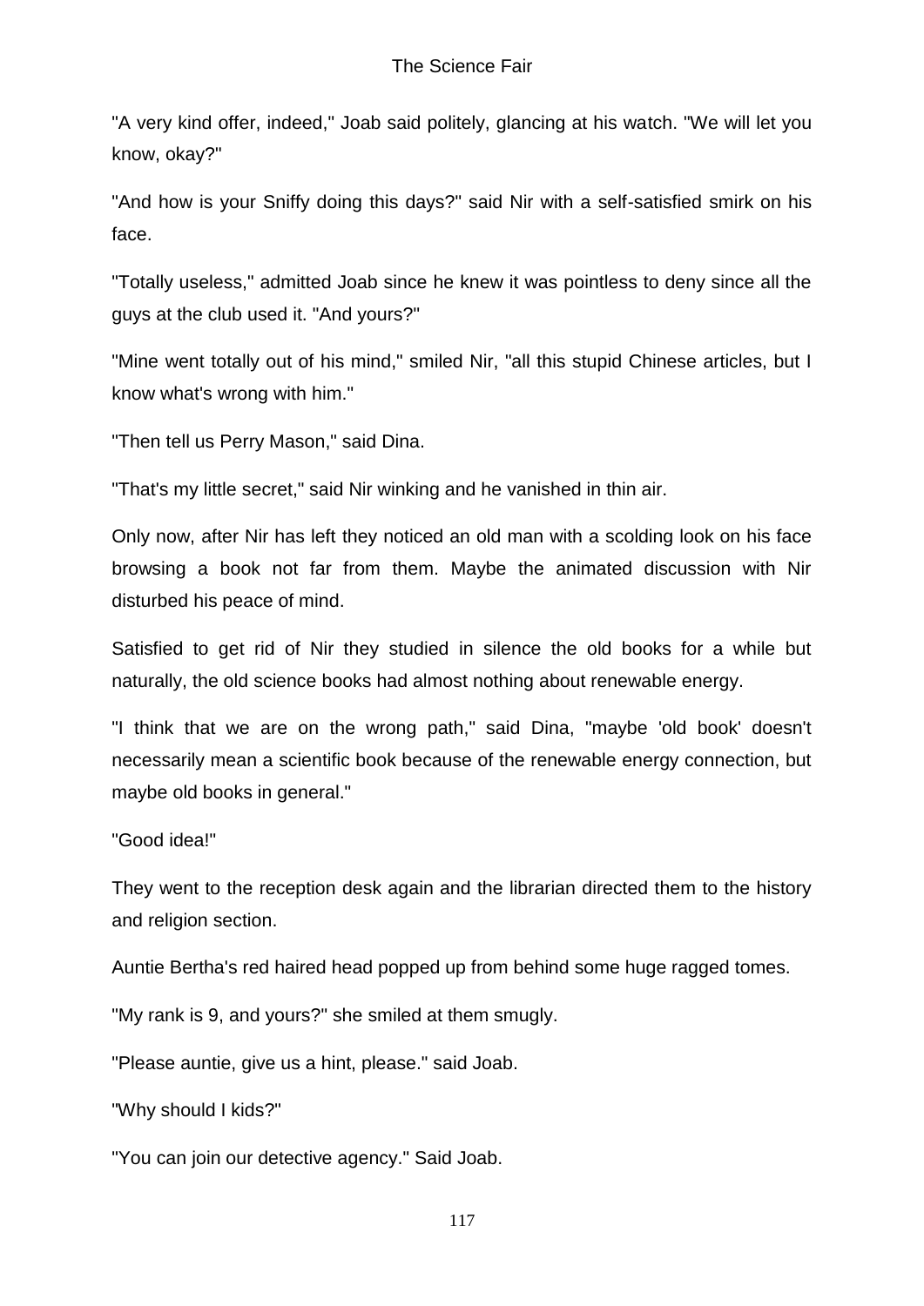"A very kind offer, indeed," Joab said politely, glancing at his watch. "We will let you know, okay?"

"And how is your Sniffy doing this days?" said Nir with a self-satisfied smirk on his face.

"Totally useless," admitted Joab since he knew it was pointless to deny since all the guys at the club used it. "And yours?"

"Mine went totally out of his mind," smiled Nir, "all this stupid Chinese articles, but I know what's wrong with him."

"Then tell us Perry Mason," said Dina.

"That's my little secret," said Nir winking and he vanished in thin air.

Only now, after Nir has left they noticed an old man with a scolding look on his face browsing a book not far from them. Maybe the animated discussion with Nir disturbed his peace of mind.

Satisfied to get rid of Nir they studied in silence the old books for a while but naturally, the old science books had almost nothing about renewable energy.

"I think that we are on the wrong path," said Dina, "maybe 'old book' doesn't necessarily mean a scientific book because of the renewable energy connection, but maybe old books in general."

"Good idea!"

They went to the reception desk again and the librarian directed them to the history and religion section.

Auntie Bertha's red haired head popped up from behind some huge ragged tomes.

"My rank is 9, and yours?" she smiled at them smugly.

"Please auntie, give us a hint, please." said Joab.

"Why should I kids?"

"You can join our detective agency." Said Joab.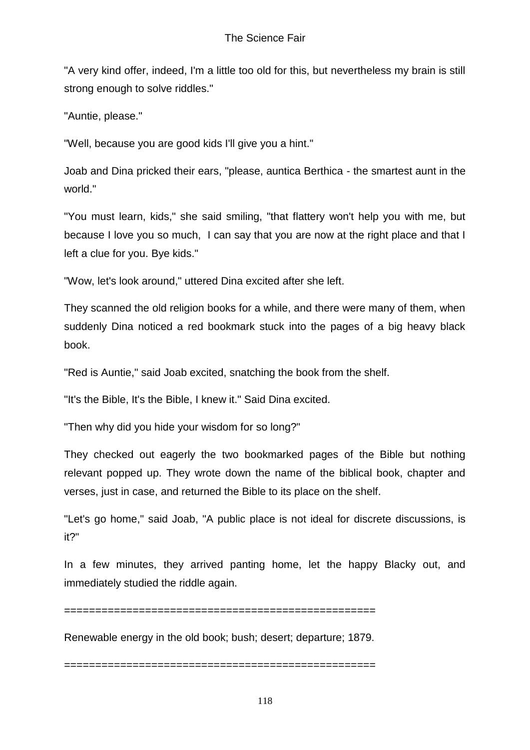"A very kind offer, indeed, I'm a little too old for this, but nevertheless my brain is still strong enough to solve riddles."

"Auntie, please."

"Well, because you are good kids I'll give you a hint."

Joab and Dina pricked their ears, "please, auntica Berthica - the smartest aunt in the world."

"You must learn, kids," she said smiling, "that flattery won't help you with me, but because I love you so much,  I can say that you are now at the right place and that I left a clue for you. Bye kids."

"Wow, let's look around," uttered Dina excited after she left.

They scanned the old religion books for a while, and there were many of them, when suddenly Dina noticed a red bookmark stuck into the pages of a big heavy black book.

"Red is Auntie," said Joab excited, snatching the book from the shelf.

"It's the Bible, It's the Bible, I knew it." Said Dina excited.

"Then why did you hide your wisdom for so long?"

They checked out eagerly the two bookmarked pages of the Bible but nothing relevant popped up. They wrote down the name of the biblical book, chapter and verses, just in case, and returned the Bible to its place on the shelf.

"Let's go home," said Joab, "A public place is not ideal for discrete discussions, is it?"

In a few minutes, they arrived panting home, let the happy Blacky out, and immediately studied the riddle again.

==================================================

Renewable energy in the old book; bush; desert; departure; 1879.

==================================================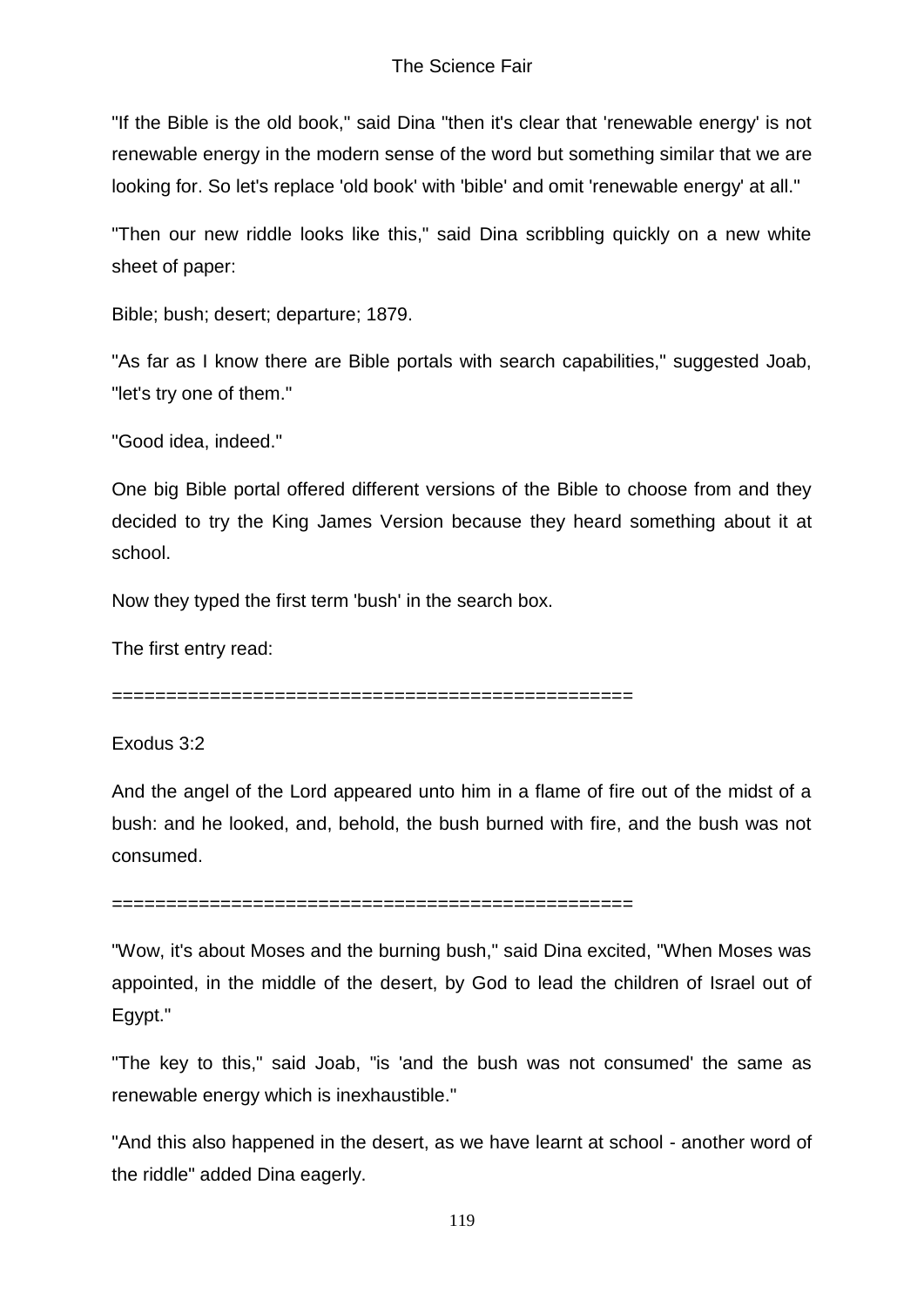"If the Bible is the old book," said Dina "then it's clear that 'renewable energy' is not renewable energy in the modern sense of the word but something similar that we are looking for. So let's replace 'old book' with 'bible' and omit 'renewable energy' at all."

"Then our new riddle looks like this," said Dina scribbling quickly on a new white sheet of paper:

Bible; bush; desert; departure; 1879.

"As far as I know there are Bible portals with search capabilities," suggested Joab, "let's try one of them."

"Good idea, indeed."

One big Bible portal offered different versions of the Bible to choose from and they decided to try the King James Version because they heard something about it at school.

Now they typed the first term 'bush' in the search box.

The first entry read:

================================================

Exodus 3:2

And the angel of the Lord appeared unto him in a flame of fire out of the midst of a bush: and he looked, and, behold, the bush burned with fire, and the bush was not consumed.

================================================

"Wow, it's about Moses and the burning bush," said Dina excited, "When Moses was appointed, in the middle of the desert, by God to lead the children of Israel out of Egypt."

"The key to this," said Joab, "is 'and the bush was not consumed' the same as renewable energy which is inexhaustible."

"And this also happened in the desert, as we have learnt at school - another word of the riddle" added Dina eagerly.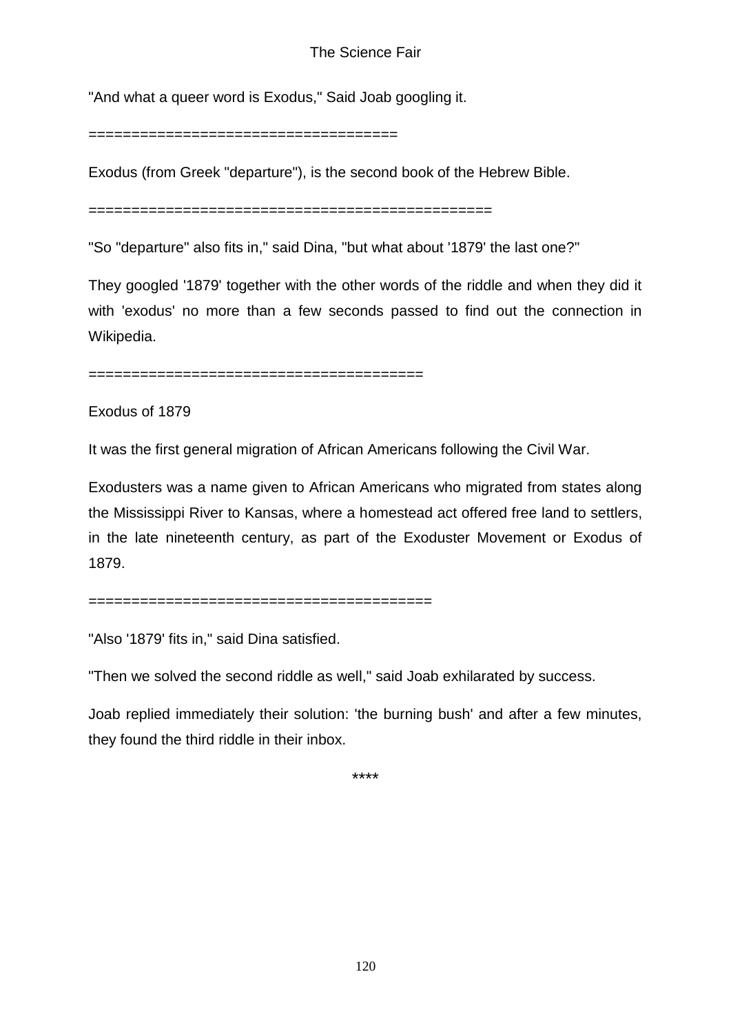"And what a queer word is Exodus," Said Joab googling it.

====================================

Exodus (from Greek "departure"), is the second book of the Hebrew Bible.

===============================================

"So "departure" also fits in," said Dina, "but what about '1879' the last one?"

They googled '1879' together with the other words of the riddle and when they did it with 'exodus' no more than a few seconds passed to find out the connection in Wikipedia.

=======================================

Exodus of 1879

It was the first general migration of African Americans following the Civil War.

Exodusters was a name given to African Americans who migrated from states along the Mississippi River to Kansas, where a homestead act offered free land to settlers, in the late nineteenth century, as part of the Exoduster Movement or Exodus of 1879.

========================================

"Also '1879' fits in," said Dina satisfied.

"Then we solved the second riddle as well," said Joab exhilarated by success.

Joab replied immediately their solution: 'the burning bush' and after a few minutes, they found the third riddle in their inbox.

****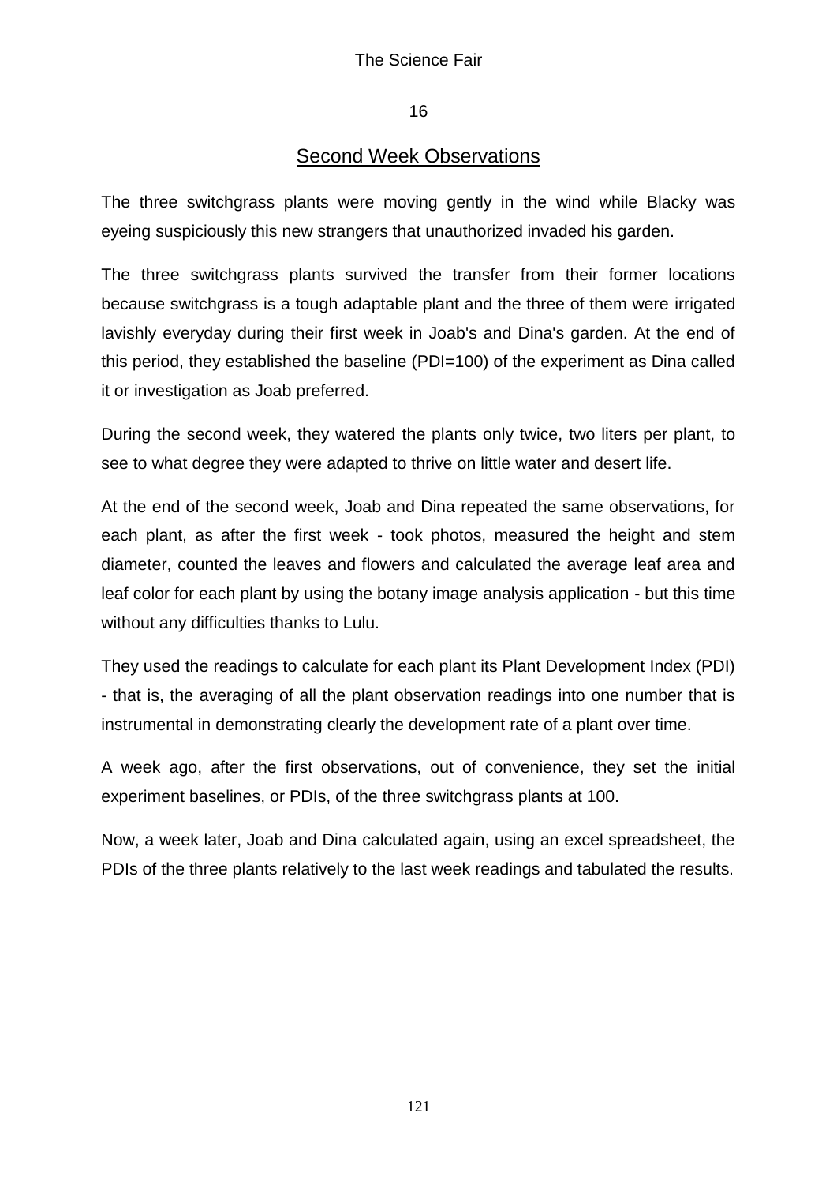16

## Second Week Observations

The three switchgrass plants were moving gently in the wind while Blacky was eyeing suspiciously this new strangers that unauthorized invaded his garden.

The three switchgrass plants survived the transfer from their former locations because switchgrass is a tough adaptable plant and the three of them were irrigated lavishly everyday during their first week in Joab's and Dina's garden. At the end of this period, they established the baseline (PDI=100) of the experiment as Dina called it or investigation as Joab preferred.

During the second week, they watered the plants only twice, two liters per plant, to see to what degree they were adapted to thrive on little water and desert life.

At the end of the second week, Joab and Dina repeated the same observations, for each plant, as after the first week - took photos, measured the height and stem diameter, counted the leaves and flowers and calculated the average leaf area and leaf color for each plant by using the botany image analysis application - but this time without any difficulties thanks to Lulu.

They used the readings to calculate for each plant its Plant Development Index (PDI) - that is, the averaging of all the plant observation readings into one number that is instrumental in demonstrating clearly the development rate of a plant over time.

A week ago, after the first observations, out of convenience, they set the initial experiment baselines, or PDIs, of the three switchgrass plants at 100.

Now, a week later, Joab and Dina calculated again, using an excel spreadsheet, the PDIs of the three plants relatively to the last week readings and tabulated the results.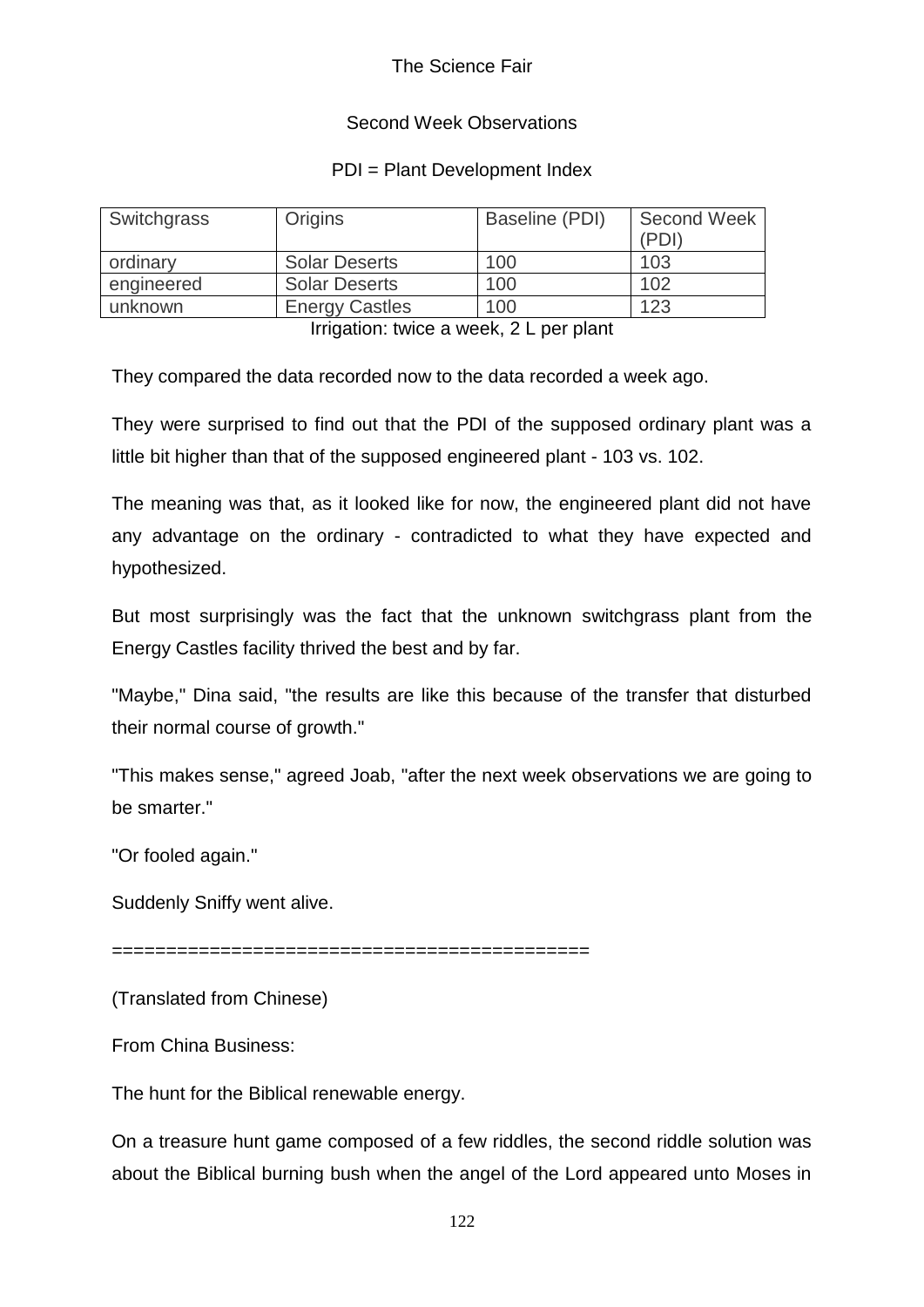The Science Fair

Second Week Observations

PDI = Plant Development Index

| Switchgrass | Origins | Baseline (PDI) | Second Week (PDI) |
|---|---|---|---|
| ordinary | Solar Deserts | 100 | 103 |
| engineered | Solar Deserts | 100 | 102 |
| unknown | Energy Castles | 100 | 123 |

Irrigation: twice a week, 2 L per plant

They compared the data recorded now to the data recorded a week ago.

They were surprised to find out that the PDI of the supposed ordinary plant was a little bit higher than that of the supposed engineered plant - 103 vs. 102.

The meaning was that, as it looked like for now, the engineered plant did not have any advantage on the ordinary - contradicted to what they have expected and hypothesized.

But most surprisingly was the fact that the unknown switchgrass plant from the Energy Castles facility thrived the best and by far.

"Maybe," Dina said, "the results are like this because of the transfer that disturbed their normal course of growth."

"This makes sense," agreed Joab, "after the next week observations we are going to be smarter."

"Or fooled again."

Suddenly Sniffy went alive.

============================================

(Translated from Chinese)

From China Business:

The hunt for the Biblical renewable energy.

On a treasure hunt game composed of a few riddles, the second riddle solution was about the Biblical burning bush when the angel of the Lord appeared unto Moses in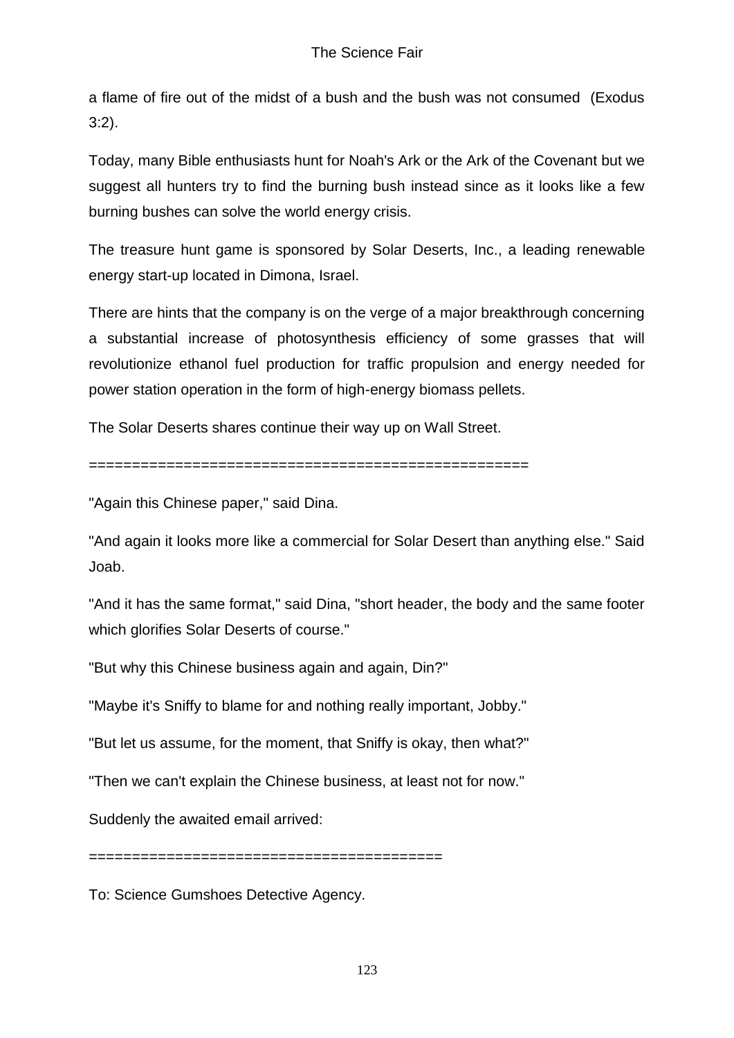a flame of fire out of the midst of a bush and the bush was not consumed (Exodus 3:2).

Today, many Bible enthusiasts hunt for Noah's Ark or the Ark of the Covenant but we suggest all hunters try to find the burning bush instead since as it looks like a few burning bushes can solve the world energy crisis.

The treasure hunt game is sponsored by Solar Deserts, Inc., a leading renewable energy start-up located in Dimona, Israel.

There are hints that the company is on the verge of a major breakthrough concerning a substantial increase of photosynthesis efficiency of some grasses that will revolutionize ethanol fuel production for traffic propulsion and energy needed for power station operation in the form of high-energy biomass pellets.

The Solar Deserts shares continue their way up on Wall Street.

==================================================

"Again this Chinese paper," said Dina.

"And again it looks more like a commercial for Solar Desert than anything else." Said Joab.

"And it has the same format," said Dina, "short header, the body and the same footer which glorifies Solar Deserts of course."

"But why this Chinese business again and again, Din?"

"Maybe it's Sniffy to blame for and nothing really important, Jobby."

"But let us assume, for the moment, that Sniffy is okay, then what?"

"Then we can't explain the Chinese business, at least not for now."

Suddenly the awaited email arrived:

========================================

To: Science Gumshoes Detective Agency.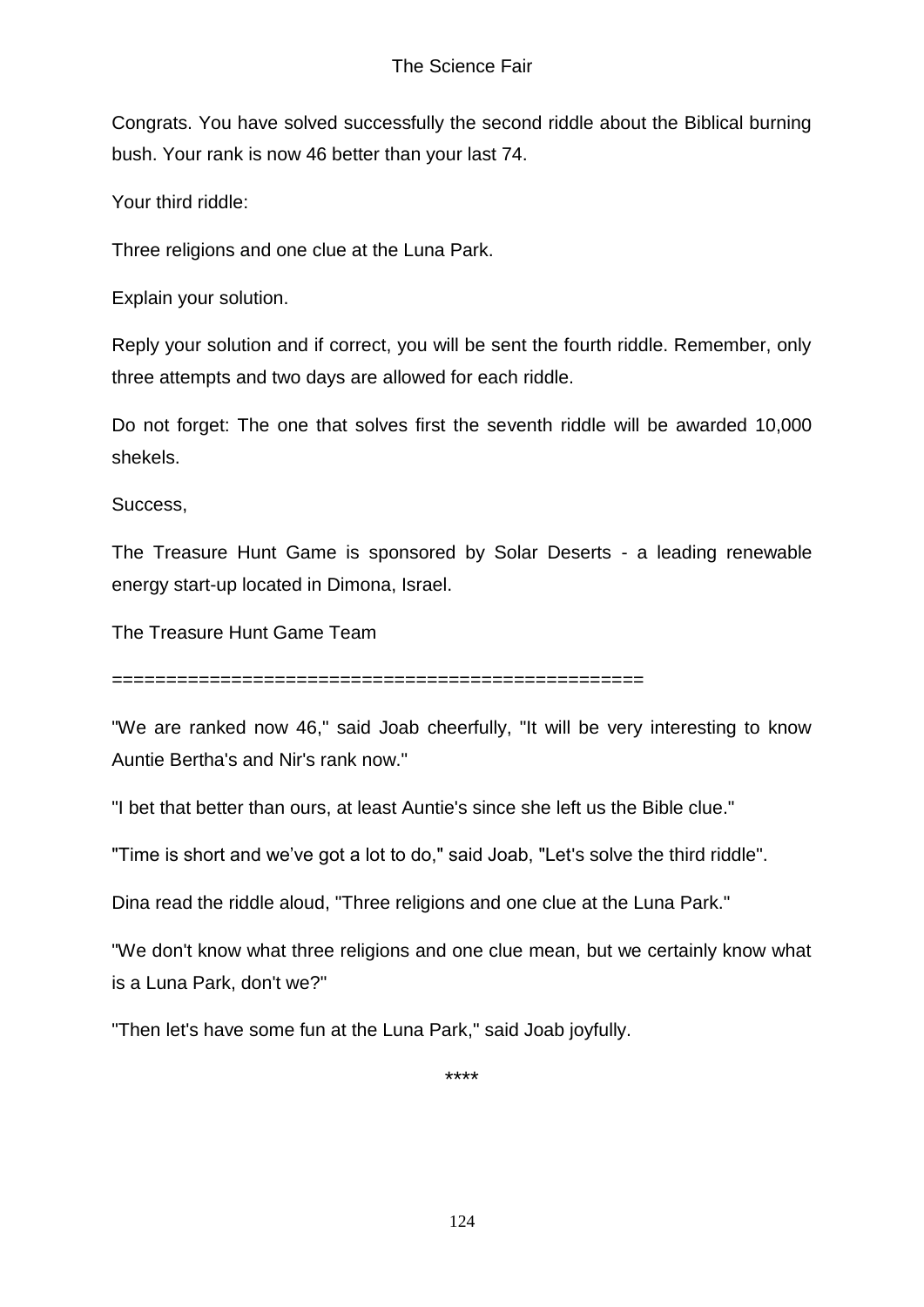Congrats. You have solved successfully the second riddle about the Biblical burning bush. Your rank is now 46 better than your last 74.

Your third riddle:

Three religions and one clue at the Luna Park.

Explain your solution.

Reply your solution and if correct, you will be sent the fourth riddle. Remember, only three attempts and two days are allowed for each riddle.

Do not forget: The one that solves first the seventh riddle will be awarded 10,000 shekels.

Success,

The Treasure Hunt Game is sponsored by Solar Deserts - a leading renewable energy start-up located in Dimona, Israel.

The Treasure Hunt Game Team

================================================

"We are ranked now 46," said Joab cheerfully, "It will be very interesting to know Auntie Bertha's and Nir's rank now."

"I bet that better than ours, at least Auntie's since she left us the Bible clue."

"Time is short and we've got a lot to do," said Joab, "Let's solve the third riddle".

Dina read the riddle aloud, "Three religions and one clue at the Luna Park."

"We don't know what three religions and one clue mean, but we certainly know what is a Luna Park, don't we?"

"Then let's have some fun at the Luna Park," said Joab joyfully.

\*\*\*\*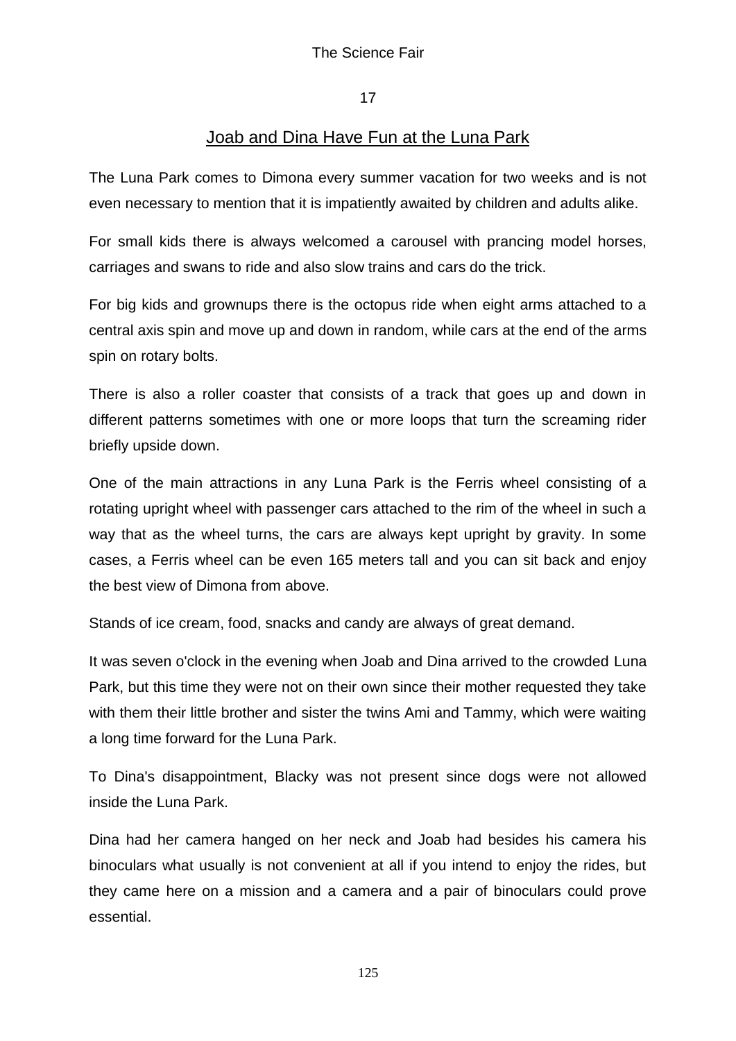## 17

## Joab and Dina Have Fun at the Luna Park

The Luna Park comes to Dimona every summer vacation for two weeks and is not even necessary to mention that it is impatiently awaited by children and adults alike.

For small kids there is always welcomed a carousel with prancing model horses, carriages and swans to ride and also slow trains and cars do the trick.

For big kids and grownups there is the octopus ride when eight arms attached to a central axis spin and move up and down in random, while cars at the end of the arms spin on rotary bolts.

There is also a roller coaster that consists of a track that goes up and down in different patterns sometimes with one or more loops that turn the screaming rider briefly upside down.

One of the main attractions in any Luna Park is the Ferris wheel consisting of a rotating upright wheel with passenger cars attached to the rim of the wheel in such a way that as the wheel turns, the cars are always kept upright by gravity. In some cases, a Ferris wheel can be even 165 meters tall and you can sit back and enjoy the best view of Dimona from above.

Stands of ice cream, food, snacks and candy are always of great demand.

It was seven o'clock in the evening when Joab and Dina arrived to the crowded Luna Park, but this time they were not on their own since their mother requested they take with them their little brother and sister the twins Ami and Tammy, which were waiting a long time forward for the Luna Park.

To Dina's disappointment, Blacky was not present since dogs were not allowed inside the Luna Park.

Dina had her camera hanged on her neck and Joab had besides his camera his binoculars what usually is not convenient at all if you intend to enjoy the rides, but they came here on a mission and a camera and a pair of binoculars could prove essential.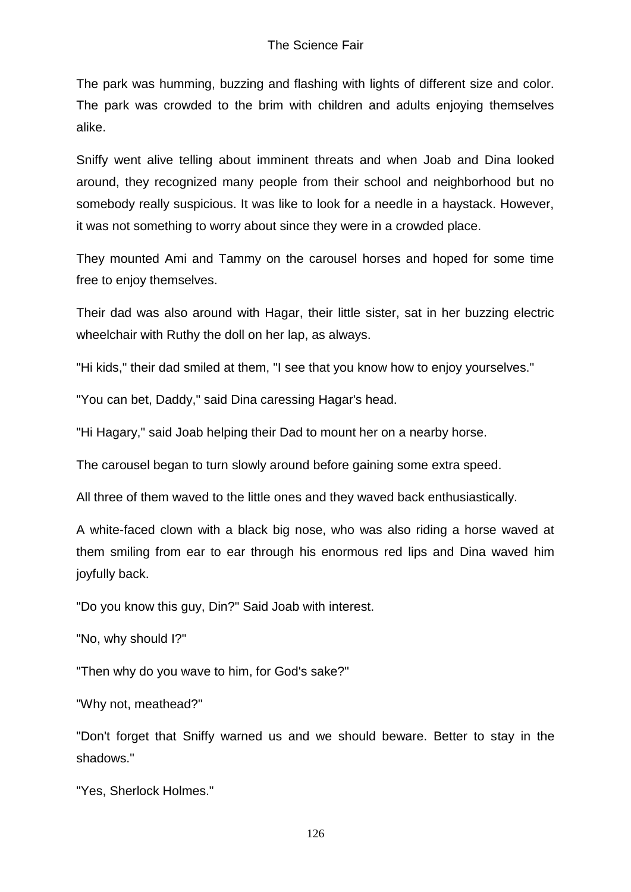The park was humming, buzzing and flashing with lights of different size and color. The park was crowded to the brim with children and adults enjoying themselves alike.

Sniffy went alive telling about imminent threats and when Joab and Dina looked around, they recognized many people from their school and neighborhood but no somebody really suspicious. It was like to look for a needle in a haystack. However, it was not something to worry about since they were in a crowded place.

They mounted Ami and Tammy on the carousel horses and hoped for some time free to enjoy themselves.

Their dad was also around with Hagar, their little sister, sat in her buzzing electric wheelchair with Ruthy the doll on her lap, as always.

"Hi kids," their dad smiled at them, "I see that you know how to enjoy yourselves."

"You can bet, Daddy," said Dina caressing Hagar's head.

"Hi Hagary," said Joab helping their Dad to mount her on a nearby horse.

The carousel began to turn slowly around before gaining some extra speed.

All three of them waved to the little ones and they waved back enthusiastically.

A white-faced clown with a black big nose, who was also riding a horse waved at them smiling from ear to ear through his enormous red lips and Dina waved him joyfully back.

"Do you know this guy, Din?" Said Joab with interest.

"No, why should I?"

"Then why do you wave to him, for God's sake?"

"Why not, meathead?"

"Don't forget that Sniffy warned us and we should beware. Better to stay in the shadows."

"Yes, Sherlock Holmes."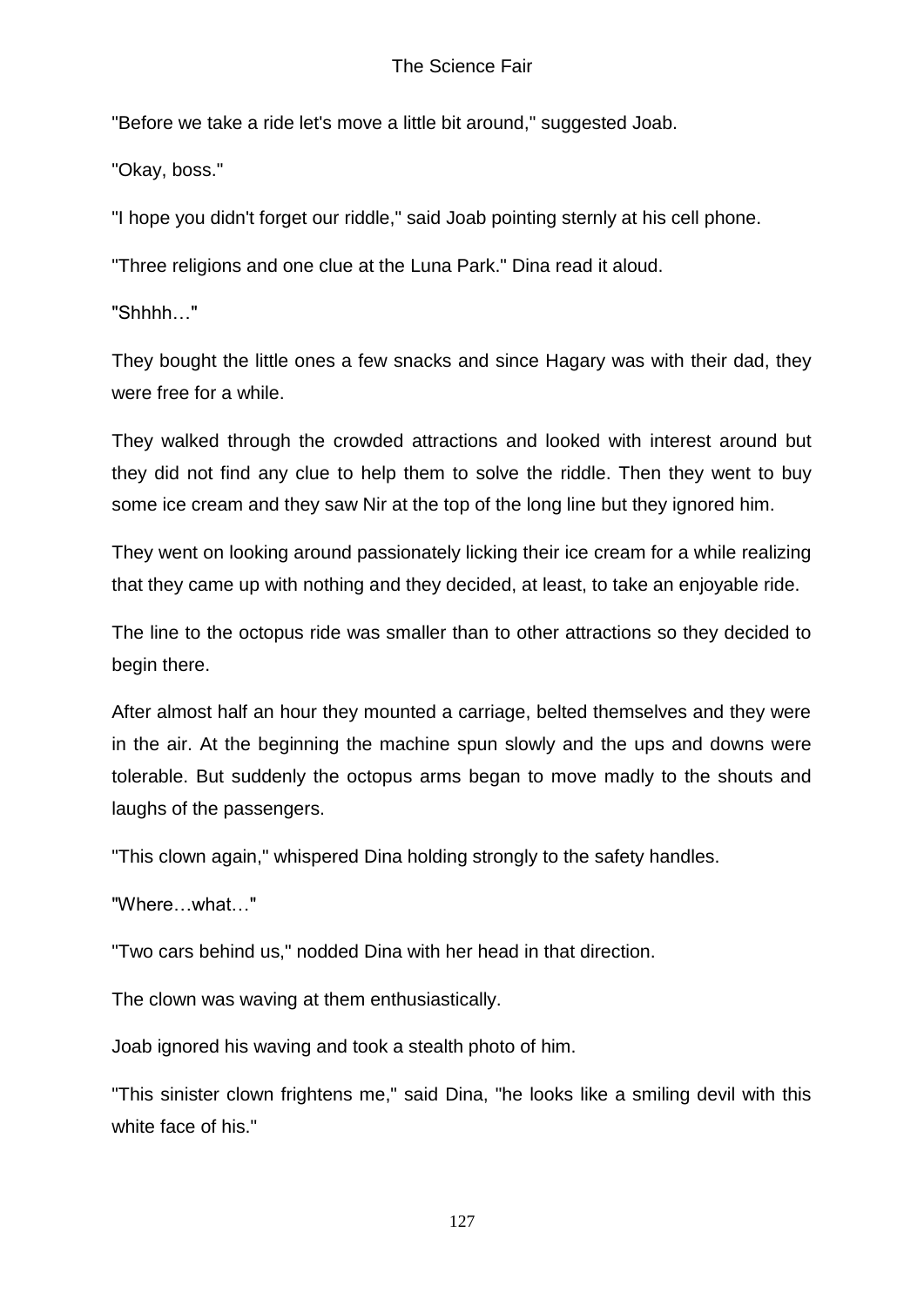"Before we take a ride let's move a little bit around," suggested Joab.

"Okay, boss."

"I hope you didn't forget our riddle," said Joab pointing sternly at his cell phone.

"Three religions and one clue at the Luna Park." Dina read it aloud.

"Shhhh…"

They bought the little ones a few snacks and since Hagary was with their dad, they were free for a while.

They walked through the crowded attractions and looked with interest around but they did not find any clue to help them to solve the riddle. Then they went to buy some ice cream and they saw Nir at the top of the long line but they ignored him.

They went on looking around passionately licking their ice cream for a while realizing that they came up with nothing and they decided, at least, to take an enjoyable ride.

The line to the octopus ride was smaller than to other attractions so they decided to begin there.

After almost half an hour they mounted a carriage, belted themselves and they were in the air. At the beginning the machine spun slowly and the ups and downs were tolerable. But suddenly the octopus arms began to move madly to the shouts and laughs of the passengers.

"This clown again," whispered Dina holding strongly to the safety handles.

"Where…what…"

"Two cars behind us," nodded Dina with her head in that direction.

The clown was waving at them enthusiastically.

Joab ignored his waving and took a stealth photo of him.

"This sinister clown frightens me," said Dina, "he looks like a smiling devil with this white face of his."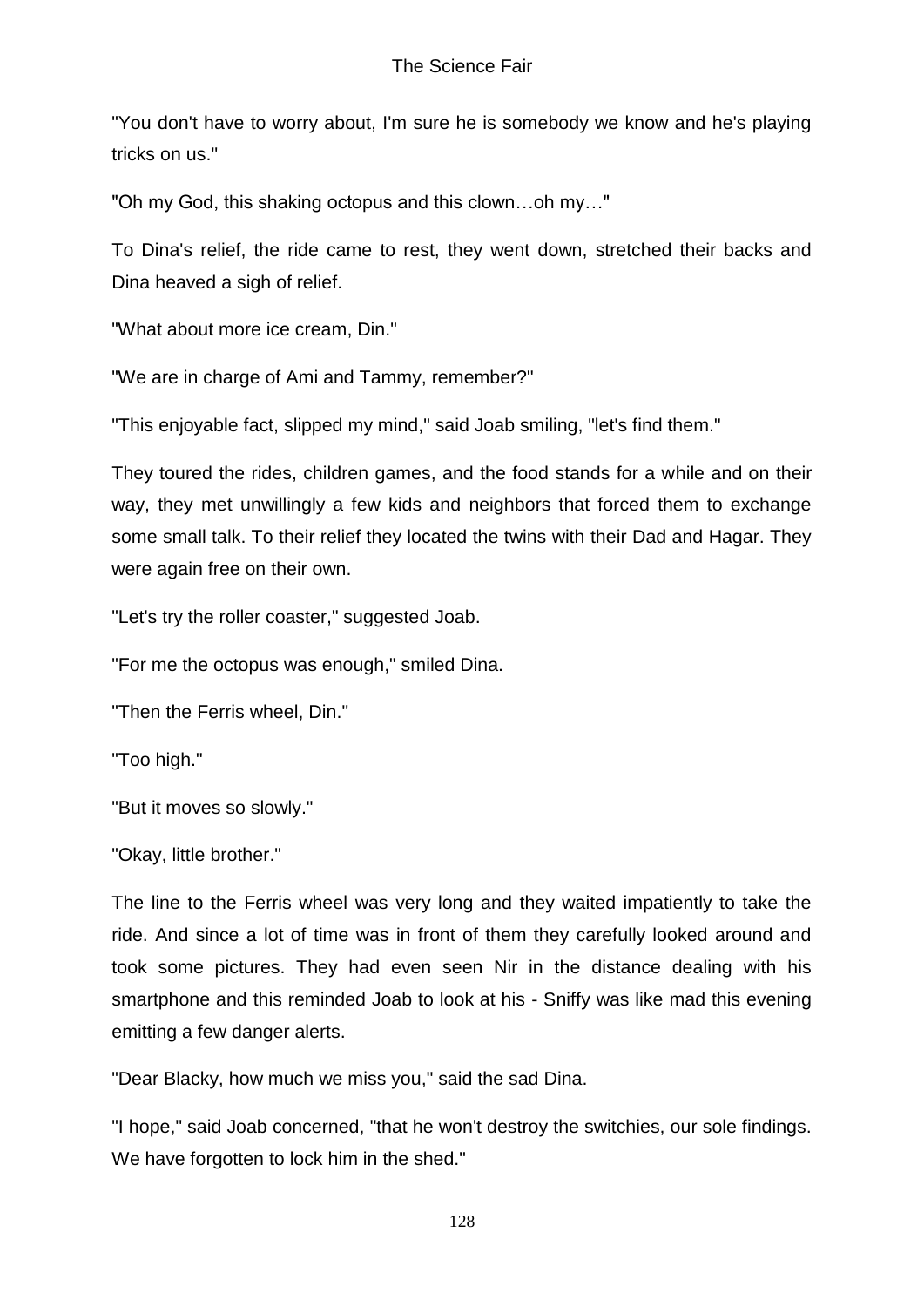"You don't have to worry about, I'm sure he is somebody we know and he's playing tricks on us."

"Oh my God, this shaking octopus and this clown…oh my…"

To Dina's relief, the ride came to rest, they went down, stretched their backs and Dina heaved a sigh of relief.

"What about more ice cream, Din."

"We are in charge of Ami and Tammy, remember?"

"This enjoyable fact, slipped my mind," said Joab smiling, "let's find them."

They toured the rides, children games, and the food stands for a while and on their way, they met unwillingly a few kids and neighbors that forced them to exchange some small talk. To their relief they located the twins with their Dad and Hagar. They were again free on their own.

"Let's try the roller coaster," suggested Joab.

"For me the octopus was enough," smiled Dina.

"Then the Ferris wheel, Din."

"Too high."

"But it moves so slowly."

"Okay, little brother."

The line to the Ferris wheel was very long and they waited impatiently to take the ride. And since a lot of time was in front of them they carefully looked around and took some pictures. They had even seen Nir in the distance dealing with his smartphone and this reminded Joab to look at his - Sniffy was like mad this evening emitting a few danger alerts.

"Dear Blacky, how much we miss you," said the sad Dina.

"I hope," said Joab concerned, "that he won't destroy the switchies, our sole findings. We have forgotten to lock him in the shed."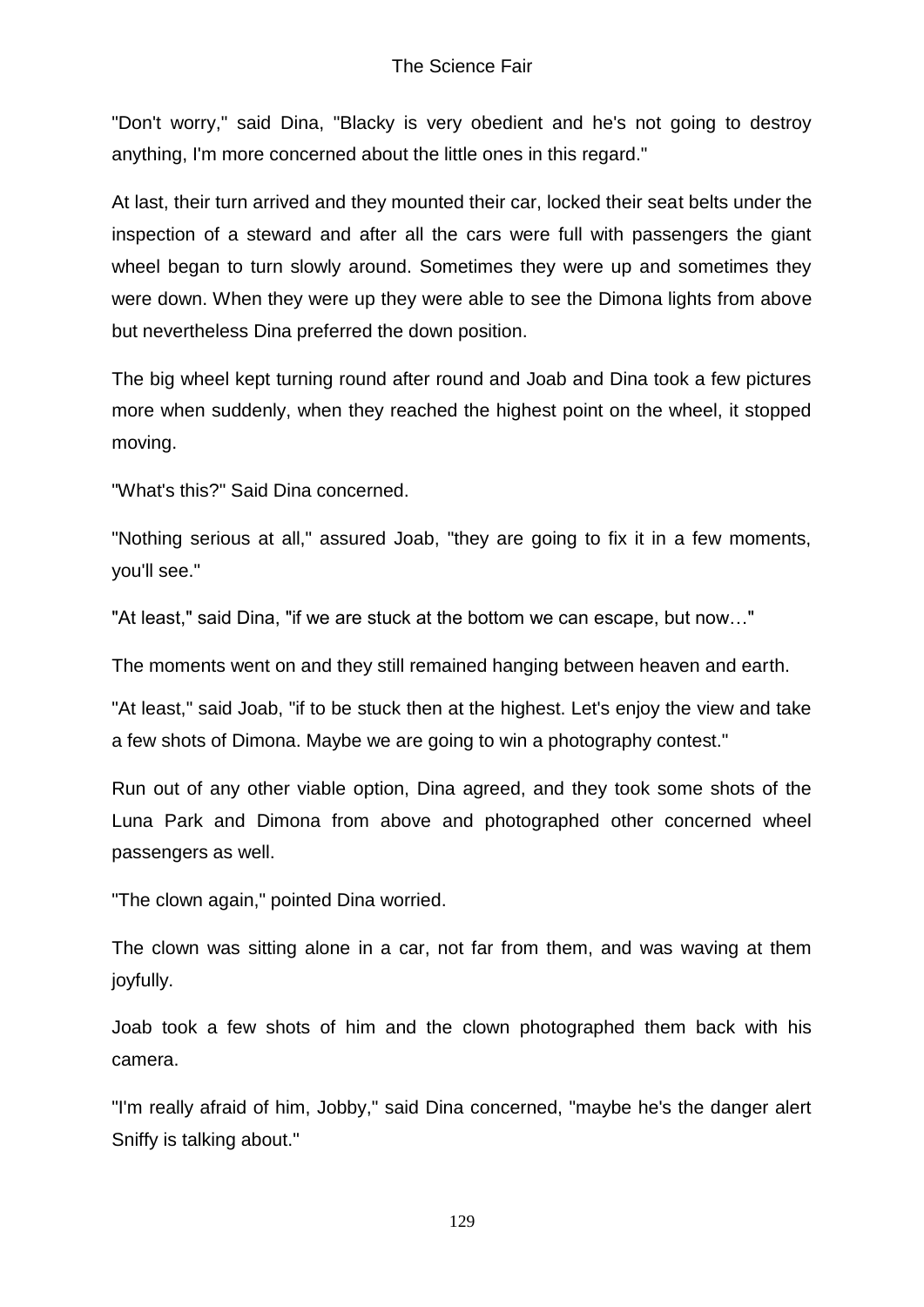"Don't worry," said Dina, "Blacky is very obedient and he's not going to destroy anything, I'm more concerned about the little ones in this regard."

At last, their turn arrived and they mounted their car, locked their seat belts under the inspection of a steward and after all the cars were full with passengers the giant wheel began to turn slowly around. Sometimes they were up and sometimes they were down. When they were up they were able to see the Dimona lights from above but nevertheless Dina preferred the down position.

The big wheel kept turning round after round and Joab and Dina took a few pictures more when suddenly, when they reached the highest point on the wheel, it stopped moving.

"What's this?" Said Dina concerned.

"Nothing serious at all," assured Joab, "they are going to fix it in a few moments, you'll see."

"At least," said Dina, "if we are stuck at the bottom we can escape, but now…"

The moments went on and they still remained hanging between heaven and earth.

"At least," said Joab, "if to be stuck then at the highest. Let's enjoy the view and take a few shots of Dimona. Maybe we are going to win a photography contest."

Run out of any other viable option, Dina agreed, and they took some shots of the Luna Park and Dimona from above and photographed other concerned wheel passengers as well.

"The clown again," pointed Dina worried.

The clown was sitting alone in a car, not far from them, and was waving at them joyfully.

Joab took a few shots of him and the clown photographed them back with his camera.

"I'm really afraid of him, Jobby," said Dina concerned, "maybe he's the danger alert Sniffy is talking about."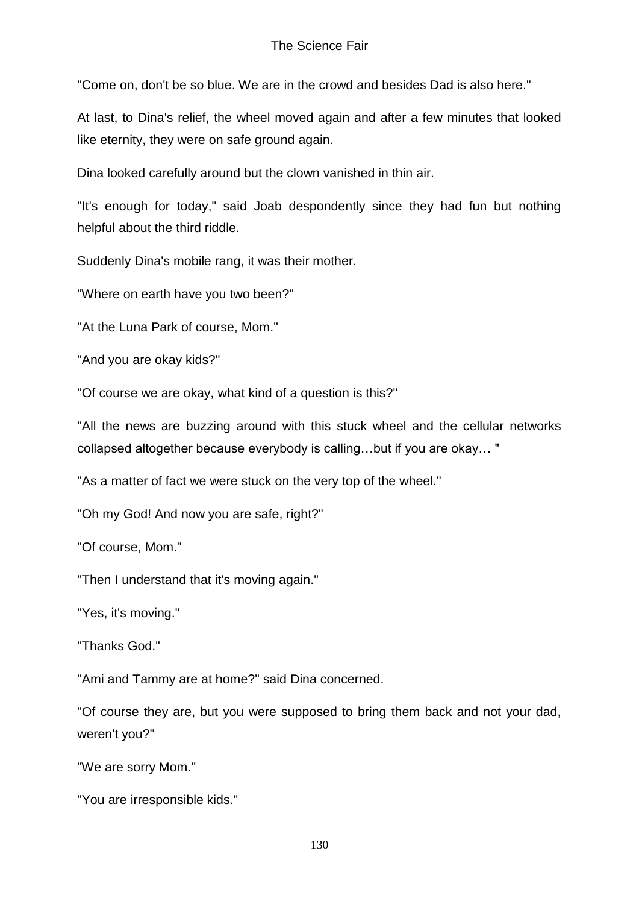"Come on, don't be so blue. We are in the crowd and besides Dad is also here."

At last, to Dina's relief, the wheel moved again and after a few minutes that looked like eternity, they were on safe ground again.

Dina looked carefully around but the clown vanished in thin air.

"It's enough for today," said Joab despondently since they had fun but nothing helpful about the third riddle.

Suddenly Dina's mobile rang, it was their mother.

"Where on earth have you two been?"

"At the Luna Park of course, Mom."

"And you are okay kids?"

"Of course we are okay, what kind of a question is this?"

"All the news are buzzing around with this stuck wheel and the cellular networks collapsed altogether because everybody is calling…but if you are okay… "

"As a matter of fact we were stuck on the very top of the wheel."

"Oh my God! And now you are safe, right?"

"Of course, Mom."

"Then I understand that it's moving again."

"Yes, it's moving."

"Thanks God."

"Ami and Tammy are at home?" said Dina concerned.

"Of course they are, but you were supposed to bring them back and not your dad, weren't you?"

"We are sorry Mom."

"You are irresponsible kids."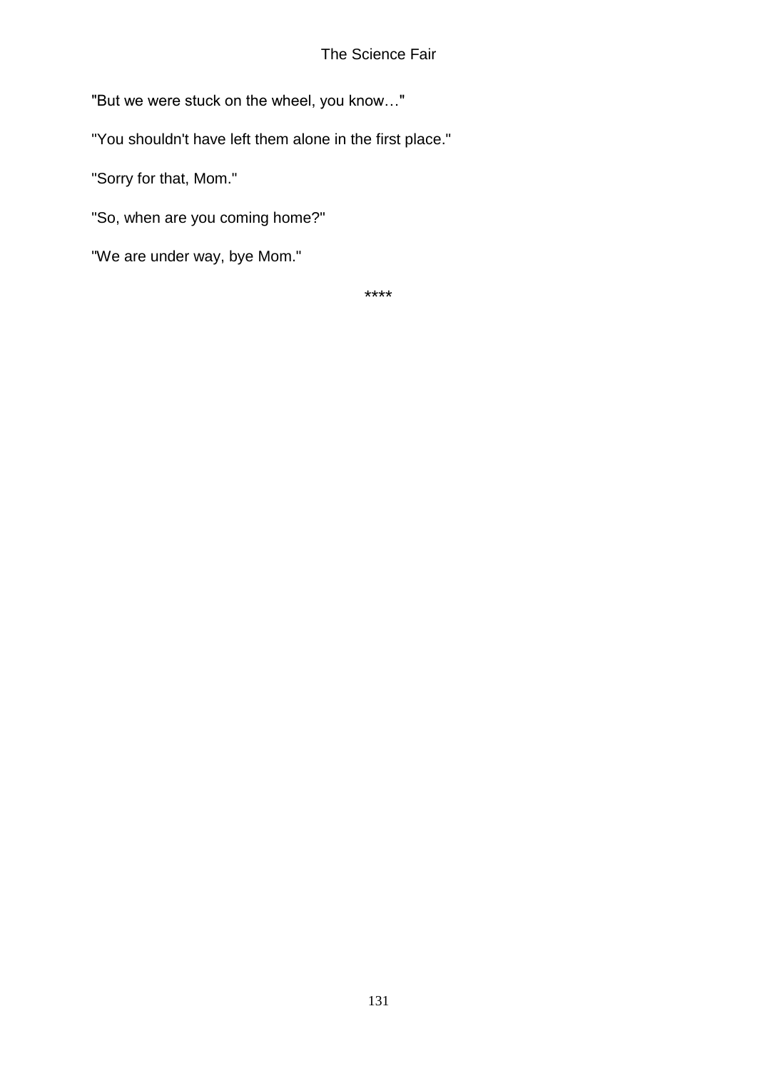"But we were stuck on the wheel, you know…"

"You shouldn't have left them alone in the first place."

"Sorry for that, Mom."

"So, when are you coming home?"

"We are under way, bye Mom."

****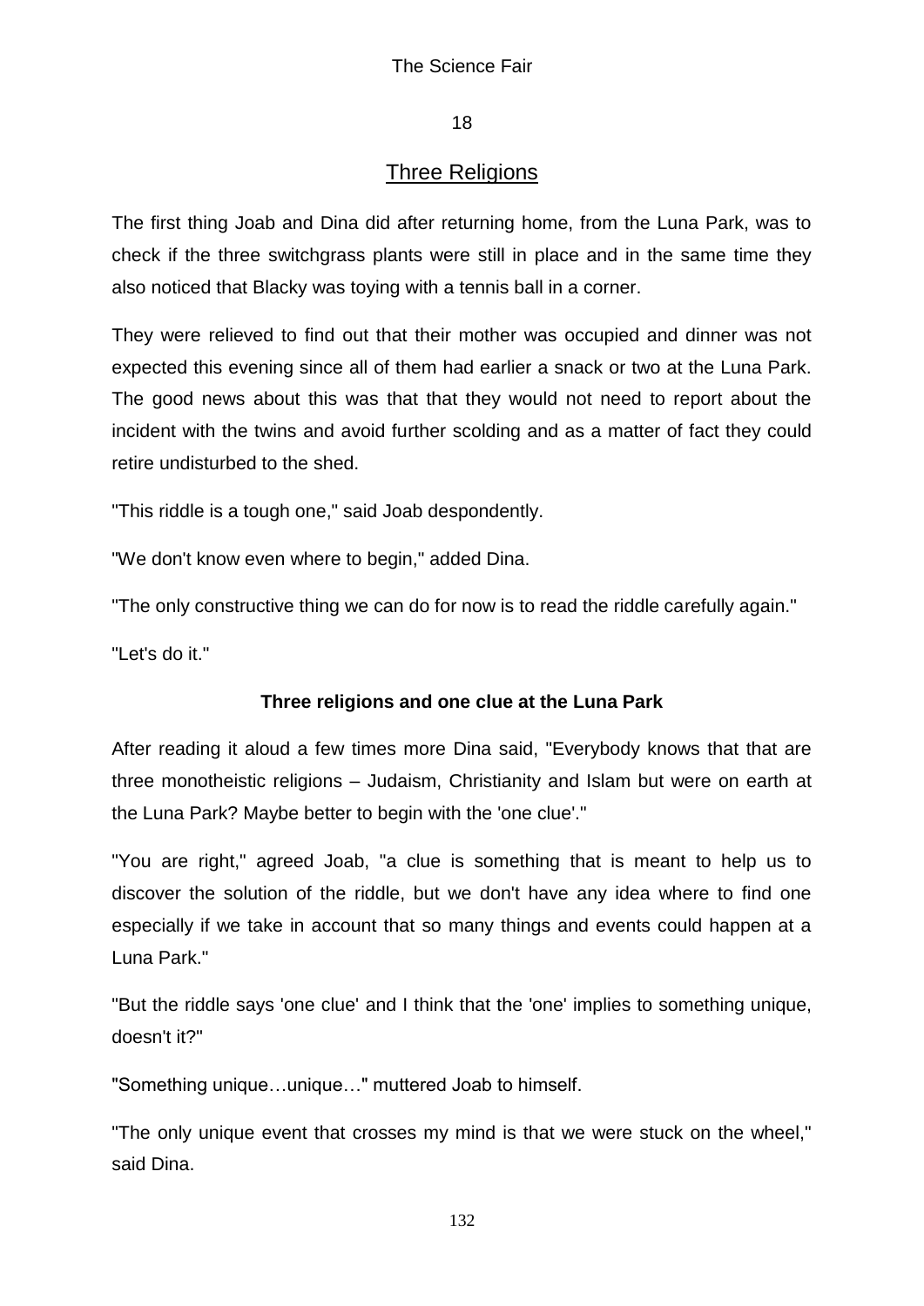## 18

## Three Religions

The first thing Joab and Dina did after returning home, from the Luna Park, was to check if the three switchgrass plants were still in place and in the same time they also noticed that Blacky was toying with a tennis ball in a corner.

They were relieved to find out that their mother was occupied and dinner was not expected this evening since all of them had earlier a snack or two at the Luna Park. The good news about this was that that they would not need to report about the incident with the twins and avoid further scolding and as a matter of fact they could retire undisturbed to the shed.

"This riddle is a tough one," said Joab despondently.

"We don't know even where to begin," added Dina.

"The only constructive thing we can do for now is to read the riddle carefully again."

"Let's do it."

**Three religions and one clue at the Luna Park**

After reading it aloud a few times more Dina said, "Everybody knows that that are three monotheistic religions – Judaism, Christianity and Islam but were on earth at the Luna Park? Maybe better to begin with the 'one clue'."

"You are right," agreed Joab, "a clue is something that is meant to help us to discover the solution of the riddle, but we don't have any idea where to find one especially if we take in account that so many things and events could happen at a Luna Park."

"But the riddle says 'one clue' and I think that the 'one' implies to something unique, doesn't it?"

"Something unique…unique…" muttered Joab to himself.

"The only unique event that crosses my mind is that we were stuck on the wheel," said Dina.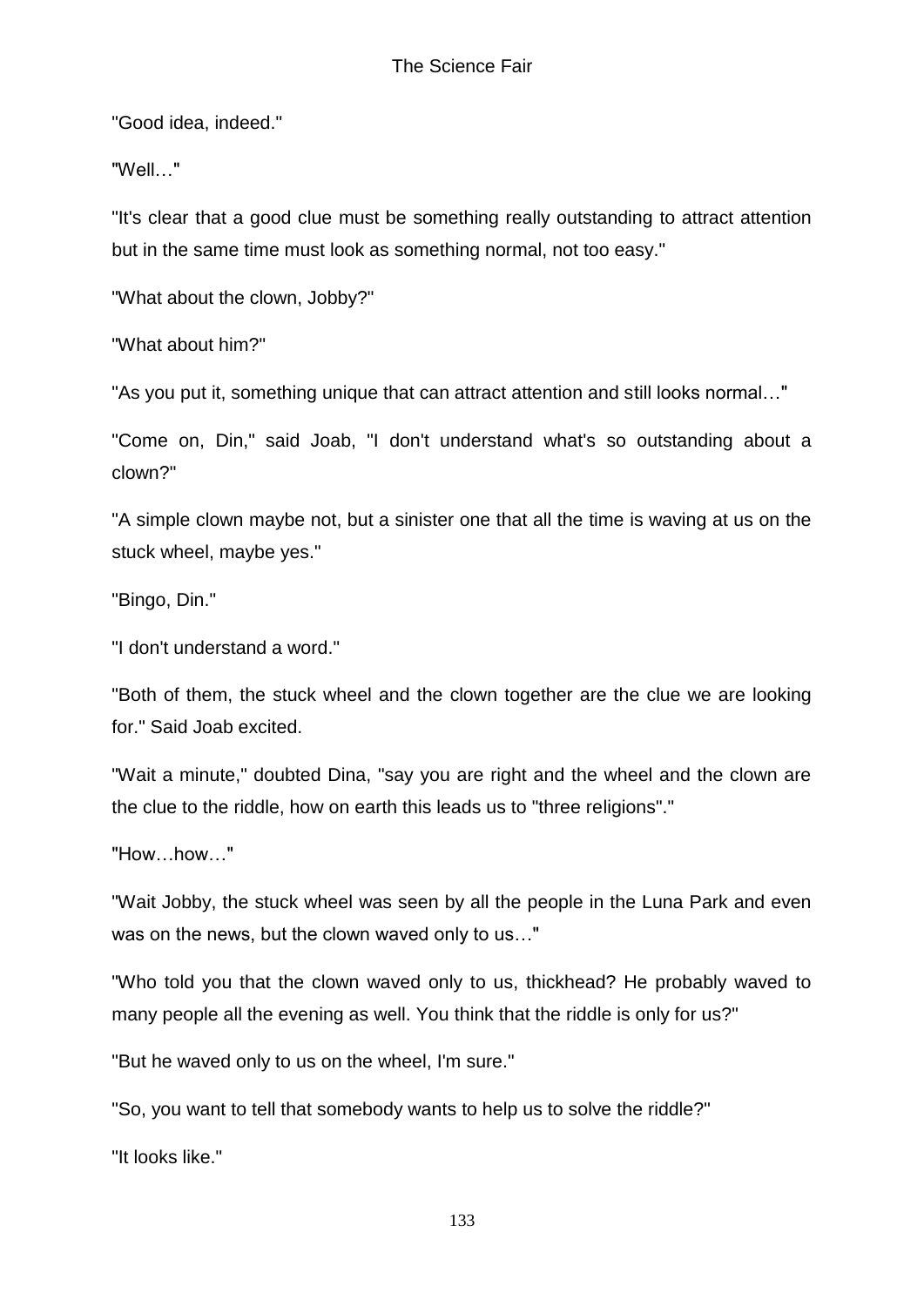"Good idea, indeed."

"Well…"

"It's clear that a good clue must be something really outstanding to attract attention but in the same time must look as something normal, not too easy."

"What about the clown, Jobby?"

"What about him?"

"As you put it, something unique that can attract attention and still looks normal…"

"Come on, Din," said Joab, "I don't understand what's so outstanding about a clown?"

"A simple clown maybe not, but a sinister one that all the time is waving at us on the stuck wheel, maybe yes."

"Bingo, Din."

"I don't understand a word."

"Both of them, the stuck wheel and the clown together are the clue we are looking for." Said Joab excited.

"Wait a minute," doubted Dina, "say you are right and the wheel and the clown are the clue to the riddle, how on earth this leads us to "three religions"."

"How…how…"

"Wait Jobby, the stuck wheel was seen by all the people in the Luna Park and even was on the news, but the clown waved only to us…"

"Who told you that the clown waved only to us, thickhead? He probably waved to many people all the evening as well. You think that the riddle is only for us?"

"But he waved only to us on the wheel, I'm sure."

"So, you want to tell that somebody wants to help us to solve the riddle?"

"It looks like."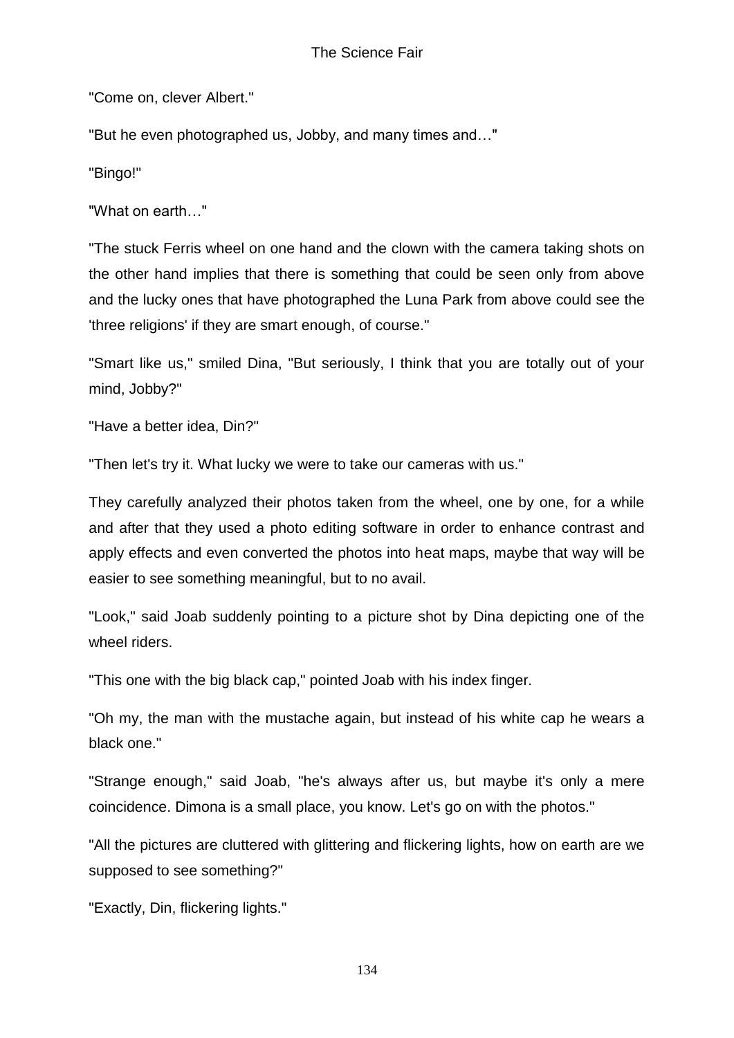"Come on, clever Albert."

"But he even photographed us, Jobby, and many times and…"

"Bingo!"

"What on earth…"

"The stuck Ferris wheel on one hand and the clown with the camera taking shots on the other hand implies that there is something that could be seen only from above and the lucky ones that have photographed the Luna Park from above could see the 'three religions' if they are smart enough, of course."

"Smart like us," smiled Dina, "But seriously, I think that you are totally out of your mind, Jobby?"

"Have a better idea, Din?"

"Then let's try it. What lucky we were to take our cameras with us."

They carefully analyzed their photos taken from the wheel, one by one, for a while and after that they used a photo editing software in order to enhance contrast and apply effects and even converted the photos into heat maps, maybe that way will be easier to see something meaningful, but to no avail.

"Look," said Joab suddenly pointing to a picture shot by Dina depicting one of the wheel riders.

"This one with the big black cap," pointed Joab with his index finger.

"Oh my, the man with the mustache again, but instead of his white cap he wears a black one."

"Strange enough," said Joab, "he's always after us, but maybe it's only a mere coincidence. Dimona is a small place, you know. Let's go on with the photos."

"All the pictures are cluttered with glittering and flickering lights, how on earth are we supposed to see something?"

"Exactly, Din, flickering lights."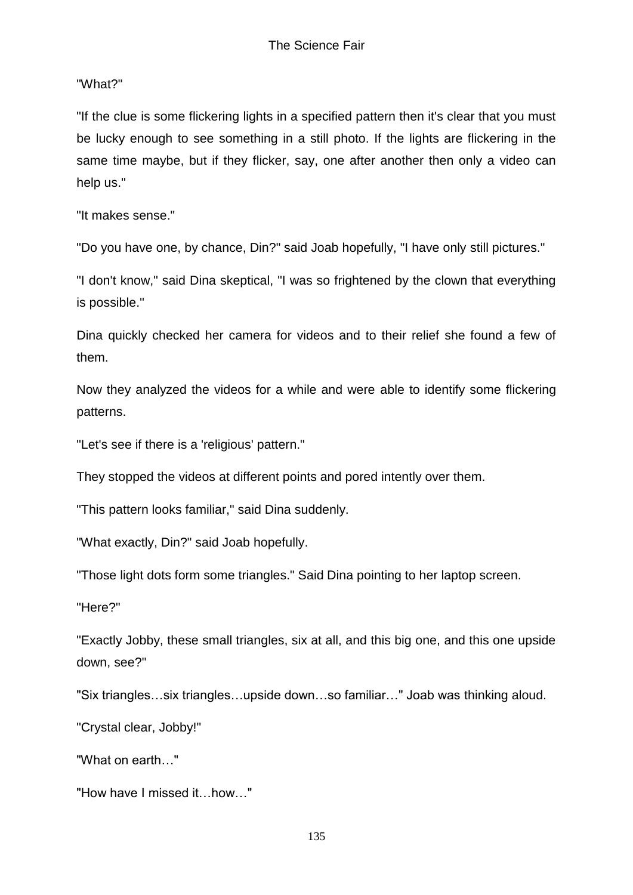"What?"

"If the clue is some flickering lights in a specified pattern then it's clear that you must be lucky enough to see something in a still photo. If the lights are flickering in the same time maybe, but if they flicker, say, one after another then only a video can help us."

"It makes sense."

"Do you have one, by chance, Din?" said Joab hopefully, "I have only still pictures."

"I don't know," said Dina skeptical, "I was so frightened by the clown that everything is possible."

Dina quickly checked her camera for videos and to their relief she found a few of them.

Now they analyzed the videos for a while and were able to identify some flickering patterns.

"Let's see if there is a 'religious' pattern."

They stopped the videos at different points and pored intently over them.

"This pattern looks familiar," said Dina suddenly.

"What exactly, Din?" said Joab hopefully.

"Those light dots form some triangles." Said Dina pointing to her laptop screen.

"Here?"

"Exactly Jobby, these small triangles, six at all, and this big one, and this one upside down, see?"

"Six triangles…six triangles…upside down…so familiar…" Joab was thinking aloud.

"Crystal clear, Jobby!"

"What on earth…"

"How have I missed it…how…"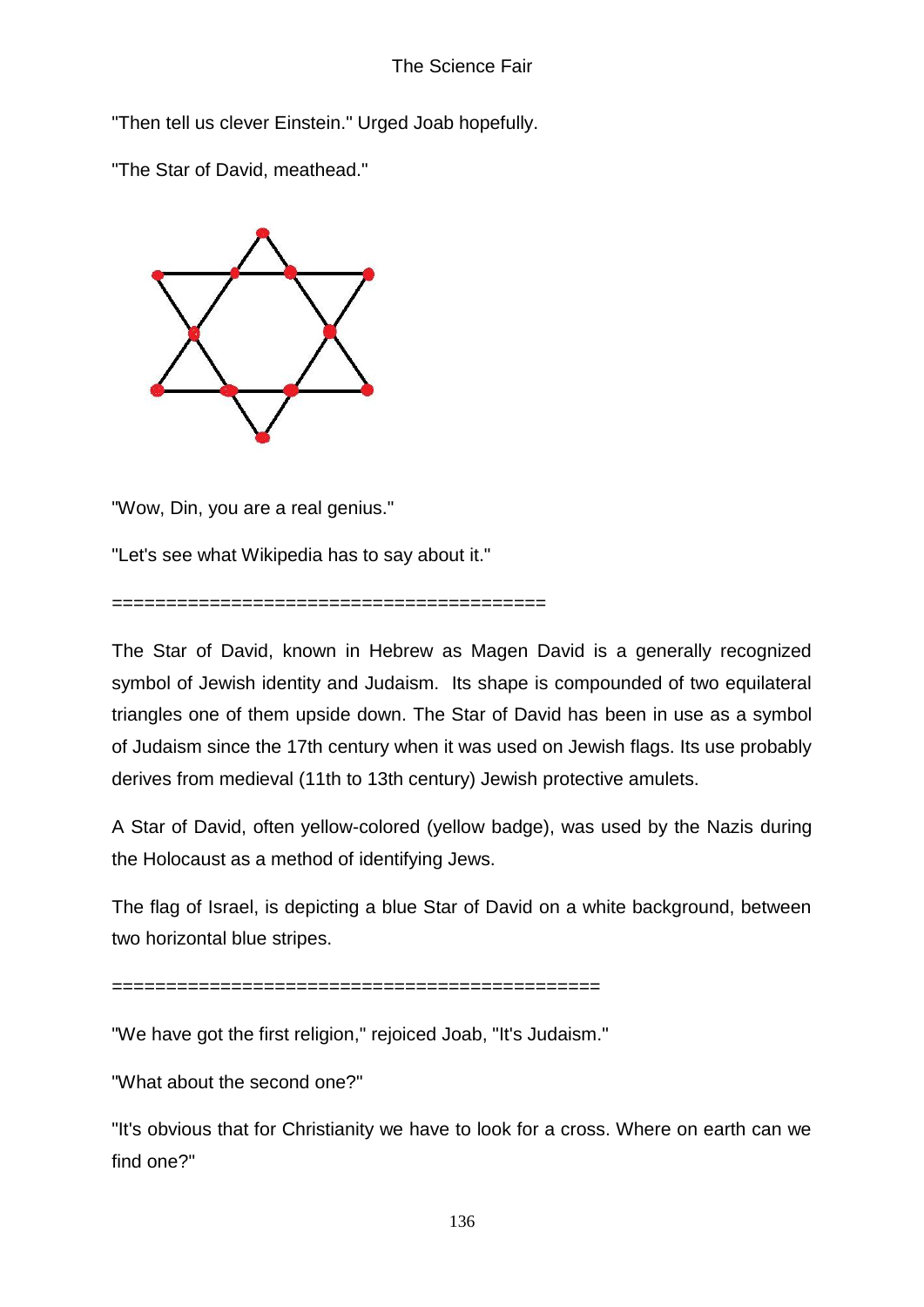"Then tell us clever Einstein." Urged Joab hopefully.

"The Star of David, meathead."

"Wow, Din, you are a real genius."

"Let's see what Wikipedia has to say about it."

========================================

The Star of David, known in Hebrew as Magen David is a generally recognized symbol of Jewish identity and Judaism. Its shape is compounded of two equilateral triangles one of them upside down. The Star of David has been in use as a symbol of Judaism since the 17th century when it was used on Jewish flags. Its use probably derives from medieval (11th to 13th century) Jewish protective amulets.

A Star of David, often yellow-colored (yellow badge), was used by the Nazis during the Holocaust as a method of identifying Jews.

The flag of Israel, is depicting a blue Star of David on a white background, between two horizontal blue stripes.

=============================================

"We have got the first religion," rejoiced Joab, "It's Judaism."

"What about the second one?"

"It's obvious that for Christianity we have to look for a cross. Where on earth can we find one?"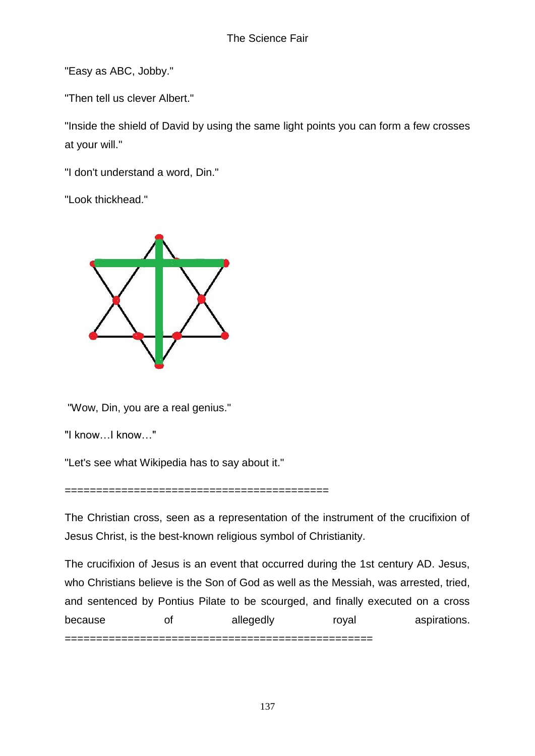"Easy as ABC, Jobby."

"Then tell us clever Albert."

"Inside the shield of David by using the same light points you can form a few crosses at your will."

"I don't understand a word, Din."

"Look thickhead."

"Wow, Din, you are a real genius."

"I know…I know…"

"Let's see what Wikipedia has to say about it."

==========================================

The Christian cross, seen as a representation of the instrument of the crucifixion of Jesus Christ, is the best-known religious symbol of Christianity.

The crucifixion of Jesus is an event that occurred during the 1st century AD. Jesus, who Christians believe is the Son of God as well as the Messiah, was arrested, tried, and sentenced by Pontius Pilate to be scourged, and finally executed on a cross because of allegedly royal aspirations.

==================================================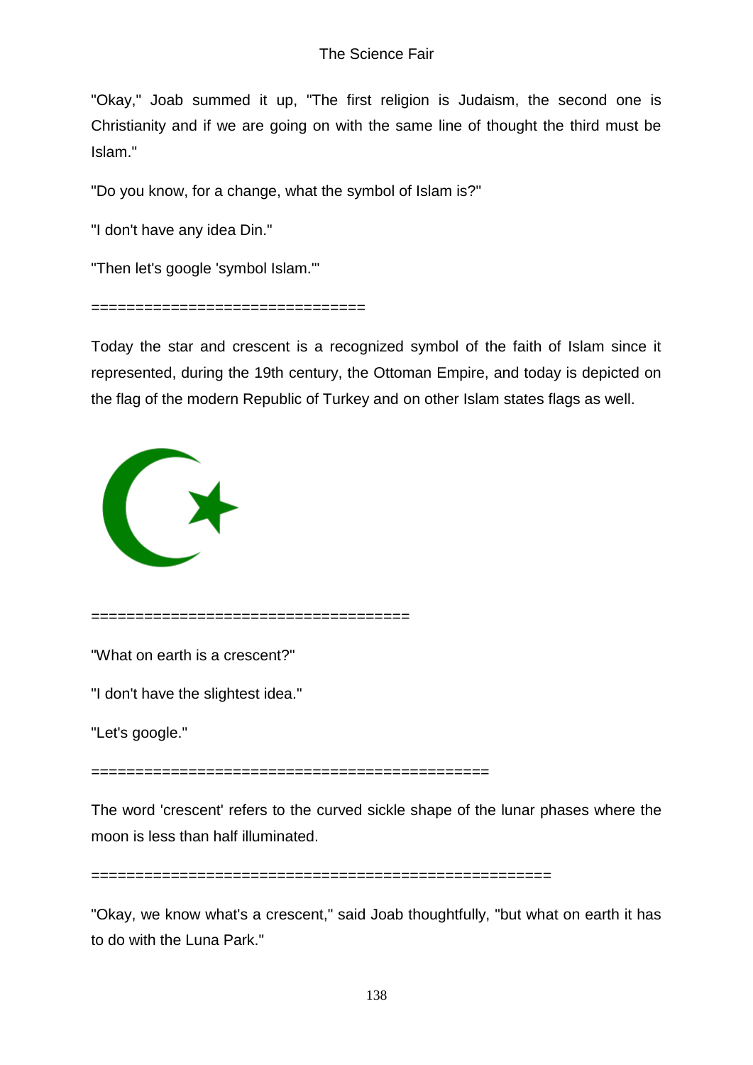"Okay," Joab summed it up, "The first religion is Judaism, the second one is Christianity and if we are going on with the same line of thought the third must be Islam."

"Do you know, for a change, what the symbol of Islam is?"

"I don't have any idea Din."

"Then let's google 'symbol Islam.'"

===============================

Today the star and crescent is a recognized symbol of the faith of Islam since it represented, during the 19th century, the Ottoman Empire, and today is depicted on the flag of the modern Republic of Turkey and on other Islam states flags as well.

====================================

"What on earth is a crescent?"

"I don't have the slightest idea."

"Let's google."

=============================================

The word 'crescent' refers to the curved sickle shape of the lunar phases where the moon is less than half illuminated.

====================================================

"Okay, we know what's a crescent," said Joab thoughtfully, "but what on earth it has to do with the Luna Park."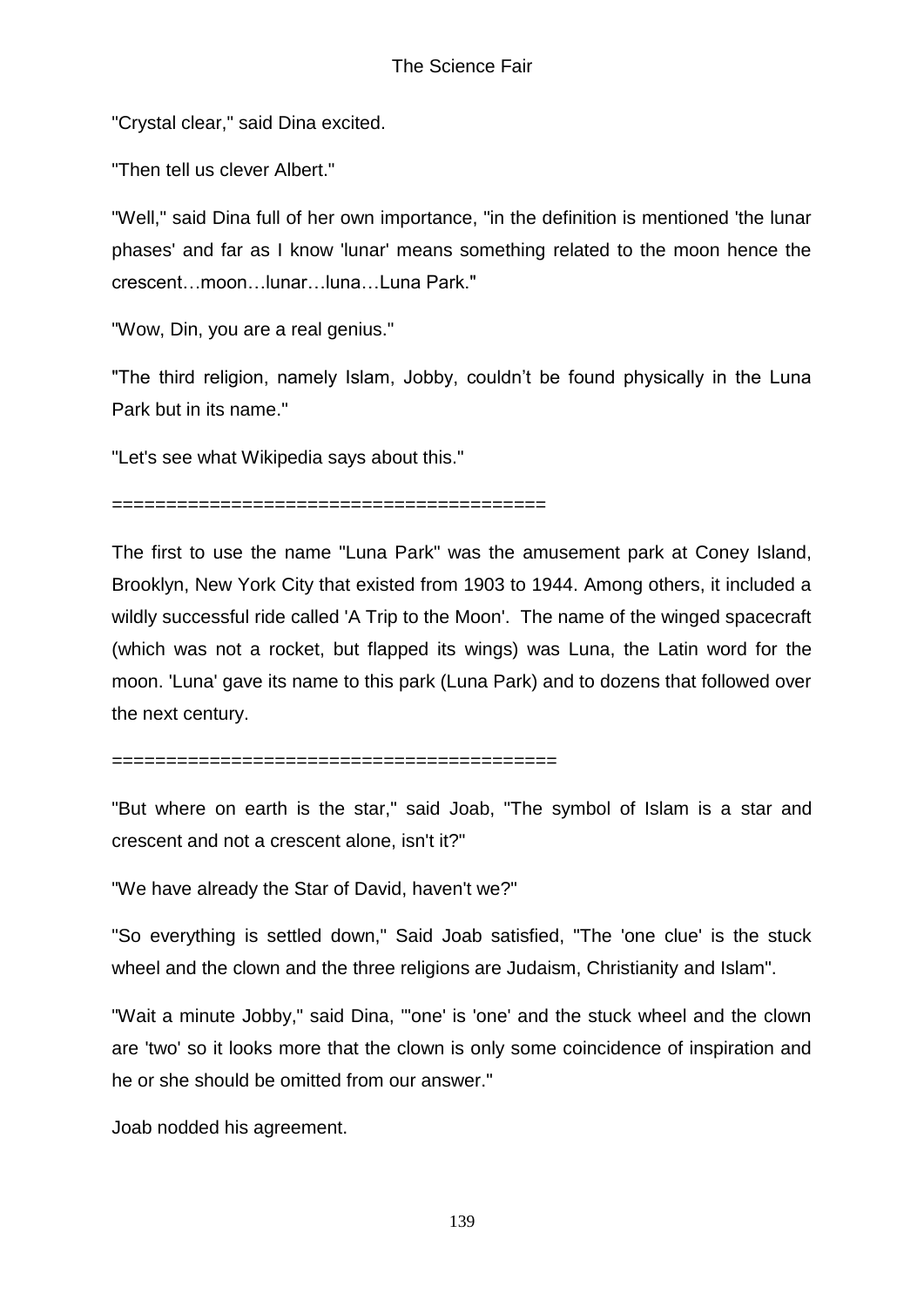"Crystal clear," said Dina excited.

"Then tell us clever Albert."

"Well," said Dina full of her own importance, "in the definition is mentioned 'the lunar phases' and far as I know 'lunar' means something related to the moon hence the crescent…moon…lunar…luna…Luna Park."

"Wow, Din, you are a real genius."

"The third religion, namely Islam, Jobby, couldn't be found physically in the Luna Park but in its name."

"Let's see what Wikipedia says about this."

========================================

The first to use the name "Luna Park" was the amusement park at Coney Island, Brooklyn, New York City that existed from 1903 to 1944. Among others, it included a wildly successful ride called 'A Trip to the Moon'. The name of the winged spacecraft (which was not a rocket, but flapped its wings) was Luna, the Latin word for the moon. 'Luna' gave its name to this park (Luna Park) and to dozens that followed over the next century.

========================================

"But where on earth is the star," said Joab, "The symbol of Islam is a star and crescent and not a crescent alone, isn't it?"

"We have already the Star of David, haven't we?"

"So everything is settled down," Said Joab satisfied, "The 'one clue' is the stuck wheel and the clown and the three religions are Judaism, Christianity and Islam".

"Wait a minute Jobby," said Dina, "'one' is 'one' and the stuck wheel and the clown are 'two' so it looks more that the clown is only some coincidence of inspiration and he or she should be omitted from our answer."

Joab nodded his agreement.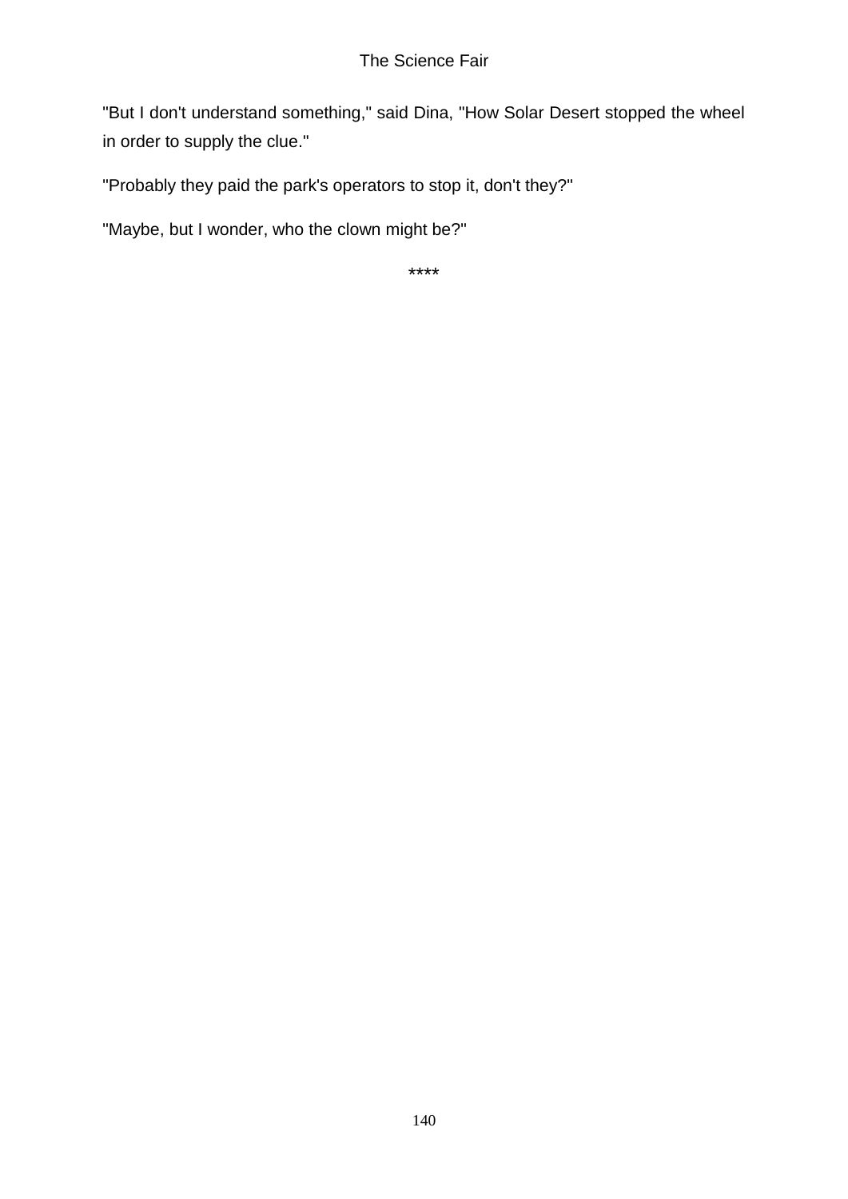"But I don't understand something," said Dina, "How Solar Desert stopped the wheel in order to supply the clue."

"Probably they paid the park's operators to stop it, don't they?"

"Maybe, but I wonder, who the clown might be?"

****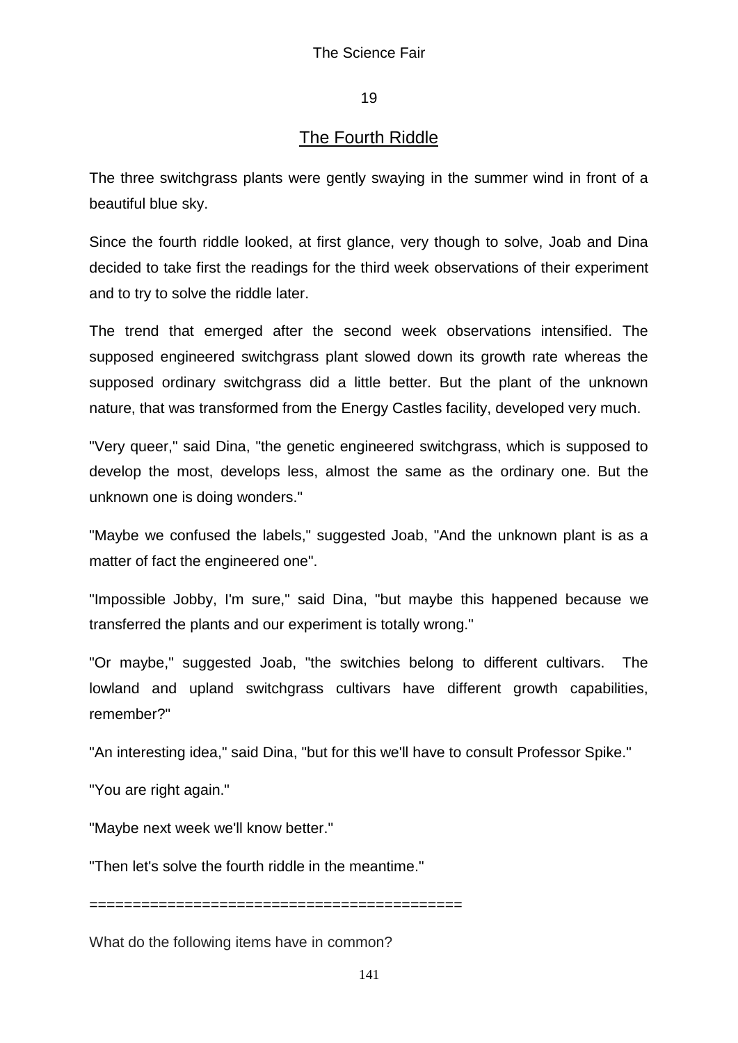## 19

## The Fourth Riddle

The three switchgrass plants were gently swaying in the summer wind in front of a beautiful blue sky.

Since the fourth riddle looked, at first glance, very though to solve, Joab and Dina decided to take first the readings for the third week observations of their experiment and to try to solve the riddle later.

The trend that emerged after the second week observations intensified. The supposed engineered switchgrass plant slowed down its growth rate whereas the supposed ordinary switchgrass did a little better. But the plant of the unknown nature, that was transformed from the Energy Castles facility, developed very much.

"Very queer," said Dina, "the genetic engineered switchgrass, which is supposed to develop the most, develops less, almost the same as the ordinary one. But the unknown one is doing wonders."

"Maybe we confused the labels," suggested Joab, "And the unknown plant is as a matter of fact the engineered one".

"Impossible Jobby, I'm sure," said Dina, "but maybe this happened because we transferred the plants and our experiment is totally wrong."

"Or maybe," suggested Joab, "the switchies belong to different cultivars. The lowland and upland switchgrass cultivars have different growth capabilities, remember?"

"An interesting idea," said Dina, "but for this we'll have to consult Professor Spike."

"You are right again."

"Maybe next week we'll know better."

"Then let's solve the fourth riddle in the meantime."

==========================================

What do the following items have in common?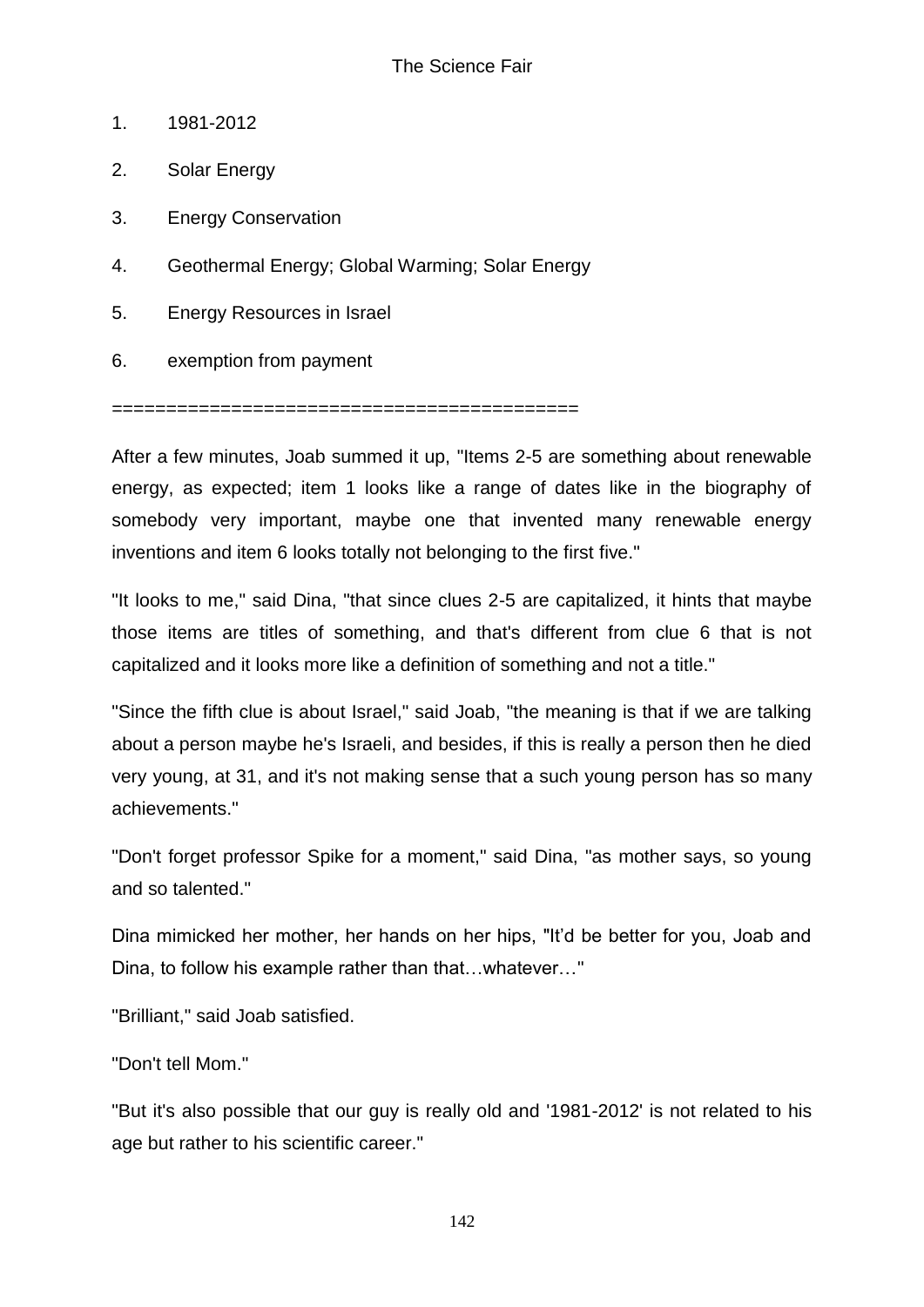1. 1981-2012
2. Solar Energy
3. Energy Conservation
4. Geothermal Energy; Global Warming; Solar Energy
5. Energy Resources in Israel
6. exemption from payment

==========================================

After a few minutes, Joab summed it up, "Items 2-5 are something about renewable energy, as expected; item 1 looks like a range of dates like in the biography of somebody very important, maybe one that invented many renewable energy inventions and item 6 looks totally not belonging to the first five."

"It looks to me," said Dina, "that since clues 2-5 are capitalized, it hints that maybe those items are titles of something, and that's different from clue 6 that is not capitalized and it looks more like a definition of something and not a title."

"Since the fifth clue is about Israel," said Joab, "the meaning is that if we are talking about a person maybe he's Israeli, and besides, if this is really a person then he died very young, at 31, and it's not making sense that a such young person has so many achievements."

"Don't forget professor Spike for a moment," said Dina, "as mother says, so young and so talented."

Dina mimicked her mother, her hands on her hips, "It'd be better for you, Joab and Dina, to follow his example rather than that…whatever…"

"Brilliant," said Joab satisfied.

"Don't tell Mom."

"But it's also possible that our guy is really old and '1981-2012' is not related to his age but rather to his scientific career."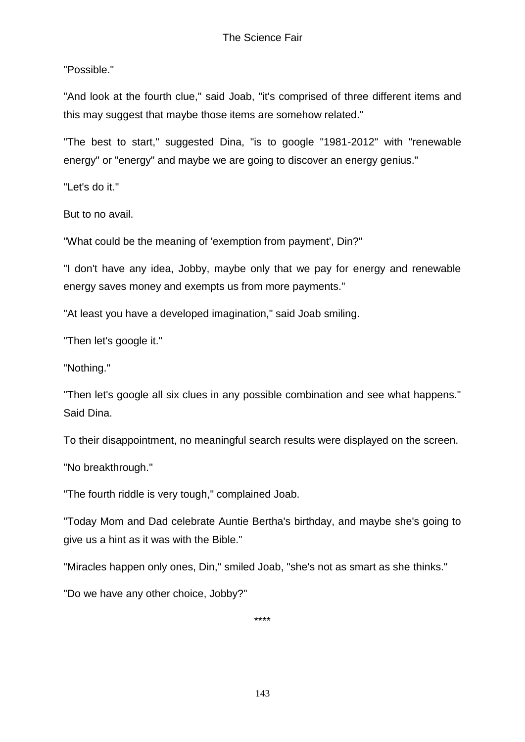"Possible."

"And look at the fourth clue," said Joab, "it's comprised of three different items and this may suggest that maybe those items are somehow related."

"The best to start," suggested Dina, "is to google "1981-2012" with "renewable energy" or "energy" and maybe we are going to discover an energy genius."

"Let's do it."

But to no avail.

"What could be the meaning of 'exemption from payment', Din?"

"I don't have any idea, Jobby, maybe only that we pay for energy and renewable energy saves money and exempts us from more payments."

"At least you have a developed imagination," said Joab smiling.

"Then let's google it."

"Nothing."

"Then let's google all six clues in any possible combination and see what happens." Said Dina.

To their disappointment, no meaningful search results were displayed on the screen.

"No breakthrough."

"The fourth riddle is very tough," complained Joab.

"Today Mom and Dad celebrate Auntie Bertha's birthday, and maybe she's going to give us a hint as it was with the Bible."

"Miracles happen only ones, Din," smiled Joab, "she's not as smart as she thinks."

"Do we have any other choice, Jobby?"

****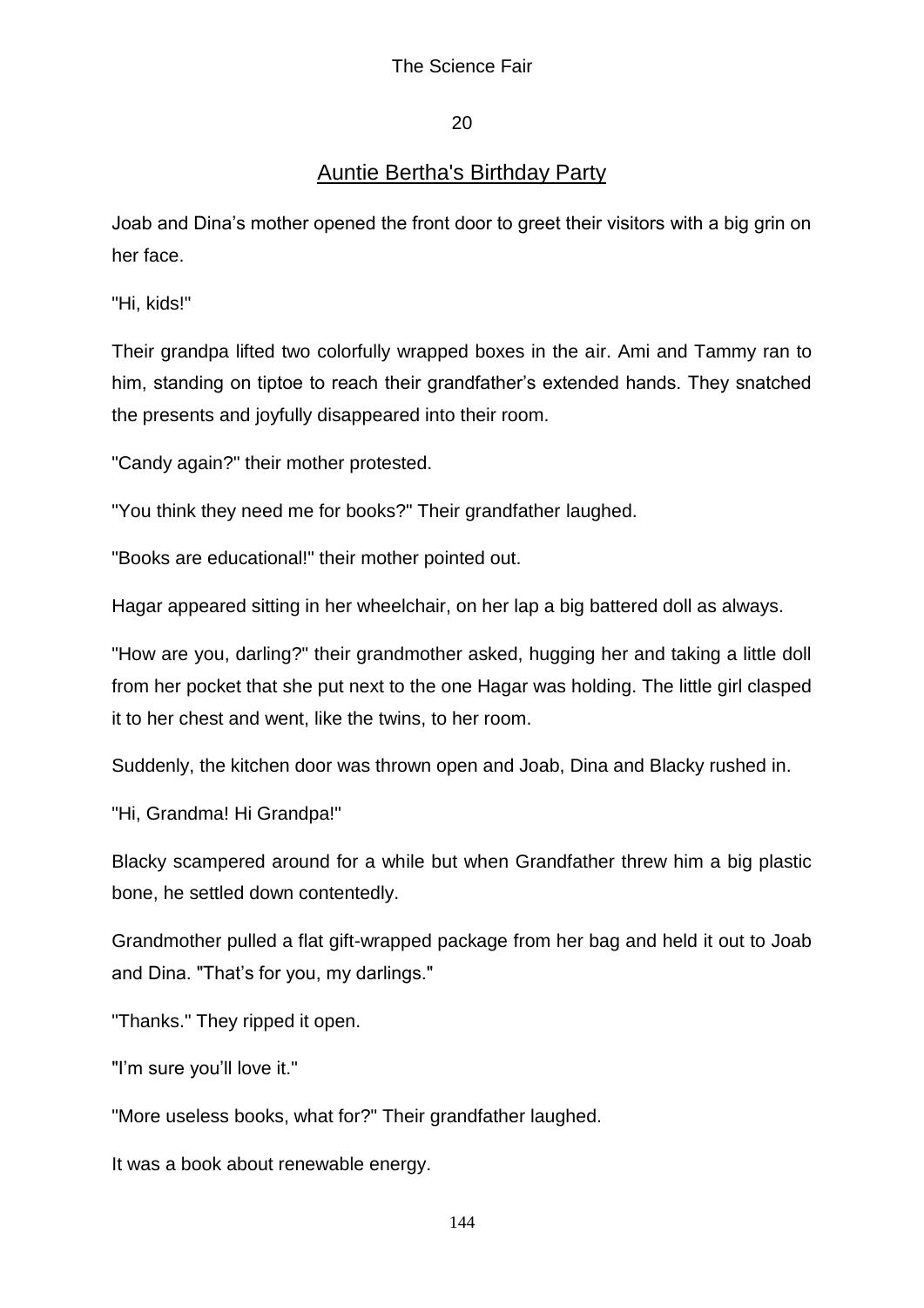## 20

## Auntie Bertha's Birthday Party

Joab and Dina's mother opened the front door to greet their visitors with a big grin on her face.

"Hi, kids!"

Their grandpa lifted two colorfully wrapped boxes in the air. Ami and Tammy ran to him, standing on tiptoe to reach their grandfather's extended hands. They snatched the presents and joyfully disappeared into their room.

"Candy again?" their mother protested.

"You think they need me for books?" Their grandfather laughed.

"Books are educational!" their mother pointed out.

Hagar appeared sitting in her wheelchair, on her lap a big battered doll as always.

"How are you, darling?" their grandmother asked, hugging her and taking a little doll from her pocket that she put next to the one Hagar was holding. The little girl clasped it to her chest and went, like the twins, to her room.

Suddenly, the kitchen door was thrown open and Joab, Dina and Blacky rushed in.

"Hi, Grandma! Hi Grandpa!"

Blacky scampered around for a while but when Grandfather threw him a big plastic bone, he settled down contentedly.

Grandmother pulled a flat gift-wrapped package from her bag and held it out to Joab and Dina. "That's for you, my darlings."

"Thanks." They ripped it open.

"I'm sure you'll love it."

"More useless books, what for?" Their grandfather laughed.

It was a book about renewable energy.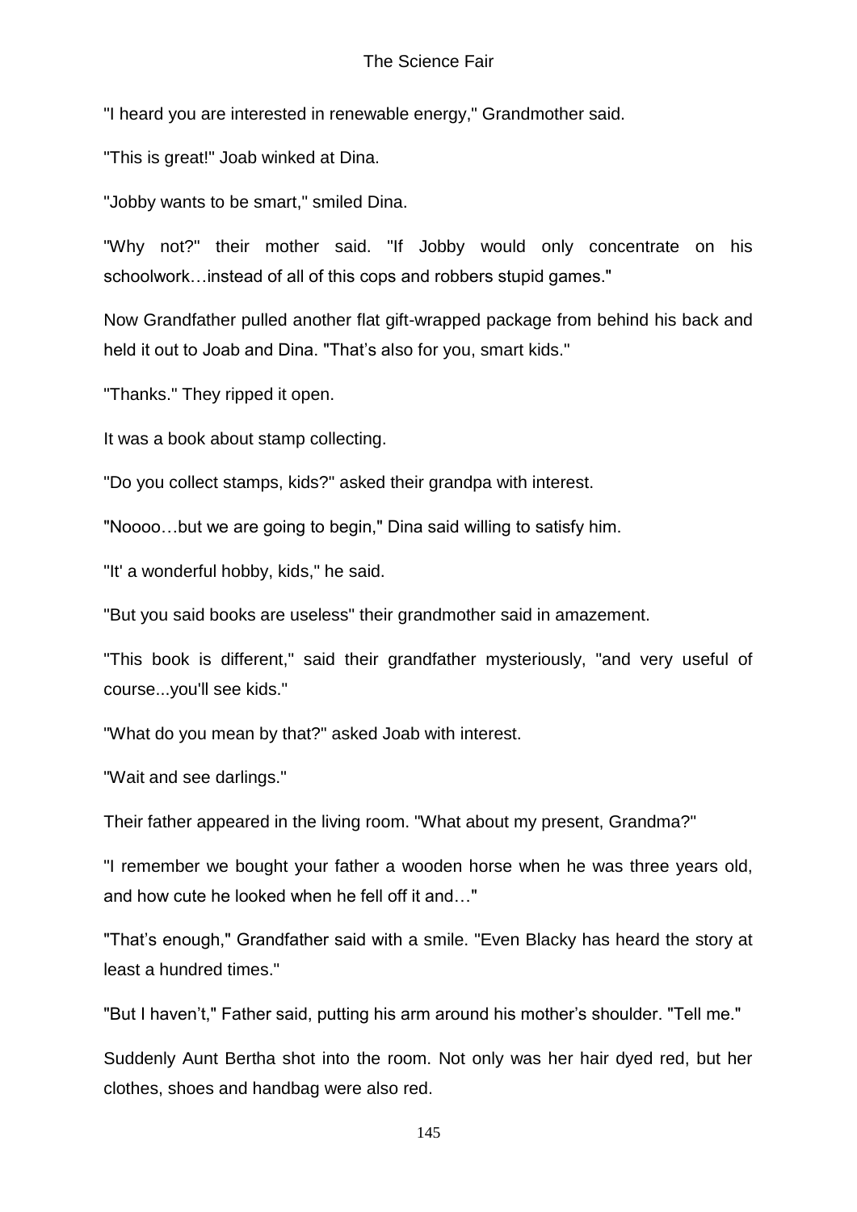"I heard you are interested in renewable energy," Grandmother said.

"This is great!" Joab winked at Dina.

"Jobby wants to be smart," smiled Dina.

"Why not?" their mother said. "If Jobby would only concentrate on his schoolwork…instead of all of this cops and robbers stupid games."

Now Grandfather pulled another flat gift-wrapped package from behind his back and held it out to Joab and Dina. "That's also for you, smart kids."

"Thanks." They ripped it open.

It was a book about stamp collecting.

"Do you collect stamps, kids?" asked their grandpa with interest.

"Noooo…but we are going to begin," Dina said willing to satisfy him.

"It' a wonderful hobby, kids," he said.

"But you said books are useless" their grandmother said in amazement.

"This book is different," said their grandfather mysteriously, "and very useful of course...you'll see kids."

"What do you mean by that?" asked Joab with interest.

"Wait and see darlings."

Their father appeared in the living room. "What about my present, Grandma?"

"I remember we bought your father a wooden horse when he was three years old, and how cute he looked when he fell off it and…"

"That's enough," Grandfather said with a smile. "Even Blacky has heard the story at least a hundred times."

"But I haven't," Father said, putting his arm around his mother's shoulder. "Tell me."

Suddenly Aunt Bertha shot into the room. Not only was her hair dyed red, but her clothes, shoes and handbag were also red.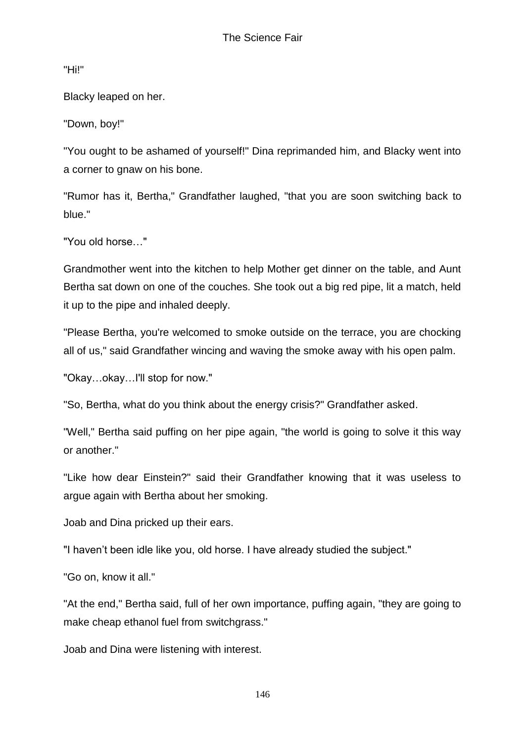"Hi!"

Blacky leaped on her.

"Down, boy!"

"You ought to be ashamed of yourself!" Dina reprimanded him, and Blacky went into a corner to gnaw on his bone.

"Rumor has it, Bertha," Grandfather laughed, "that you are soon switching back to blue."

"You old horse…"

Grandmother went into the kitchen to help Mother get dinner on the table, and Aunt Bertha sat down on one of the couches. She took out a big red pipe, lit a match, held it up to the pipe and inhaled deeply.

"Please Bertha, you're welcomed to smoke outside on the terrace, you are chocking all of us," said Grandfather wincing and waving the smoke away with his open palm.

"Okay…okay…I'll stop for now."

"So, Bertha, what do you think about the energy crisis?" Grandfather asked.

"Well," Bertha said puffing on her pipe again, "the world is going to solve it this way or another."

"Like how dear Einstein?" said their Grandfather knowing that it was useless to argue again with Bertha about her smoking.

Joab and Dina pricked up their ears.

"I haven't been idle like you, old horse. I have already studied the subject."

"Go on, know it all."

"At the end," Bertha said, full of her own importance, puffing again, "they are going to make cheap ethanol fuel from switchgrass."

Joab and Dina were listening with interest.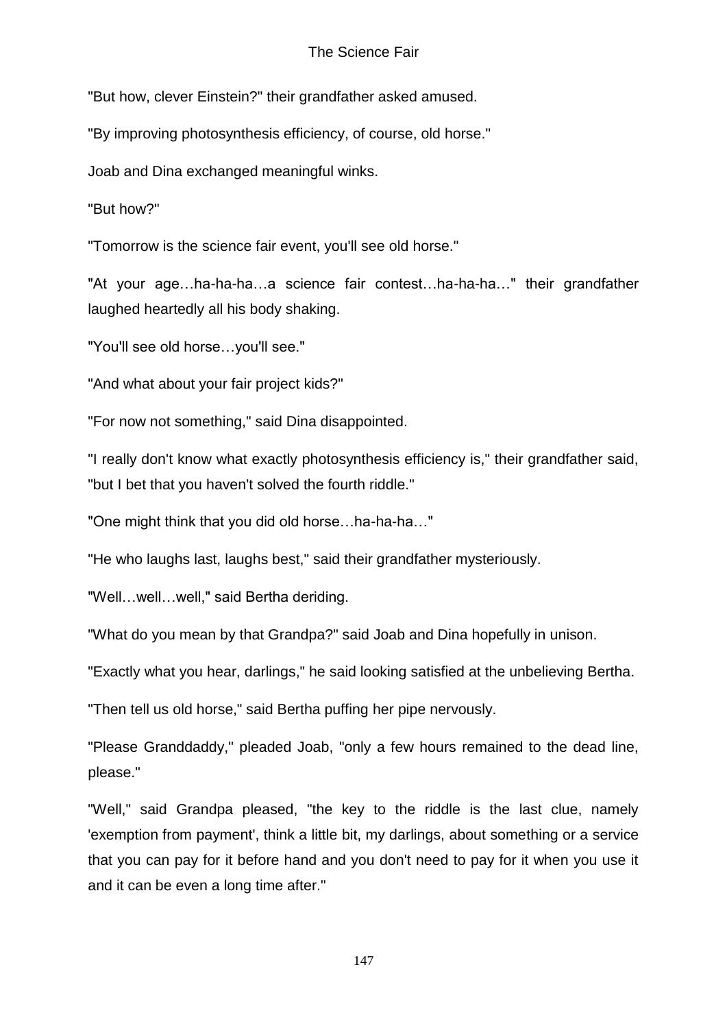"But how, clever Einstein?" their grandfather asked amused.

"By improving photosynthesis efficiency, of course, old horse."

Joab and Dina exchanged meaningful winks.

"But how?"

"Tomorrow is the science fair event, you'll see old horse."

"At your age…ha-ha-ha…a science fair contest…ha-ha-ha…" their grandfather laughed heartedly all his body shaking.

"You'll see old horse…you'll see."

"And what about your fair project kids?"

"For now not something," said Dina disappointed.

"I really don't know what exactly photosynthesis efficiency is," their grandfather said, "but I bet that you haven't solved the fourth riddle."

"One might think that you did old horse…ha-ha-ha…"

"He who laughs last, laughs best," said their grandfather mysteriously.

"Well…well…well," said Bertha deriding.

"What do you mean by that Grandpa?" said Joab and Dina hopefully in unison.

"Exactly what you hear, darlings," he said looking satisfied at the unbelieving Bertha.

"Then tell us old horse," said Bertha puffing her pipe nervously.

"Please Granddaddy," pleaded Joab, "only a few hours remained to the dead line, please."

"Well," said Grandpa pleased, "the key to the riddle is the last clue, namely 'exemption from payment', think a little bit, my darlings, about something or a service that you can pay for it before hand and you don't need to pay for it when you use it and it can be even a long time after."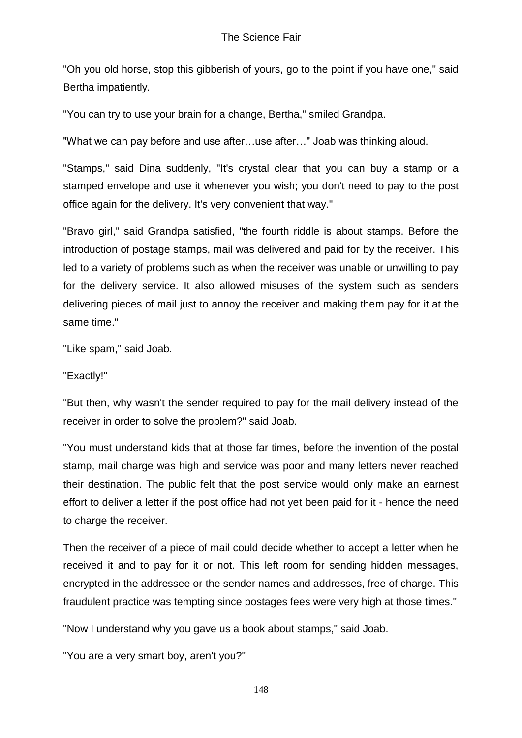"Oh you old horse, stop this gibberish of yours, go to the point if you have one," said Bertha impatiently.

"You can try to use your brain for a change, Bertha," smiled Grandpa.

"What we can pay before and use after…use after…" Joab was thinking aloud.

"Stamps," said Dina suddenly, "It's crystal clear that you can buy a stamp or a stamped envelope and use it whenever you wish; you don't need to pay to the post office again for the delivery. It's very convenient that way."

"Bravo girl," said Grandpa satisfied, "the fourth riddle is about stamps. Before the introduction of postage stamps, mail was delivered and paid for by the receiver. This led to a variety of problems such as when the receiver was unable or unwilling to pay for the delivery service. It also allowed misuses of the system such as senders delivering pieces of mail just to annoy the receiver and making them pay for it at the same time."

"Like spam," said Joab.

"Exactly!"

"But then, why wasn't the sender required to pay for the mail delivery instead of the receiver in order to solve the problem?" said Joab.

"You must understand kids that at those far times, before the invention of the postal stamp, mail charge was high and service was poor and many letters never reached their destination. The public felt that the post service would only make an earnest effort to deliver a letter if the post office had not yet been paid for it - hence the need to charge the receiver.

Then the receiver of a piece of mail could decide whether to accept a letter when he received it and to pay for it or not. This left room for sending hidden messages, encrypted in the addressee or the sender names and addresses, free of charge. This fraudulent practice was tempting since postages fees were very high at those times."

"Now I understand why you gave us a book about stamps," said Joab.

"You are a very smart boy, aren't you?"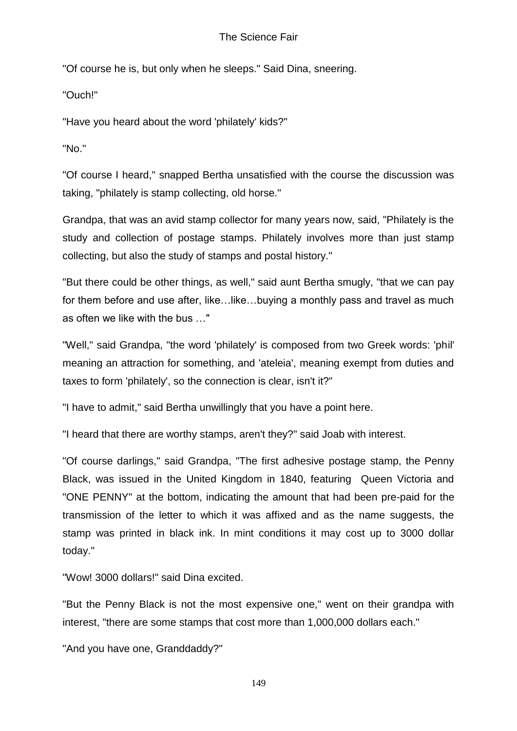"Of course he is, but only when he sleeps." Said Dina, sneering.

"Ouch!"

"Have you heard about the word 'philately' kids?"

"No."

"Of course I heard," snapped Bertha unsatisfied with the course the discussion was taking, "philately is stamp collecting, old horse."

Grandpa, that was an avid stamp collector for many years now, said, "Philately is the study and collection of postage stamps. Philately involves more than just stamp collecting, but also the study of stamps and postal history."

"But there could be other things, as well," said aunt Bertha smugly, "that we can pay for them before and use after, like…like…buying a monthly pass and travel as much as often we like with the bus …"

"Well," said Grandpa, "the word 'philately' is composed from two Greek words: 'phil' meaning an attraction for something, and 'ateleia', meaning exempt from duties and taxes to form 'philately', so the connection is clear, isn't it?"

"I have to admit," said Bertha unwillingly that you have a point here.

"I heard that there are worthy stamps, aren't they?" said Joab with interest.

"Of course darlings," said Grandpa, "The first adhesive postage stamp, the Penny Black, was issued in the United Kingdom in 1840, featuring Queen Victoria and "ONE PENNY" at the bottom, indicating the amount that had been pre-paid for the transmission of the letter to which it was affixed and as the name suggests, the stamp was printed in black ink. In mint conditions it may cost up to 3000 dollar today."

"Wow! 3000 dollars!" said Dina excited.

"But the Penny Black is not the most expensive one," went on their grandpa with interest, "there are some stamps that cost more than 1,000,000 dollars each."

"And you have one, Granddaddy?"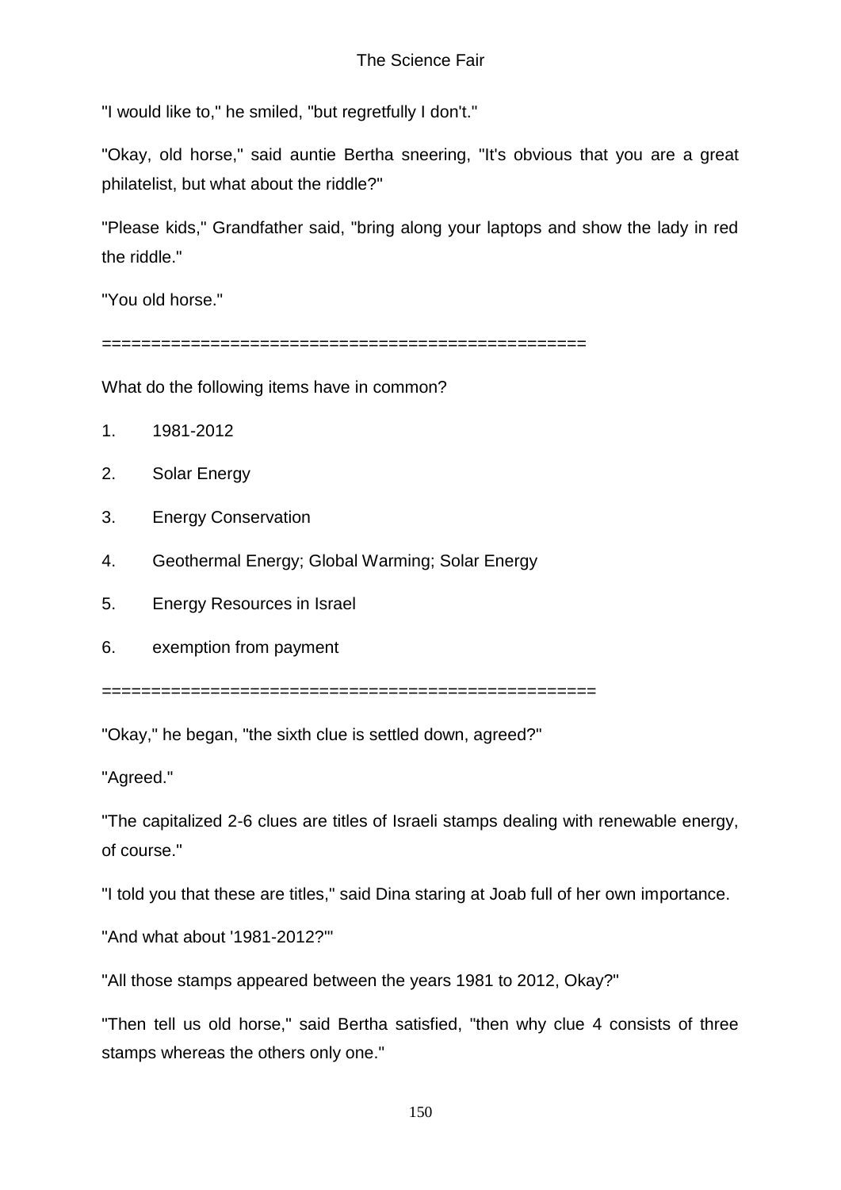"I would like to," he smiled, "but regretfully I don't."

"Okay, old horse," said auntie Bertha sneering, "It's obvious that you are a great philatelist, but what about the riddle?"

"Please kids," Grandfather said, "bring along your laptops and show the lady in red the riddle."

"You old horse."

==================================================

What do the following items have in common?

1. 1981-2012
2. Solar Energy
3. Energy Conservation
4. Geothermal Energy; Global Warming; Solar Energy
5. Energy Resources in Israel
6. exemption from payment

==================================================

"Okay," he began, "the sixth clue is settled down, agreed?"

"Agreed."

"The capitalized 2-6 clues are titles of Israeli stamps dealing with renewable energy, of course."

"I told you that these are titles," said Dina staring at Joab full of her own importance.

"And what about '1981-2012?'"

"All those stamps appeared between the years 1981 to 2012, Okay?"

"Then tell us old horse," said Bertha satisfied, "then why clue 4 consists of three stamps whereas the others only one."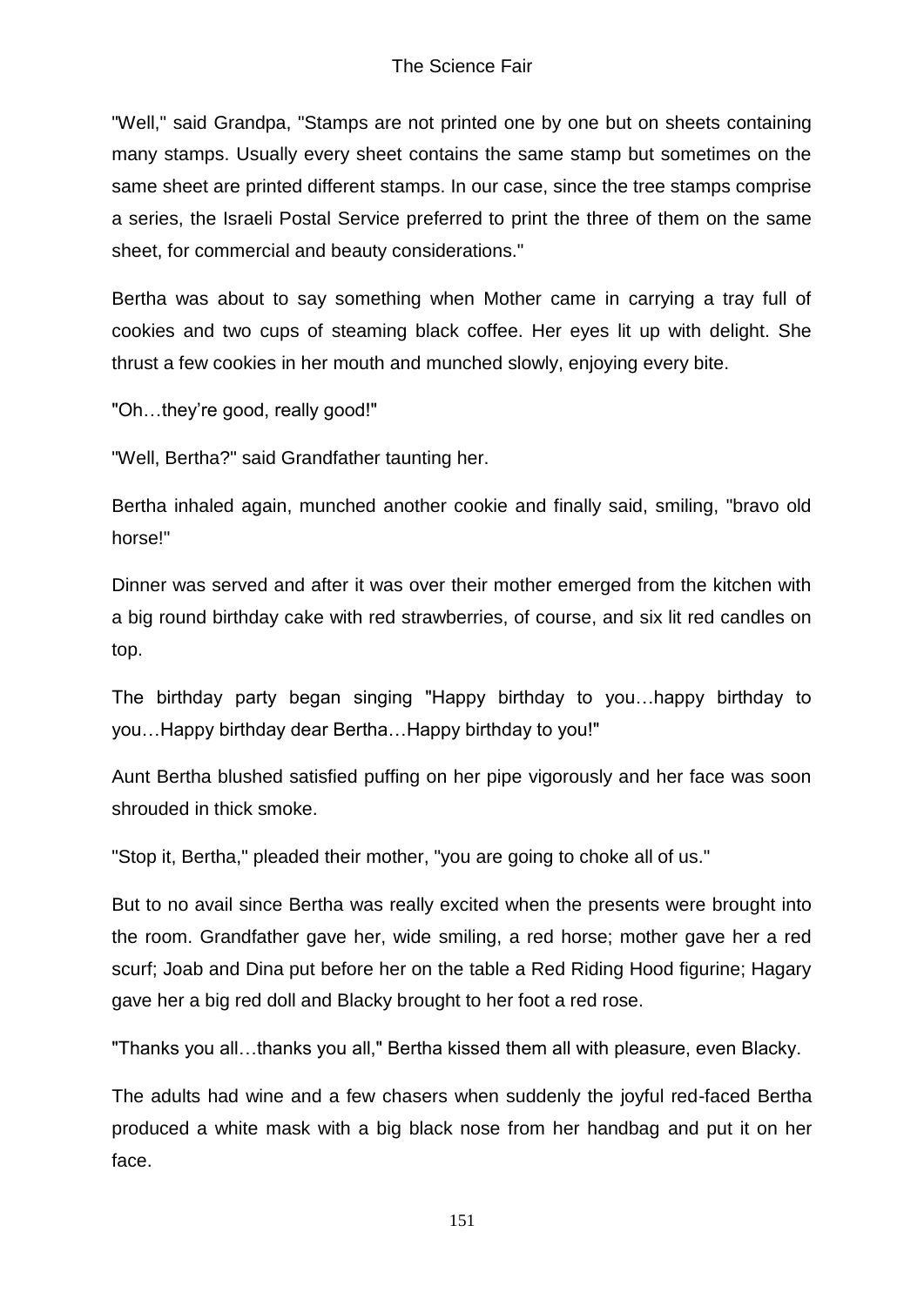"Well," said Grandpa, "Stamps are not printed one by one but on sheets containing many stamps. Usually every sheet contains the same stamp but sometimes on the same sheet are printed different stamps. In our case, since the tree stamps comprise a series, the Israeli Postal Service preferred to print the three of them on the same sheet, for commercial and beauty considerations."

Bertha was about to say something when Mother came in carrying a tray full of cookies and two cups of steaming black coffee. Her eyes lit up with delight. She thrust a few cookies in her mouth and munched slowly, enjoying every bite.

"Oh…they're good, really good!"

"Well, Bertha?" said Grandfather taunting her.

Bertha inhaled again, munched another cookie and finally said, smiling, "bravo old horse!"

Dinner was served and after it was over their mother emerged from the kitchen with a big round birthday cake with red strawberries, of course, and six lit red candles on top.

The birthday party began singing "Happy birthday to you…happy birthday to you…Happy birthday dear Bertha…Happy birthday to you!"

Aunt Bertha blushed satisfied puffing on her pipe vigorously and her face was soon shrouded in thick smoke.

"Stop it, Bertha," pleaded their mother, "you are going to choke all of us."

But to no avail since Bertha was really excited when the presents were brought into the room. Grandfather gave her, wide smiling, a red horse; mother gave her a red scurf; Joab and Dina put before her on the table a Red Riding Hood figurine; Hagary gave her a big red doll and Blacky brought to her foot a red rose.

"Thanks you all…thanks you all," Bertha kissed them all with pleasure, even Blacky.

The adults had wine and a few chasers when suddenly the joyful red-faced Bertha produced a white mask with a big black nose from her handbag and put it on her face.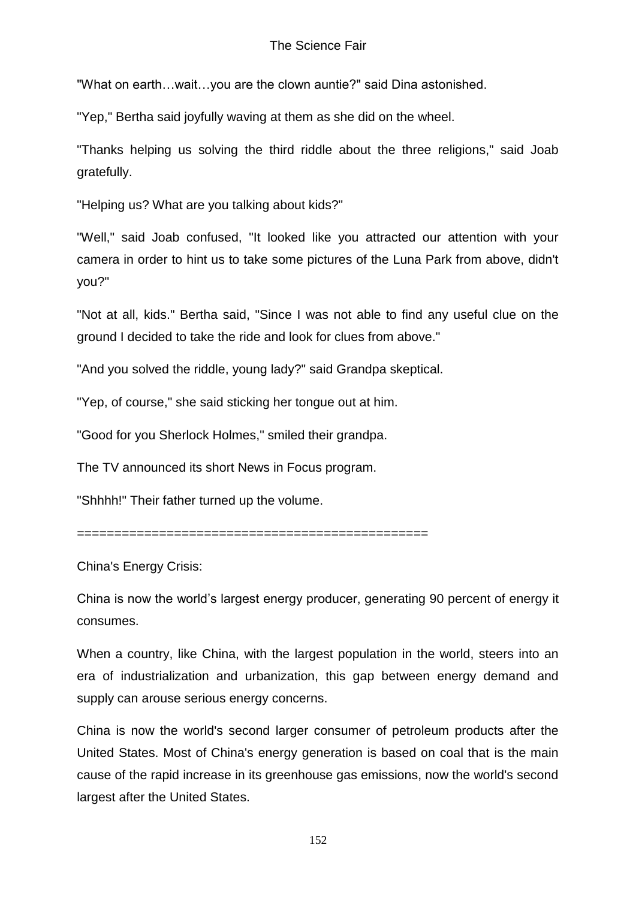"What on earth…wait…you are the clown auntie?" said Dina astonished.

"Yep," Bertha said joyfully waving at them as she did on the wheel.

"Thanks helping us solving the third riddle about the three religions," said Joab gratefully.

"Helping us? What are you talking about kids?"

"Well," said Joab confused, "It looked like you attracted our attention with your camera in order to hint us to take some pictures of the Luna Park from above, didn't you?"

"Not at all, kids." Bertha said, "Since I was not able to find any useful clue on the ground I decided to take the ride and look for clues from above."

"And you solved the riddle, young lady?" said Grandpa skeptical.

"Yep, of course," she said sticking her tongue out at him.

"Good for you Sherlock Holmes," smiled their grandpa.

The TV announced its short News in Focus program.

"Shhhh!" Their father turned up the volume.

==============================================

China's Energy Crisis:

China is now the world's largest energy producer, generating 90 percent of energy it consumes.

When a country, like China, with the largest population in the world, steers into an era of industrialization and urbanization, this gap between energy demand and supply can arouse serious energy concerns.

China is now the world's second larger consumer of petroleum products after the United States. Most of China's energy generation is based on coal that is the main cause of the rapid increase in its greenhouse gas emissions, now the world's second largest after the United States.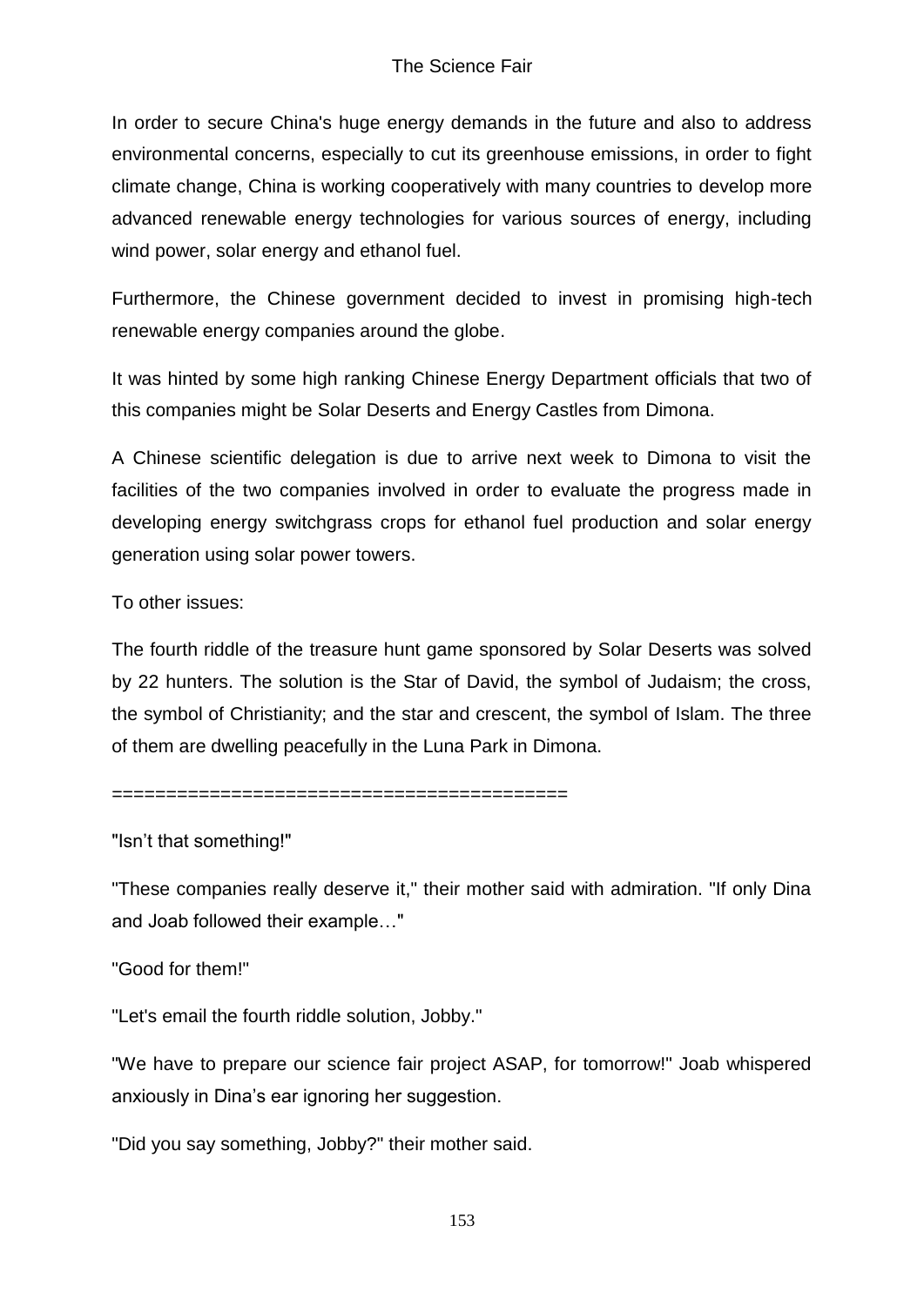In order to secure China's huge energy demands in the future and also to address environmental concerns, especially to cut its greenhouse emissions, in order to fight climate change, China is working cooperatively with many countries to develop more advanced renewable energy technologies for various sources of energy, including wind power, solar energy and ethanol fuel.

Furthermore, the Chinese government decided to invest in promising high-tech renewable energy companies around the globe.

It was hinted by some high ranking Chinese Energy Department officials that two of this companies might be Solar Deserts and Energy Castles from Dimona.

A Chinese scientific delegation is due to arrive next week to Dimona to visit the facilities of the two companies involved in order to evaluate the progress made in developing energy switchgrass crops for ethanol fuel production and solar energy generation using solar power towers.

To other issues:

The fourth riddle of the treasure hunt game sponsored by Solar Deserts was solved by 22 hunters. The solution is the Star of David, the symbol of Judaism; the cross, the symbol of Christianity; and the star and crescent, the symbol of Islam. The three of them are dwelling peacefully in the Luna Park in Dimona.

=========================================

"Isn't that something!"

"These companies really deserve it," their mother said with admiration. "If only Dina and Joab followed their example…"

"Good for them!"

"Let's email the fourth riddle solution, Jobby."

"We have to prepare our science fair project ASAP, for tomorrow!" Joab whispered anxiously in Dina's ear ignoring her suggestion.

"Did you say something, Jobby?" their mother said.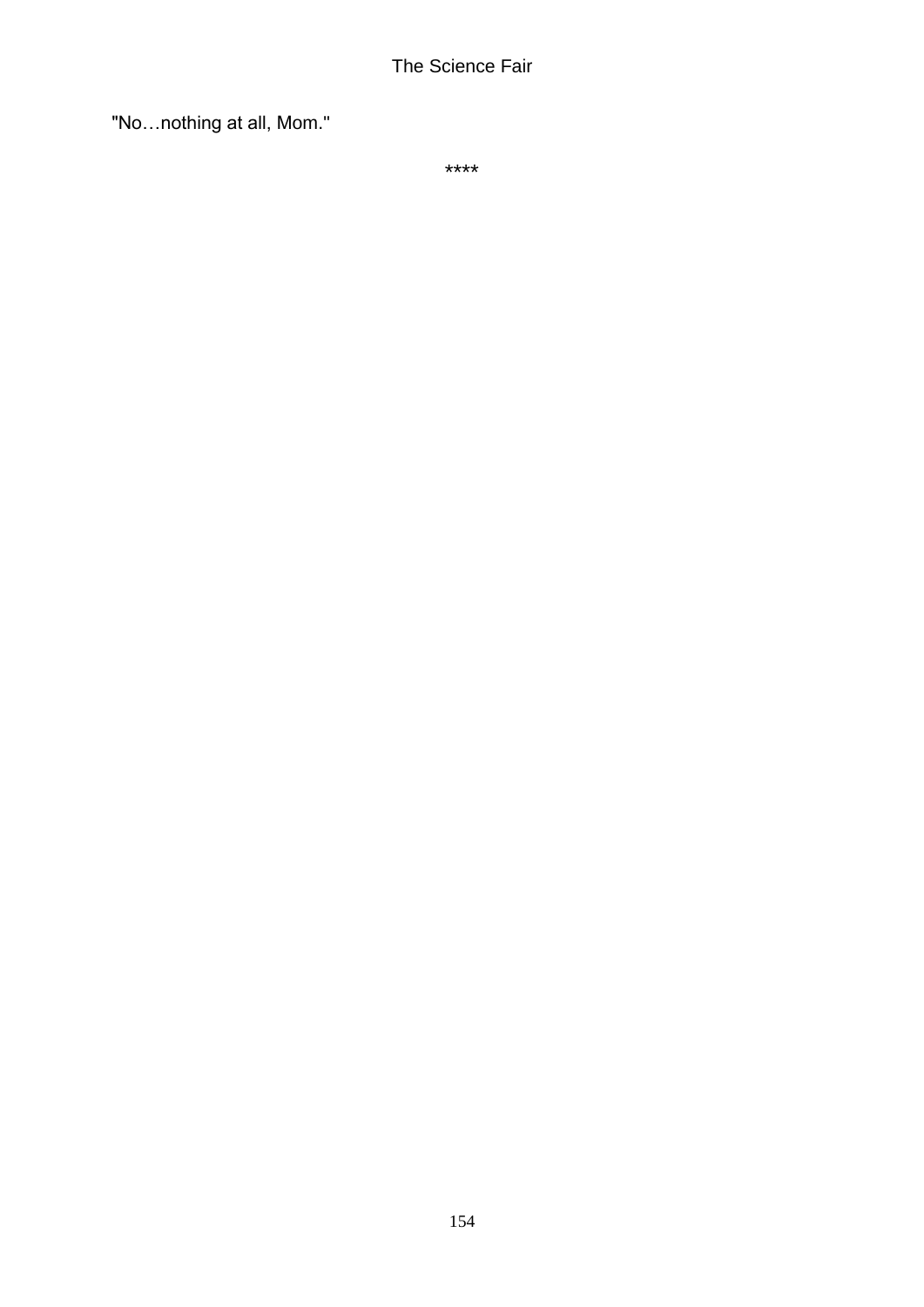"No…nothing at all, Mom."

****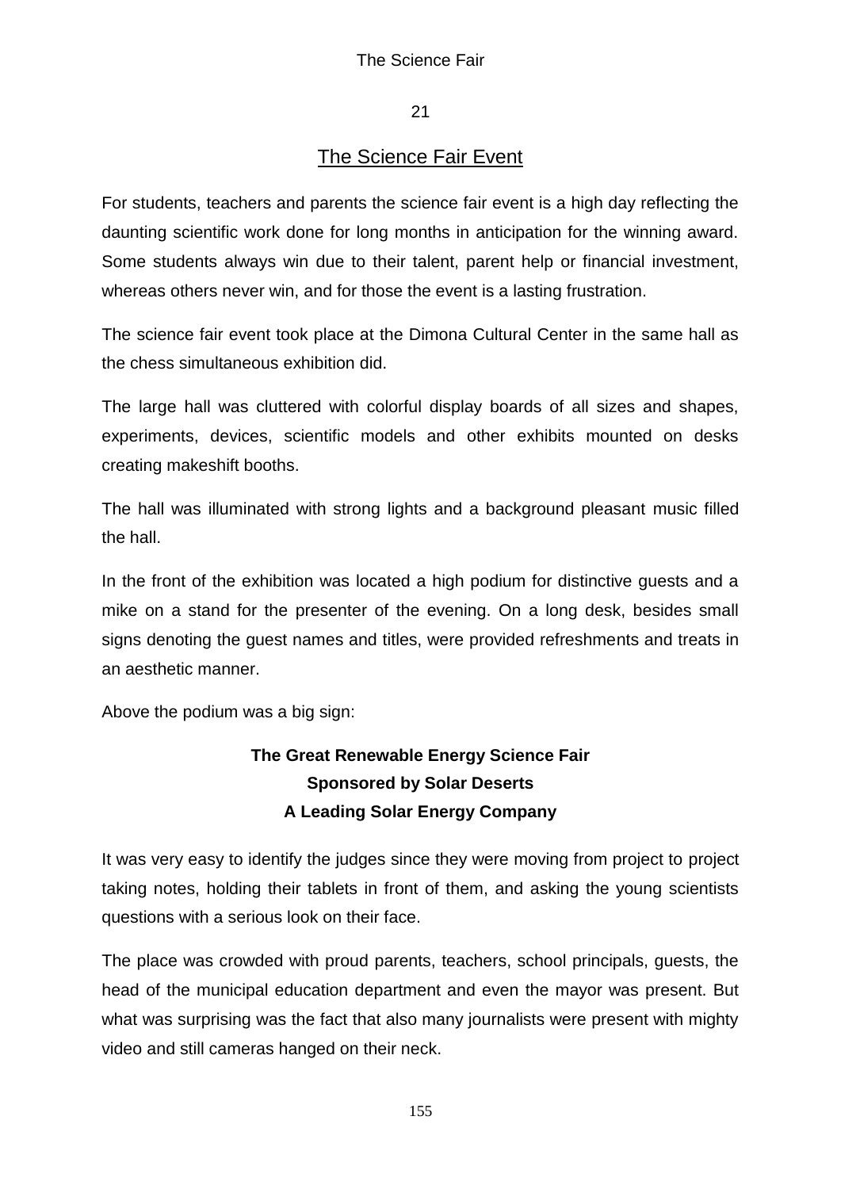## 21

## The Science Fair Event

For students, teachers and parents the science fair event is a high day reflecting the daunting scientific work done for long months in anticipation for the winning award. Some students always win due to their talent, parent help or financial investment, whereas others never win, and for those the event is a lasting frustration.

The science fair event took place at the Dimona Cultural Center in the same hall as the chess simultaneous exhibition did.

The large hall was cluttered with colorful display boards of all sizes and shapes, experiments, devices, scientific models and other exhibits mounted on desks creating makeshift booths.

The hall was illuminated with strong lights and a background pleasant music filled the hall.

In the front of the exhibition was located a high podium for distinctive guests and a mike on a stand for the presenter of the evening. On a long desk, besides small signs denoting the guest names and titles, were provided refreshments and treats in an aesthetic manner.

Above the podium was a big sign:

**The Great Renewable Energy Science Fair**
**Sponsored by Solar Deserts**
**A Leading Solar Energy Company**

It was very easy to identify the judges since they were moving from project to project taking notes, holding their tablets in front of them, and asking the young scientists questions with a serious look on their face.

The place was crowded with proud parents, teachers, school principals, guests, the head of the municipal education department and even the mayor was present. But what was surprising was the fact that also many journalists were present with mighty video and still cameras hanged on their neck.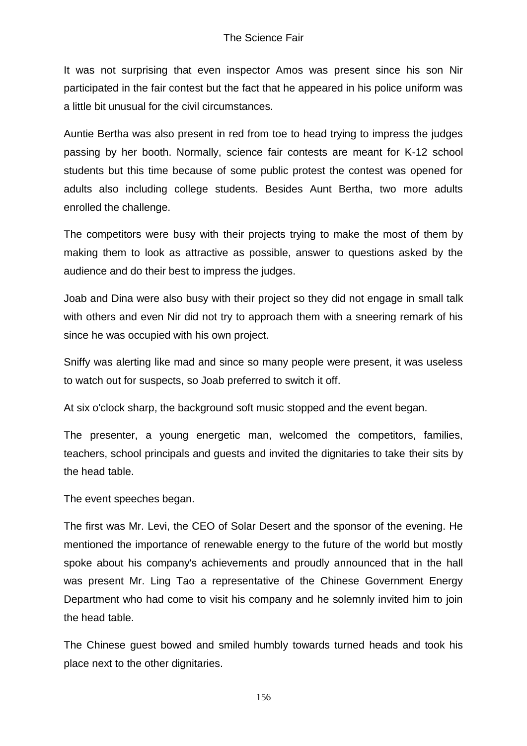It was not surprising that even inspector Amos was present since his son Nir participated in the fair contest but the fact that he appeared in his police uniform was a little bit unusual for the civil circumstances.

Auntie Bertha was also present in red from toe to head trying to impress the judges passing by her booth. Normally, science fair contests are meant for K-12 school students but this time because of some public protest the contest was opened for adults also including college students. Besides Aunt Bertha, two more adults enrolled the challenge.

The competitors were busy with their projects trying to make the most of them by making them to look as attractive as possible, answer to questions asked by the audience and do their best to impress the judges.

Joab and Dina were also busy with their project so they did not engage in small talk with others and even Nir did not try to approach them with a sneering remark of his since he was occupied with his own project.

Sniffy was alerting like mad and since so many people were present, it was useless to watch out for suspects, so Joab preferred to switch it off.

At six o'clock sharp, the background soft music stopped and the event began.

The presenter, a young energetic man, welcomed the competitors, families, teachers, school principals and guests and invited the dignitaries to take their sits by the head table.

The event speeches began.

The first was Mr. Levi, the CEO of Solar Desert and the sponsor of the evening. He mentioned the importance of renewable energy to the future of the world but mostly spoke about his company's achievements and proudly announced that in the hall was present Mr. Ling Tao a representative of the Chinese Government Energy Department who had come to visit his company and he solemnly invited him to join the head table.

The Chinese guest bowed and smiled humbly towards turned heads and took his place next to the other dignitaries.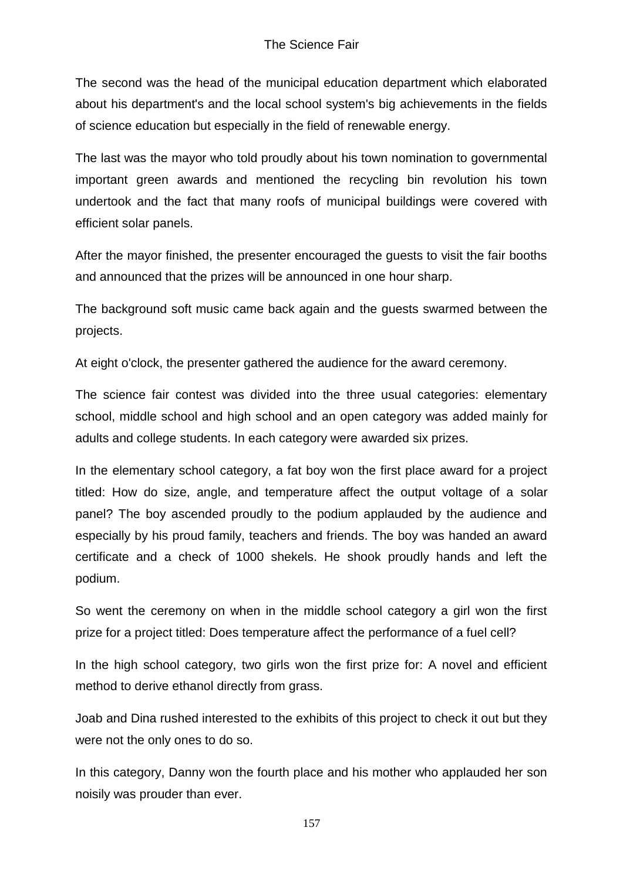The second was the head of the municipal education department which elaborated about his department's and the local school system's big achievements in the fields of science education but especially in the field of renewable energy.

The last was the mayor who told proudly about his town nomination to governmental important green awards and mentioned the recycling bin revolution his town undertook and the fact that many roofs of municipal buildings were covered with efficient solar panels.

After the mayor finished, the presenter encouraged the guests to visit the fair booths and announced that the prizes will be announced in one hour sharp.

The background soft music came back again and the guests swarmed between the projects.

At eight o'clock, the presenter gathered the audience for the award ceremony.

The science fair contest was divided into the three usual categories: elementary school, middle school and high school and an open category was added mainly for adults and college students. In each category were awarded six prizes.

In the elementary school category, a fat boy won the first place award for a project titled: How do size, angle, and temperature affect the output voltage of a solar panel? The boy ascended proudly to the podium applauded by the audience and especially by his proud family, teachers and friends. The boy was handed an award certificate and a check of 1000 shekels. He shook proudly hands and left the podium.

So went the ceremony on when in the middle school category a girl won the first prize for a project titled: Does temperature affect the performance of a fuel cell?

In the high school category, two girls won the first prize for: A novel and efficient method to derive ethanol directly from grass.

Joab and Dina rushed interested to the exhibits of this project to check it out but they were not the only ones to do so.

In this category, Danny won the fourth place and his mother who applauded her son noisily was prouder than ever.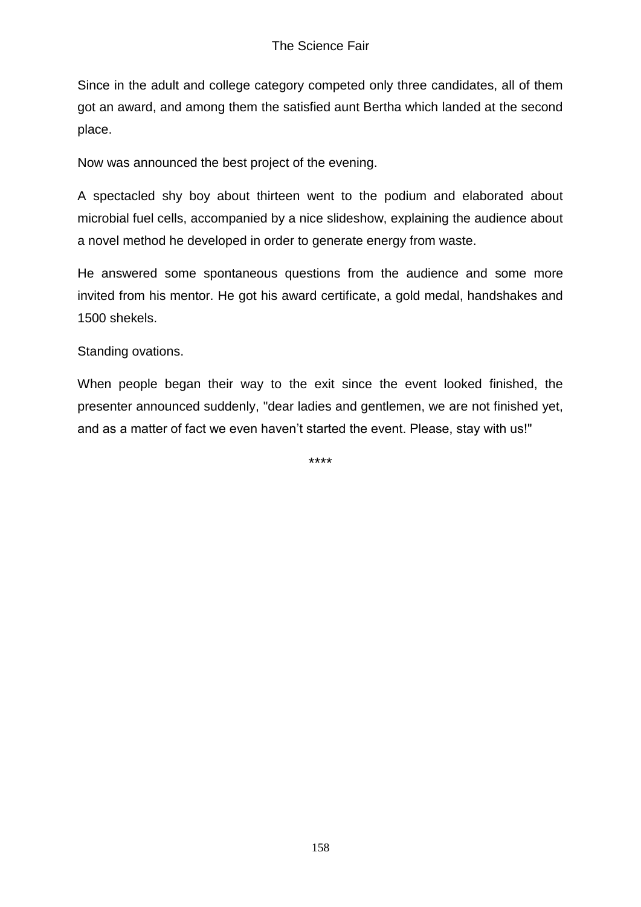Since in the adult and college category competed only three candidates, all of them got an award, and among them the satisfied aunt Bertha which landed at the second place.

Now was announced the best project of the evening.

A spectacled shy boy about thirteen went to the podium and elaborated about microbial fuel cells, accompanied by a nice slideshow, explaining the audience about a novel method he developed in order to generate energy from waste.

He answered some spontaneous questions from the audience and some more invited from his mentor. He got his award certificate, a gold medal, handshakes and 1500 shekels.

Standing ovations.

When people began their way to the exit since the event looked finished, the presenter announced suddenly, "dear ladies and gentlemen, we are not finished yet, and as a matter of fact we even haven't started the event. Please, stay with us!"

****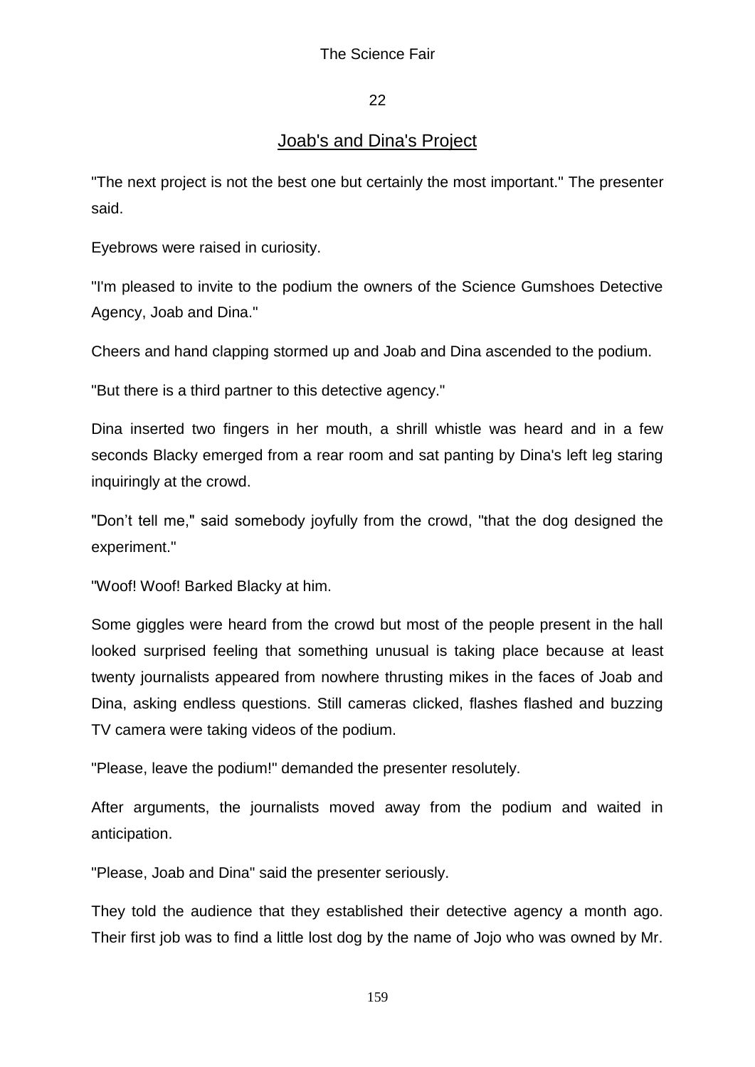## 22

## Joab's and Dina's Project

"The next project is not the best one but certainly the most important." The presenter said.

Eyebrows were raised in curiosity.

"I'm pleased to invite to the podium the owners of the Science Gumshoes Detective Agency, Joab and Dina."

Cheers and hand clapping stormed up and Joab and Dina ascended to the podium.

"But there is a third partner to this detective agency."

Dina inserted two fingers in her mouth, a shrill whistle was heard and in a few seconds Blacky emerged from a rear room and sat panting by Dina's left leg staring inquiringly at the crowd.

"Don't tell me," said somebody joyfully from the crowd, "that the dog designed the experiment."

"Woof! Woof! Barked Blacky at him.

Some giggles were heard from the crowd but most of the people present in the hall looked surprised feeling that something unusual is taking place because at least twenty journalists appeared from nowhere thrusting mikes in the faces of Joab and Dina, asking endless questions. Still cameras clicked, flashes flashed and buzzing TV camera were taking videos of the podium.

"Please, leave the podium!" demanded the presenter resolutely.

After arguments, the journalists moved away from the podium and waited in anticipation.

"Please, Joab and Dina" said the presenter seriously.

They told the audience that they established their detective agency a month ago. Their first job was to find a little lost dog by the name of Jojo who was owned by Mr.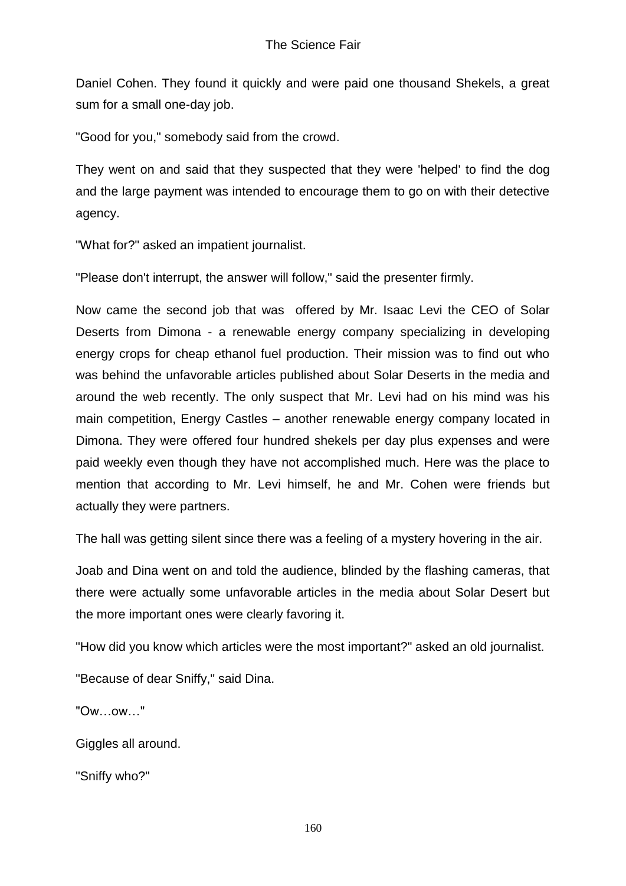Daniel Cohen. They found it quickly and were paid one thousand Shekels, a great sum for a small one-day job.

"Good for you," somebody said from the crowd.

They went on and said that they suspected that they were 'helped' to find the dog and the large payment was intended to encourage them to go on with their detective agency.

"What for?" asked an impatient journalist.

"Please don't interrupt, the answer will follow," said the presenter firmly.

Now came the second job that was offered by Mr. Isaac Levi the CEO of Solar Deserts from Dimona - a renewable energy company specializing in developing energy crops for cheap ethanol fuel production. Their mission was to find out who was behind the unfavorable articles published about Solar Deserts in the media and around the web recently. The only suspect that Mr. Levi had on his mind was his main competition, Energy Castles – another renewable energy company located in Dimona. They were offered four hundred shekels per day plus expenses and were paid weekly even though they have not accomplished much. Here was the place to mention that according to Mr. Levi himself, he and Mr. Cohen were friends but actually they were partners.

The hall was getting silent since there was a feeling of a mystery hovering in the air.

Joab and Dina went on and told the audience, blinded by the flashing cameras, that there were actually some unfavorable articles in the media about Solar Desert but the more important ones were clearly favoring it.

"How did you know which articles were the most important?" asked an old journalist.

"Because of dear Sniffy," said Dina.

"Ow…ow…"

Giggles all around.

"Sniffy who?"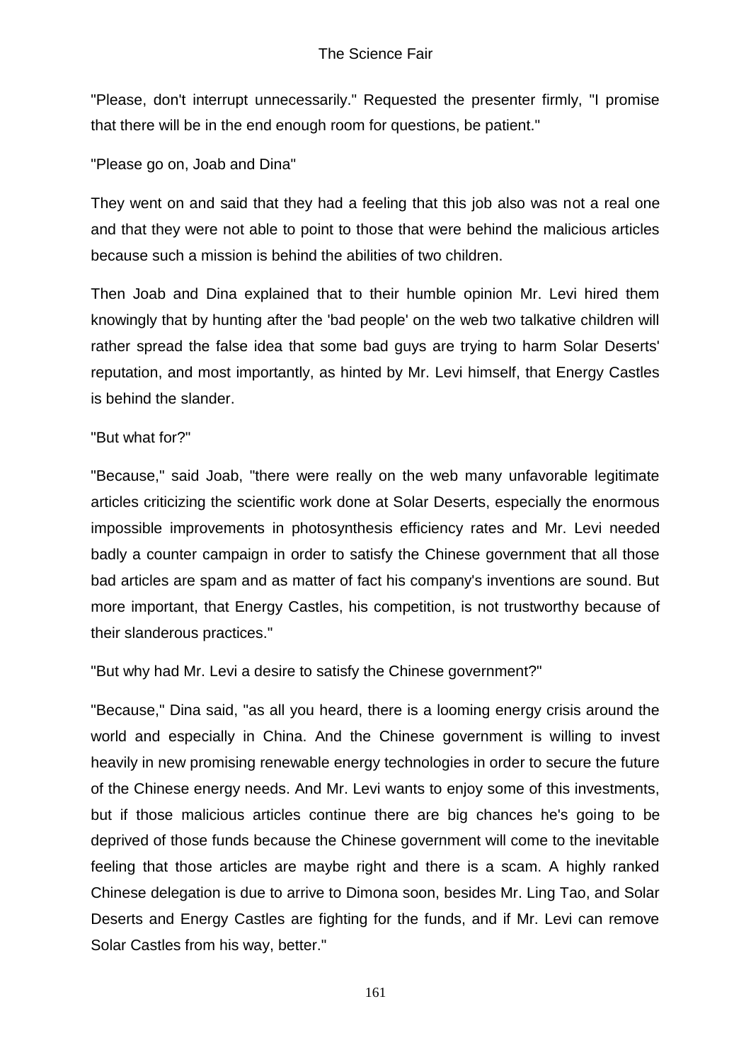"Please, don't interrupt unnecessarily." Requested the presenter firmly, "I promise that there will be in the end enough room for questions, be patient."

"Please go on, Joab and Dina"

They went on and said that they had a feeling that this job also was not a real one and that they were not able to point to those that were behind the malicious articles because such a mission is behind the abilities of two children.

Then Joab and Dina explained that to their humble opinion Mr. Levi hired them knowingly that by hunting after the 'bad people' on the web two talkative children will rather spread the false idea that some bad guys are trying to harm Solar Deserts' reputation, and most importantly, as hinted by Mr. Levi himself, that Energy Castles is behind the slander.

"But what for?"

"Because," said Joab, "there were really on the web many unfavorable legitimate articles criticizing the scientific work done at Solar Deserts, especially the enormous impossible improvements in photosynthesis efficiency rates and Mr. Levi needed badly a counter campaign in order to satisfy the Chinese government that all those bad articles are spam and as matter of fact his company's inventions are sound. But more important, that Energy Castles, his competition, is not trustworthy because of their slanderous practices."

"But why had Mr. Levi a desire to satisfy the Chinese government?"

"Because," Dina said, "as all you heard, there is a looming energy crisis around the world and especially in China. And the Chinese government is willing to invest heavily in new promising renewable energy technologies in order to secure the future of the Chinese energy needs. And Mr. Levi wants to enjoy some of this investments, but if those malicious articles continue there are big chances he's going to be deprived of those funds because the Chinese government will come to the inevitable feeling that those articles are maybe right and there is a scam. A highly ranked Chinese delegation is due to arrive to Dimona soon, besides Mr. Ling Tao, and Solar Deserts and Energy Castles are fighting for the funds, and if Mr. Levi can remove Solar Castles from his way, better."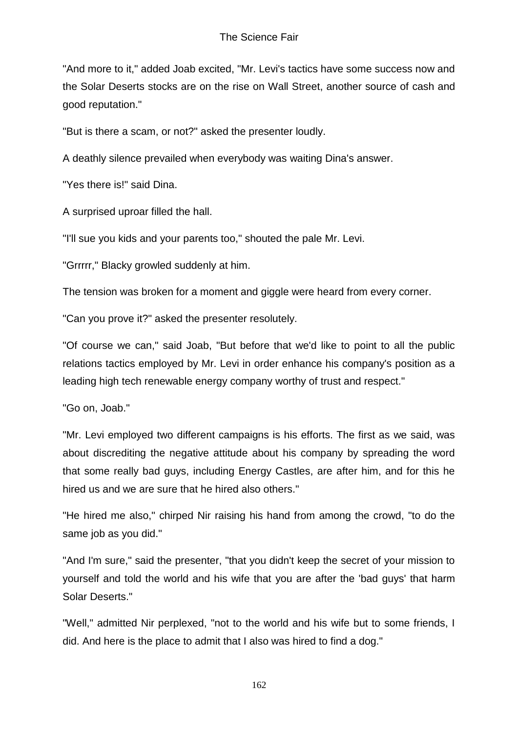"And more to it," added Joab excited, "Mr. Levi's tactics have some success now and the Solar Deserts stocks are on the rise on Wall Street, another source of cash and good reputation."

"But is there a scam, or not?" asked the presenter loudly.

A deathly silence prevailed when everybody was waiting Dina's answer.

"Yes there is!" said Dina.

A surprised uproar filled the hall.

"I'll sue you kids and your parents too," shouted the pale Mr. Levi.

"Grrrrr," Blacky growled suddenly at him.

The tension was broken for a moment and giggle were heard from every corner.

"Can you prove it?" asked the presenter resolutely.

"Of course we can," said Joab, "But before that we'd like to point to all the public relations tactics employed by Mr. Levi in order enhance his company's position as a leading high tech renewable energy company worthy of trust and respect."

"Go on, Joab."

"Mr. Levi employed two different campaigns is his efforts. The first as we said, was about discrediting the negative attitude about his company by spreading the word that some really bad guys, including Energy Castles, are after him, and for this he hired us and we are sure that he hired also others."

"He hired me also," chirped Nir raising his hand from among the crowd, "to do the same job as you did."

"And I'm sure," said the presenter, "that you didn't keep the secret of your mission to yourself and told the world and his wife that you are after the 'bad guys' that harm Solar Deserts."

"Well," admitted Nir perplexed, "not to the world and his wife but to some friends, I did. And here is the place to admit that I also was hired to find a dog."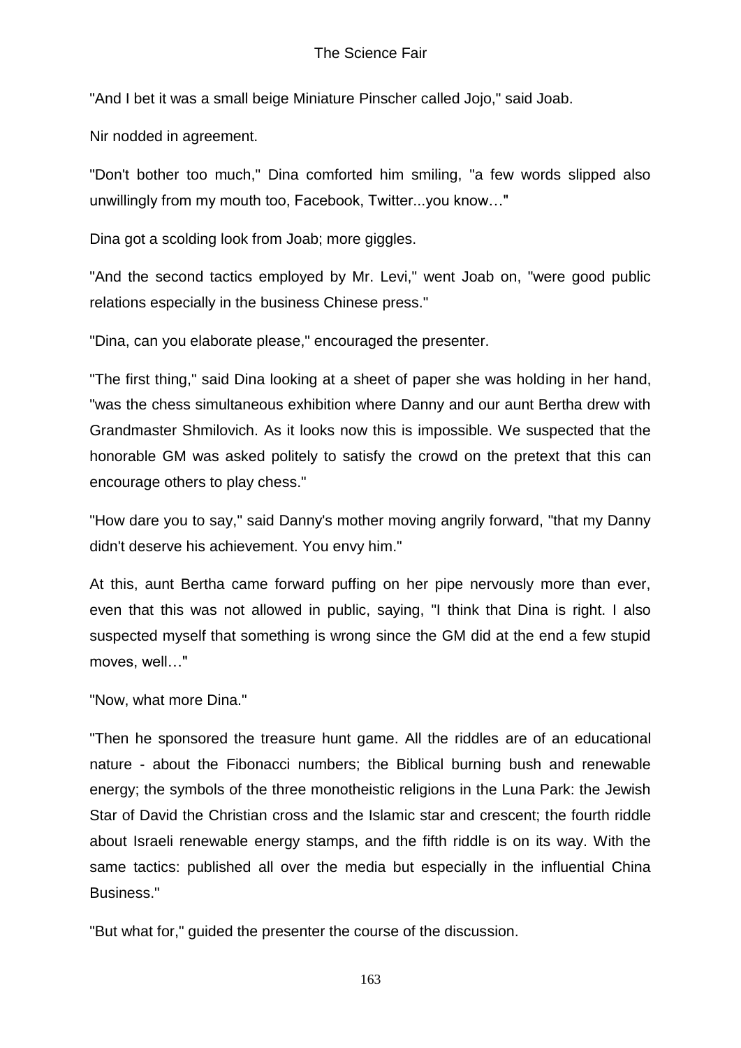"And I bet it was a small beige Miniature Pinscher called Jojo," said Joab.

Nir nodded in agreement.

"Don't bother too much," Dina comforted him smiling, "a few words slipped also unwillingly from my mouth too, Facebook, Twitter...you know…"

Dina got a scolding look from Joab; more giggles.

"And the second tactics employed by Mr. Levi," went Joab on, "were good public relations especially in the business Chinese press."

"Dina, can you elaborate please," encouraged the presenter.

"The first thing," said Dina looking at a sheet of paper she was holding in her hand, "was the chess simultaneous exhibition where Danny and our aunt Bertha drew with Grandmaster Shmilovich. As it looks now this is impossible. We suspected that the honorable GM was asked politely to satisfy the crowd on the pretext that this can encourage others to play chess."

"How dare you to say," said Danny's mother moving angrily forward, "that my Danny didn't deserve his achievement. You envy him."

At this, aunt Bertha came forward puffing on her pipe nervously more than ever, even that this was not allowed in public, saying, "I think that Dina is right. I also suspected myself that something is wrong since the GM did at the end a few stupid moves, well…"

"Now, what more Dina."

"Then he sponsored the treasure hunt game. All the riddles are of an educational nature - about the Fibonacci numbers; the Biblical burning bush and renewable energy; the symbols of the three monotheistic religions in the Luna Park: the Jewish Star of David the Christian cross and the Islamic star and crescent; the fourth riddle about Israeli renewable energy stamps, and the fifth riddle is on its way. With the same tactics: published all over the media but especially in the influential China Business."

"But what for," guided the presenter the course of the discussion.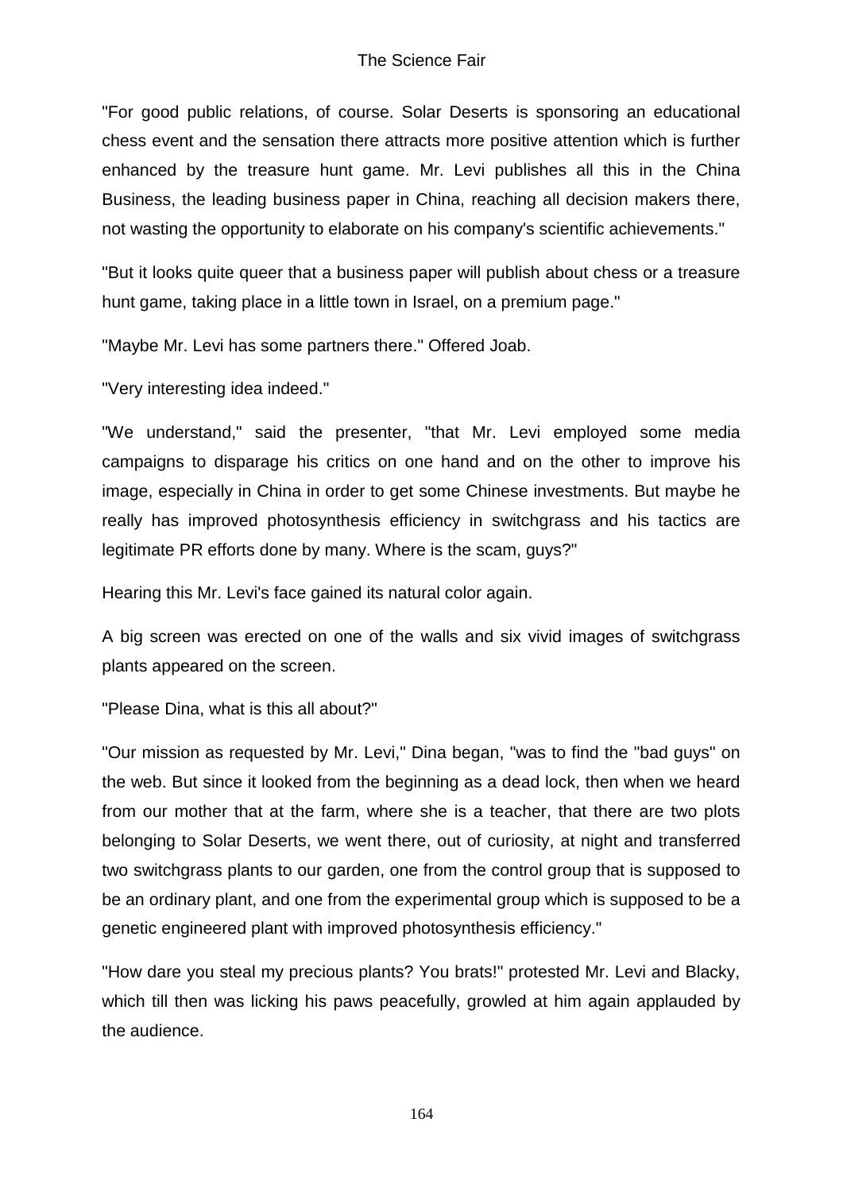"For good public relations, of course. Solar Deserts is sponsoring an educational chess event and the sensation there attracts more positive attention which is further enhanced by the treasure hunt game. Mr. Levi publishes all this in the China Business, the leading business paper in China, reaching all decision makers there, not wasting the opportunity to elaborate on his company's scientific achievements."

"But it looks quite queer that a business paper will publish about chess or a treasure hunt game, taking place in a little town in Israel, on a premium page."

"Maybe Mr. Levi has some partners there." Offered Joab.

"Very interesting idea indeed."

"We understand," said the presenter, "that Mr. Levi employed some media campaigns to disparage his critics on one hand and on the other to improve his image, especially in China in order to get some Chinese investments. But maybe he really has improved photosynthesis efficiency in switchgrass and his tactics are legitimate PR efforts done by many. Where is the scam, guys?"

Hearing this Mr. Levi's face gained its natural color again.

A big screen was erected on one of the walls and six vivid images of switchgrass plants appeared on the screen.

"Please Dina, what is this all about?"

"Our mission as requested by Mr. Levi," Dina began, "was to find the "bad guys" on the web. But since it looked from the beginning as a dead lock, then when we heard from our mother that at the farm, where she is a teacher, that there are two plots belonging to Solar Deserts, we went there, out of curiosity, at night and transferred two switchgrass plants to our garden, one from the control group that is supposed to be an ordinary plant, and one from the experimental group which is supposed to be a genetic engineered plant with improved photosynthesis efficiency."

"How dare you steal my precious plants? You brats!" protested Mr. Levi and Blacky, which till then was licking his paws peacefully, growled at him again applauded by the audience.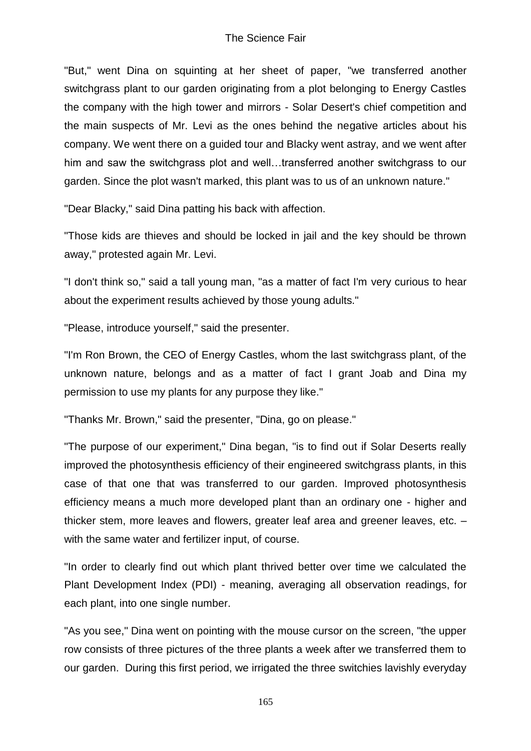"But," went Dina on squinting at her sheet of paper, "we transferred another switchgrass plant to our garden originating from a plot belonging to Energy Castles the company with the high tower and mirrors - Solar Desert's chief competition and the main suspects of Mr. Levi as the ones behind the negative articles about his company. We went there on a guided tour and Blacky went astray, and we went after him and saw the switchgrass plot and well…transferred another switchgrass to our garden. Since the plot wasn't marked, this plant was to us of an unknown nature."

"Dear Blacky," said Dina patting his back with affection.

"Those kids are thieves and should be locked in jail and the key should be thrown away," protested again Mr. Levi.

"I don't think so," said a tall young man, "as a matter of fact I'm very curious to hear about the experiment results achieved by those young adults."

"Please, introduce yourself," said the presenter.

"I'm Ron Brown, the CEO of Energy Castles, whom the last switchgrass plant, of the unknown nature, belongs and as a matter of fact I grant Joab and Dina my permission to use my plants for any purpose they like."

"Thanks Mr. Brown," said the presenter, "Dina, go on please."

"The purpose of our experiment," Dina began, "is to find out if Solar Deserts really improved the photosynthesis efficiency of their engineered switchgrass plants, in this case of that one that was transferred to our garden. Improved photosynthesis efficiency means a much more developed plant than an ordinary one - higher and thicker stem, more leaves and flowers, greater leaf area and greener leaves, etc. – with the same water and fertilizer input, of course.

"In order to clearly find out which plant thrived better over time we calculated the Plant Development Index (PDI) - meaning, averaging all observation readings, for each plant, into one single number.

"As you see," Dina went on pointing with the mouse cursor on the screen, "the upper row consists of three pictures of the three plants a week after we transferred them to our garden. During this first period, we irrigated the three switchies lavishly everyday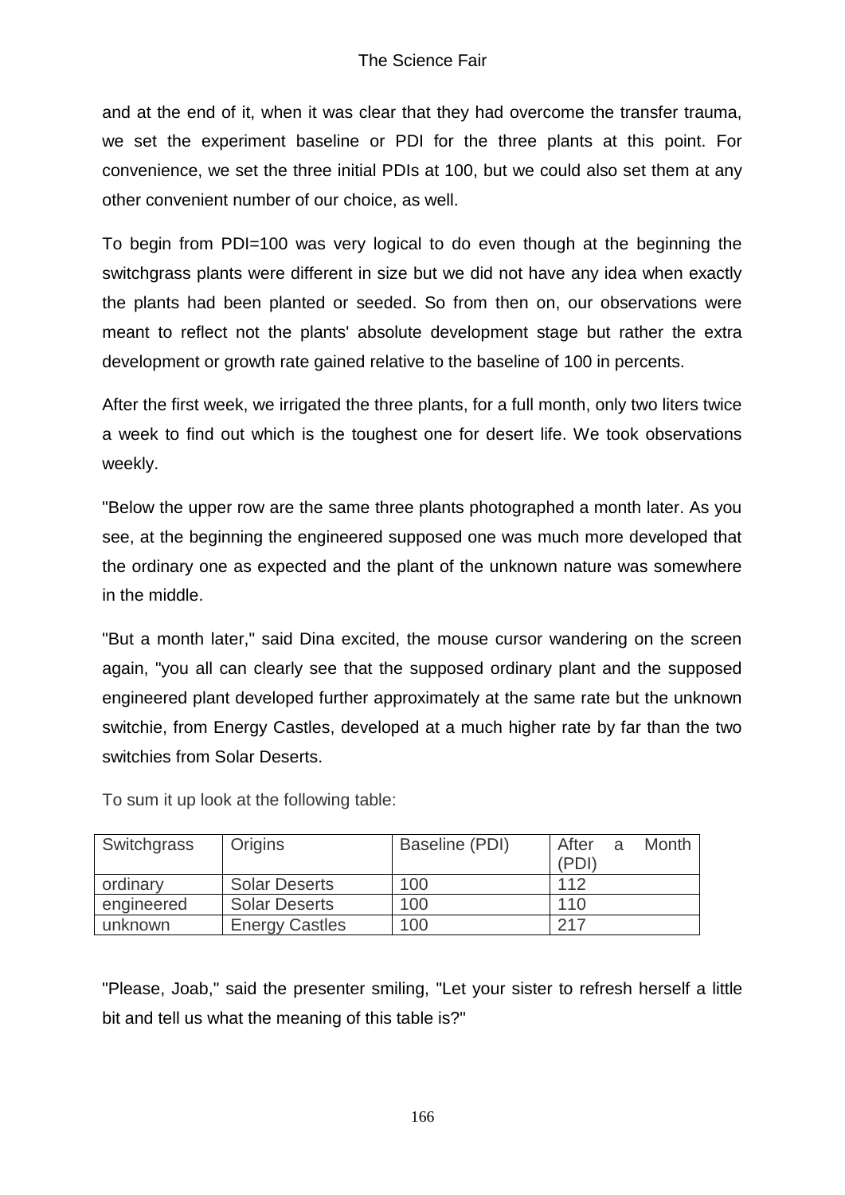and at the end of it, when it was clear that they had overcome the transfer trauma, we set the experiment baseline or PDI for the three plants at this point. For convenience, we set the three initial PDIs at 100, but we could also set them at any other convenient number of our choice, as well.

To begin from PDI=100 was very logical to do even though at the beginning the switchgrass plants were different in size but we did not have any idea when exactly the plants had been planted or seeded. So from then on, our observations were meant to reflect not the plants' absolute development stage but rather the extra development or growth rate gained relative to the baseline of 100 in percents.

After the first week, we irrigated the three plants, for a full month, only two liters twice a week to find out which is the toughest one for desert life. We took observations weekly.

"Below the upper row are the same three plants photographed a month later. As you see, at the beginning the engineered supposed one was much more developed that the ordinary one as expected and the plant of the unknown nature was somewhere in the middle.

"But a month later," said Dina excited, the mouse cursor wandering on the screen again, "you all can clearly see that the supposed ordinary plant and the supposed engineered plant developed further approximately at the same rate but the unknown switchie, from Energy Castles, developed at a much higher rate by far than the two switchies from Solar Deserts.

To sum it up look at the following table:

| Switchgrass | Origins | Baseline (PDI) | After a Month (PDI) |
|---|---|---|---|
| ordinary | Solar Deserts | 100 | 112 |
| engineered | Solar Deserts | 100 | 110 |
| unknown | Energy Castles | 100 | 217 |

"Please, Joab," said the presenter smiling, "Let your sister to refresh herself a little bit and tell us what the meaning of this table is?"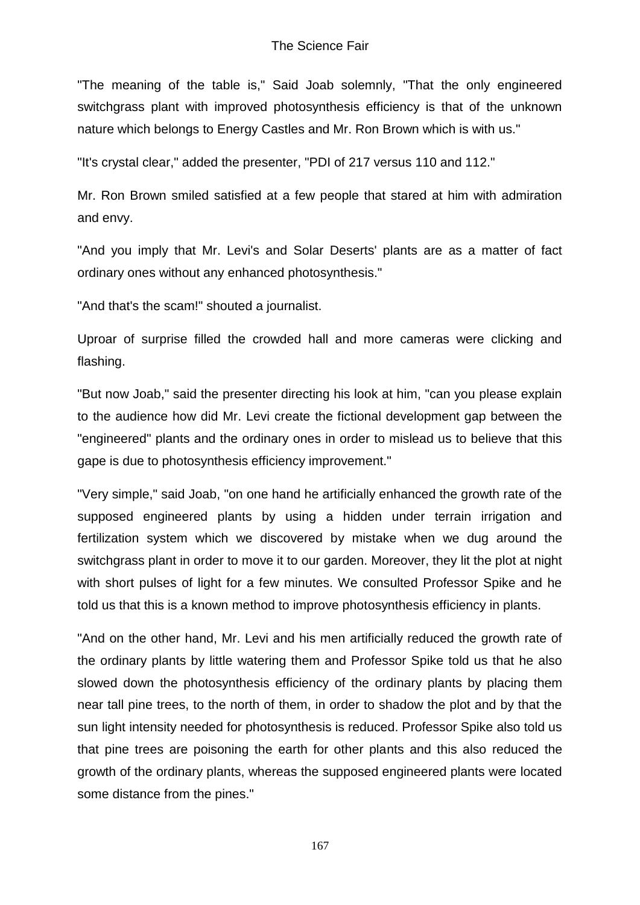"The meaning of the table is," Said Joab solemnly, "That the only engineered switchgrass plant with improved photosynthesis efficiency is that of the unknown nature which belongs to Energy Castles and Mr. Ron Brown which is with us."

"It's crystal clear," added the presenter, "PDI of 217 versus 110 and 112."

Mr. Ron Brown smiled satisfied at a few people that stared at him with admiration and envy.

"And you imply that Mr. Levi's and Solar Deserts' plants are as a matter of fact ordinary ones without any enhanced photosynthesis."

"And that's the scam!" shouted a journalist.

Uproar of surprise filled the crowded hall and more cameras were clicking and flashing.

"But now Joab," said the presenter directing his look at him, "can you please explain to the audience how did Mr. Levi create the fictional development gap between the "engineered" plants and the ordinary ones in order to mislead us to believe that this gape is due to photosynthesis efficiency improvement."

"Very simple," said Joab, "on one hand he artificially enhanced the growth rate of the supposed engineered plants by using a hidden under terrain irrigation and fertilization system which we discovered by mistake when we dug around the switchgrass plant in order to move it to our garden. Moreover, they lit the plot at night with short pulses of light for a few minutes. We consulted Professor Spike and he told us that this is a known method to improve photosynthesis efficiency in plants.

"And on the other hand, Mr. Levi and his men artificially reduced the growth rate of the ordinary plants by little watering them and Professor Spike told us that he also slowed down the photosynthesis efficiency of the ordinary plants by placing them near tall pine trees, to the north of them, in order to shadow the plot and by that the sun light intensity needed for photosynthesis is reduced. Professor Spike also told us that pine trees are poisoning the earth for other plants and this also reduced the growth of the ordinary plants, whereas the supposed engineered plants were located some distance from the pines."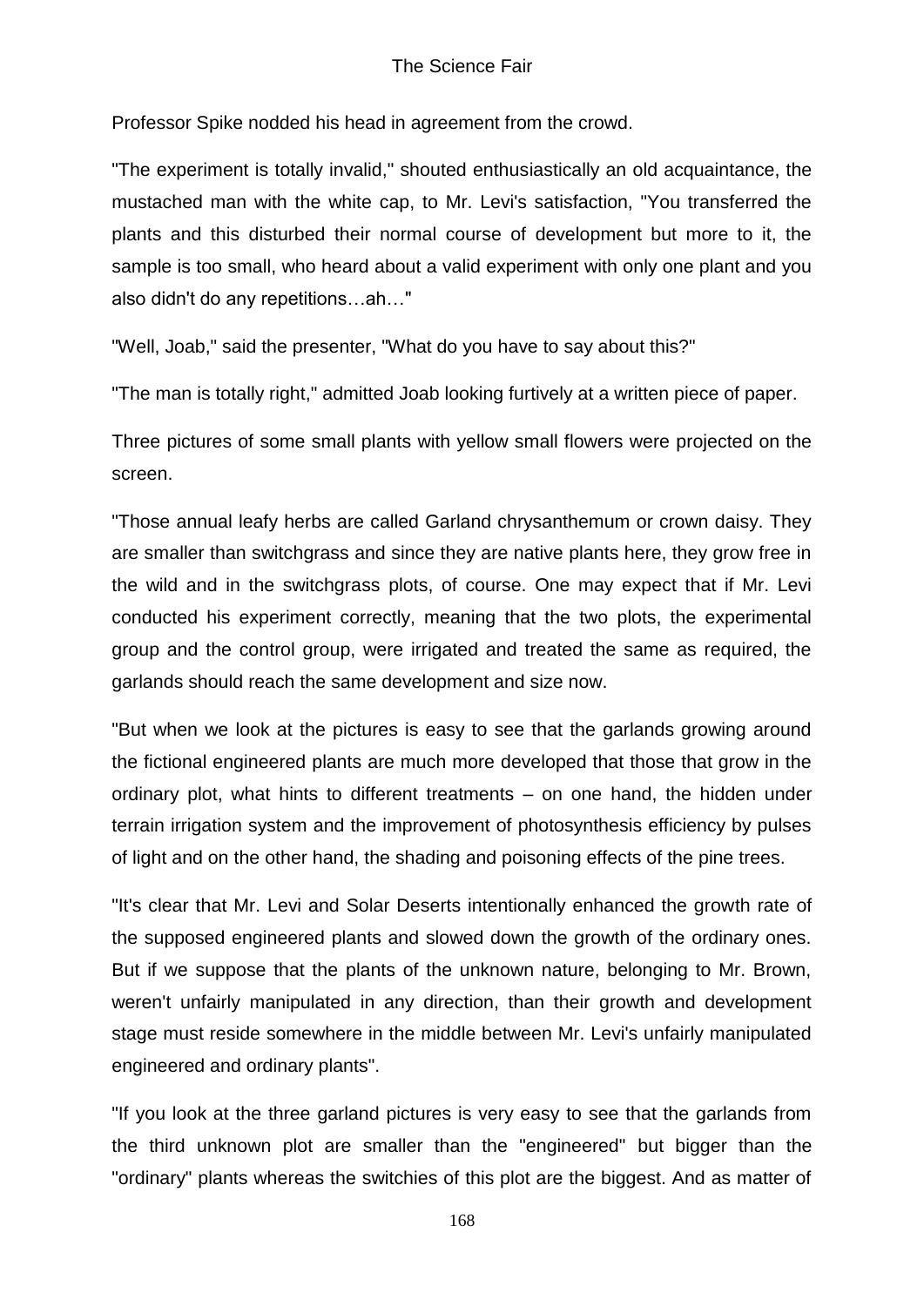Professor Spike nodded his head in agreement from the crowd.

"The experiment is totally invalid," shouted enthusiastically an old acquaintance, the mustached man with the white cap, to Mr. Levi's satisfaction, "You transferred the plants and this disturbed their normal course of development but more to it, the sample is too small, who heard about a valid experiment with only one plant and you also didn't do any repetitions…ah…"

"Well, Joab," said the presenter, "What do you have to say about this?"

"The man is totally right," admitted Joab looking furtively at a written piece of paper.

Three pictures of some small plants with yellow small flowers were projected on the screen.

"Those annual leafy herbs are called Garland chrysanthemum or crown daisy. They are smaller than switchgrass and since they are native plants here, they grow free in the wild and in the switchgrass plots, of course. One may expect that if Mr. Levi conducted his experiment correctly, meaning that the two plots, the experimental group and the control group, were irrigated and treated the same as required, the garlands should reach the same development and size now.

"But when we look at the pictures is easy to see that the garlands growing around the fictional engineered plants are much more developed that those that grow in the ordinary plot, what hints to different treatments – on one hand, the hidden under terrain irrigation system and the improvement of photosynthesis efficiency by pulses of light and on the other hand, the shading and poisoning effects of the pine trees.

"It's clear that Mr. Levi and Solar Deserts intentionally enhanced the growth rate of the supposed engineered plants and slowed down the growth of the ordinary ones. But if we suppose that the plants of the unknown nature, belonging to Mr. Brown, weren't unfairly manipulated in any direction, than their growth and development stage must reside somewhere in the middle between Mr. Levi's unfairly manipulated engineered and ordinary plants".

"If you look at the three garland pictures is very easy to see that the garlands from the third unknown plot are smaller than the "engineered" but bigger than the "ordinary" plants whereas the switchies of this plot are the biggest. And as matter of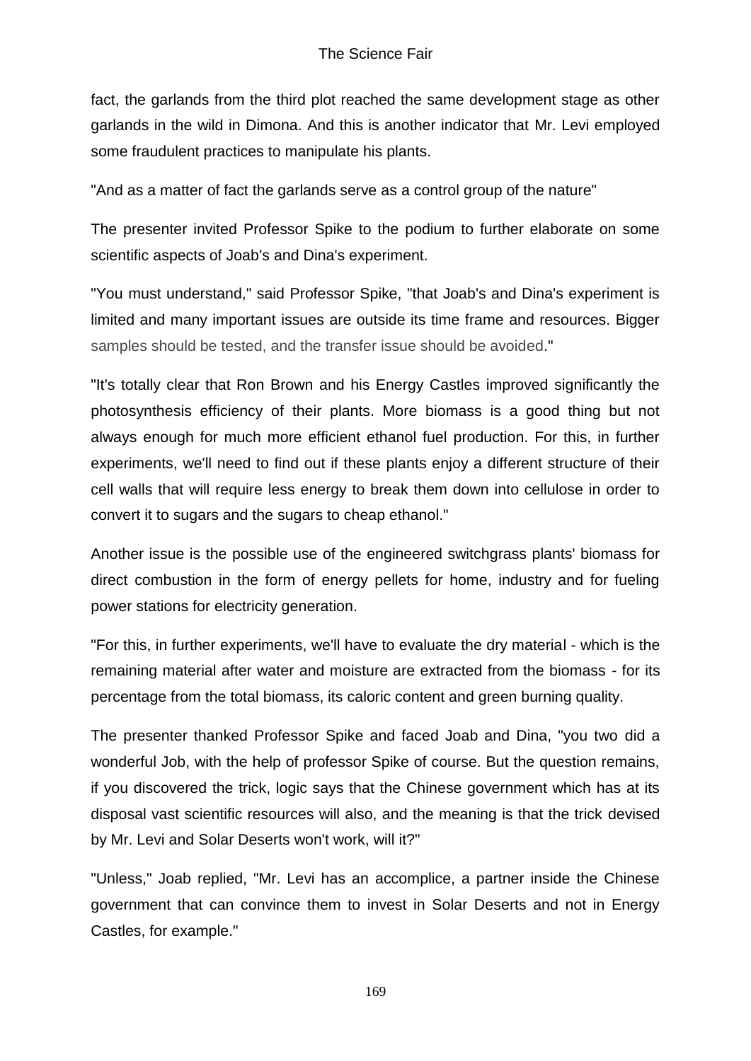fact, the garlands from the third plot reached the same development stage as other garlands in the wild in Dimona. And this is another indicator that Mr. Levi employed some fraudulent practices to manipulate his plants.

"And as a matter of fact the garlands serve as a control group of the nature"

The presenter invited Professor Spike to the podium to further elaborate on some scientific aspects of Joab's and Dina's experiment.

"You must understand," said Professor Spike, "that Joab's and Dina's experiment is limited and many important issues are outside its time frame and resources. Bigger samples should be tested, and the transfer issue should be avoided."

"It's totally clear that Ron Brown and his Energy Castles improved significantly the photosynthesis efficiency of their plants. More biomass is a good thing but not always enough for much more efficient ethanol fuel production. For this, in further experiments, we'll need to find out if these plants enjoy a different structure of their cell walls that will require less energy to break them down into cellulose in order to convert it to sugars and the sugars to cheap ethanol."

Another issue is the possible use of the engineered switchgrass plants' biomass for direct combustion in the form of energy pellets for home, industry and for fueling power stations for electricity generation.

"For this, in further experiments, we'll have to evaluate the dry material - which is the remaining material after water and moisture are extracted from the biomass - for its percentage from the total biomass, its caloric content and green burning quality.

The presenter thanked Professor Spike and faced Joab and Dina, "you two did a wonderful Job, with the help of professor Spike of course. But the question remains, if you discovered the trick, logic says that the Chinese government which has at its disposal vast scientific resources will also, and the meaning is that the trick devised by Mr. Levi and Solar Deserts won't work, will it?"

"Unless," Joab replied, "Mr. Levi has an accomplice, a partner inside the Chinese government that can convince them to invest in Solar Deserts and not in Energy Castles, for example."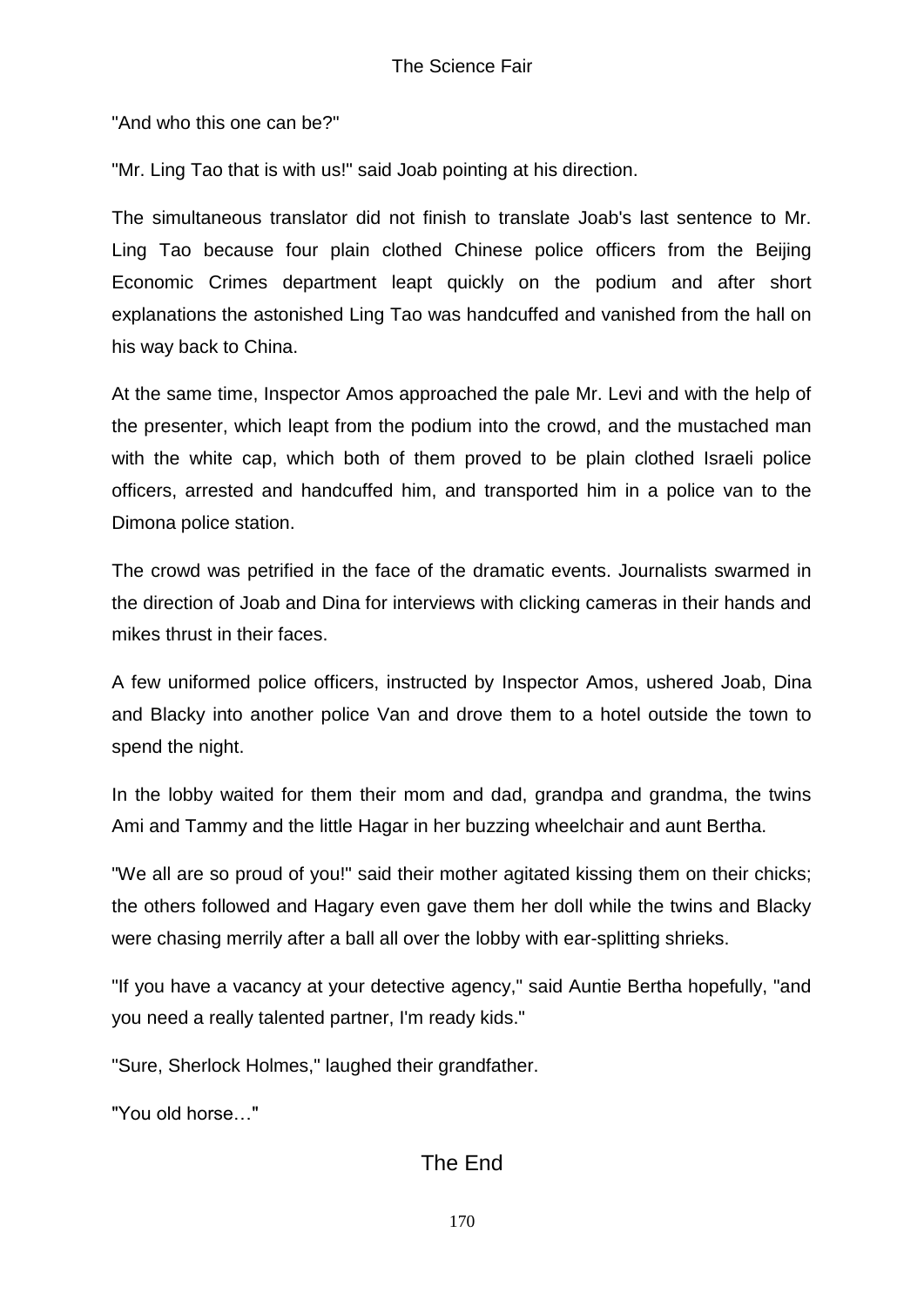"And who this one can be?"

"Mr. Ling Tao that is with us!" said Joab pointing at his direction.

The simultaneous translator did not finish to translate Joab's last sentence to Mr. Ling Tao because four plain clothed Chinese police officers from the Beijing Economic Crimes department leapt quickly on the podium and after short explanations the astonished Ling Tao was handcuffed and vanished from the hall on his way back to China.

At the same time, Inspector Amos approached the pale Mr. Levi and with the help of the presenter, which leapt from the podium into the crowd, and the mustached man with the white cap, which both of them proved to be plain clothed Israeli police officers, arrested and handcuffed him, and transported him in a police van to the Dimona police station.

The crowd was petrified in the face of the dramatic events. Journalists swarmed in the direction of Joab and Dina for interviews with clicking cameras in their hands and mikes thrust in their faces.

A few uniformed police officers, instructed by Inspector Amos, ushered Joab, Dina and Blacky into another police Van and drove them to a hotel outside the town to spend the night.

In the lobby waited for them their mom and dad, grandpa and grandma, the twins Ami and Tammy and the little Hagar in her buzzing wheelchair and aunt Bertha.

"We all are so proud of you!" said their mother agitated kissing them on their chicks; the others followed and Hagary even gave them her doll while the twins and Blacky were chasing merrily after a ball all over the lobby with ear-splitting shrieks.

"If you have a vacancy at your detective agency," said Auntie Bertha hopefully, "and you need a really talented partner, I'm ready kids."

"Sure, Sherlock Holmes," laughed their grandfather.

"You old horse…"

## The End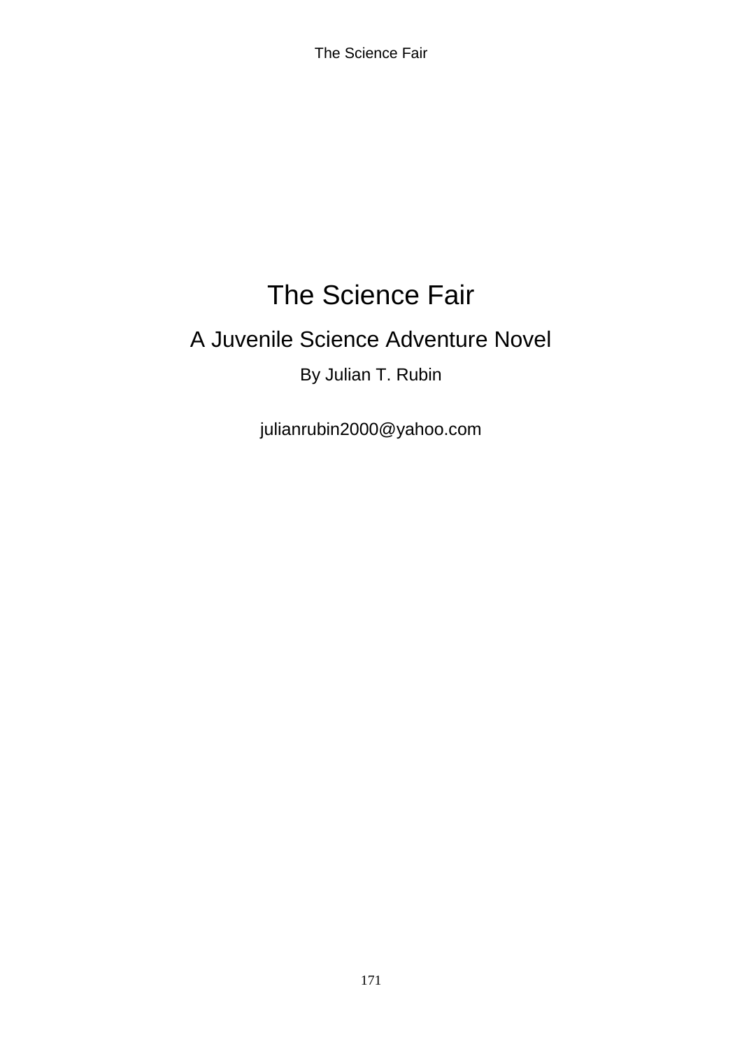# The Science Fair

## A Juvenile Science Adventure Novel

By Julian T. Rubin

julianrubin2000@yahoo.com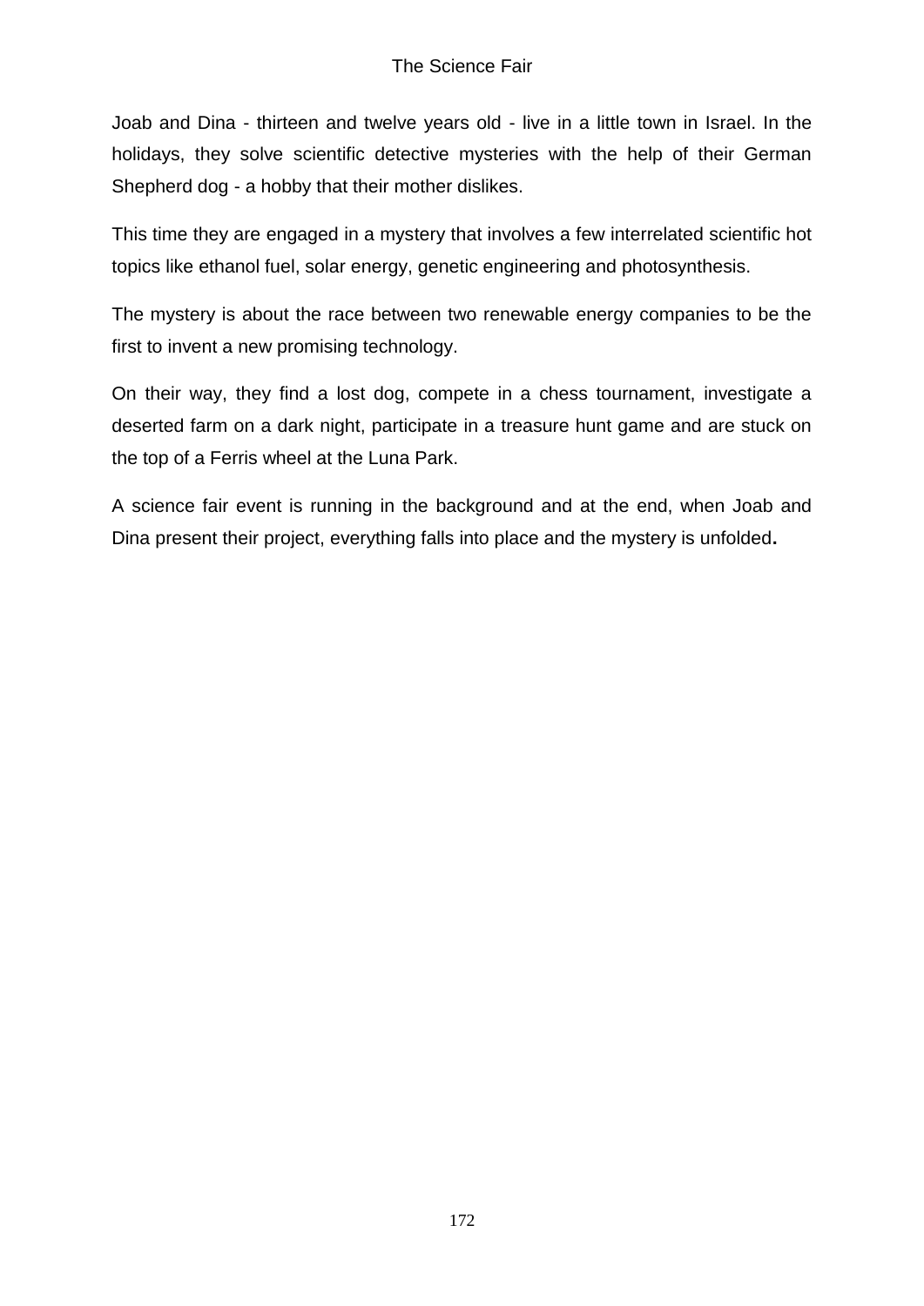# The Science Fair

Joab and Dina - thirteen and twelve years old - live in a little town in Israel. In the holidays, they solve scientific detective mysteries with the help of their German Shepherd dog - a hobby that their mother dislikes.

This time they are engaged in a mystery that involves a few interrelated scientific hot topics like ethanol fuel, solar energy, genetic engineering and photosynthesis.

The mystery is about the race between two renewable energy companies to be the first to invent a new promising technology.

On their way, they find a lost dog, compete in a chess tournament, investigate a deserted farm on a dark night, participate in a treasure hunt game and are stuck on the top of a Ferris wheel at the Luna Park.

A science fair event is running in the background and at the end, when Joab and Dina present their project, everything falls into place and the mystery is unfolded.